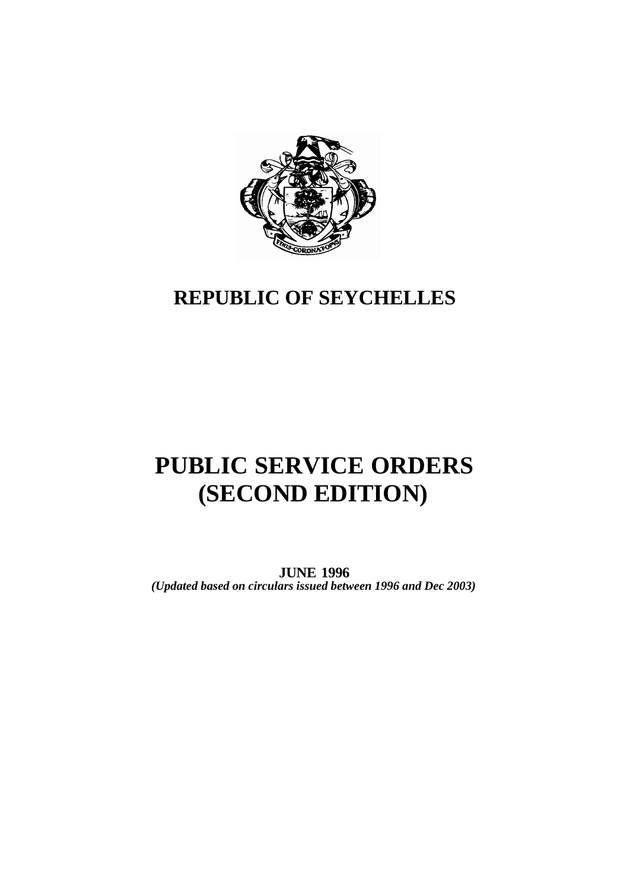# REPUBLIC OF SEYCHELLES

# PUBLIC SERVICE ORDERS (SECOND EDITION)

**JUNE 1996**

***(Updated based on circulars issued between 1996 and Dec 2003)***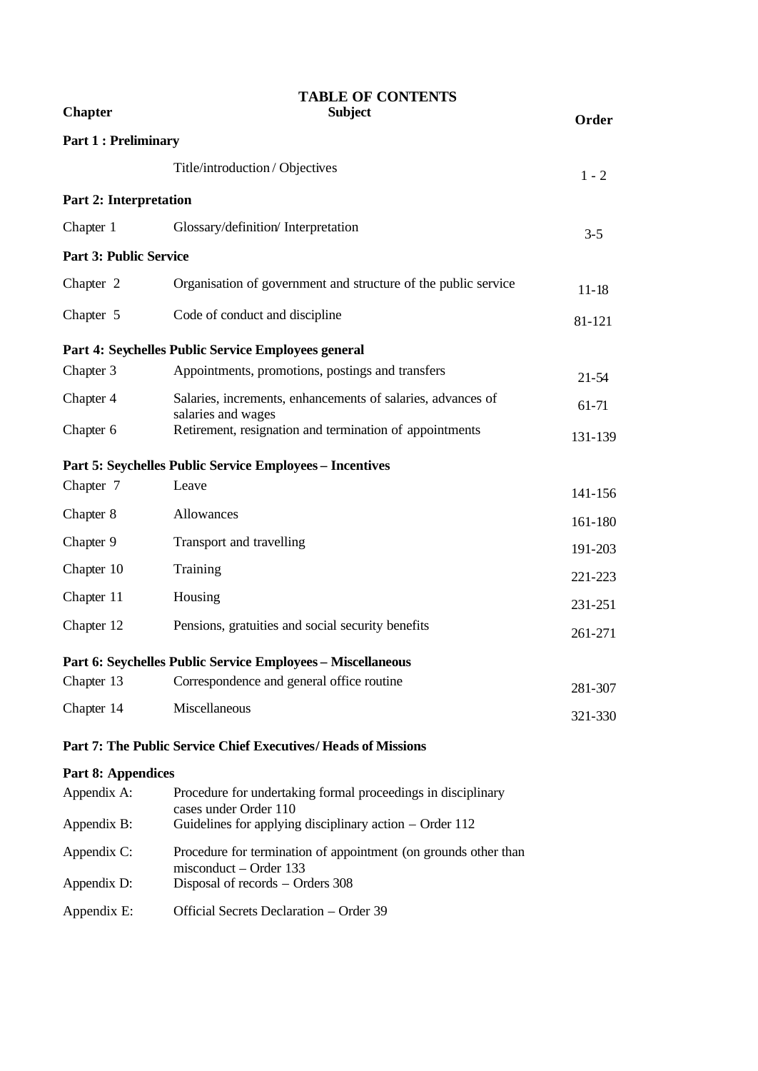# TABLE OF CONTENTS

| Chapter | Subject | Order |
|---|---|---|
| **Part 1 : Preliminary** | | |
| | Title/introduction / Objectives | 1 - 2 |
| **Part 2: Interpretation** | | |
| Chapter 1 | Glossary/definition/ Interpretation | 3-5 |
| **Part 3: Public Service** | | |
| Chapter 2 | Organisation of government and structure of the public service | 11-18 |
| Chapter 5 | Code of conduct and discipline | 81-121 |
| **Part 4: Seychelles Public Service Employees general** | | |
| Chapter 3 | Appointments, promotions, postings and transfers | 21-54 |
| Chapter 4 | Salaries, increments, enhancements of salaries, advances of salaries and wages | 61-71 |
| Chapter 6 | Retirement, resignation and termination of appointments | 131-139 |
| **Part 5: Seychelles Public Service Employees – Incentives** | | |
| Chapter 7 | Leave | 141-156 |
| Chapter 8 | Allowances | 161-180 |
| Chapter 9 | Transport and travelling | 191-203 |
| Chapter 10 | Training | 221-223 |
| Chapter 11 | Housing | 231-251 |
| Chapter 12 | Pensions, gratuities and social security benefits | 261-271 |
| **Part 6: Seychelles Public Service Employees – Miscellaneous** | | |
| Chapter 13 | Correspondence and general office routine | 281-307 |
| Chapter 14 | Miscellaneous | 321-330 |
| **Part 7: The Public Service Chief Executives/ Heads of Missions** | | |
| **Part 8: Appendices** | | |
| Appendix A: | Procedure for undertaking formal proceedings in disciplinary cases under Order 110 | |
| Appendix B: | Guidelines for applying disciplinary action – Order 112 | |
| Appendix C: | Procedure for termination of appointment (on grounds other than misconduct – Order 133 | |
| Appendix D: | Disposal of records – Orders 308 | |
| Appendix E: | Official Secrets Declaration – Order 39 | |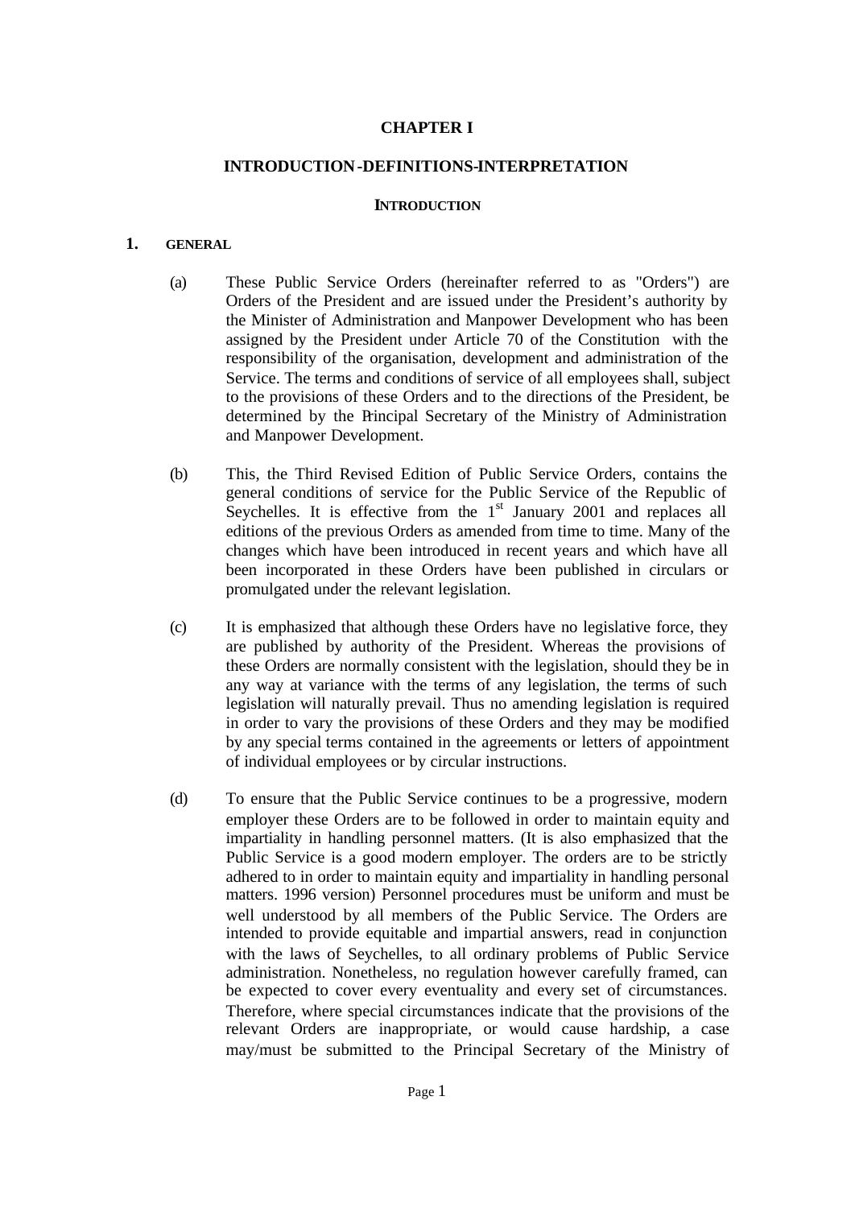# CHAPTER I

## INTRODUCTION-DEFINITIONS-INTERPRETATION

### INTRODUCTION

**1. GENERAL**

(a) These Public Service Orders (hereinafter referred to as "Orders") are Orders of the President and are issued under the President's authority by the Minister of Administration and Manpower Development who has been assigned by the President under Article 70 of the Constitution with the responsibility of the organisation, development and administration of the Service. The terms and conditions of service of all employees shall, subject to the provisions of these Orders and to the directions of the President, be determined by the Principal Secretary of the Ministry of Administration and Manpower Development.

(b) This, the Third Revised Edition of Public Service Orders, contains the general conditions of service for the Public Service of the Republic of Seychelles. It is effective from the 1st January 2001 and replaces all editions of the previous Orders as amended from time to time. Many of the changes which have been introduced in recent years and which have all been incorporated in these Orders have been published in circulars or promulgated under the relevant legislation.

(c) It is emphasized that although these Orders have no legislative force, they are published by authority of the President. Whereas the provisions of these Orders are normally consistent with the legislation, should they be in any way at variance with the terms of any legislation, the terms of such legislation will naturally prevail. Thus no amending legislation is required in order to vary the provisions of these Orders and they may be modified by any special terms contained in the agreements or letters of appointment of individual employees or by circular instructions.

(d) To ensure that the Public Service continues to be a progressive, modern employer these Orders are to be followed in order to maintain equity and impartiality in handling personnel matters. (It is also emphasized that the Public Service is a good modern employer. The orders are to be strictly adhered to in order to maintain equity and impartiality in handling personal matters. 1996 version) Personnel procedures must be uniform and must be well understood by all members of the Public Service. The Orders are intended to provide equitable and impartial answers, read in conjunction with the laws of Seychelles, to all ordinary problems of Public Service administration. Nonetheless, no regulation however carefully framed, can be expected to cover every eventuality and every set of circumstances. Therefore, where special circumstances indicate that the provisions of the relevant Orders are inappropriate, or would cause hardship, a case may/must be submitted to the Principal Secretary of the Ministry of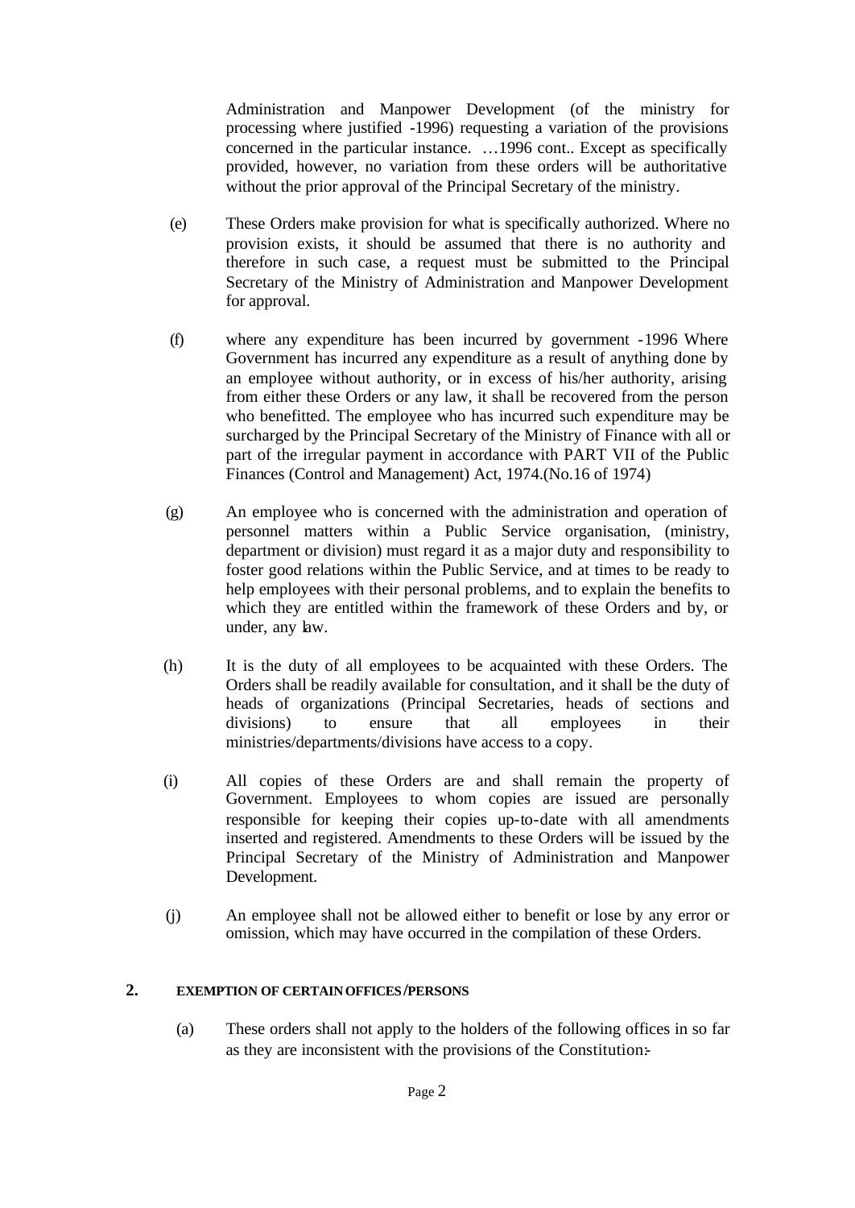Administration and Manpower Development (of the ministry for processing where justified -1996) requesting a variation of the provisions concerned in the particular instance. …1996 cont.. Except as specifically provided, however, no variation from these orders will be authoritative without the prior approval of the Principal Secretary of the ministry.

(e) These Orders make provision for what is specifically authorized. Where no provision exists, it should be assumed that there is no authority and therefore in such case, a request must be submitted to the Principal Secretary of the Ministry of Administration and Manpower Development for approval.

(f) where any expenditure has been incurred by government -1996 Where Government has incurred any expenditure as a result of anything done by an employee without authority, or in excess of his/her authority, arising from either these Orders or any law, it shall be recovered from the person who benefitted. The employee who has incurred such expenditure may be surcharged by the Principal Secretary of the Ministry of Finance with all or part of the irregular payment in accordance with PART VII of the Public Finances (Control and Management) Act, 1974.(No.16 of 1974)

(g) An employee who is concerned with the administration and operation of personnel matters within a Public Service organisation, (ministry, department or division) must regard it as a major duty and responsibility to foster good relations within the Public Service, and at times to be ready to help employees with their personal problems, and to explain the benefits to which they are entitled within the framework of these Orders and by, or under, any law.

(h) It is the duty of all employees to be acquainted with these Orders. The Orders shall be readily available for consultation, and it shall be the duty of heads of organizations (Principal Secretaries, heads of sections and divisions) to ensure that all employees in their ministries/departments/divisions have access to a copy.

(i) All copies of these Orders are and shall remain the property of Government. Employees to whom copies are issued are personally responsible for keeping their copies up-to-date with all amendments inserted and registered. Amendments to these Orders will be issued by the Principal Secretary of the Ministry of Administration and Manpower Development.

(j) An employee shall not be allowed either to benefit or lose by any error or omission, which may have occurred in the compilation of these Orders.

## 2. EXEMPTION OF CERTAIN OFFICES/PERSONS

(a) These orders shall not apply to the holders of the following offices in so far as they are inconsistent with the provisions of the Constitution:-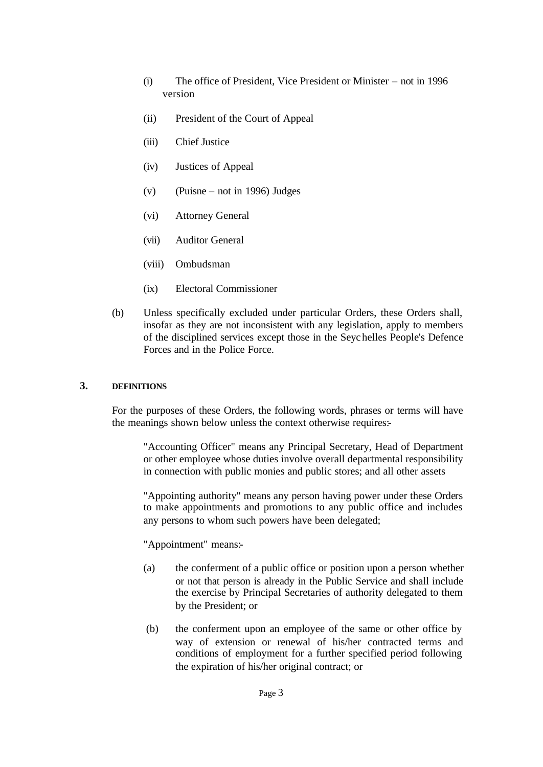(i) The office of President, Vice President or Minister – not in 1996 version

(ii) President of the Court of Appeal

(iii) Chief Justice

(iv) Justices of Appeal

(v) (Puisne – not in 1996) Judges

(vi) Attorney General

(vii) Auditor General

(viii) Ombudsman

(ix) Electoral Commissioner

(b) Unless specifically excluded under particular Orders, these Orders shall, insofar as they are not inconsistent with any legislation, apply to members of the disciplined services except those in the Seychelles People's Defence Forces and in the Police Force.

## 3. DEFINITIONS

For the purposes of these Orders, the following words, phrases or terms will have the meanings shown below unless the context otherwise requires:-

"Accounting Officer" means any Principal Secretary, Head of Department or other employee whose duties involve overall departmental responsibility in connection with public monies and public stores; and all other assets

"Appointing authority" means any person having power under these Orders to make appointments and promotions to any public office and includes any persons to whom such powers have been delegated;

"Appointment" means:-

(a) the conferment of a public office or position upon a person whether or not that person is already in the Public Service and shall include the exercise by Principal Secretaries of authority delegated to them by the President; or

(b) the conferment upon an employee of the same or other office by way of extension or renewal of his/her contracted terms and conditions of employment for a further specified period following the expiration of his/her original contract; or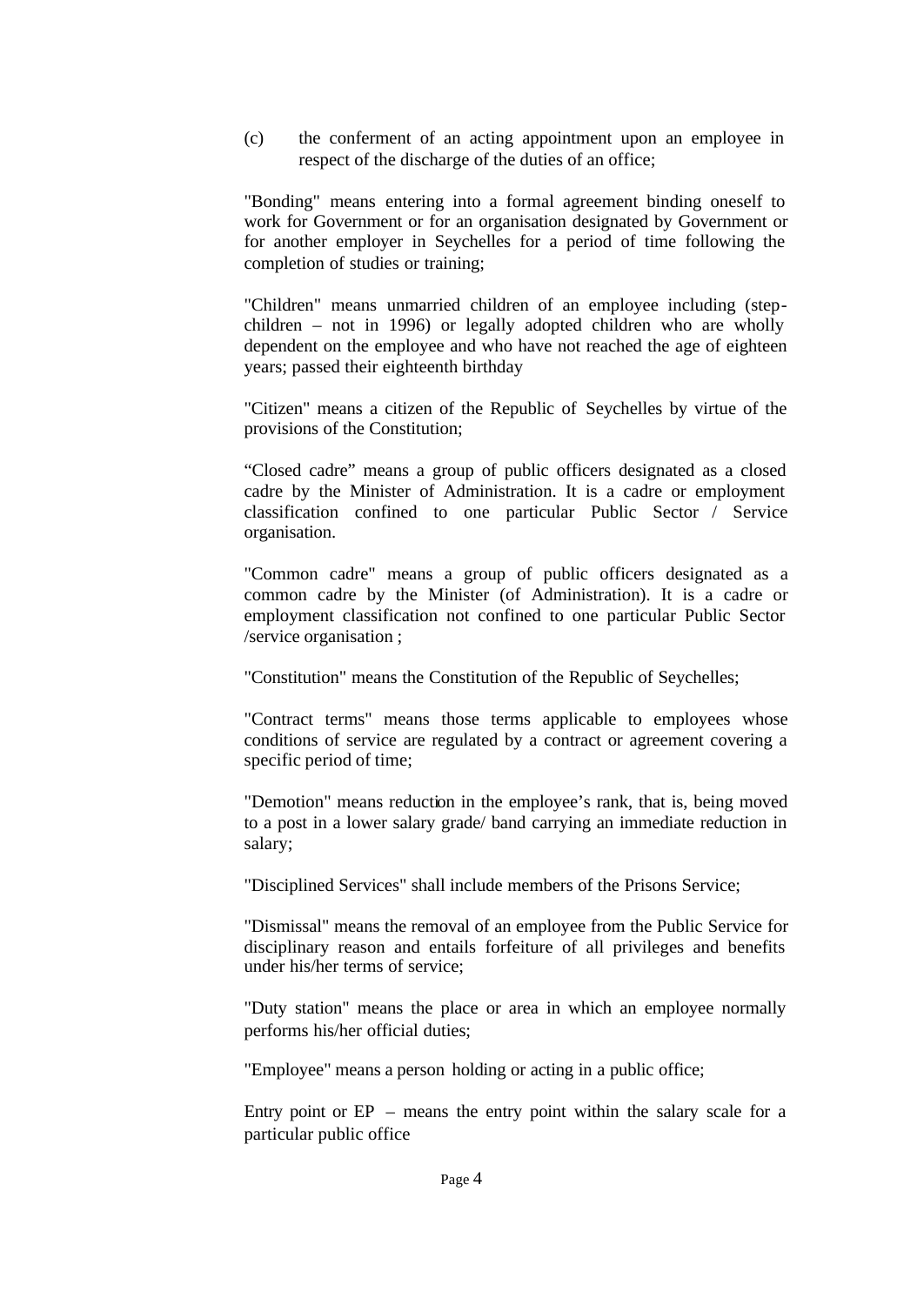(c) the conferment of an acting appointment upon an employee in respect of the discharge of the duties of an office;

"Bonding" means entering into a formal agreement binding oneself to work for Government or for an organisation designated by Government or for another employer in Seychelles for a period of time following the completion of studies or training;

"Children" means unmarried children of an employee including (step-children – not in 1996) or legally adopted children who are wholly dependent on the employee and who have not reached the age of eighteen years; passed their eighteenth birthday

"Citizen" means a citizen of the Republic of Seychelles by virtue of the provisions of the Constitution;

“Closed cadre” means a group of public officers designated as a closed cadre by the Minister of Administration. It is a cadre or employment classification confined to one particular Public Sector / Service organisation.

"Common cadre" means a group of public officers designated as a common cadre by the Minister (of Administration). It is a cadre or employment classification not confined to one particular Public Sector /service organisation ;

"Constitution" means the Constitution of the Republic of Seychelles;

"Contract terms" means those terms applicable to employees whose conditions of service are regulated by a contract or agreement covering a specific period of time;

"Demotion" means reduction in the employee’s rank, that is, being moved to a post in a lower salary grade/ band carrying an immediate reduction in salary;

"Disciplined Services" shall include members of the Prisons Service;

"Dismissal" means the removal of an employee from the Public Service for disciplinary reason and entails forfeiture of all privileges and benefits under his/her terms of service;

"Duty station" means the place or area in which an employee normally performs his/her official duties;

"Employee" means a person holding or acting in a public office;

Entry point or EP – means the entry point within the salary scale for a particular public office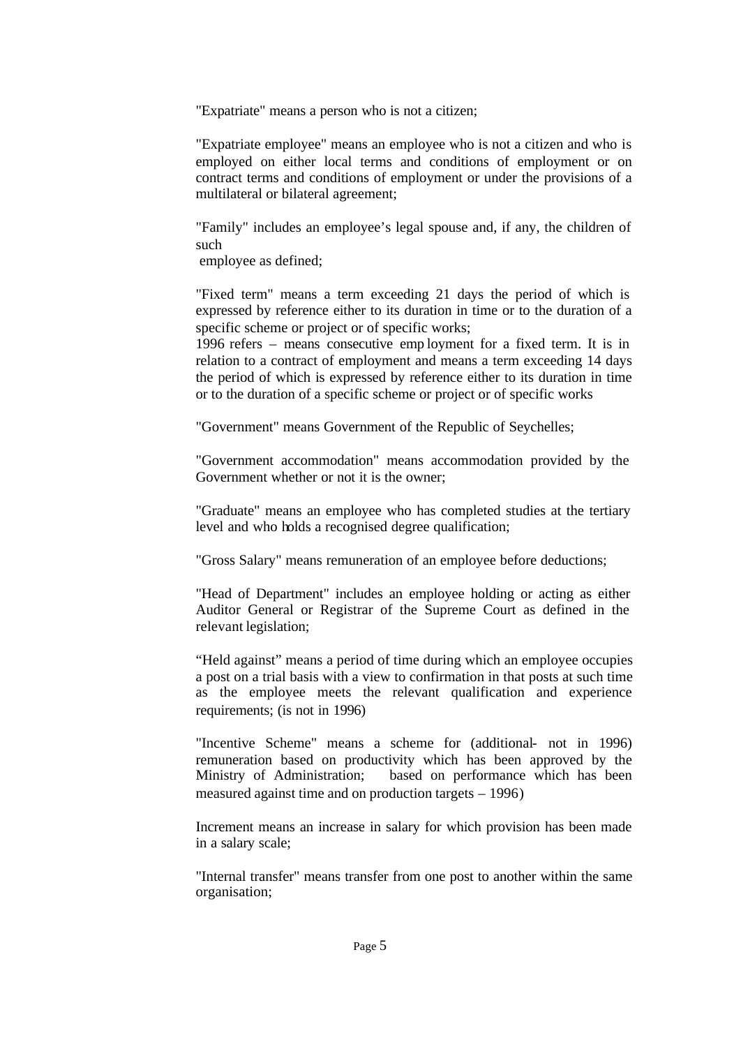"Expatriate" means a person who is not a citizen;

"Expatriate employee" means an employee who is not a citizen and who is employed on either local terms and conditions of employment or on contract terms and conditions of employment or under the provisions of a multilateral or bilateral agreement;

"Family" includes an employee's legal spouse and, if any, the children of such
employee as defined;

"Fixed term" means a term exceeding 21 days the period of which is expressed by reference either to its duration in time or to the duration of a specific scheme or project or of specific works;
1996 refers – means consecutive employment for a fixed term. It is in relation to a contract of employment and means a term exceeding 14 days the period of which is expressed by reference either to its duration in time or to the duration of a specific scheme or project or of specific works

"Government" means Government of the Republic of Seychelles;

"Government accommodation" means accommodation provided by the Government whether or not it is the owner;

"Graduate" means an employee who has completed studies at the tertiary level and who holds a recognised degree qualification;

"Gross Salary" means remuneration of an employee before deductions;

"Head of Department" includes an employee holding or acting as either Auditor General or Registrar of the Supreme Court as defined in the relevant legislation;

"Held against" means a period of time during which an employee occupies a post on a trial basis with a view to confirmation in that posts at such time as the employee meets the relevant qualification and experience requirements; (is not in 1996)

"Incentive Scheme" means a scheme for (additional- not in 1996) remuneration based on productivity which has been approved by the Ministry of Administration; based on performance which has been measured against time and on production targets – 1996)

Increment means an increase in salary for which provision has been made in a salary scale;

"Internal transfer" means transfer from one post to another within the same organisation;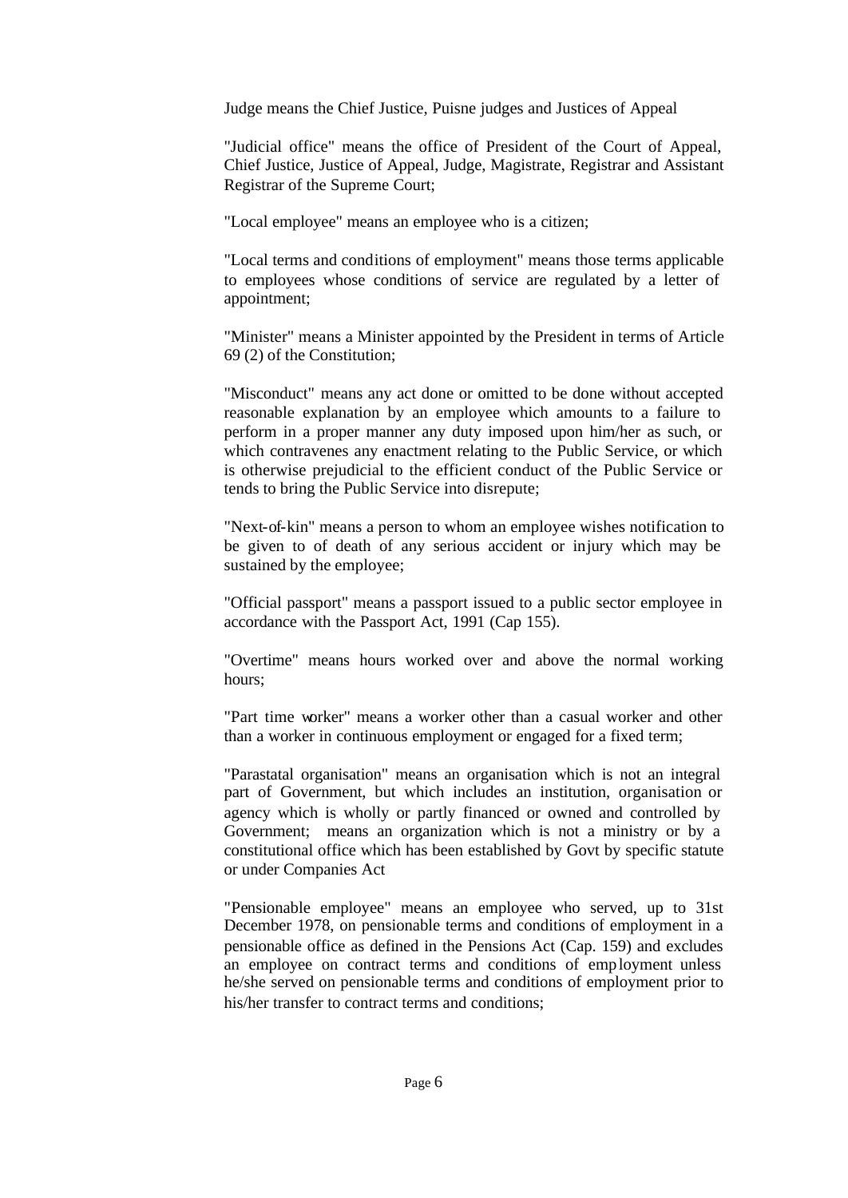Judge means the Chief Justice, Puisne judges and Justices of Appeal

"Judicial office" means the office of President of the Court of Appeal, Chief Justice, Justice of Appeal, Judge, Magistrate, Registrar and Assistant Registrar of the Supreme Court;

"Local employee" means an employee who is a citizen;

"Local terms and conditions of employment" means those terms applicable to employees whose conditions of service are regulated by a letter of appointment;

"Minister" means a Minister appointed by the President in terms of Article 69 (2) of the Constitution;

"Misconduct" means any act done or omitted to be done without accepted reasonable explanation by an employee which amounts to a failure to perform in a proper manner any duty imposed upon him/her as such, or which contravenes any enactment relating to the Public Service, or which is otherwise prejudicial to the efficient conduct of the Public Service or tends to bring the Public Service into disrepute;

"Next-of-kin" means a person to whom an employee wishes notification to be given to of death of any serious accident or injury which may be sustained by the employee;

"Official passport" means a passport issued to a public sector employee in accordance with the Passport Act, 1991 (Cap 155).

"Overtime" means hours worked over and above the normal working hours;

"Part time worker" means a worker other than a casual worker and other than a worker in continuous employment or engaged for a fixed term;

"Parastatal organisation" means an organisation which is not an integral part of Government, but which includes an institution, organisation or agency which is wholly or partly financed or owned and controlled by Government; means an organization which is not a ministry or by a constitutional office which has been established by Govt by specific statute or under Companies Act

"Pensionable employee" means an employee who served, up to 31st December 1978, on pensionable terms and conditions of employment in a pensionable office as defined in the Pensions Act (Cap. 159) and excludes an employee on contract terms and conditions of employment unless he/she served on pensionable terms and conditions of employment prior to his/her transfer to contract terms and conditions;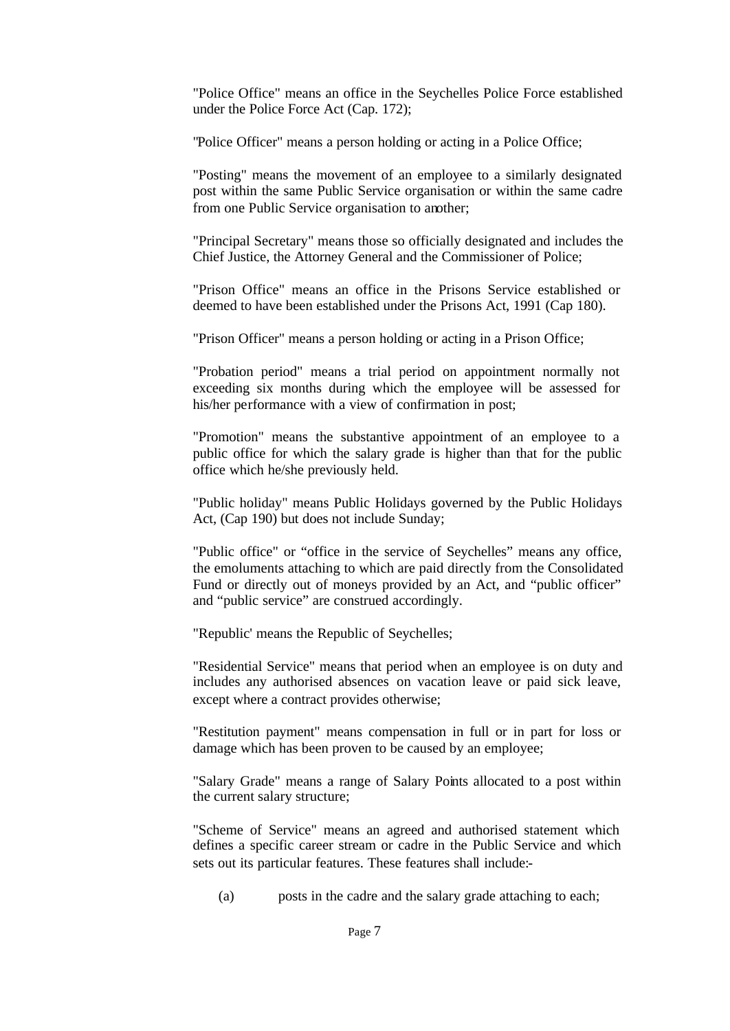"Police Office" means an office in the Seychelles Police Force established under the Police Force Act (Cap. 172);

"Police Officer" means a person holding or acting in a Police Office;

"Posting" means the movement of an employee to a similarly designated post within the same Public Service organisation or within the same cadre from one Public Service organisation to another;

"Principal Secretary" means those so officially designated and includes the Chief Justice, the Attorney General and the Commissioner of Police;

"Prison Office" means an office in the Prisons Service established or deemed to have been established under the Prisons Act, 1991 (Cap 180).

"Prison Officer" means a person holding or acting in a Prison Office;

"Probation period" means a trial period on appointment normally not exceeding six months during which the employee will be assessed for his/her performance with a view of confirmation in post;

"Promotion" means the substantive appointment of an employee to a public office for which the salary grade is higher than that for the public office which he/she previously held.

"Public holiday" means Public Holidays governed by the Public Holidays Act, (Cap 190) but does not include Sunday;

"Public office" or "office in the service of Seychelles" means any office, the emoluments attaching to which are paid directly from the Consolidated Fund or directly out of moneys provided by an Act, and "public officer" and "public service" are construed accordingly.

"Republic' means the Republic of Seychelles;

"Residential Service" means that period when an employee is on duty and includes any authorised absences on vacation leave or paid sick leave, except where a contract provides otherwise;

"Restitution payment" means compensation in full or in part for loss or damage which has been proven to be caused by an employee;

"Salary Grade" means a range of Salary Points allocated to a post within the current salary structure;

"Scheme of Service" means an agreed and authorised statement which defines a specific career stream or cadre in the Public Service and which sets out its particular features. These features shall include:-

(a) posts in the cadre and the salary grade attaching to each;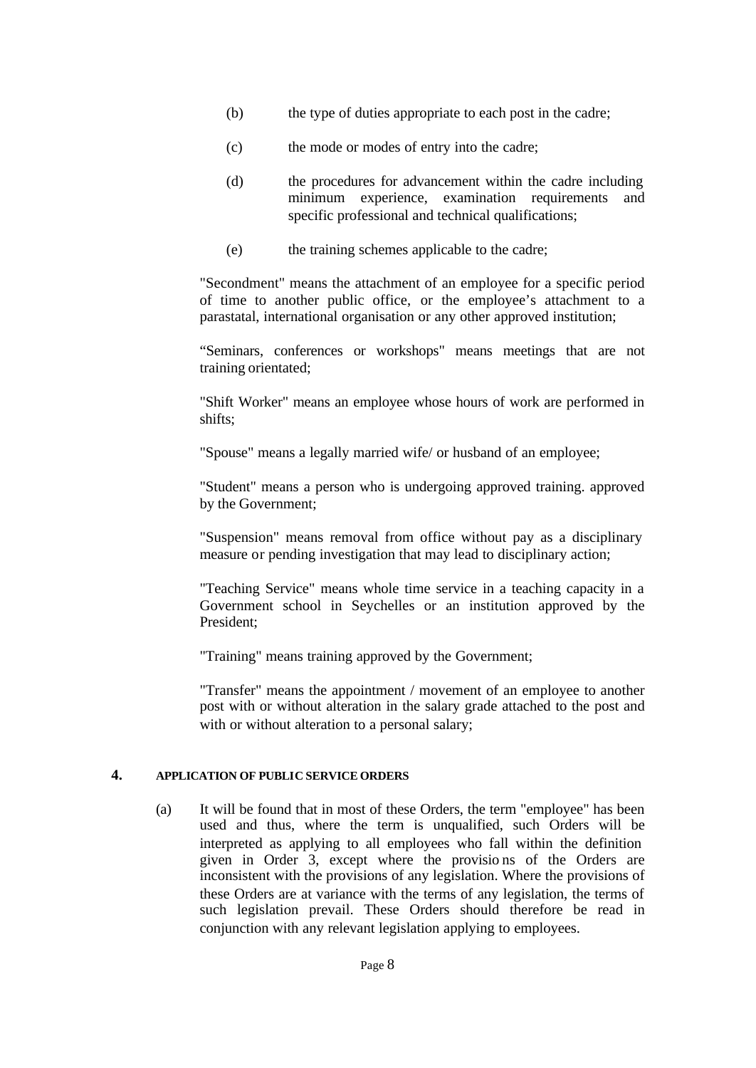(b) the type of duties appropriate to each post in the cadre;

(c) the mode or modes of entry into the cadre;

(d) the procedures for advancement within the cadre including minimum experience, examination requirements and specific professional and technical qualifications;

(e) the training schemes applicable to the cadre;

"Secondment" means the attachment of an employee for a specific period of time to another public office, or the employee's attachment to a parastatal, international organisation or any other approved institution;

"Seminars, conferences or workshops" means meetings that are not training orientated;

"Shift Worker" means an employee whose hours of work are performed in shifts;

"Spouse" means a legally married wife/ or husband of an employee;

"Student" means a person who is undergoing approved training. approved by the Government;

"Suspension" means removal from office without pay as a disciplinary measure or pending investigation that may lead to disciplinary action;

"Teaching Service" means whole time service in a teaching capacity in a Government school in Seychelles or an institution approved by the President;

"Training" means training approved by the Government;

"Transfer" means the appointment / movement of an employee to another post with or without alteration in the salary grade attached to the post and with or without alteration to a personal salary;

## 4. APPLICATION OF PUBLIC SERVICE ORDERS

(a) It will be found that in most of these Orders, the term "employee" has been used and thus, where the term is unqualified, such Orders will be interpreted as applying to all employees who fall within the definition given in Order 3, except where the provisions of the Orders are inconsistent with the provisions of any legislation. Where the provisions of these Orders are at variance with the terms of any legislation, the terms of such legislation prevail. These Orders should therefore be read in conjunction with any relevant legislation applying to employees.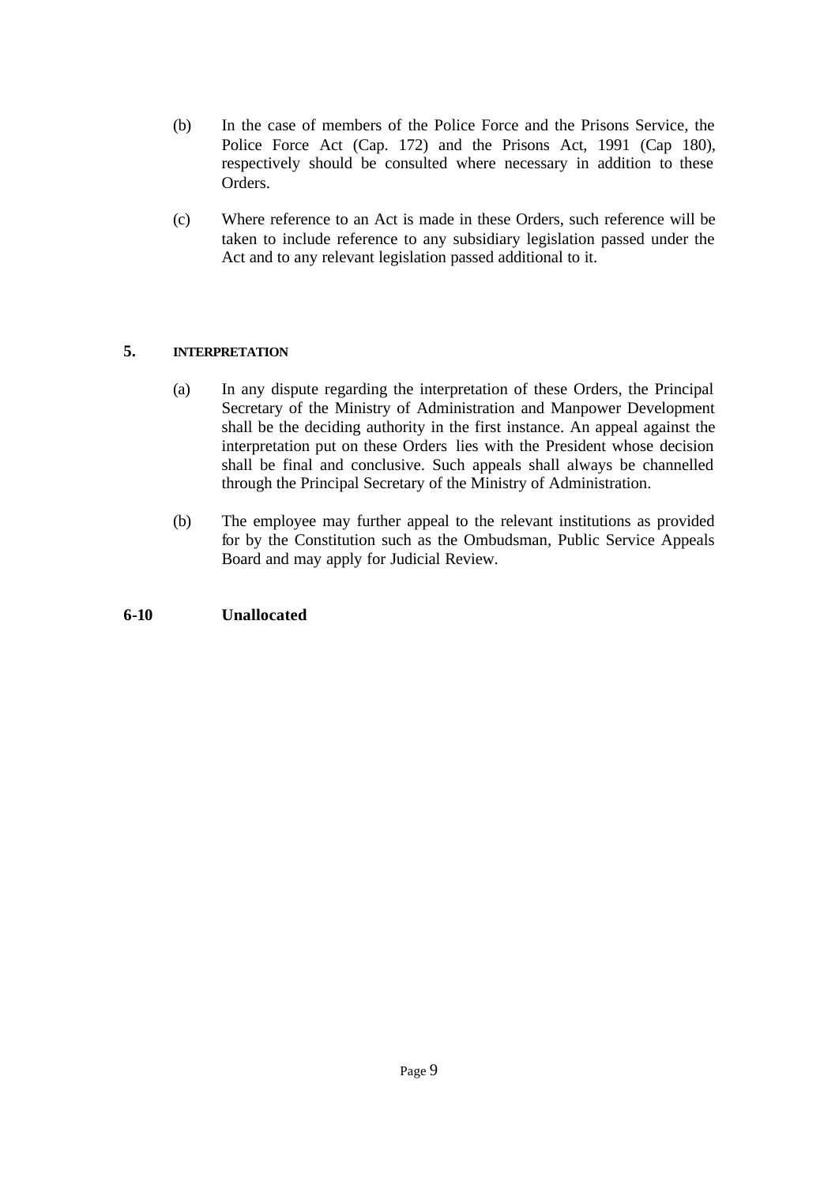(b) In the case of members of the Police Force and the Prisons Service, the Police Force Act (Cap. 172) and the Prisons Act, 1991 (Cap 180), respectively should be consulted where necessary in addition to these Orders.

(c) Where reference to an Act is made in these Orders, such reference will be taken to include reference to any subsidiary legislation passed under the Act and to any relevant legislation passed additional to it.

## 5. INTERPRETATION

(a) In any dispute regarding the interpretation of these Orders, the Principal Secretary of the Ministry of Administration and Manpower Development shall be the deciding authority in the first instance. An appeal against the interpretation put on these Orders lies with the President whose decision shall be final and conclusive. Such appeals shall always be channelled through the Principal Secretary of the Ministry of Administration.

(b) The employee may further appeal to the relevant institutions as provided for by the Constitution such as the Ombudsman, Public Service Appeals Board and may apply for Judicial Review.

## 6-10 Unallocated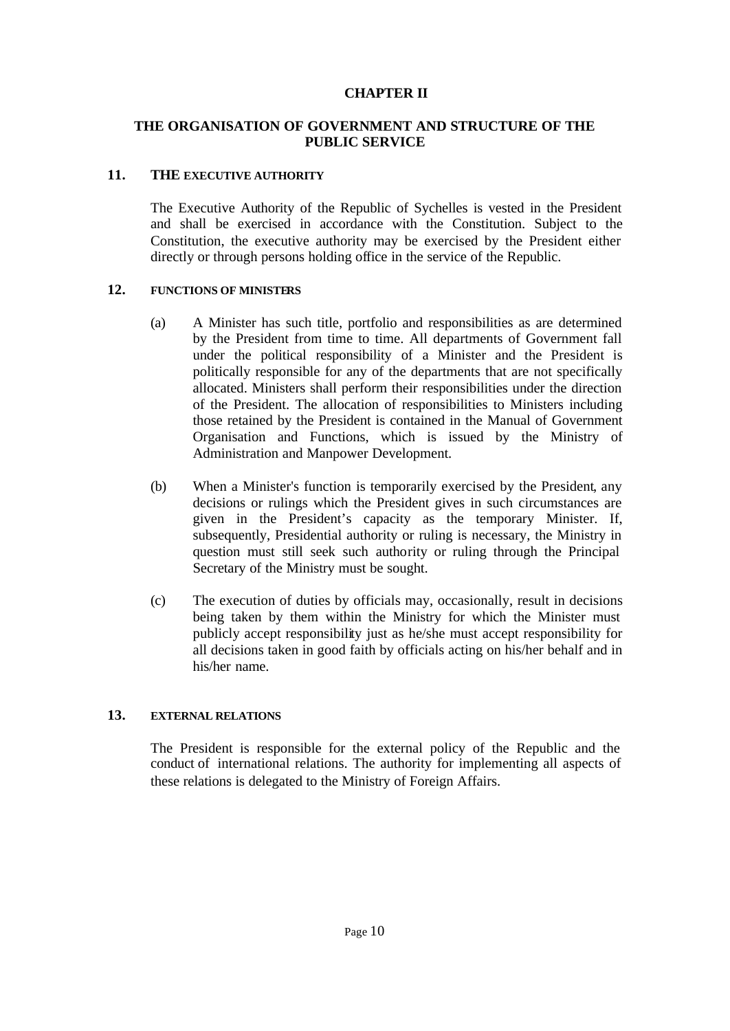# CHAPTER II

## THE ORGANISATION OF GOVERNMENT AND STRUCTURE OF THE PUBLIC SERVICE

### 11. THE EXECUTIVE AUTHORITY

The Executive Authority of the Republic of Sychelles is vested in the President and shall be exercised in accordance with the Constitution. Subject to the Constitution, the executive authority may be exercised by the President either directly or through persons holding office in the service of the Republic.

### 12. FUNCTIONS OF MINISTERS

(a) A Minister has such title, portfolio and responsibilities as are determined by the President from time to time. All departments of Government fall under the political responsibility of a Minister and the President is politically responsible for any of the departments that are not specifically allocated. Ministers shall perform their responsibilities under the direction of the President. The allocation of responsibilities to Ministers including those retained by the President is contained in the Manual of Government Organisation and Functions, which is issued by the Ministry of Administration and Manpower Development.

(b) When a Minister's function is temporarily exercised by the President, any decisions or rulings which the President gives in such circumstances are given in the President's capacity as the temporary Minister. If, subsequently, Presidential authority or ruling is necessary, the Ministry in question must still seek such authority or ruling through the Principal Secretary of the Ministry must be sought.

(c) The execution of duties by officials may, occasionally, result in decisions being taken by them within the Ministry for which the Minister must publicly accept responsibility just as he/she must accept responsibility for all decisions taken in good faith by officials acting on his/her behalf and in his/her name.

### 13. EXTERNAL RELATIONS

The President is responsible for the external policy of the Republic and the conduct of international relations. The authority for implementing all aspects of these relations is delegated to the Ministry of Foreign Affairs.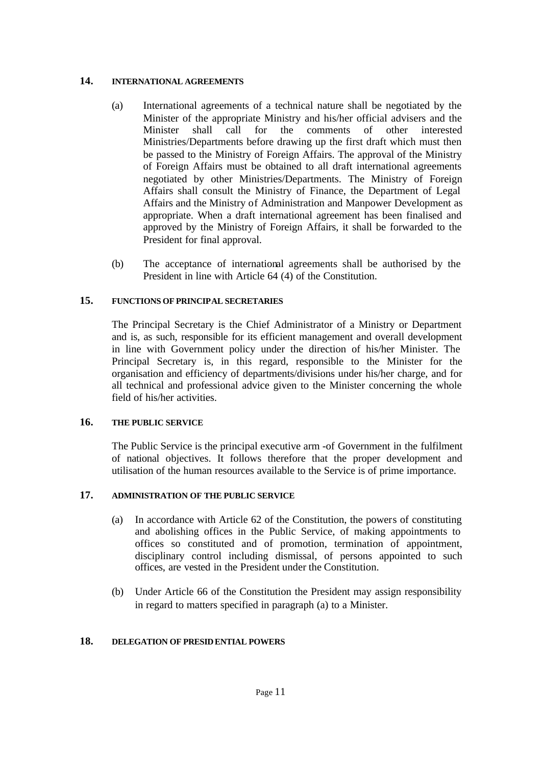## 14. INTERNATIONAL AGREEMENTS

(a) International agreements of a technical nature shall be negotiated by the Minister of the appropriate Ministry and his/her official advisers and the Minister shall call for the comments of other interested Ministries/Departments before drawing up the first draft which must then be passed to the Ministry of Foreign Affairs. The approval of the Ministry of Foreign Affairs must be obtained to all draft international agreements negotiated by other Ministries/Departments. The Ministry of Foreign Affairs shall consult the Ministry of Finance, the Department of Legal Affairs and the Ministry of Administration and Manpower Development as appropriate. When a draft international agreement has been finalised and approved by the Ministry of Foreign Affairs, it shall be forwarded to the President for final approval.

(b) The acceptance of international agreements shall be authorised by the President in line with Article 64 (4) of the Constitution.

## 15. FUNCTIONS OF PRINCIPAL SECRETARIES

The Principal Secretary is the Chief Administrator of a Ministry or Department and is, as such, responsible for its efficient management and overall development in line with Government policy under the direction of his/her Minister. The Principal Secretary is, in this regard, responsible to the Minister for the organisation and efficiency of departments/divisions under his/her charge, and for all technical and professional advice given to the Minister concerning the whole field of his/her activities.

## 16. THE PUBLIC SERVICE

The Public Service is the principal executive arm -of Government in the fulfilment of national objectives. It follows therefore that the proper development and utilisation of the human resources available to the Service is of prime importance.

## 17. ADMINISTRATION OF THE PUBLIC SERVICE

(a) In accordance with Article 62 of the Constitution, the powers of constituting and abolishing offices in the Public Service, of making appointments to offices so constituted and of promotion, termination of appointment, disciplinary control including dismissal, of persons appointed to such offices, are vested in the President under the Constitution.

(b) Under Article 66 of the Constitution the President may assign responsibility in regard to matters specified in paragraph (a) to a Minister.

## 18. DELEGATION OF PRESIDENTIAL POWERS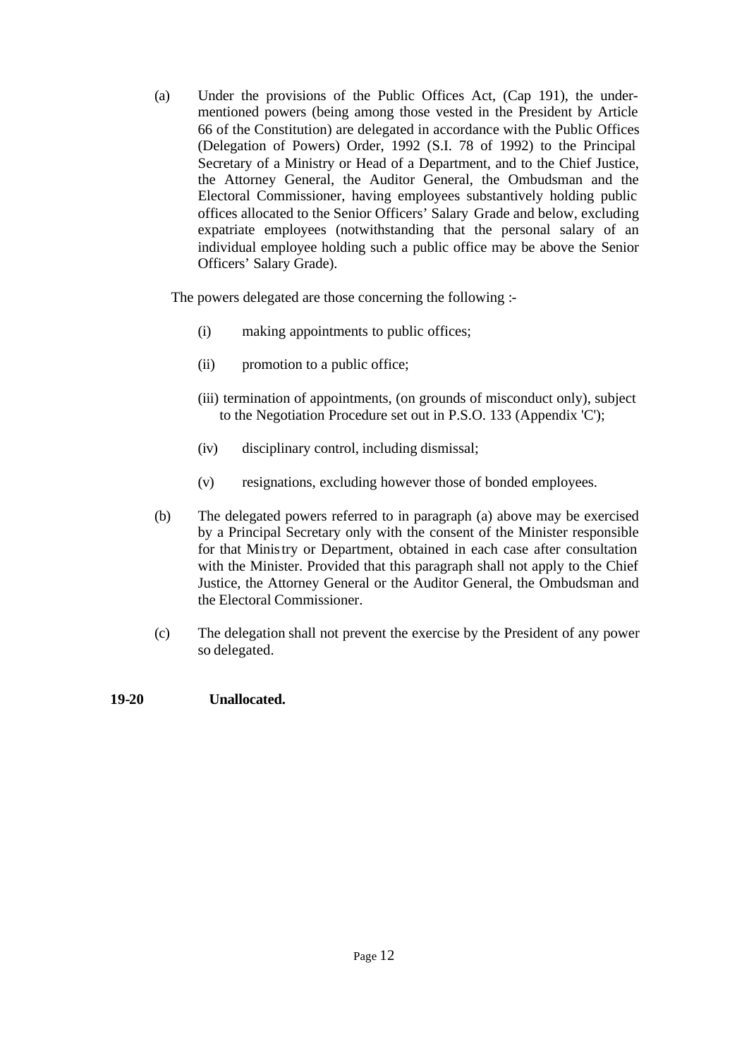(a) Under the provisions of the Public Offices Act, (Cap 191), the under-mentioned powers (being among those vested in the President by Article 66 of the Constitution) are delegated in accordance with the Public Offices (Delegation of Powers) Order, 1992 (S.I. 78 of 1992) to the Principal Secretary of a Ministry or Head of a Department, and to the Chief Justice, the Attorney General, the Auditor General, the Ombudsman and the Electoral Commissioner, having employees substantively holding public offices allocated to the Senior Officers' Salary Grade and below, excluding expatriate employees (notwithstanding that the personal salary of an individual employee holding such a public office may be above the Senior Officers' Salary Grade).

The powers delegated are those concerning the following :-

(i) making appointments to public offices;

(ii) promotion to a public office;

(iii) termination of appointments, (on grounds of misconduct only), subject to the Negotiation Procedure set out in P.S.O. 133 (Appendix 'C');

(iv) disciplinary control, including dismissal;

(v) resignations, excluding however those of bonded employees.

(b) The delegated powers referred to in paragraph (a) above may be exercised by a Principal Secretary only with the consent of the Minister responsible for that Ministry or Department, obtained in each case after consultation with the Minister. Provided that this paragraph shall not apply to the Chief Justice, the Attorney General or the Auditor General, the Ombudsman and the Electoral Commissioner.

(c) The delegation shall not prevent the exercise by the President of any power so delegated.

**19-20 Unallocated.**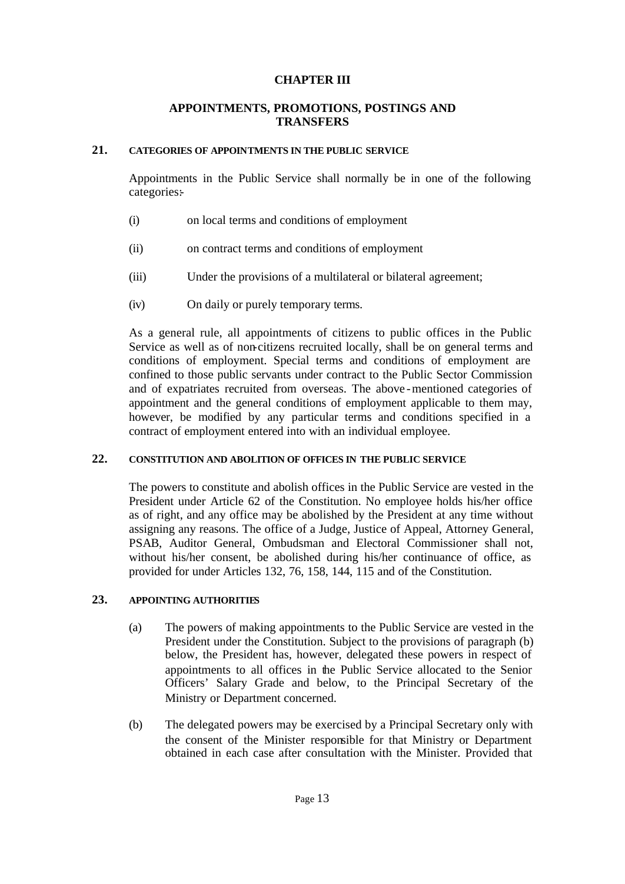# CHAPTER III

## APPOINTMENTS, PROMOTIONS, POSTINGS AND TRANSFERS

### 21. CATEGORIES OF APPOINTMENTS IN THE PUBLIC SERVICE

Appointments in the Public Service shall normally be in one of the following categories:-

(i) on local terms and conditions of employment

(ii) on contract terms and conditions of employment

(iii) Under the provisions of a multilateral or bilateral agreement;

(iv) On daily or purely temporary terms.

As a general rule, all appointments of citizens to public offices in the Public Service as well as of non-citizens recruited locally, shall be on general terms and conditions of employment. Special terms and conditions of employment are confined to those public servants under contract to the Public Sector Commission and of expatriates recruited from overseas. The above-mentioned categories of appointment and the general conditions of employment applicable to them may, however, be modified by any particular terms and conditions specified in a contract of employment entered into with an individual employee.

### 22. CONSTITUTION AND ABOLITION OF OFFICES IN THE PUBLIC SERVICE

The powers to constitute and abolish offices in the Public Service are vested in the President under Article 62 of the Constitution. No employee holds his/her office as of right, and any office may be abolished by the President at any time without assigning any reasons. The office of a Judge, Justice of Appeal, Attorney General, PSAB, Auditor General, Ombudsman and Electoral Commissioner shall not, without his/her consent, be abolished during his/her continuance of office, as provided for under Articles 132, 76, 158, 144, 115 and of the Constitution.

### 23. APPOINTING AUTHORITIES

(a) The powers of making appointments to the Public Service are vested in the President under the Constitution. Subject to the provisions of paragraph (b) below, the President has, however, delegated these powers in respect of appointments to all offices in the Public Service allocated to the Senior Officers' Salary Grade and below, to the Principal Secretary of the Ministry or Department concerned.

(b) The delegated powers may be exercised by a Principal Secretary only with the consent of the Minister responsible for that Ministry or Department obtained in each case after consultation with the Minister. Provided that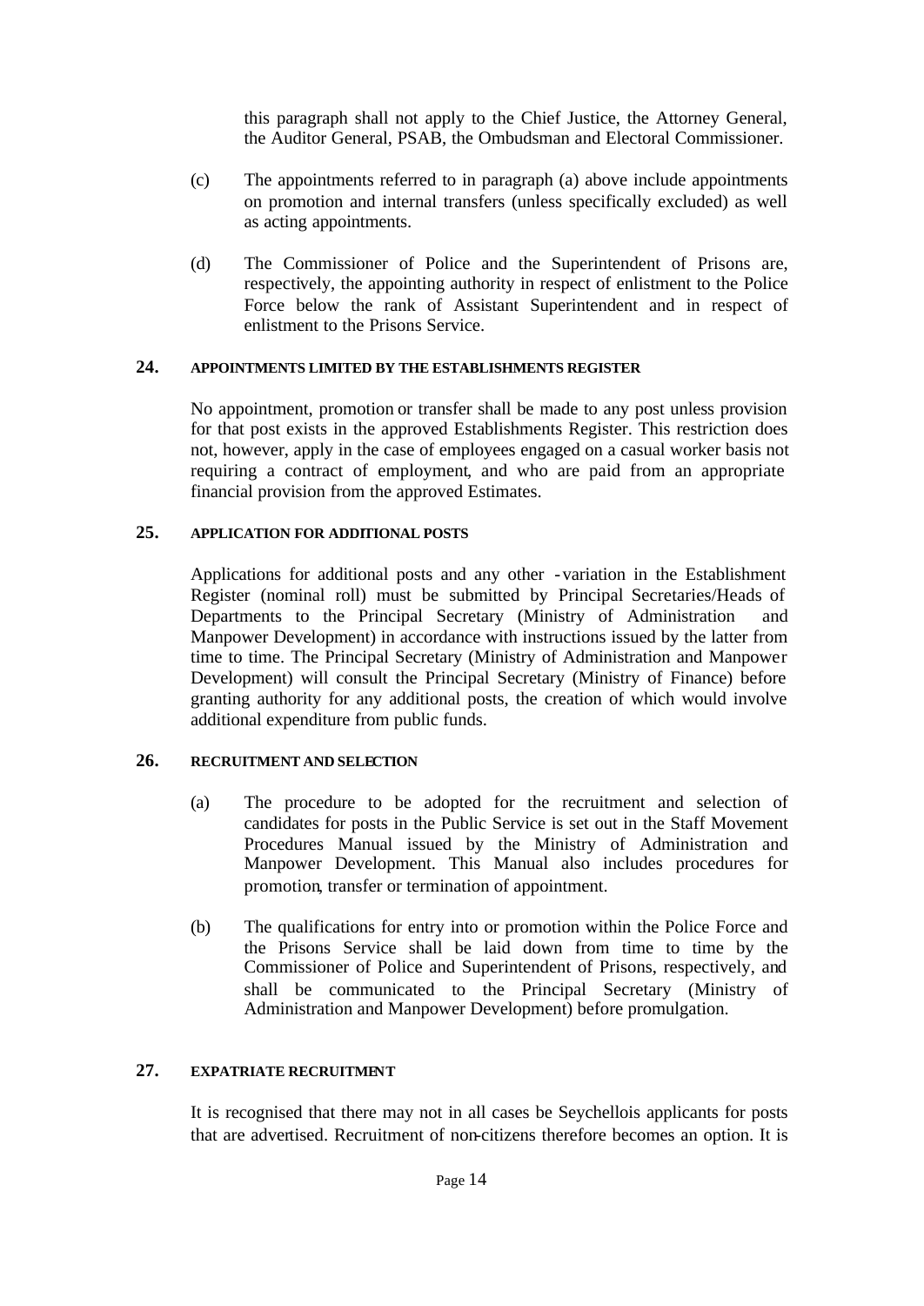this paragraph shall not apply to the Chief Justice, the Attorney General, the Auditor General, PSAB, the Ombudsman and Electoral Commissioner.

(c) The appointments referred to in paragraph (a) above include appointments on promotion and internal transfers (unless specifically excluded) as well as acting appointments.

(d) The Commissioner of Police and the Superintendent of Prisons are, respectively, the appointing authority in respect of enlistment to the Police Force below the rank of Assistant Superintendent and in respect of enlistment to the Prisons Service.

## 24. APPOINTMENTS LIMITED BY THE ESTABLISHMENTS REGISTER

No appointment, promotion or transfer shall be made to any post unless provision for that post exists in the approved Establishments Register. This restriction does not, however, apply in the case of employees engaged on a casual worker basis not requiring a contract of employment, and who are paid from an appropriate financial provision from the approved Estimates.

## 25. APPLICATION FOR ADDITIONAL POSTS

Applications for additional posts and any other -variation in the Establishment Register (nominal roll) must be submitted by Principal Secretaries/Heads of Departments to the Principal Secretary (Ministry of Administration and Manpower Development) in accordance with instructions issued by the latter from time to time. The Principal Secretary (Ministry of Administration and Manpower Development) will consult the Principal Secretary (Ministry of Finance) before granting authority for any additional posts, the creation of which would involve additional expenditure from public funds.

## 26. RECRUITMENT AND SELECTION

(a) The procedure to be adopted for the recruitment and selection of candidates for posts in the Public Service is set out in the Staff Movement Procedures Manual issued by the Ministry of Administration and Manpower Development. This Manual also includes procedures for promotion, transfer or termination of appointment.

(b) The qualifications for entry into or promotion within the Police Force and the Prisons Service shall be laid down from time to time by the Commissioner of Police and Superintendent of Prisons, respectively, and shall be communicated to the Principal Secretary (Ministry of Administration and Manpower Development) before promulgation.

## 27. EXPATRIATE RECRUITMENT

It is recognised that there may not in all cases be Seychellois applicants for posts that are advertised. Recruitment of non-citizens therefore becomes an option. It is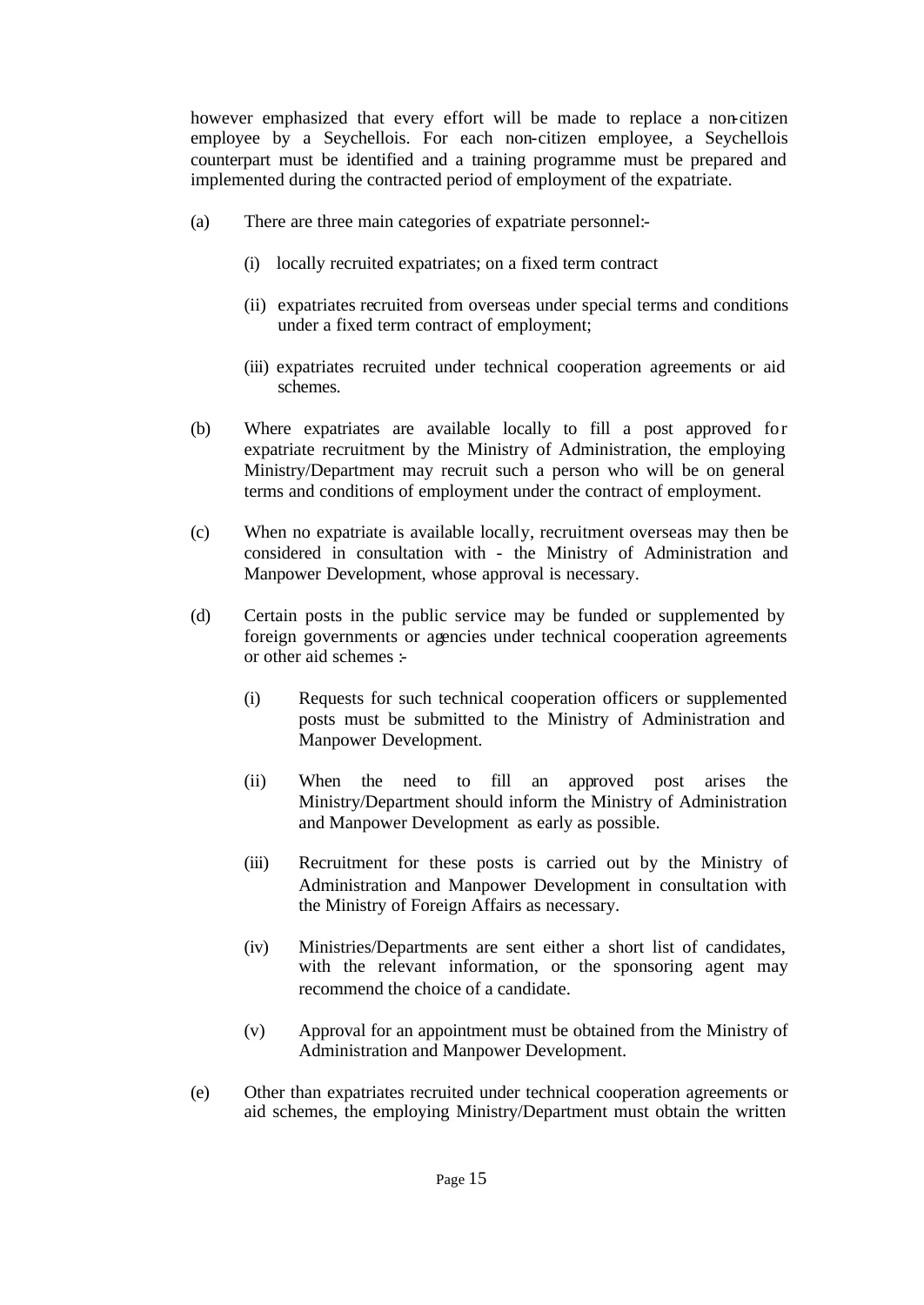however emphasized that every effort will be made to replace a non-citizen employee by a Seychellois. For each non-citizen employee, a Seychellois counterpart must be identified and a training programme must be prepared and implemented during the contracted period of employment of the expatriate.

(a) There are three main categories of expatriate personnel:-

  (i) locally recruited expatriates; on a fixed term contract

  (ii) expatriates recruited from overseas under special terms and conditions under a fixed term contract of employment;

  (iii) expatriates recruited under technical cooperation agreements or aid schemes.

(b) Where expatriates are available locally to fill a post approved for expatriate recruitment by the Ministry of Administration, the employing Ministry/Department may recruit such a person who will be on general terms and conditions of employment under the contract of employment.

(c) When no expatriate is available locally, recruitment overseas may then be considered in consultation with - the Ministry of Administration and Manpower Development, whose approval is necessary.

(d) Certain posts in the public service may be funded or supplemented by foreign governments or agencies under technical cooperation agreements or other aid schemes :-

  (i) Requests for such technical cooperation officers or supplemented posts must be submitted to the Ministry of Administration and Manpower Development.

  (ii) When the need to fill an approved post arises the Ministry/Department should inform the Ministry of Administration and Manpower Development as early as possible.

  (iii) Recruitment for these posts is carried out by the Ministry of Administration and Manpower Development in consultation with the Ministry of Foreign Affairs as necessary.

  (iv) Ministries/Departments are sent either a short list of candidates, with the relevant information, or the sponsoring agent may recommend the choice of a candidate.

  (v) Approval for an appointment must be obtained from the Ministry of Administration and Manpower Development.

(e) Other than expatriates recruited under technical cooperation agreements or aid schemes, the employing Ministry/Department must obtain the written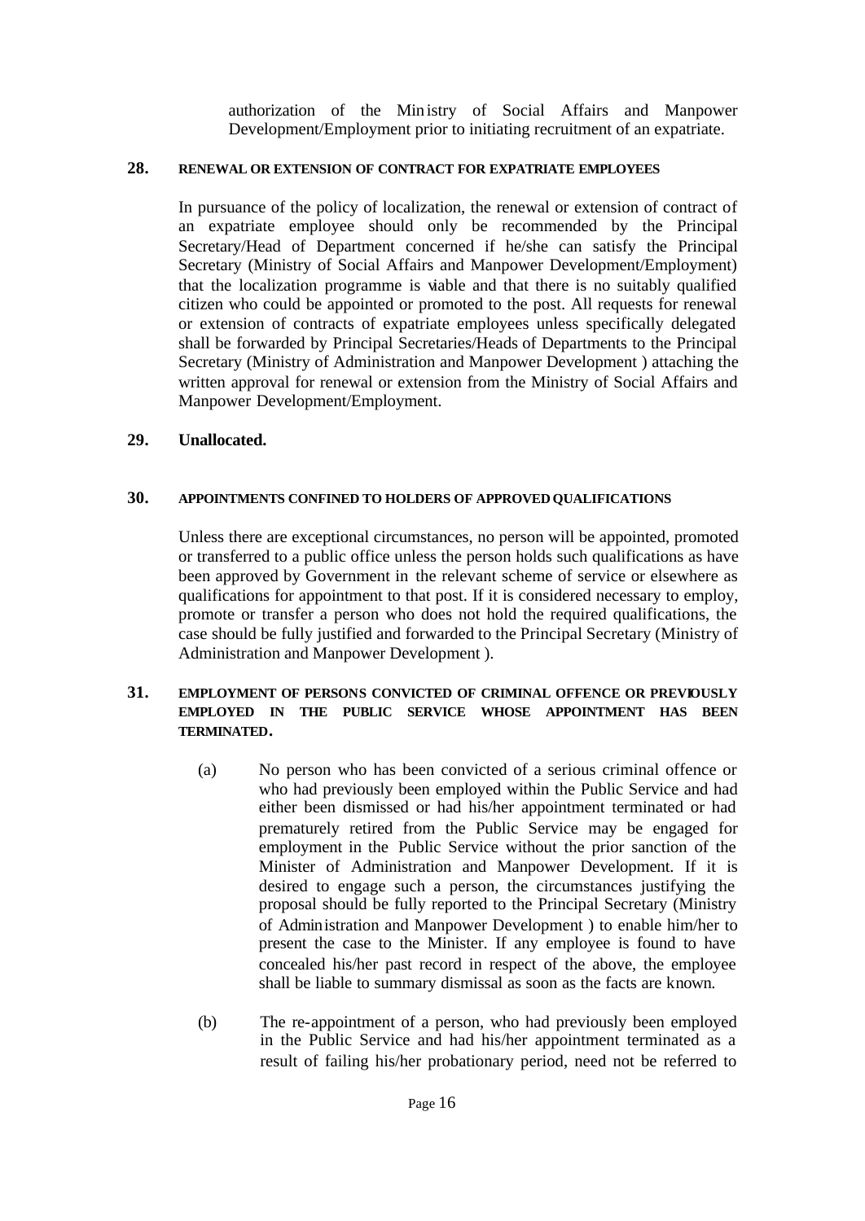authorization of the Ministry of Social Affairs and Manpower Development/Employment prior to initiating recruitment of an expatriate.

**28. RENEWAL OR EXTENSION OF CONTRACT FOR EXPATRIATE EMPLOYEES**

In pursuance of the policy of localization, the renewal or extension of contract of an expatriate employee should only be recommended by the Principal Secretary/Head of Department concerned if he/she can satisfy the Principal Secretary (Ministry of Social Affairs and Manpower Development/Employment) that the localization programme is viable and that there is no suitably qualified citizen who could be appointed or promoted to the post. All requests for renewal or extension of contracts of expatriate employees unless specifically delegated shall be forwarded by Principal Secretaries/Heads of Departments to the Principal Secretary (Ministry of Administration and Manpower Development ) attaching the written approval for renewal or extension from the Ministry of Social Affairs and Manpower Development/Employment.

**29. Unallocated.**

**30. APPOINTMENTS CONFINED TO HOLDERS OF APPROVED QUALIFICATIONS**

Unless there are exceptional circumstances, no person will be appointed, promoted or transferred to a public office unless the person holds such qualifications as have been approved by Government in the relevant scheme of service or elsewhere as qualifications for appointment to that post. If it is considered necessary to employ, promote or transfer a person who does not hold the required qualifications, the case should be fully justified and forwarded to the Principal Secretary (Ministry of Administration and Manpower Development ).

**31. EMPLOYMENT OF PERSONS CONVICTED OF CRIMINAL OFFENCE OR PREVIOUSLY EMPLOYED IN THE PUBLIC SERVICE WHOSE APPOINTMENT HAS BEEN TERMINATED.**

(a) No person who has been convicted of a serious criminal offence or who had previously been employed within the Public Service and had either been dismissed or had his/her appointment terminated or had prematurely retired from the Public Service may be engaged for employment in the Public Service without the prior sanction of the Minister of Administration and Manpower Development. If it is desired to engage such a person, the circumstances justifying the proposal should be fully reported to the Principal Secretary (Ministry of Administration and Manpower Development ) to enable him/her to present the case to the Minister. If any employee is found to have concealed his/her past record in respect of the above, the employee shall be liable to summary dismissal as soon as the facts are known.

(b) The re-appointment of a person, who had previously been employed in the Public Service and had his/her appointment terminated as a result of failing his/her probationary period, need not be referred to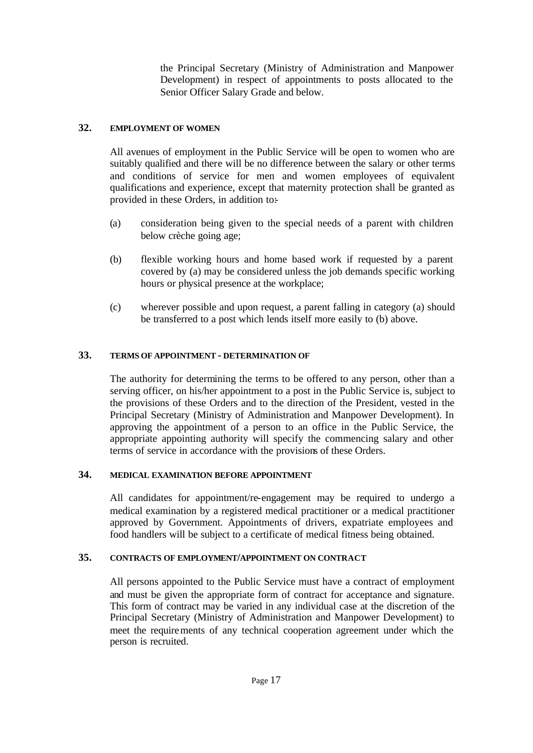the Principal Secretary (Ministry of Administration and Manpower Development) in respect of appointments to posts allocated to the Senior Officer Salary Grade and below.

## 32. EMPLOYMENT OF WOMEN

All avenues of employment in the Public Service will be open to women who are suitably qualified and there will be no difference between the salary or other terms and conditions of service for men and women employees of equivalent qualifications and experience, except that maternity protection shall be granted as provided in these Orders, in addition to:-

(a) consideration being given to the special needs of a parent with children below crèche going age;

(b) flexible working hours and home based work if requested by a parent covered by (a) may be considered unless the job demands specific working hours or physical presence at the workplace;

(c) wherever possible and upon request, a parent falling in category (a) should be transferred to a post which lends itself more easily to (b) above.

## 33. TERMS OF APPOINTMENT - DETERMINATION OF

The authority for determining the terms to be offered to any person, other than a serving officer, on his/her appointment to a post in the Public Service is, subject to the provisions of these Orders and to the direction of the President, vested in the Principal Secretary (Ministry of Administration and Manpower Development). In approving the appointment of a person to an office in the Public Service, the appropriate appointing authority will specify the commencing salary and other terms of service in accordance with the provisions of these Orders.

## 34. MEDICAL EXAMINATION BEFORE APPOINTMENT

All candidates for appointment/re-engagement may be required to undergo a medical examination by a registered medical practitioner or a medical practitioner approved by Government. Appointments of drivers, expatriate employees and food handlers will be subject to a certificate of medical fitness being obtained.

## 35. CONTRACTS OF EMPLOYMENT/APPOINTMENT ON CONTRACT

All persons appointed to the Public Service must have a contract of employment and must be given the appropriate form of contract for acceptance and signature. This form of contract may be varied in any individual case at the discretion of the Principal Secretary (Ministry of Administration and Manpower Development) to meet the requirements of any technical cooperation agreement under which the person is recruited.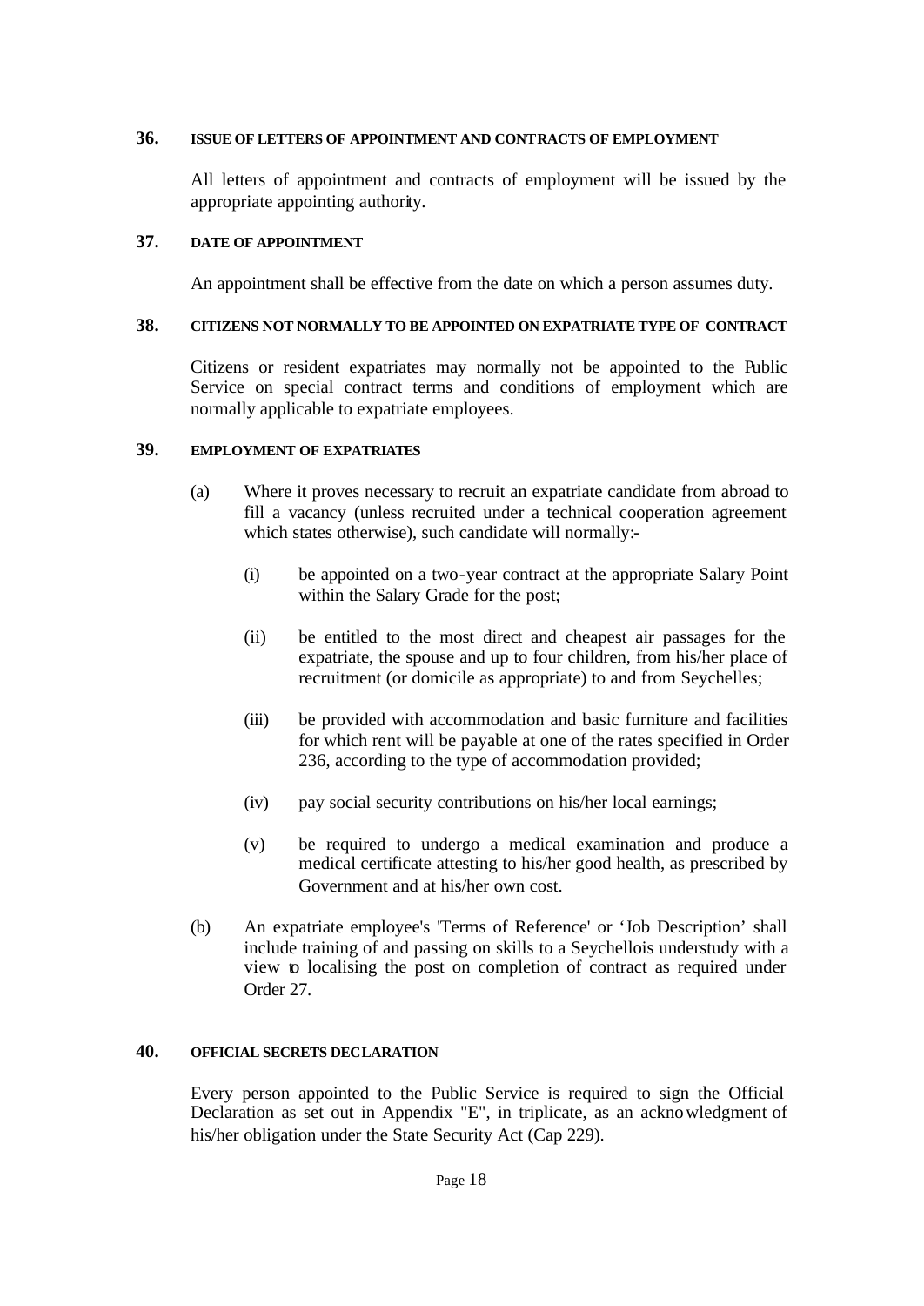## 36. ISSUE OF LETTERS OF APPOINTMENT AND CONTRACTS OF EMPLOYMENT

All letters of appointment and contracts of employment will be issued by the appropriate appointing authority.

## 37. DATE OF APPOINTMENT

An appointment shall be effective from the date on which a person assumes duty.

## 38. CITIZENS NOT NORMALLY TO BE APPOINTED ON EXPATRIATE TYPE OF CONTRACT

Citizens or resident expatriates may normally not be appointed to the Public Service on special contract terms and conditions of employment which are normally applicable to expatriate employees.

## 39. EMPLOYMENT OF EXPATRIATES

(a) Where it proves necessary to recruit an expatriate candidate from abroad to fill a vacancy (unless recruited under a technical cooperation agreement which states otherwise), such candidate will normally:-

   (i) be appointed on a two-year contract at the appropriate Salary Point within the Salary Grade for the post;

   (ii) be entitled to the most direct and cheapest air passages for the expatriate, the spouse and up to four children, from his/her place of recruitment (or domicile as appropriate) to and from Seychelles;

   (iii) be provided with accommodation and basic furniture and facilities for which rent will be payable at one of the rates specified in Order 236, according to the type of accommodation provided;

   (iv) pay social security contributions on his/her local earnings;

   (v) be required to undergo a medical examination and produce a medical certificate attesting to his/her good health, as prescribed by Government and at his/her own cost.

(b) An expatriate employee's 'Terms of Reference' or 'Job Description' shall include training of and passing on skills to a Seychellois understudy with a view to localising the post on completion of contract as required under Order 27.

## 40. OFFICIAL SECRETS DECLARATION

Every person appointed to the Public Service is required to sign the Official Declaration as set out in Appendix "E", in triplicate, as an acknowledgment of his/her obligation under the State Security Act (Cap 229).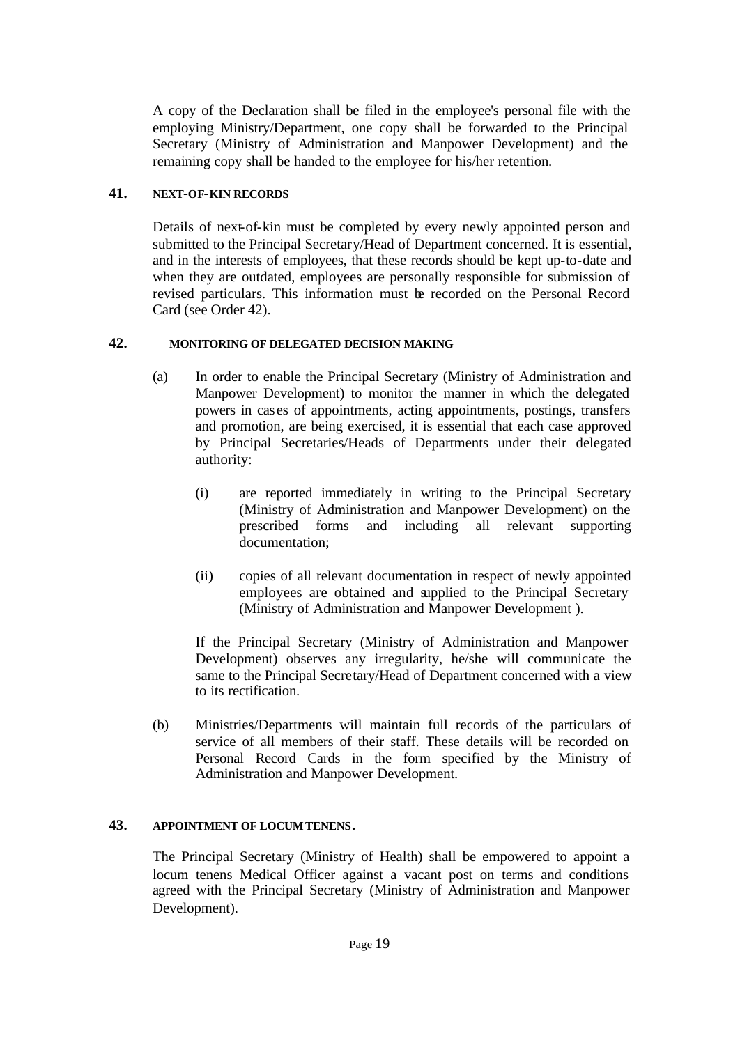A copy of the Declaration shall be filed in the employee's personal file with the employing Ministry/Department, one copy shall be forwarded to the Principal Secretary (Ministry of Administration and Manpower Development) and the remaining copy shall be handed to the employee for his/her retention.

## 41. NEXT-OF-KIN RECORDS

Details of next-of-kin must be completed by every newly appointed person and submitted to the Principal Secretary/Head of Department concerned. It is essential, and in the interests of employees, that these records should be kept up-to-date and when they are outdated, employees are personally responsible for submission of revised particulars. This information must be recorded on the Personal Record Card (see Order 42).

## 42. MONITORING OF DELEGATED DECISION MAKING

(a) In order to enable the Principal Secretary (Ministry of Administration and Manpower Development) to monitor the manner in which the delegated powers in cases of appointments, acting appointments, postings, transfers and promotion, are being exercised, it is essential that each case approved by Principal Secretaries/Heads of Departments under their delegated authority:

   (i) are reported immediately in writing to the Principal Secretary (Ministry of Administration and Manpower Development) on the prescribed forms and including all relevant supporting documentation;

   (ii) copies of all relevant documentation in respect of newly appointed employees are obtained and supplied to the Principal Secretary (Ministry of Administration and Manpower Development ).

   If the Principal Secretary (Ministry of Administration and Manpower Development) observes any irregularity, he/she will communicate the same to the Principal Secretary/Head of Department concerned with a view to its rectification.

(b) Ministries/Departments will maintain full records of the particulars of service of all members of their staff. These details will be recorded on Personal Record Cards in the form specified by the Ministry of Administration and Manpower Development.

## 43. APPOINTMENT OF LOCUM TENENS.

The Principal Secretary (Ministry of Health) shall be empowered to appoint a locum tenens Medical Officer against a vacant post on terms and conditions agreed with the Principal Secretary (Ministry of Administration and Manpower Development).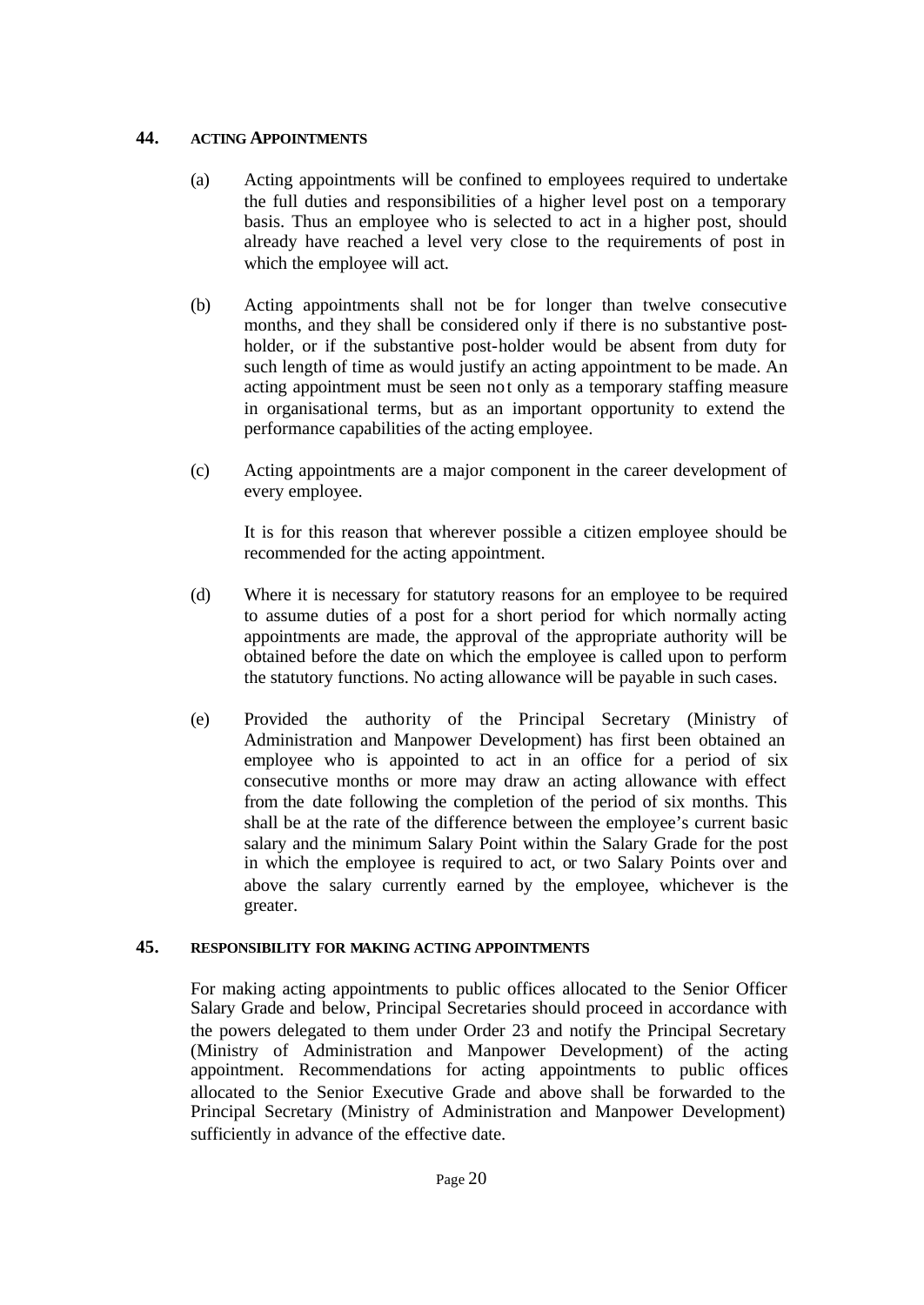## 44. ACTING APPOINTMENTS

(a) Acting appointments will be confined to employees required to undertake the full duties and responsibilities of a higher level post on a temporary basis. Thus an employee who is selected to act in a higher post, should already have reached a level very close to the requirements of post in which the employee will act.

(b) Acting appointments shall not be for longer than twelve consecutive months, and they shall be considered only if there is no substantive post-holder, or if the substantive post-holder would be absent from duty for such length of time as would justify an acting appointment to be made. An acting appointment must be seen not only as a temporary staffing measure in organisational terms, but as an important opportunity to extend the performance capabilities of the acting employee.

(c) Acting appointments are a major component in the career development of every employee.

It is for this reason that wherever possible a citizen employee should be recommended for the acting appointment.

(d) Where it is necessary for statutory reasons for an employee to be required to assume duties of a post for a short period for which normally acting appointments are made, the approval of the appropriate authority will be obtained before the date on which the employee is called upon to perform the statutory functions. No acting allowance will be payable in such cases.

(e) Provided the authority of the Principal Secretary (Ministry of Administration and Manpower Development) has first been obtained an employee who is appointed to act in an office for a period of six consecutive months or more may draw an acting allowance with effect from the date following the completion of the period of six months. This shall be at the rate of the difference between the employee's current basic salary and the minimum Salary Point within the Salary Grade for the post in which the employee is required to act, or two Salary Points over and above the salary currently earned by the employee, whichever is the greater.

## 45. RESPONSIBILITY FOR MAKING ACTING APPOINTMENTS

For making acting appointments to public offices allocated to the Senior Officer Salary Grade and below, Principal Secretaries should proceed in accordance with the powers delegated to them under Order 23 and notify the Principal Secretary (Ministry of Administration and Manpower Development) of the acting appointment. Recommendations for acting appointments to public offices allocated to the Senior Executive Grade and above shall be forwarded to the Principal Secretary (Ministry of Administration and Manpower Development) sufficiently in advance of the effective date.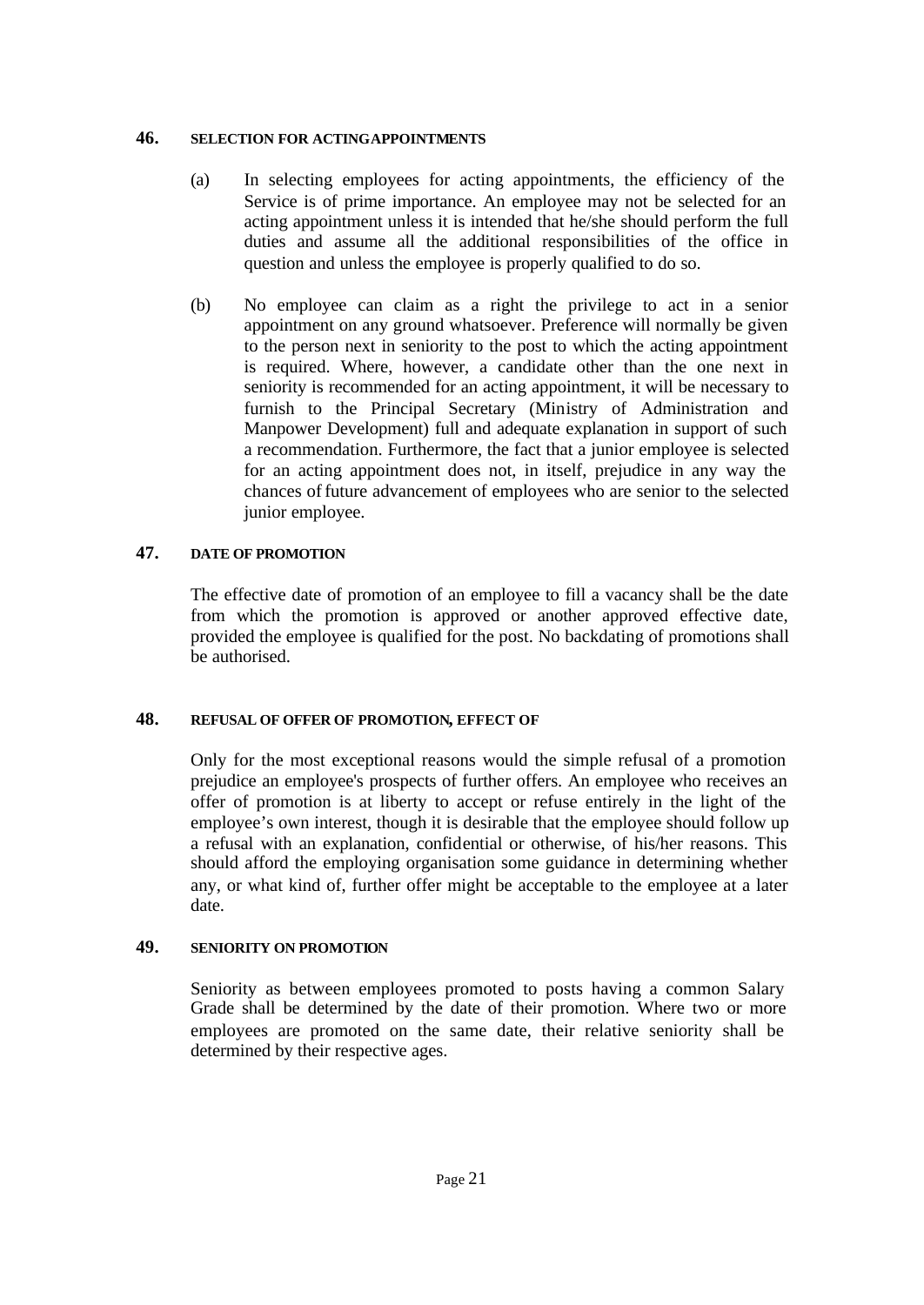## 46. SELECTION FOR ACTING APPOINTMENTS

(a) In selecting employees for acting appointments, the efficiency of the Service is of prime importance. An employee may not be selected for an acting appointment unless it is intended that he/she should perform the full duties and assume all the additional responsibilities of the office in question and unless the employee is properly qualified to do so.

(b) No employee can claim as a right the privilege to act in a senior appointment on any ground whatsoever. Preference will normally be given to the person next in seniority to the post to which the acting appointment is required. Where, however, a candidate other than the one next in seniority is recommended for an acting appointment, it will be necessary to furnish to the Principal Secretary (Ministry of Administration and Manpower Development) full and adequate explanation in support of such a recommendation. Furthermore, the fact that a junior employee is selected for an acting appointment does not, in itself, prejudice in any way the chances of future advancement of employees who are senior to the selected junior employee.

## 47. DATE OF PROMOTION

The effective date of promotion of an employee to fill a vacancy shall be the date from which the promotion is approved or another approved effective date, provided the employee is qualified for the post. No backdating of promotions shall be authorised.

## 48. REFUSAL OF OFFER OF PROMOTION, EFFECT OF

Only for the most exceptional reasons would the simple refusal of a promotion prejudice an employee's prospects of further offers. An employee who receives an offer of promotion is at liberty to accept or refuse entirely in the light of the employee's own interest, though it is desirable that the employee should follow up a refusal with an explanation, confidential or otherwise, of his/her reasons. This should afford the employing organisation some guidance in determining whether any, or what kind of, further offer might be acceptable to the employee at a later date.

## 49. SENIORITY ON PROMOTION

Seniority as between employees promoted to posts having a common Salary Grade shall be determined by the date of their promotion. Where two or more employees are promoted on the same date, their relative seniority shall be determined by their respective ages.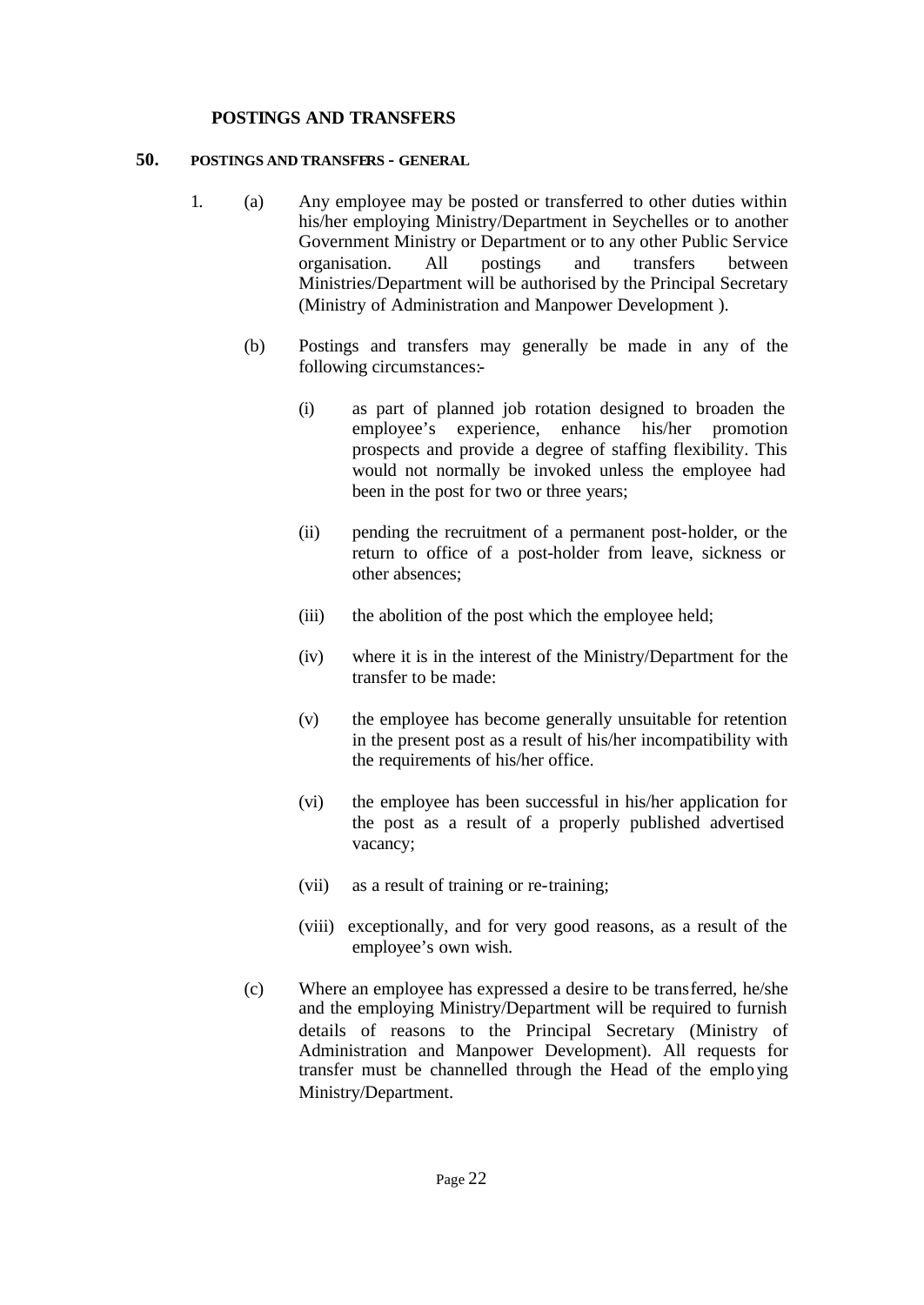## POSTINGS AND TRANSFERS

### 50. POSTINGS AND TRANSFERS - GENERAL

1. (a) Any employee may be posted or transferred to other duties within his/her employing Ministry/Department in Seychelles or to another Government Ministry or Department or to any other Public Service organisation. All postings and transfers between Ministries/Department will be authorised by the Principal Secretary (Ministry of Administration and Manpower Development ).

   (b) Postings and transfers may generally be made in any of the following circumstances:-

      (i) as part of planned job rotation designed to broaden the employee's experience, enhance his/her promotion prospects and provide a degree of staffing flexibility. This would not normally be invoked unless the employee had been in the post for two or three years;

      (ii) pending the recruitment of a permanent post-holder, or the return to office of a post-holder from leave, sickness or other absences;

      (iii) the abolition of the post which the employee held;

      (iv) where it is in the interest of the Ministry/Department for the transfer to be made:

      (v) the employee has become generally unsuitable for retention in the present post as a result of his/her incompatibility with the requirements of his/her office.

      (vi) the employee has been successful in his/her application for the post as a result of a properly published advertised vacancy;

      (vii) as a result of training or re-training;

      (viii) exceptionally, and for very good reasons, as a result of the employee's own wish.

   (c) Where an employee has expressed a desire to be transferred, he/she and the employing Ministry/Department will be required to furnish details of reasons to the Principal Secretary (Ministry of Administration and Manpower Development). All requests for transfer must be channelled through the Head of the employing Ministry/Department.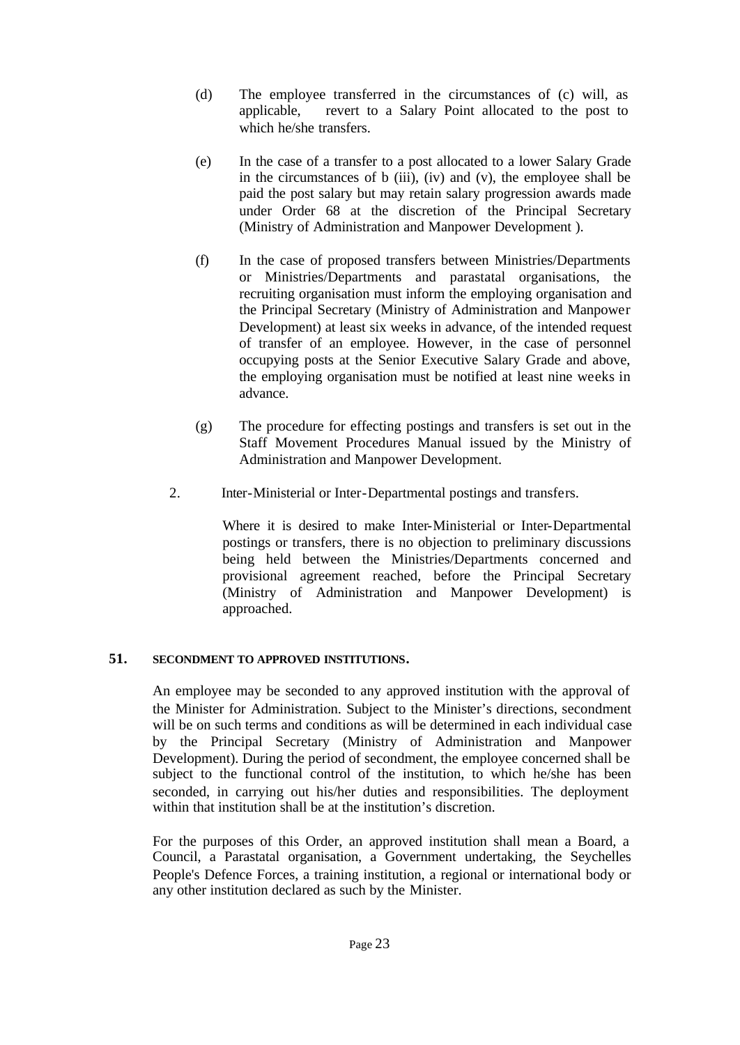(d) The employee transferred in the circumstances of (c) will, as applicable, revert to a Salary Point allocated to the post to which he/she transfers.

(e) In the case of a transfer to a post allocated to a lower Salary Grade in the circumstances of b (iii), (iv) and (v), the employee shall be paid the post salary but may retain salary progression awards made under Order 68 at the discretion of the Principal Secretary (Ministry of Administration and Manpower Development ).

(f) In the case of proposed transfers between Ministries/Departments or Ministries/Departments and parastatal organisations, the recruiting organisation must inform the employing organisation and the Principal Secretary (Ministry of Administration and Manpower Development) at least six weeks in advance, of the intended request of transfer of an employee. However, in the case of personnel occupying posts at the Senior Executive Salary Grade and above, the employing organisation must be notified at least nine weeks in advance.

(g) The procedure for effecting postings and transfers is set out in the Staff Movement Procedures Manual issued by the Ministry of Administration and Manpower Development.

2. Inter-Ministerial or Inter-Departmental postings and transfers.

Where it is desired to make Inter-Ministerial or Inter-Departmental postings or transfers, there is no objection to preliminary discussions being held between the Ministries/Departments concerned and provisional agreement reached, before the Principal Secretary (Ministry of Administration and Manpower Development) is approached.

## 51. SECONDMENT TO APPROVED INSTITUTIONS.

An employee may be seconded to any approved institution with the approval of the Minister for Administration. Subject to the Minister's directions, secondment will be on such terms and conditions as will be determined in each individual case by the Principal Secretary (Ministry of Administration and Manpower Development). During the period of secondment, the employee concerned shall be subject to the functional control of the institution, to which he/she has been seconded, in carrying out his/her duties and responsibilities. The deployment within that institution shall be at the institution's discretion.

For the purposes of this Order, an approved institution shall mean a Board, a Council, a Parastatal organisation, a Government undertaking, the Seychelles People's Defence Forces, a training institution, a regional or international body or any other institution declared as such by the Minister.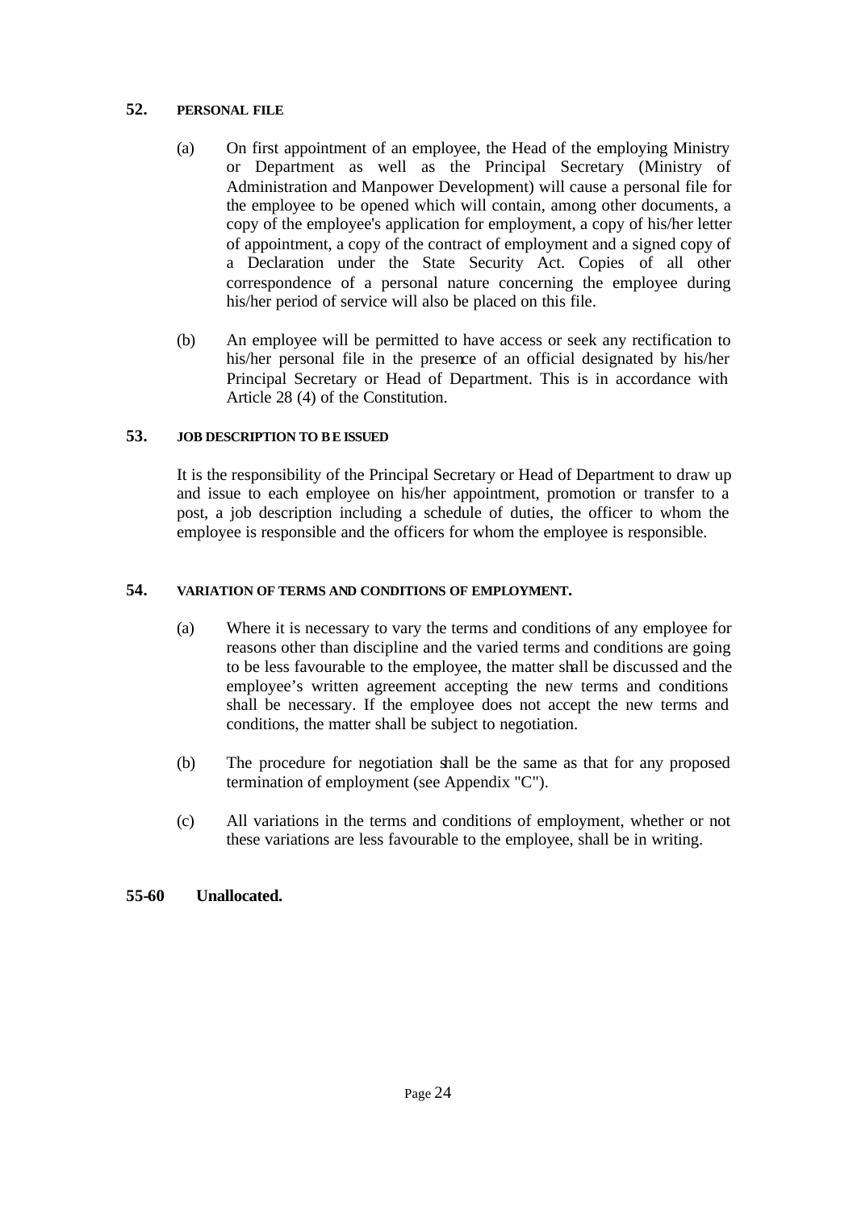## 52. PERSONAL FILE

(a) On first appointment of an employee, the Head of the employing Ministry or Department as well as the Principal Secretary (Ministry of Administration and Manpower Development) will cause a personal file for the employee to be opened which will contain, among other documents, a copy of the employee's application for employment, a copy of his/her letter of appointment, a copy of the contract of employment and a signed copy of a Declaration under the State Security Act. Copies of all other correspondence of a personal nature concerning the employee during his/her period of service will also be placed on this file.

(b) An employee will be permitted to have access or seek any rectification to his/her personal file in the presence of an official designated by his/her Principal Secretary or Head of Department. This is in accordance with Article 28 (4) of the Constitution.

## 53. JOB DESCRIPTION TO BE ISSUED

It is the responsibility of the Principal Secretary or Head of Department to draw up and issue to each employee on his/her appointment, promotion or transfer to a post, a job description including a schedule of duties, the officer to whom the employee is responsible and the officers for whom the employee is responsible.

## 54. VARIATION OF TERMS AND CONDITIONS OF EMPLOYMENT.

(a) Where it is necessary to vary the terms and conditions of any employee for reasons other than discipline and the varied terms and conditions are going to be less favourable to the employee, the matter shall be discussed and the employee's written agreement accepting the new terms and conditions shall be necessary. If the employee does not accept the new terms and conditions, the matter shall be subject to negotiation.

(b) The procedure for negotiation shall be the same as that for any proposed termination of employment (see Appendix "C").

(c) All variations in the terms and conditions of employment, whether or not these variations are less favourable to the employee, shall be in writing.

## 55-60 Unallocated.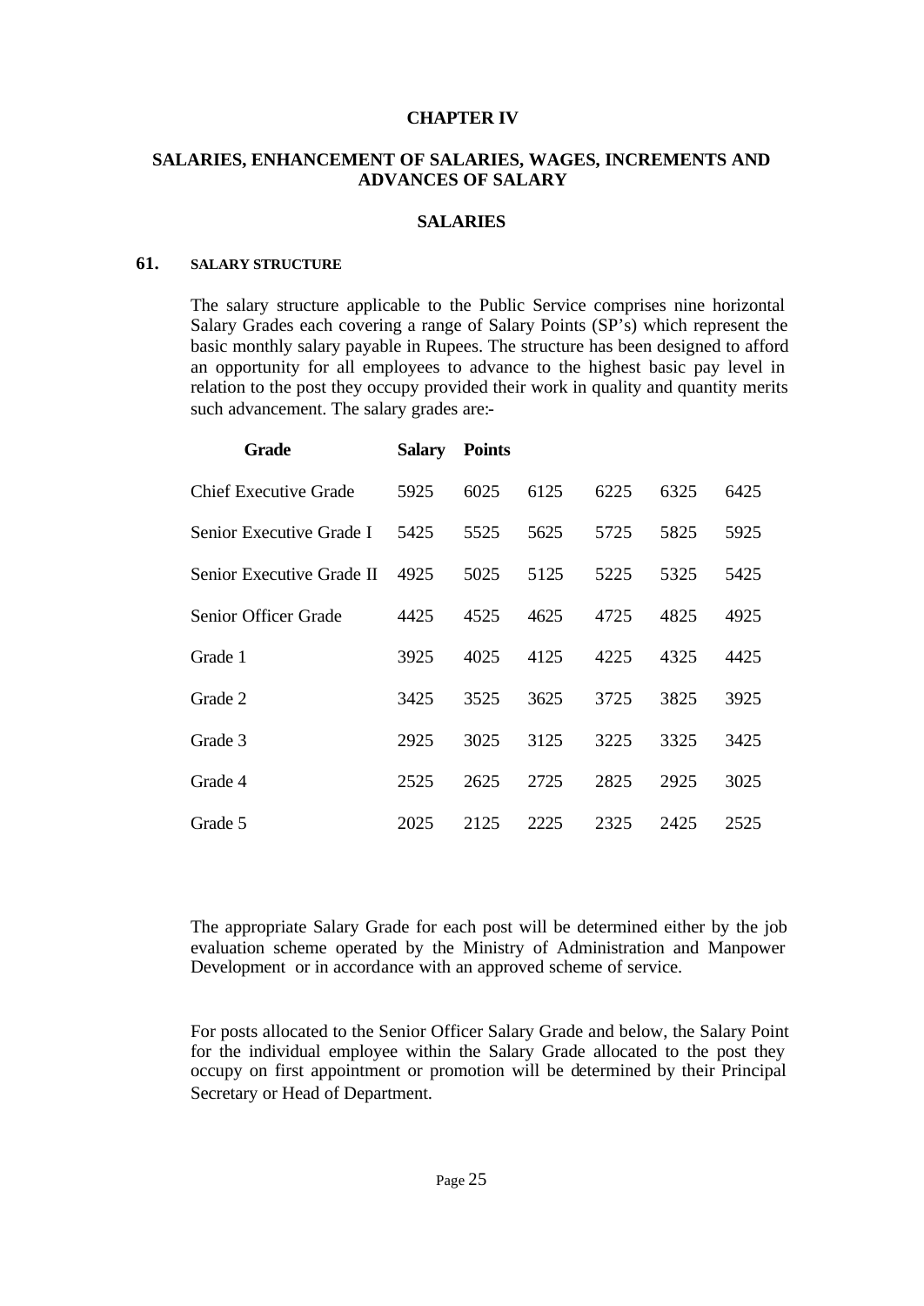# CHAPTER IV

## SALARIES, ENHANCEMENT OF SALARIES, WAGES, INCREMENTS AND ADVANCES OF SALARY

## SALARIES

### 61. SALARY STRUCTURE

The salary structure applicable to the Public Service comprises nine horizontal Salary Grades each covering a range of Salary Points (SP's) which represent the basic monthly salary payable in Rupees. The structure has been designed to afford an opportunity for all employees to advance to the highest basic pay level in relation to the post they occupy provided their work in quality and quantity merits such advancement. The salary grades are:-

| Grade | Salary Points | | | | | |
|---|---|---|---|---|---|---|
| Chief Executive Grade | 5925 | 6025 | 6125 | 6225 | 6325 | 6425 |
| Senior Executive Grade I | 5425 | 5525 | 5625 | 5725 | 5825 | 5925 |
| Senior Executive Grade II | 4925 | 5025 | 5125 | 5225 | 5325 | 5425 |
| Senior Officer Grade | 4425 | 4525 | 4625 | 4725 | 4825 | 4925 |
| Grade 1 | 3925 | 4025 | 4125 | 4225 | 4325 | 4425 |
| Grade 2 | 3425 | 3525 | 3625 | 3725 | 3825 | 3925 |
| Grade 3 | 2925 | 3025 | 3125 | 3225 | 3325 | 3425 |
| Grade 4 | 2525 | 2625 | 2725 | 2825 | 2925 | 3025 |
| Grade 5 | 2025 | 2125 | 2225 | 2325 | 2425 | 2525 |

The appropriate Salary Grade for each post will be determined either by the job evaluation scheme operated by the Ministry of Administration and Manpower Development or in accordance with an approved scheme of service.

For posts allocated to the Senior Officer Salary Grade and below, the Salary Point for the individual employee within the Salary Grade allocated to the post they occupy on first appointment or promotion will be determined by their Principal Secretary or Head of Department.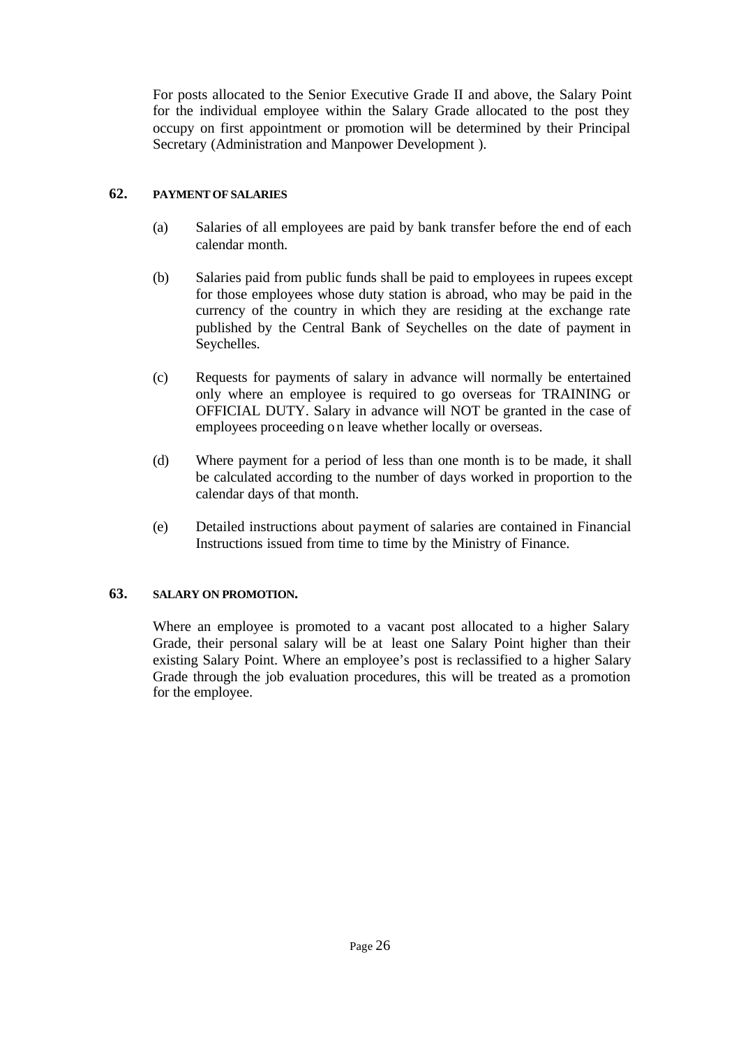For posts allocated to the Senior Executive Grade II and above, the Salary Point for the individual employee within the Salary Grade allocated to the post they occupy on first appointment or promotion will be determined by their Principal Secretary (Administration and Manpower Development ).

## 62. PAYMENT OF SALARIES

(a) Salaries of all employees are paid by bank transfer before the end of each calendar month.

(b) Salaries paid from public funds shall be paid to employees in rupees except for those employees whose duty station is abroad, who may be paid in the currency of the country in which they are residing at the exchange rate published by the Central Bank of Seychelles on the date of payment in Seychelles.

(c) Requests for payments of salary in advance will normally be entertained only where an employee is required to go overseas for TRAINING or OFFICIAL DUTY. Salary in advance will NOT be granted in the case of employees proceeding on leave whether locally or overseas.

(d) Where payment for a period of less than one month is to be made, it shall be calculated according to the number of days worked in proportion to the calendar days of that month.

(e) Detailed instructions about payment of salaries are contained in Financial Instructions issued from time to time by the Ministry of Finance.

## 63. SALARY ON PROMOTION.

Where an employee is promoted to a vacant post allocated to a higher Salary Grade, their personal salary will be at least one Salary Point higher than their existing Salary Point. Where an employee's post is reclassified to a higher Salary Grade through the job evaluation procedures, this will be treated as a promotion for the employee.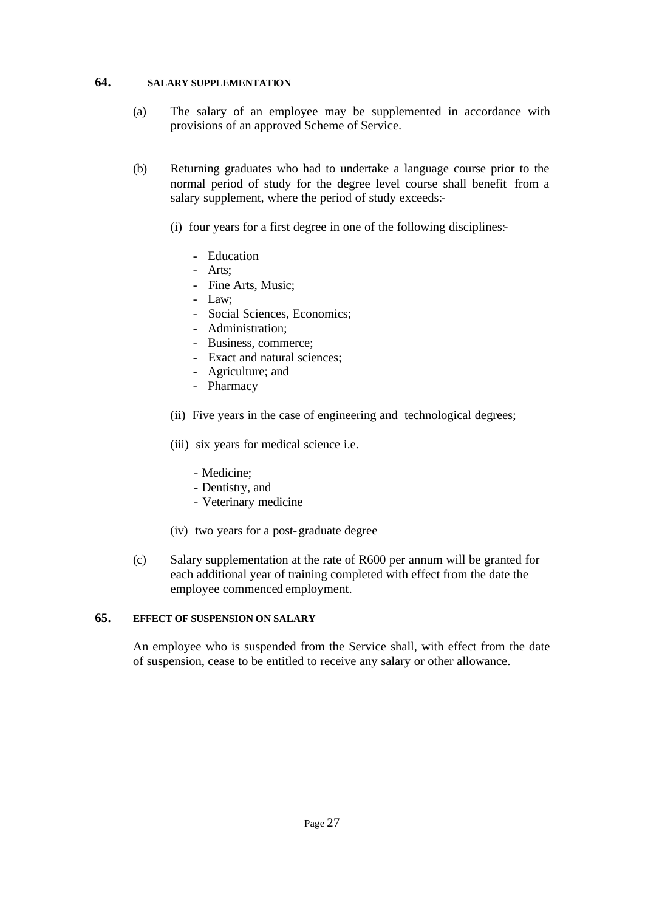## 64. SALARY SUPPLEMENTATION

(a) The salary of an employee may be supplemented in accordance with provisions of an approved Scheme of Service.

(b) Returning graduates who had to undertake a language course prior to the normal period of study for the degree level course shall benefit from a salary supplement, where the period of study exceeds:-

(i) four years for a first degree in one of the following disciplines:-

- Education
- Arts;
- Fine Arts, Music;
- Law;
- Social Sciences, Economics;
- Administration;
- Business, commerce;
- Exact and natural sciences;
- Agriculture; and
- Pharmacy

(ii) Five years in the case of engineering and technological degrees;

(iii) six years for medical science i.e.

- Medicine;
- Dentistry, and
- Veterinary medicine

(iv) two years for a post-graduate degree

(c) Salary supplementation at the rate of R600 per annum will be granted for each additional year of training completed with effect from the date the employee commenced employment.

## 65. EFFECT OF SUSPENSION ON SALARY

An employee who is suspended from the Service shall, with effect from the date of suspension, cease to be entitled to receive any salary or other allowance.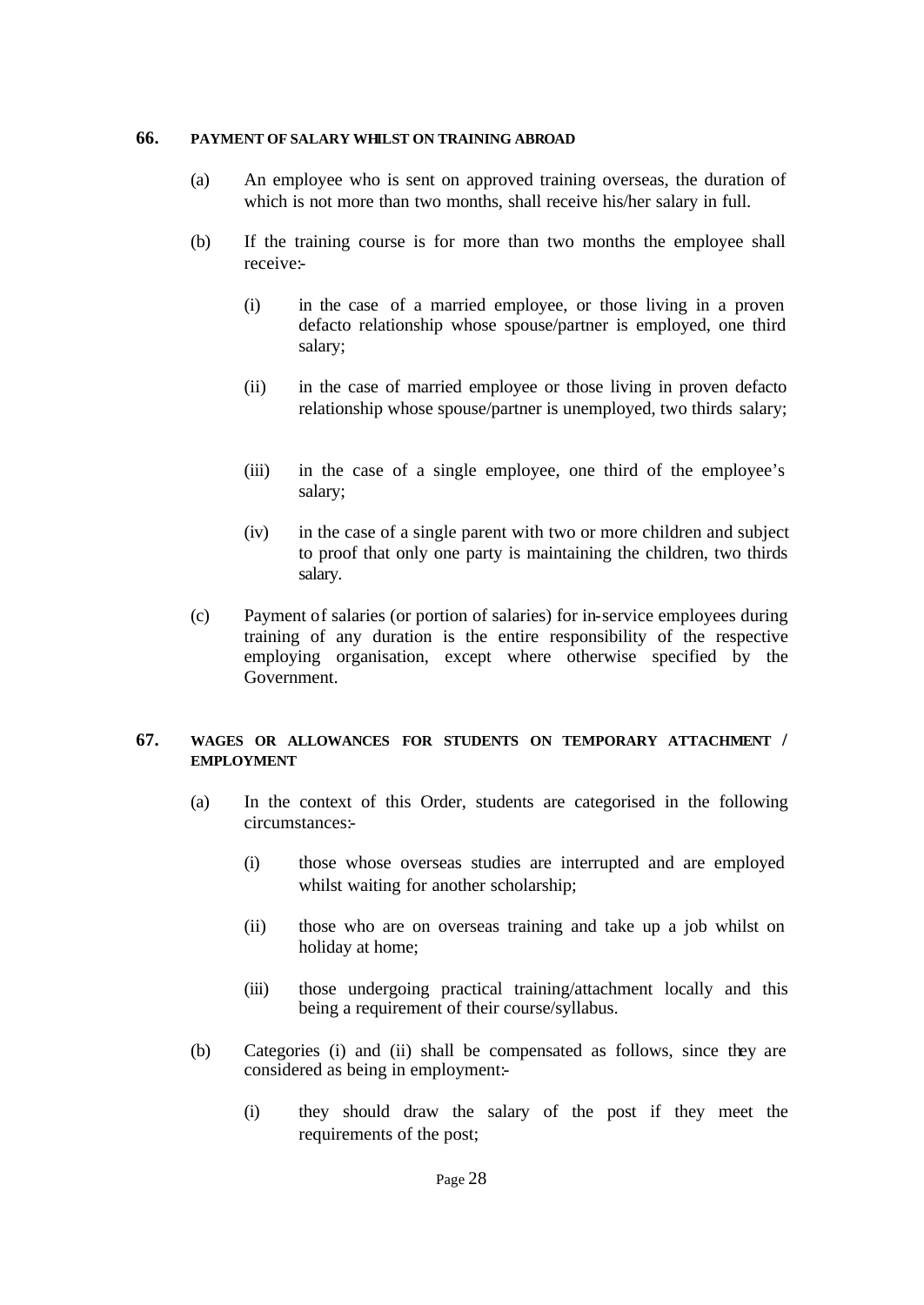## 66. PAYMENT OF SALARY WHILST ON TRAINING ABROAD

(a) An employee who is sent on approved training overseas, the duration of which is not more than two months, shall receive his/her salary in full.

(b) If the training course is for more than two months the employee shall receive:-

(i) in the case of a married employee, or those living in a proven defacto relationship whose spouse/partner is employed, one third salary;

(ii) in the case of married employee or those living in proven defacto relationship whose spouse/partner is unemployed, two thirds salary;

(iii) in the case of a single employee, one third of the employee's salary;

(iv) in the case of a single parent with two or more children and subject to proof that only one party is maintaining the children, two thirds salary.

(c) Payment of salaries (or portion of salaries) for in-service employees during training of any duration is the entire responsibility of the respective employing organisation, except where otherwise specified by the Government.

## 67. WAGES OR ALLOWANCES FOR STUDENTS ON TEMPORARY ATTACHMENT / EMPLOYMENT

(a) In the context of this Order, students are categorised in the following circumstances:-

(i) those whose overseas studies are interrupted and are employed whilst waiting for another scholarship;

(ii) those who are on overseas training and take up a job whilst on holiday at home;

(iii) those undergoing practical training/attachment locally and this being a requirement of their course/syllabus.

(b) Categories (i) and (ii) shall be compensated as follows, since they are considered as being in employment:-

(i) they should draw the salary of the post if they meet the requirements of the post;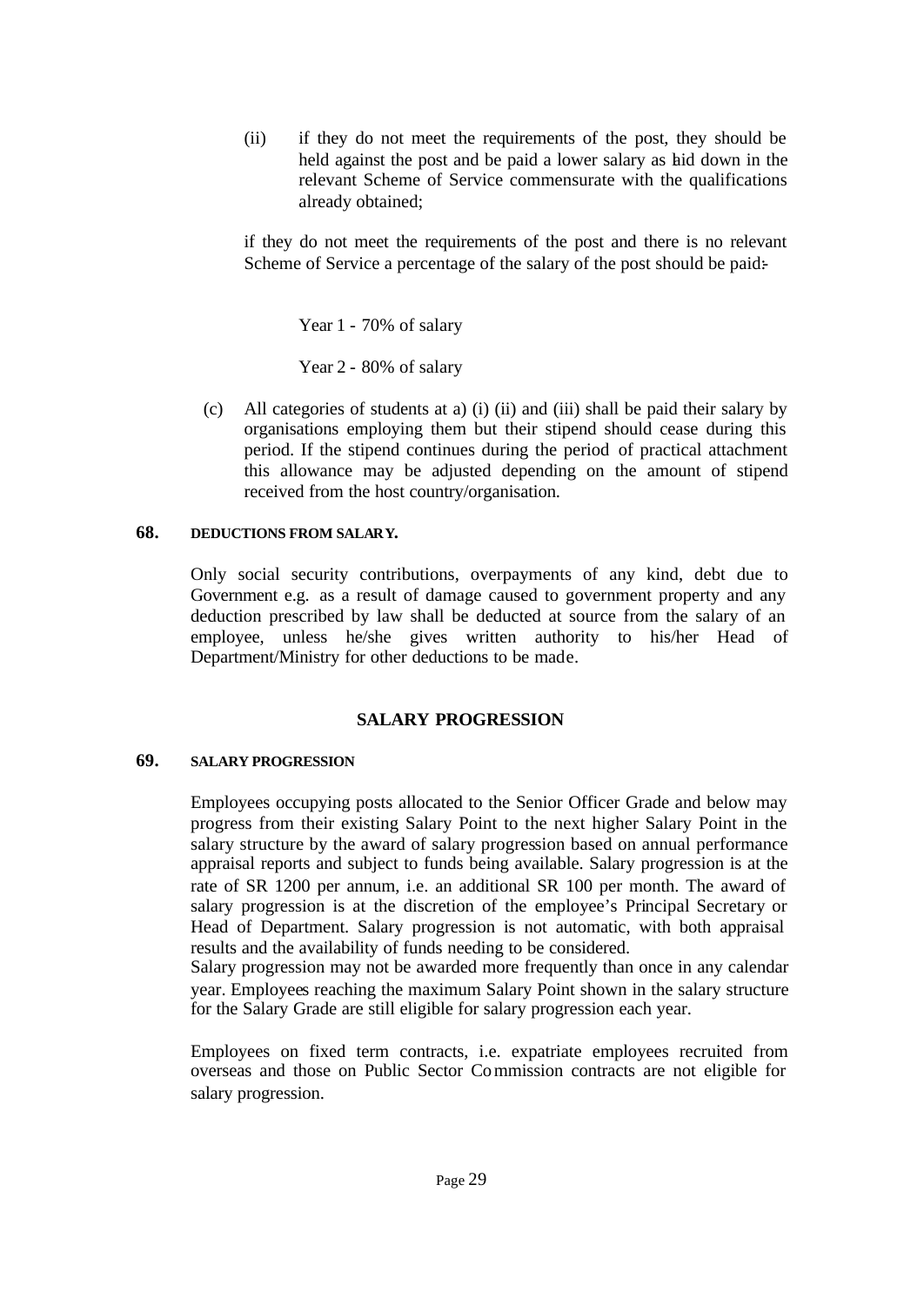(ii) if they do not meet the requirements of the post, they should be held against the post and be paid a lower salary as laid down in the relevant Scheme of Service commensurate with the qualifications already obtained;

if they do not meet the requirements of the post and there is no relevant Scheme of Service a percentage of the salary of the post should be paid:-

Year 1 - 70% of salary

Year 2 - 80% of salary

(c) All categories of students at a) (i) (ii) and (iii) shall be paid their salary by organisations employing them but their stipend should cease during this period. If the stipend continues during the period of practical attachment this allowance may be adjusted depending on the amount of stipend received from the host country/organisation.

#### 68. DEDUCTIONS FROM SALARY.

Only social security contributions, overpayments of any kind, debt due to Government e.g. as a result of damage caused to government property and any deduction prescribed by law shall be deducted at source from the salary of an employee, unless he/she gives written authority to his/her Head of Department/Ministry for other deductions to be made.

## SALARY PROGRESSION

#### 69. SALARY PROGRESSION

Employees occupying posts allocated to the Senior Officer Grade and below may progress from their existing Salary Point to the next higher Salary Point in the salary structure by the award of salary progression based on annual performance appraisal reports and subject to funds being available. Salary progression is at the rate of SR 1200 per annum, i.e. an additional SR 100 per month. The award of salary progression is at the discretion of the employee's Principal Secretary or Head of Department. Salary progression is not automatic, with both appraisal results and the availability of funds needing to be considered.
Salary progression may not be awarded more frequently than once in any calendar year. Employees reaching the maximum Salary Point shown in the salary structure for the Salary Grade are still eligible for salary progression each year.

Employees on fixed term contracts, i.e. expatriate employees recruited from overseas and those on Public Sector Commission contracts are not eligible for salary progression.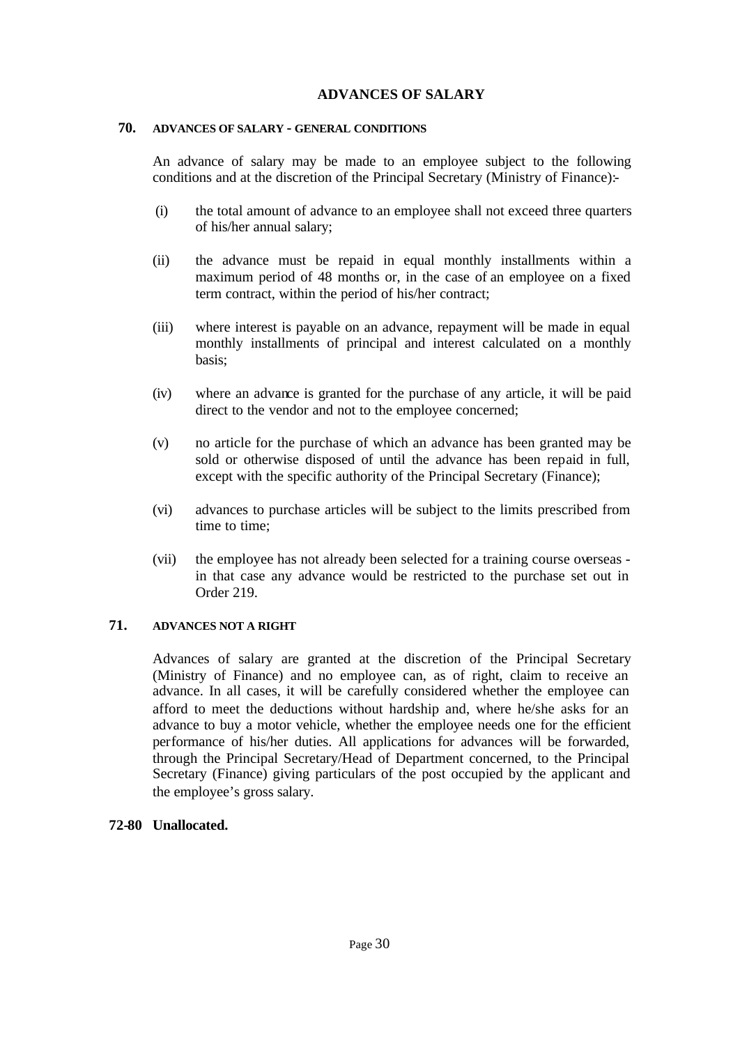# ADVANCES OF SALARY

## 70. ADVANCES OF SALARY - GENERAL CONDITIONS

An advance of salary may be made to an employee subject to the following conditions and at the discretion of the Principal Secretary (Ministry of Finance):-

(i) the total amount of advance to an employee shall not exceed three quarters of his/her annual salary;

(ii) the advance must be repaid in equal monthly installments within a maximum period of 48 months or, in the case of an employee on a fixed term contract, within the period of his/her contract;

(iii) where interest is payable on an advance, repayment will be made in equal monthly installments of principal and interest calculated on a monthly basis;

(iv) where an advance is granted for the purchase of any article, it will be paid direct to the vendor and not to the employee concerned;

(v) no article for the purchase of which an advance has been granted may be sold or otherwise disposed of until the advance has been repaid in full, except with the specific authority of the Principal Secretary (Finance);

(vi) advances to purchase articles will be subject to the limits prescribed from time to time;

(vii) the employee has not already been selected for a training course overseas - in that case any advance would be restricted to the purchase set out in Order 219.

## 71. ADVANCES NOT A RIGHT

Advances of salary are granted at the discretion of the Principal Secretary (Ministry of Finance) and no employee can, as of right, claim to receive an advance. In all cases, it will be carefully considered whether the employee can afford to meet the deductions without hardship and, where he/she asks for an advance to buy a motor vehicle, whether the employee needs one for the efficient performance of his/her duties. All applications for advances will be forwarded, through the Principal Secretary/Head of Department concerned, to the Principal Secretary (Finance) giving particulars of the post occupied by the applicant and the employee's gross salary.

**72-80 Unallocated.**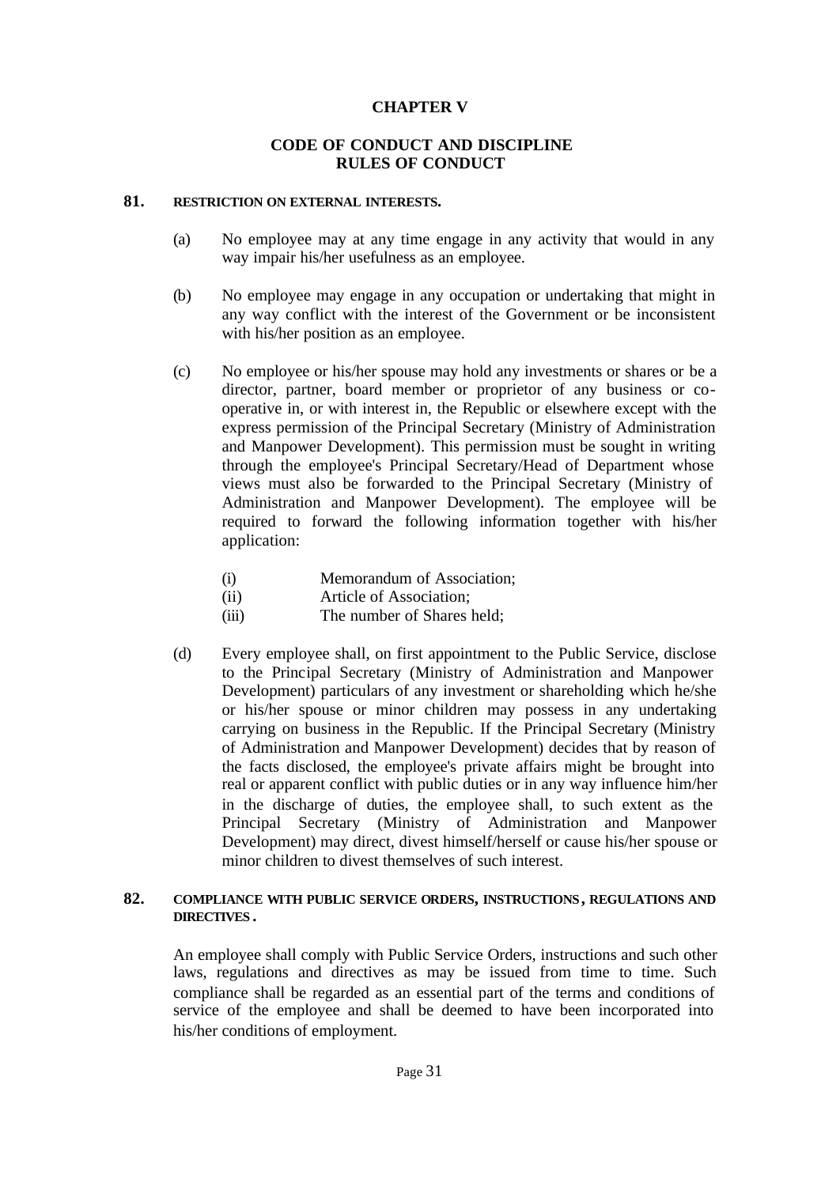# CHAPTER V

## CODE OF CONDUCT AND DISCIPLINE
## RULES OF CONDUCT

### 81. RESTRICTION ON EXTERNAL INTERESTS.

(a) No employee may at any time engage in any activity that would in any way impair his/her usefulness as an employee.

(b) No employee may engage in any occupation or undertaking that might in any way conflict with the interest of the Government or be inconsistent with his/her position as an employee.

(c) No employee or his/her spouse may hold any investments or shares or be a director, partner, board member or proprietor of any business or co-operative in, or with interest in, the Republic or elsewhere except with the express permission of the Principal Secretary (Ministry of Administration and Manpower Development). This permission must be sought in writing through the employee's Principal Secretary/Head of Department whose views must also be forwarded to the Principal Secretary (Ministry of Administration and Manpower Development). The employee will be required to forward the following information together with his/her application:

- (i) Memorandum of Association;
- (ii) Article of Association;
- (iii) The number of Shares held;

(d) Every employee shall, on first appointment to the Public Service, disclose to the Principal Secretary (Ministry of Administration and Manpower Development) particulars of any investment or shareholding which he/she or his/her spouse or minor children may possess in any undertaking carrying on business in the Republic. If the Principal Secretary (Ministry of Administration and Manpower Development) decides that by reason of the facts disclosed, the employee's private affairs might be brought into real or apparent conflict with public duties or in any way influence him/her in the discharge of duties, the employee shall, to such extent as the Principal Secretary (Ministry of Administration and Manpower Development) may direct, divest himself/herself or cause his/her spouse or minor children to divest themselves of such interest.

### 82. COMPLIANCE WITH PUBLIC SERVICE ORDERS, INSTRUCTIONS, REGULATIONS AND DIRECTIVES.

An employee shall comply with Public Service Orders, instructions and such other laws, regulations and directives as may be issued from time to time. Such compliance shall be regarded as an essential part of the terms and conditions of service of the employee and shall be deemed to have been incorporated into his/her conditions of employment.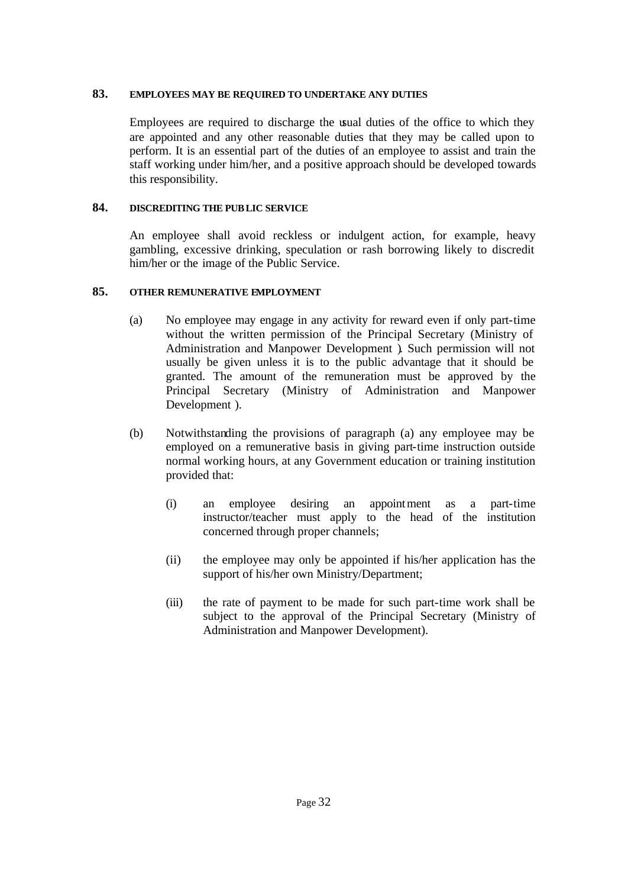## 83. EMPLOYEES MAY BE REQUIRED TO UNDERTAKE ANY DUTIES

Employees are required to discharge the usual duties of the office to which they are appointed and any other reasonable duties that they may be called upon to perform. It is an essential part of the duties of an employee to assist and train the staff working under him/her, and a positive approach should be developed towards this responsibility.

## 84. DISCREDITING THE PUBLIC SERVICE

An employee shall avoid reckless or indulgent action, for example, heavy gambling, excessive drinking, speculation or rash borrowing likely to discredit him/her or the image of the Public Service.

## 85. OTHER REMUNERATIVE EMPLOYMENT

(a) No employee may engage in any activity for reward even if only part-time without the written permission of the Principal Secretary (Ministry of Administration and Manpower Development ). Such permission will not usually be given unless it is to the public advantage that it should be granted. The amount of the remuneration must be approved by the Principal Secretary (Ministry of Administration and Manpower Development ).

(b) Notwithstanding the provisions of paragraph (a) any employee may be employed on a remunerative basis in giving part-time instruction outside normal working hours, at any Government education or training institution provided that:

   (i) an employee desiring an appointment as a part-time instructor/teacher must apply to the head of the institution concerned through proper channels;

   (ii) the employee may only be appointed if his/her application has the support of his/her own Ministry/Department;

   (iii) the rate of payment to be made for such part-time work shall be subject to the approval of the Principal Secretary (Ministry of Administration and Manpower Development).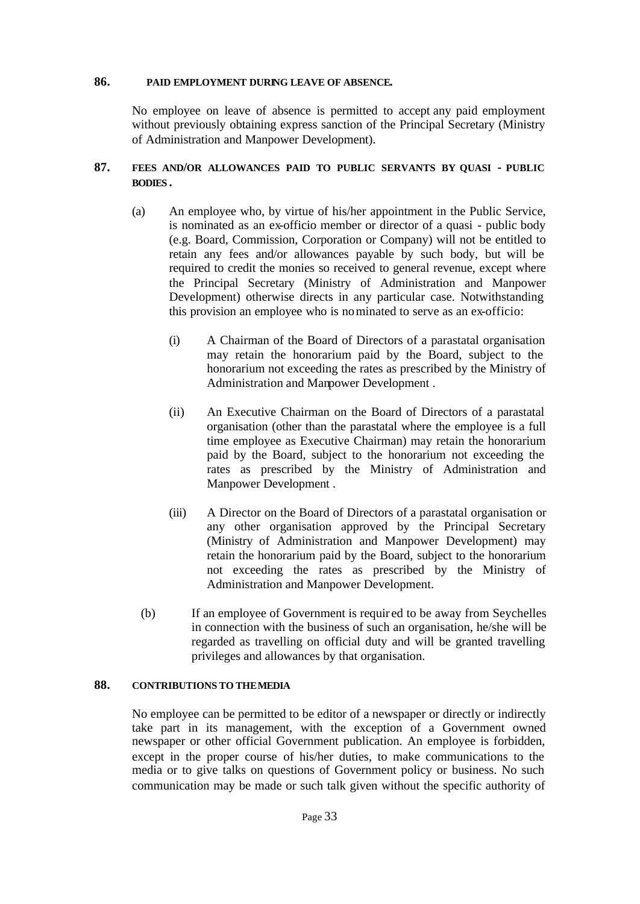## 86. PAID EMPLOYMENT DURING LEAVE OF ABSENCE.

No employee on leave of absence is permitted to accept any paid employment without previously obtaining express sanction of the Principal Secretary (Ministry of Administration and Manpower Development).

## 87. FEES AND/OR ALLOWANCES PAID TO PUBLIC SERVANTS BY QUASI - PUBLIC BODIES.

(a) An employee who, by virtue of his/her appointment in the Public Service, is nominated as an ex-officio member or director of a quasi - public body (e.g. Board, Commission, Corporation or Company) will not be entitled to retain any fees and/or allowances payable by such body, but will be required to credit the monies so received to general revenue, except where the Principal Secretary (Ministry of Administration and Manpower Development) otherwise directs in any particular case. Notwithstanding this provision an employee who is nominated to serve as an ex-officio:

   (i) A Chairman of the Board of Directors of a parastatal organisation may retain the honorarium paid by the Board, subject to the honorarium not exceeding the rates as prescribed by the Ministry of Administration and Manpower Development .

   (ii) An Executive Chairman on the Board of Directors of a parastatal organisation (other than the parastatal where the employee is a full time employee as Executive Chairman) may retain the honorarium paid by the Board, subject to the honorarium not exceeding the rates as prescribed by the Ministry of Administration and Manpower Development .

   (iii) A Director on the Board of Directors of a parastatal organisation or any other organisation approved by the Principal Secretary (Ministry of Administration and Manpower Development) may retain the honorarium paid by the Board, subject to the honorarium not exceeding the rates as prescribed by the Ministry of Administration and Manpower Development.

(b) If an employee of Government is required to be away from Seychelles in connection with the business of such an organisation, he/she will be regarded as travelling on official duty and will be granted travelling privileges and allowances by that organisation.

## 88. CONTRIBUTIONS TO THE MEDIA

No employee can be permitted to be editor of a newspaper or directly or indirectly take part in its management, with the exception of a Government owned newspaper or other official Government publication. An employee is forbidden, except in the proper course of his/her duties, to make communications to the media or to give talks on questions of Government policy or business. No such communication may be made or such talk given without the specific authority of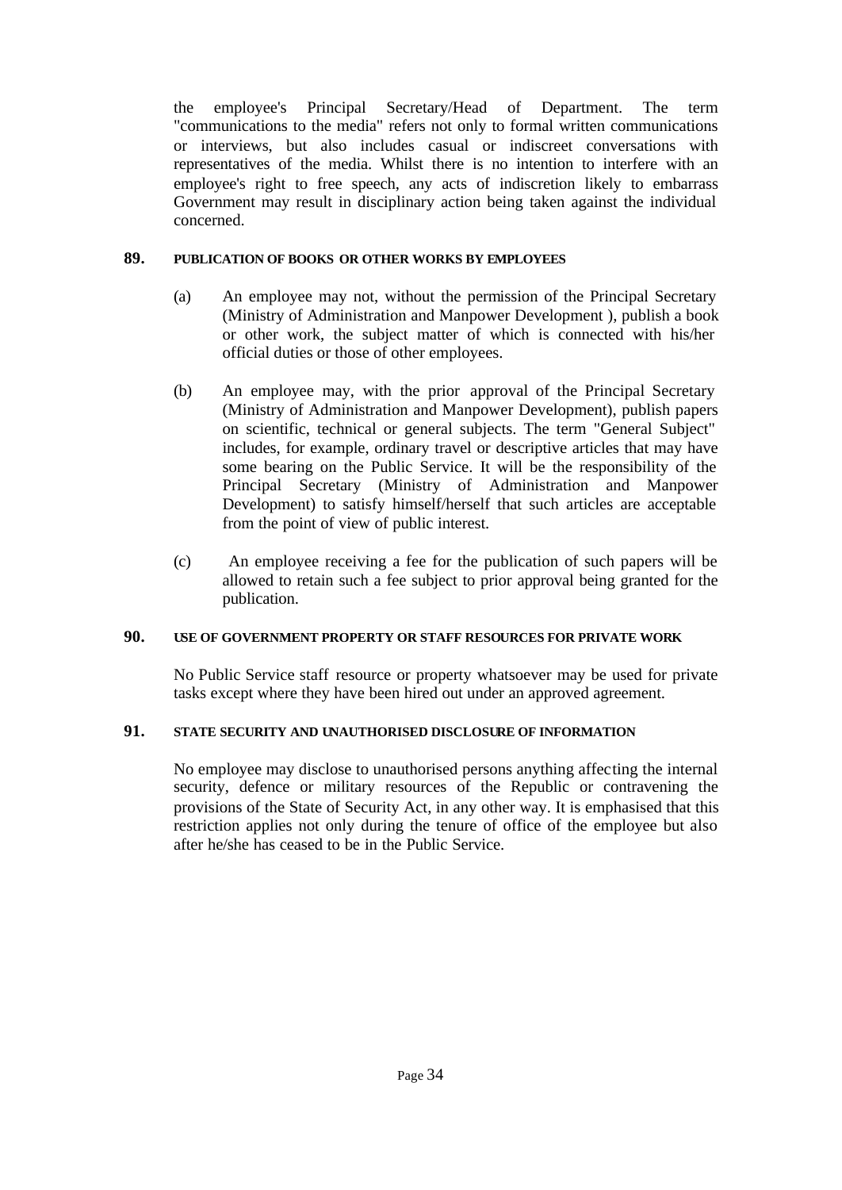the employee's Principal Secretary/Head of Department. The term "communications to the media" refers not only to formal written communications or interviews, but also includes casual or indiscreet conversations with representatives of the media. Whilst there is no intention to interfere with an employee's right to free speech, any acts of indiscretion likely to embarrass Government may result in disciplinary action being taken against the individual concerned.

## 89. PUBLICATION OF BOOKS OR OTHER WORKS BY EMPLOYEES

(a) An employee may not, without the permission of the Principal Secretary (Ministry of Administration and Manpower Development ), publish a book or other work, the subject matter of which is connected with his/her official duties or those of other employees.

(b) An employee may, with the prior approval of the Principal Secretary (Ministry of Administration and Manpower Development), publish papers on scientific, technical or general subjects. The term "General Subject" includes, for example, ordinary travel or descriptive articles that may have some bearing on the Public Service. It will be the responsibility of the Principal Secretary (Ministry of Administration and Manpower Development) to satisfy himself/herself that such articles are acceptable from the point of view of public interest.

(c) An employee receiving a fee for the publication of such papers will be allowed to retain such a fee subject to prior approval being granted for the publication.

## 90. USE OF GOVERNMENT PROPERTY OR STAFF RESOURCES FOR PRIVATE WORK

No Public Service staff resource or property whatsoever may be used for private tasks except where they have been hired out under an approved agreement.

## 91. STATE SECURITY AND UNAUTHORISED DISCLOSURE OF INFORMATION

No employee may disclose to unauthorised persons anything affecting the internal security, defence or military resources of the Republic or contravening the provisions of the State of Security Act, in any other way. It is emphasised that this restriction applies not only during the tenure of office of the employee but also after he/she has ceased to be in the Public Service.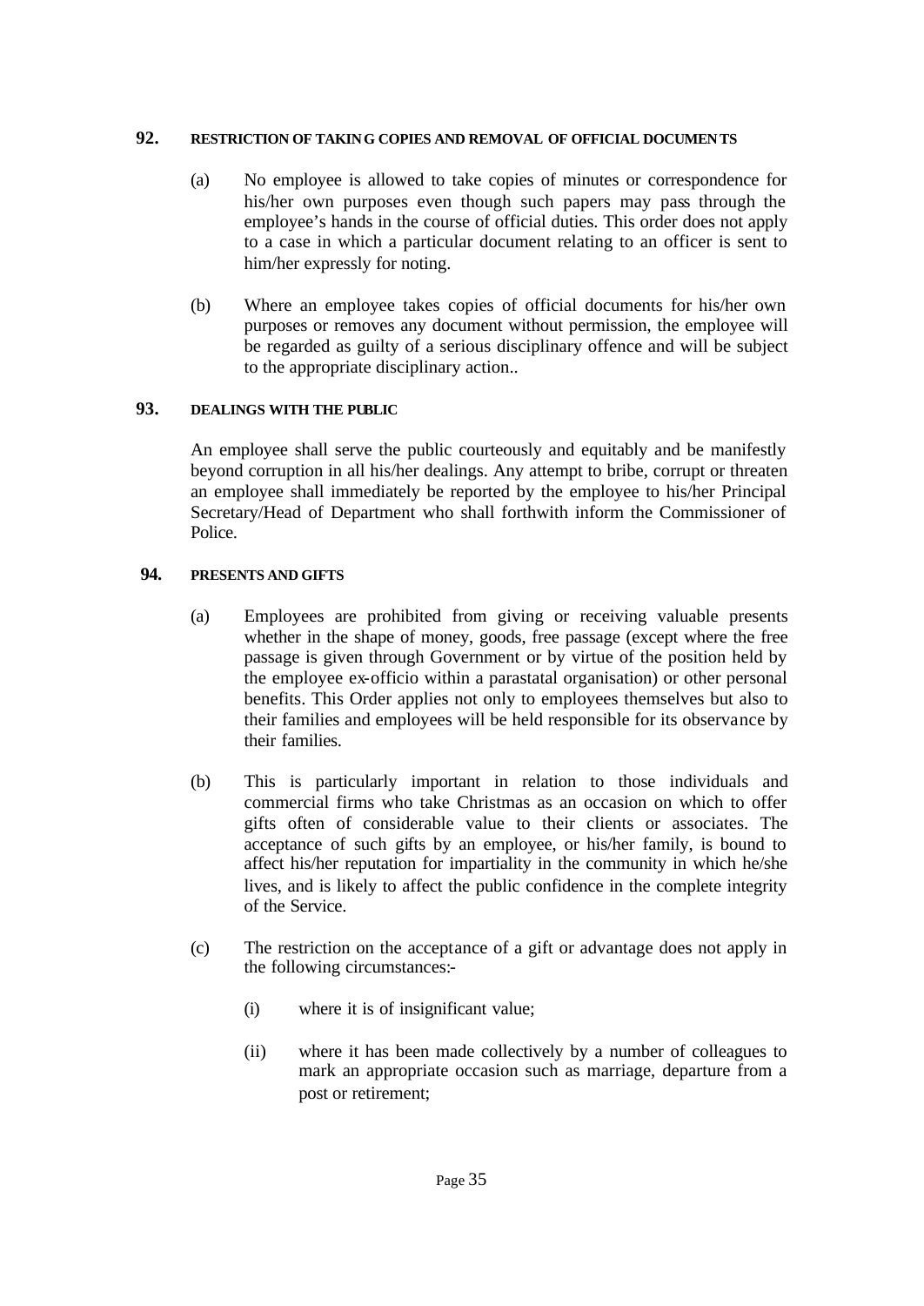## 92. RESTRICTION OF TAKING COPIES AND REMOVAL OF OFFICIAL DOCUMENTS

(a) No employee is allowed to take copies of minutes or correspondence for his/her own purposes even though such papers may pass through the employee's hands in the course of official duties. This order does not apply to a case in which a particular document relating to an officer is sent to him/her expressly for noting.

(b) Where an employee takes copies of official documents for his/her own purposes or removes any document without permission, the employee will be regarded as guilty of a serious disciplinary offence and will be subject to the appropriate disciplinary action..

## 93. DEALINGS WITH THE PUBLIC

An employee shall serve the public courteously and equitably and be manifestly beyond corruption in all his/her dealings. Any attempt to bribe, corrupt or threaten an employee shall immediately be reported by the employee to his/her Principal Secretary/Head of Department who shall forthwith inform the Commissioner of Police.

## 94. PRESENTS AND GIFTS

(a) Employees are prohibited from giving or receiving valuable presents whether in the shape of money, goods, free passage (except where the free passage is given through Government or by virtue of the position held by the employee ex-officio within a parastatal organisation) or other personal benefits. This Order applies not only to employees themselves but also to their families and employees will be held responsible for its observance by their families.

(b) This is particularly important in relation to those individuals and commercial firms who take Christmas as an occasion on which to offer gifts often of considerable value to their clients or associates. The acceptance of such gifts by an employee, or his/her family, is bound to affect his/her reputation for impartiality in the community in which he/she lives, and is likely to affect the public confidence in the complete integrity of the Service.

(c) The restriction on the acceptance of a gift or advantage does not apply in the following circumstances:-

(i) where it is of insignificant value;

(ii) where it has been made collectively by a number of colleagues to mark an appropriate occasion such as marriage, departure from a post or retirement;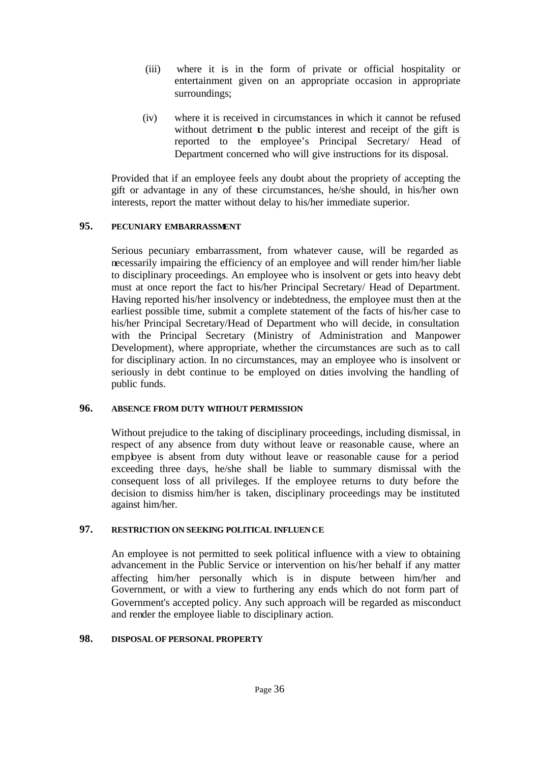(iii) where it is in the form of private or official hospitality or entertainment given on an appropriate occasion in appropriate surroundings;

(iv) where it is received in circumstances in which it cannot be refused without detriment to the public interest and receipt of the gift is reported to the employee's Principal Secretary/ Head of Department concerned who will give instructions for its disposal.

Provided that if an employee feels any doubt about the propriety of accepting the gift or advantage in any of these circumstances, he/she should, in his/her own interests, report the matter without delay to his/her immediate superior.

## 95. PECUNIARY EMBARRASSMENT

Serious pecuniary embarrassment, from whatever cause, will be regarded as necessarily impairing the efficiency of an employee and will render him/her liable to disciplinary proceedings. An employee who is insolvent or gets into heavy debt must at once report the fact to his/her Principal Secretary/ Head of Department. Having reported his/her insolvency or indebtedness, the employee must then at the earliest possible time, submit a complete statement of the facts of his/her case to his/her Principal Secretary/Head of Department who will decide, in consultation with the Principal Secretary (Ministry of Administration and Manpower Development), where appropriate, whether the circumstances are such as to call for disciplinary action. In no circumstances, may an employee who is insolvent or seriously in debt continue to be employed on duties involving the handling of public funds.

## 96. ABSENCE FROM DUTY WITHOUT PERMISSION

Without prejudice to the taking of disciplinary proceedings, including dismissal, in respect of any absence from duty without leave or reasonable cause, where an employee is absent from duty without leave or reasonable cause for a period exceeding three days, he/she shall be liable to summary dismissal with the consequent loss of all privileges. If the employee returns to duty before the decision to dismiss him/her is taken, disciplinary proceedings may be instituted against him/her.

## 97. RESTRICTION ON SEEKING POLITICAL INFLUENCE

An employee is not permitted to seek political influence with a view to obtaining advancement in the Public Service or intervention on his/her behalf if any matter affecting him/her personally which is in dispute between him/her and Government, or with a view to furthering any ends which do not form part of Government's accepted policy. Any such approach will be regarded as misconduct and render the employee liable to disciplinary action.

## 98. DISPOSAL OF PERSONAL PROPERTY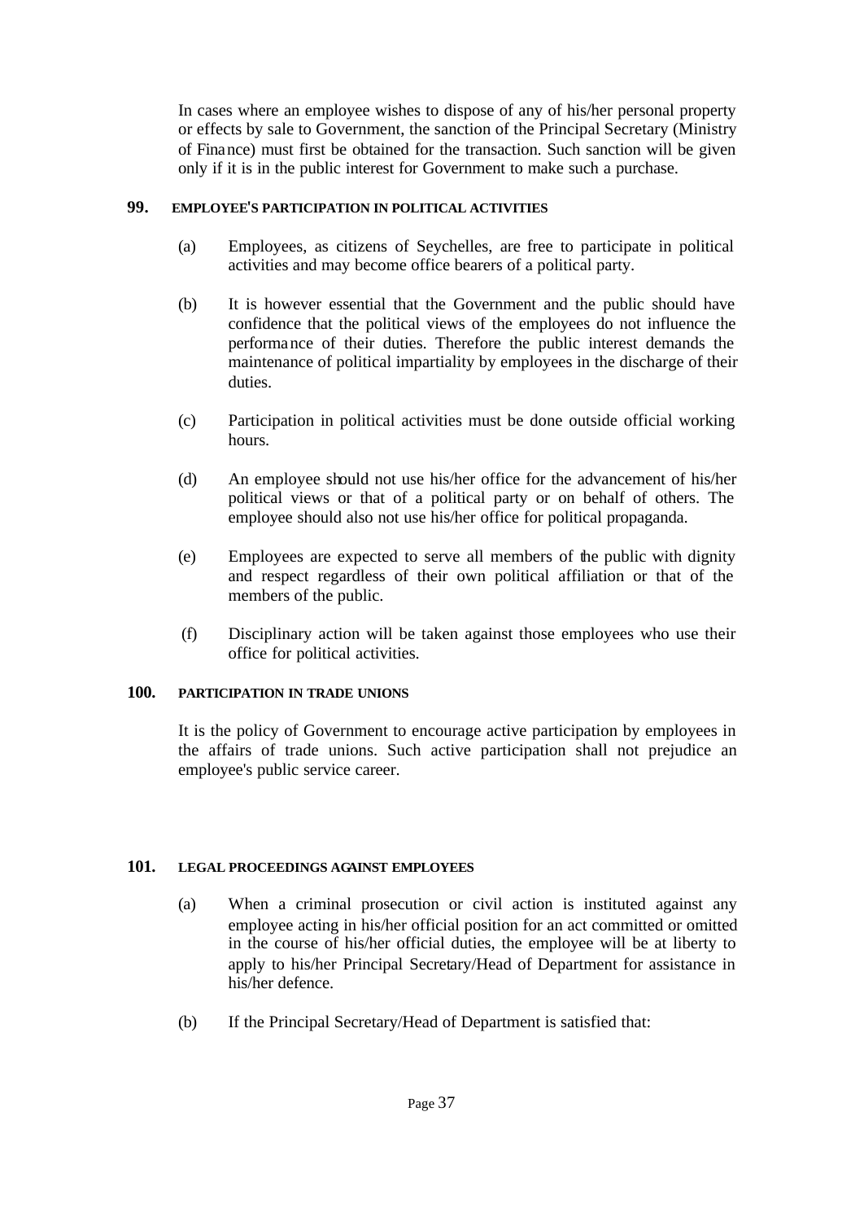In cases where an employee wishes to dispose of any of his/her personal property or effects by sale to Government, the sanction of the Principal Secretary (Ministry of Finance) must first be obtained for the transaction. Such sanction will be given only if it is in the public interest for Government to make such a purchase.

## 99. EMPLOYEE'S PARTICIPATION IN POLITICAL ACTIVITIES

(a) Employees, as citizens of Seychelles, are free to participate in political activities and may become office bearers of a political party.

(b) It is however essential that the Government and the public should have confidence that the political views of the employees do not influence the performance of their duties. Therefore the public interest demands the maintenance of political impartiality by employees in the discharge of their duties.

(c) Participation in political activities must be done outside official working hours.

(d) An employee should not use his/her office for the advancement of his/her political views or that of a political party or on behalf of others. The employee should also not use his/her office for political propaganda.

(e) Employees are expected to serve all members of the public with dignity and respect regardless of their own political affiliation or that of the members of the public.

(f) Disciplinary action will be taken against those employees who use their office for political activities.

## 100. PARTICIPATION IN TRADE UNIONS

It is the policy of Government to encourage active participation by employees in the affairs of trade unions. Such active participation shall not prejudice an employee's public service career.

## 101. LEGAL PROCEEDINGS AGAINST EMPLOYEES

(a) When a criminal prosecution or civil action is instituted against any employee acting in his/her official position for an act committed or omitted in the course of his/her official duties, the employee will be at liberty to apply to his/her Principal Secretary/Head of Department for assistance in his/her defence.

(b) If the Principal Secretary/Head of Department is satisfied that: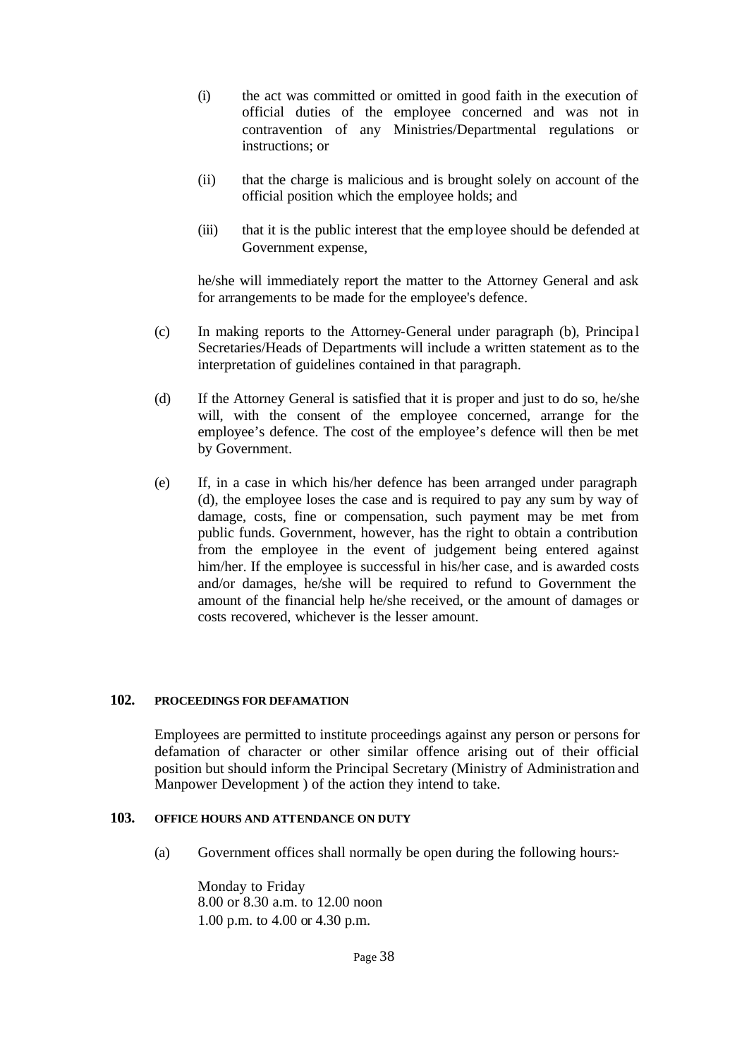(i) the act was committed or omitted in good faith in the execution of official duties of the employee concerned and was not in contravention of any Ministries/Departmental regulations or instructions; or

(ii) that the charge is malicious and is brought solely on account of the official position which the employee holds; and

(iii) that it is the public interest that the employee should be defended at Government expense,

he/she will immediately report the matter to the Attorney General and ask for arrangements to be made for the employee's defence.

(c) In making reports to the Attorney-General under paragraph (b), Principal Secretaries/Heads of Departments will include a written statement as to the interpretation of guidelines contained in that paragraph.

(d) If the Attorney General is satisfied that it is proper and just to do so, he/she will, with the consent of the employee concerned, arrange for the employee's defence. The cost of the employee's defence will then be met by Government.

(e) If, in a case in which his/her defence has been arranged under paragraph (d), the employee loses the case and is required to pay any sum by way of damage, costs, fine or compensation, such payment may be met from public funds. Government, however, has the right to obtain a contribution from the employee in the event of judgement being entered against him/her. If the employee is successful in his/her case, and is awarded costs and/or damages, he/she will be required to refund to Government the amount of the financial help he/she received, or the amount of damages or costs recovered, whichever is the lesser amount.

## 102. PROCEEDINGS FOR DEFAMATION

Employees are permitted to institute proceedings against any person or persons for defamation of character or other similar offence arising out of their official position but should inform the Principal Secretary (Ministry of Administration and Manpower Development ) of the action they intend to take.

## 103. OFFICE HOURS AND ATTENDANCE ON DUTY

(a) Government offices shall normally be open during the following hours:-

Monday to Friday
8.00 or 8.30 a.m. to 12.00 noon
1.00 p.m. to 4.00 or 4.30 p.m.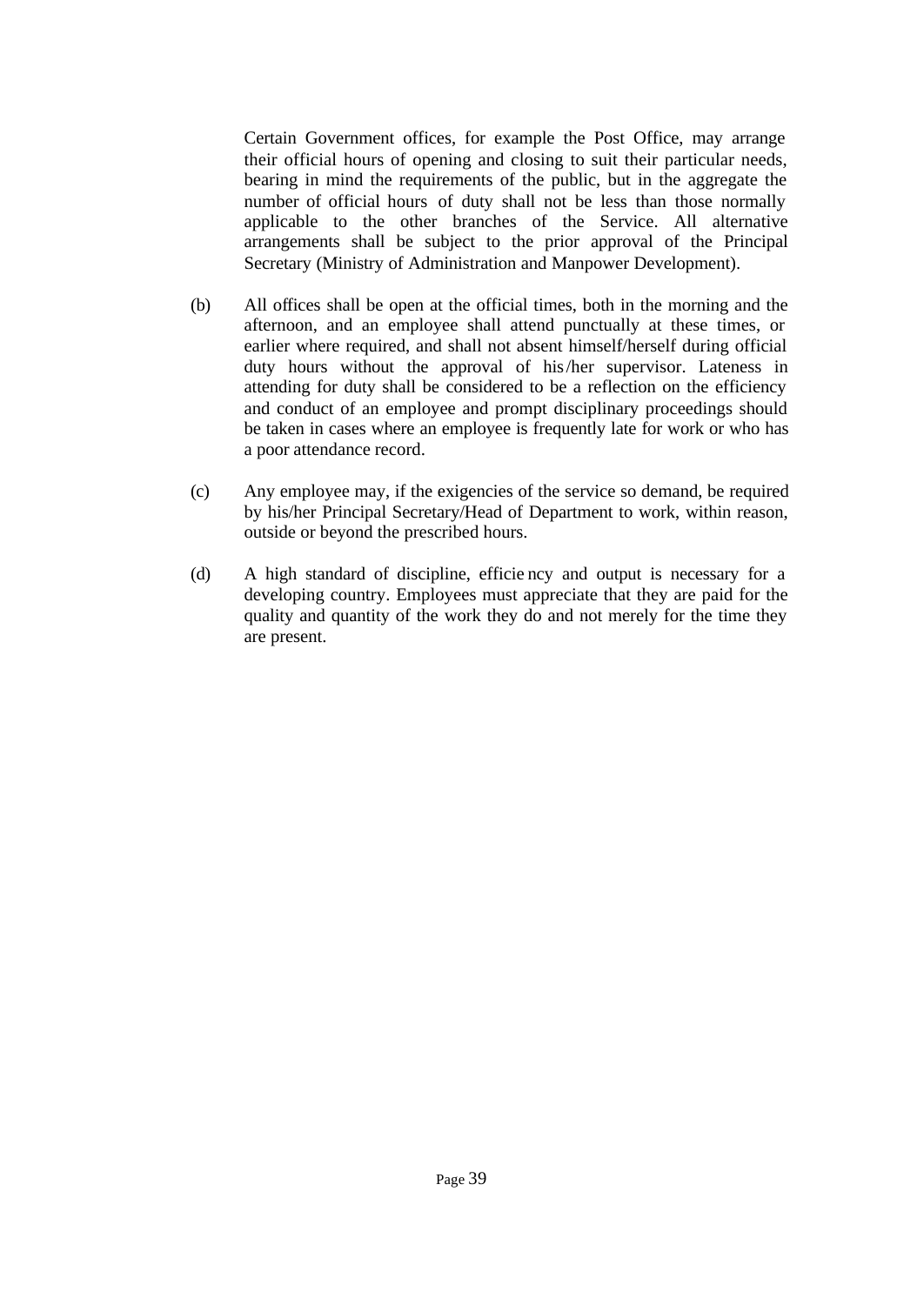Certain Government offices, for example the Post Office, may arrange their official hours of opening and closing to suit their particular needs, bearing in mind the requirements of the public, but in the aggregate the number of official hours of duty shall not be less than those normally applicable to the other branches of the Service. All alternative arrangements shall be subject to the prior approval of the Principal Secretary (Ministry of Administration and Manpower Development).

(b) All offices shall be open at the official times, both in the morning and the afternoon, and an employee shall attend punctually at these times, or earlier where required, and shall not absent himself/herself during official duty hours without the approval of his/her supervisor. Lateness in attending for duty shall be considered to be a reflection on the efficiency and conduct of an employee and prompt disciplinary proceedings should be taken in cases where an employee is frequently late for work or who has a poor attendance record.

(c) Any employee may, if the exigencies of the service so demand, be required by his/her Principal Secretary/Head of Department to work, within reason, outside or beyond the prescribed hours.

(d) A high standard of discipline, efficiency and output is necessary for a developing country. Employees must appreciate that they are paid for the quality and quantity of the work they do and not merely for the time they are present.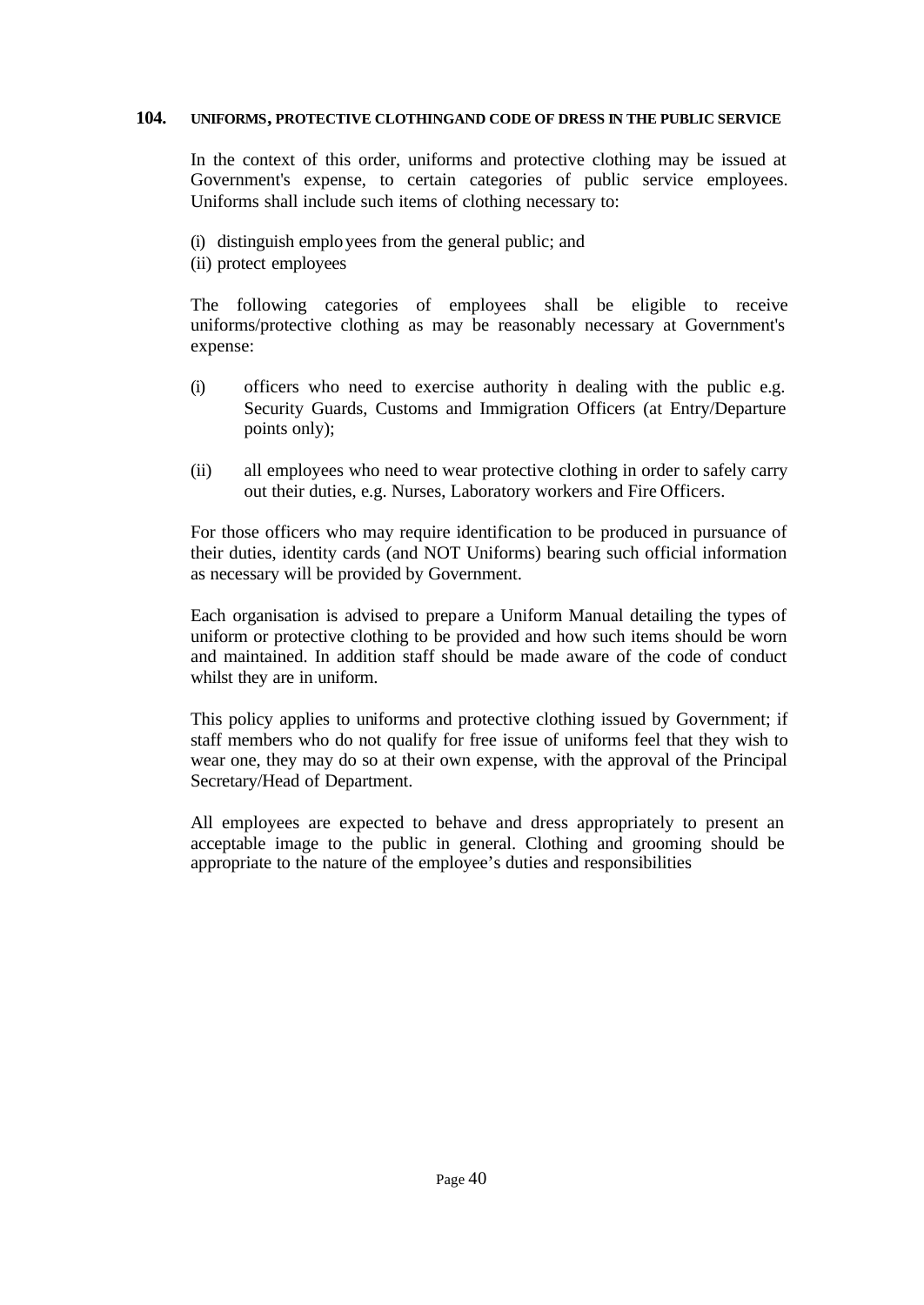## 104. UNIFORMS, PROTECTIVE CLOTHINGAND CODE OF DRESS IN THE PUBLIC SERVICE

In the context of this order, uniforms and protective clothing may be issued at Government's expense, to certain categories of public service employees. Uniforms shall include such items of clothing necessary to:

(i) distinguish employees from the general public; and
(ii) protect employees

The following categories of employees shall be eligible to receive uniforms/protective clothing as may be reasonably necessary at Government's expense:

(i) officers who need to exercise authority in dealing with the public e.g. Security Guards, Customs and Immigration Officers (at Entry/Departure points only);

(ii) all employees who need to wear protective clothing in order to safely carry out their duties, e.g. Nurses, Laboratory workers and Fire Officers.

For those officers who may require identification to be produced in pursuance of their duties, identity cards (and NOT Uniforms) bearing such official information as necessary will be provided by Government.

Each organisation is advised to prepare a Uniform Manual detailing the types of uniform or protective clothing to be provided and how such items should be worn and maintained. In addition staff should be made aware of the code of conduct whilst they are in uniform.

This policy applies to uniforms and protective clothing issued by Government; if staff members who do not qualify for free issue of uniforms feel that they wish to wear one, they may do so at their own expense, with the approval of the Principal Secretary/Head of Department.

All employees are expected to behave and dress appropriately to present an acceptable image to the public in general. Clothing and grooming should be appropriate to the nature of the employee's duties and responsibilities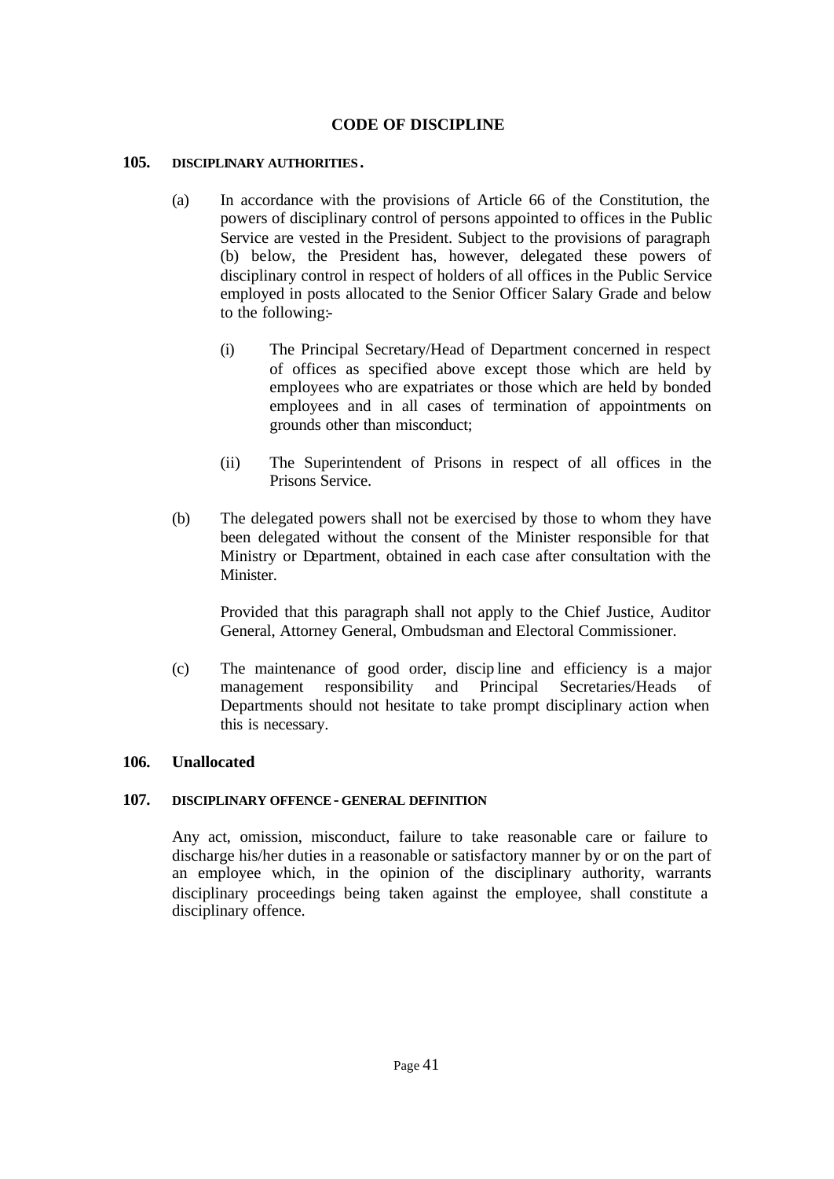# CODE OF DISCIPLINE

## 105. DISCIPLINARY AUTHORITIES.

(a) In accordance with the provisions of Article 66 of the Constitution, the powers of disciplinary control of persons appointed to offices in the Public Service are vested in the President. Subject to the provisions of paragraph (b) below, the President has, however, delegated these powers of disciplinary control in respect of holders of all offices in the Public Service employed in posts allocated to the Senior Officer Salary Grade and below to the following:-

(i) The Principal Secretary/Head of Department concerned in respect of offices as specified above except those which are held by employees who are expatriates or those which are held by bonded employees and in all cases of termination of appointments on grounds other than misconduct;

(ii) The Superintendent of Prisons in respect of all offices in the Prisons Service.

(b) The delegated powers shall not be exercised by those to whom they have been delegated without the consent of the Minister responsible for that Ministry or Department, obtained in each case after consultation with the Minister.

Provided that this paragraph shall not apply to the Chief Justice, Auditor General, Attorney General, Ombudsman and Electoral Commissioner.

(c) The maintenance of good order, discipline and efficiency is a major management responsibility and Principal Secretaries/Heads of Departments should not hesitate to take prompt disciplinary action when this is necessary.

## 106. Unallocated

## 107. DISCIPLINARY OFFENCE - GENERAL DEFINITION

Any act, omission, misconduct, failure to take reasonable care or failure to discharge his/her duties in a reasonable or satisfactory manner by or on the part of an employee which, in the opinion of the disciplinary authority, warrants disciplinary proceedings being taken against the employee, shall constitute a disciplinary offence.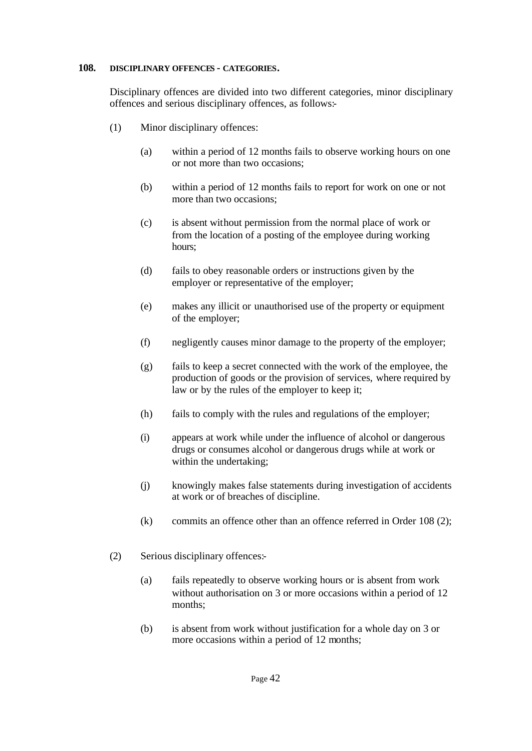## 108. DISCIPLINARY OFFENCES - CATEGORIES.

Disciplinary offences are divided into two different categories, minor disciplinary offences and serious disciplinary offences, as follows:-

(1) Minor disciplinary offences:

(a) within a period of 12 months fails to observe working hours on one or not more than two occasions;

(b) within a period of 12 months fails to report for work on one or not more than two occasions;

(c) is absent without permission from the normal place of work or from the location of a posting of the employee during working hours;

(d) fails to obey reasonable orders or instructions given by the employer or representative of the employer;

(e) makes any illicit or unauthorised use of the property or equipment of the employer;

(f) negligently causes minor damage to the property of the employer;

(g) fails to keep a secret connected with the work of the employee, the production of goods or the provision of services, where required by law or by the rules of the employer to keep it;

(h) fails to comply with the rules and regulations of the employer;

(i) appears at work while under the influence of alcohol or dangerous drugs or consumes alcohol or dangerous drugs while at work or within the undertaking;

(j) knowingly makes false statements during investigation of accidents at work or of breaches of discipline.

(k) commits an offence other than an offence referred in Order 108 (2);

(2) Serious disciplinary offences:-

(a) fails repeatedly to observe working hours or is absent from work without authorisation on 3 or more occasions within a period of 12 months;

(b) is absent from work without justification for a whole day on 3 or more occasions within a period of 12 months;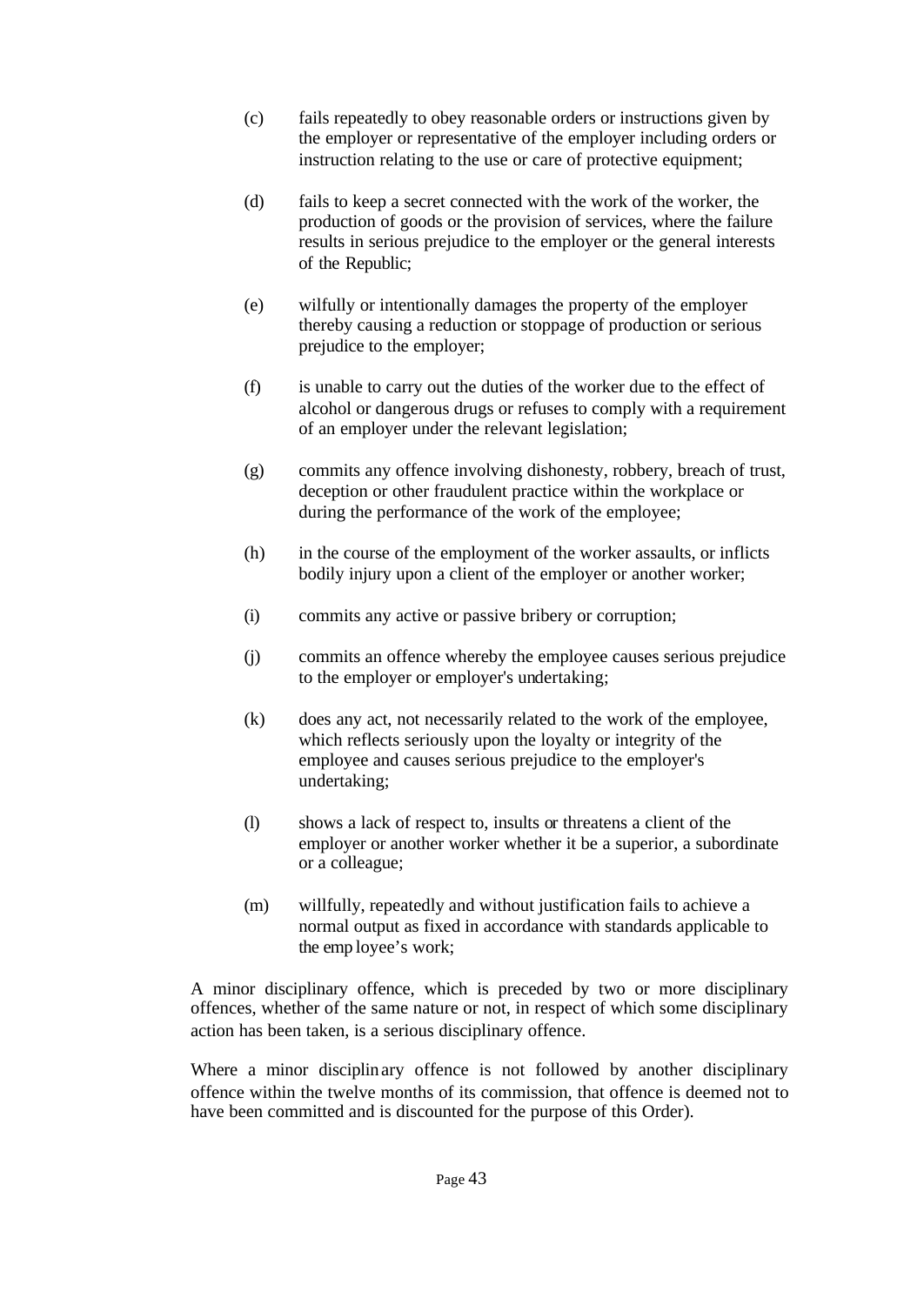(c) fails repeatedly to obey reasonable orders or instructions given by the employer or representative of the employer including orders or instruction relating to the use or care of protective equipment;

(d) fails to keep a secret connected with the work of the worker, the production of goods or the provision of services, where the failure results in serious prejudice to the employer or the general interests of the Republic;

(e) wilfully or intentionally damages the property of the employer thereby causing a reduction or stoppage of production or serious prejudice to the employer;

(f) is unable to carry out the duties of the worker due to the effect of alcohol or dangerous drugs or refuses to comply with a requirement of an employer under the relevant legislation;

(g) commits any offence involving dishonesty, robbery, breach of trust, deception or other fraudulent practice within the workplace or during the performance of the work of the employee;

(h) in the course of the employment of the worker assaults, or inflicts bodily injury upon a client of the employer or another worker;

(i) commits any active or passive bribery or corruption;

(j) commits an offence whereby the employee causes serious prejudice to the employer or employer's undertaking;

(k) does any act, not necessarily related to the work of the employee, which reflects seriously upon the loyalty or integrity of the employee and causes serious prejudice to the employer's undertaking;

(l) shows a lack of respect to, insults or threatens a client of the employer or another worker whether it be a superior, a subordinate or a colleague;

(m) willfully, repeatedly and without justification fails to achieve a normal output as fixed in accordance with standards applicable to the employee's work;

A minor disciplinary offence, which is preceded by two or more disciplinary offences, whether of the same nature or not, in respect of which some disciplinary action has been taken, is a serious disciplinary offence.

Where a minor disciplinary offence is not followed by another disciplinary offence within the twelve months of its commission, that offence is deemed not to have been committed and is discounted for the purpose of this Order).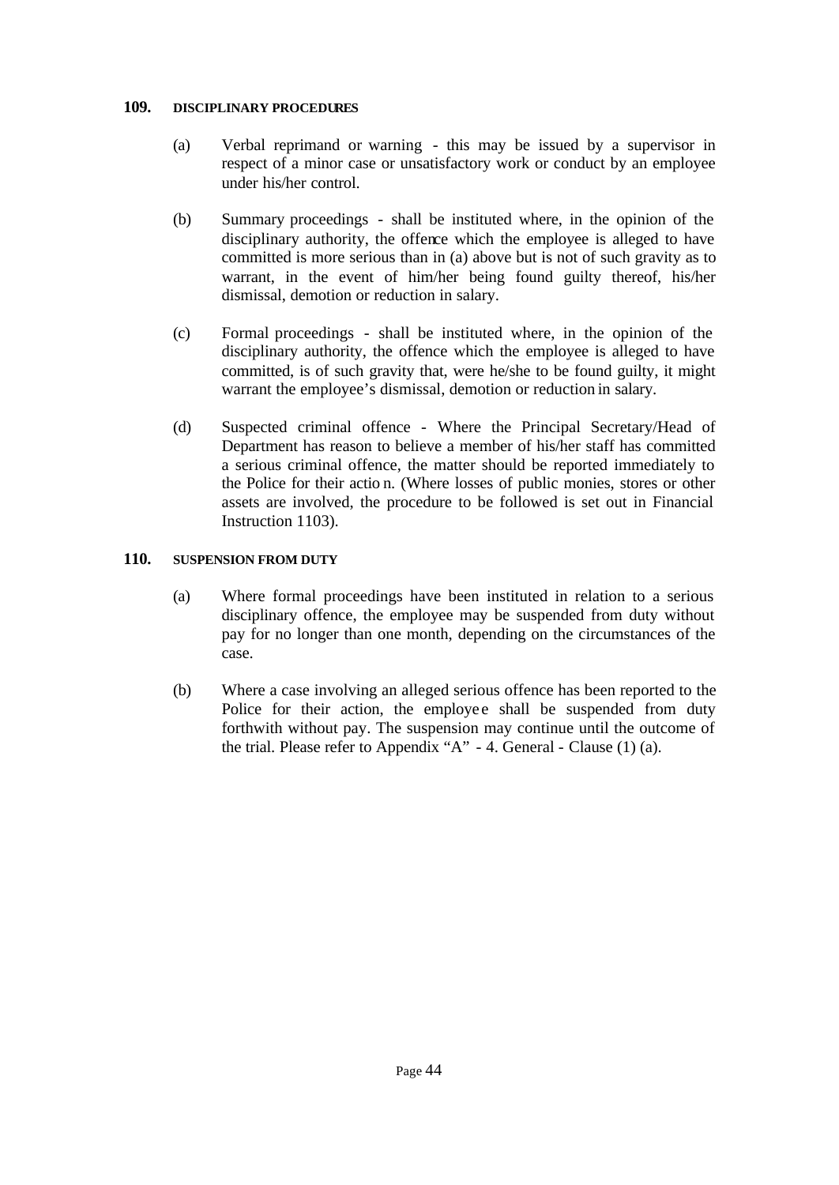**109. DISCIPLINARY PROCEDURES**

(a) Verbal reprimand or warning - this may be issued by a supervisor in respect of a minor case or unsatisfactory work or conduct by an employee under his/her control.

(b) Summary proceedings - shall be instituted where, in the opinion of the disciplinary authority, the offence which the employee is alleged to have committed is more serious than in (a) above but is not of such gravity as to warrant, in the event of him/her being found guilty thereof, his/her dismissal, demotion or reduction in salary.

(c) Formal proceedings - shall be instituted where, in the opinion of the disciplinary authority, the offence which the employee is alleged to have committed, is of such gravity that, were he/she to be found guilty, it might warrant the employee's dismissal, demotion or reduction in salary.

(d) Suspected criminal offence - Where the Principal Secretary/Head of Department has reason to believe a member of his/her staff has committed a serious criminal offence, the matter should be reported immediately to the Police for their action. (Where losses of public monies, stores or other assets are involved, the procedure to be followed is set out in Financial Instruction 1103).

**110. SUSPENSION FROM DUTY**

(a) Where formal proceedings have been instituted in relation to a serious disciplinary offence, the employee may be suspended from duty without pay for no longer than one month, depending on the circumstances of the case.

(b) Where a case involving an alleged serious offence has been reported to the Police for their action, the employee shall be suspended from duty forthwith without pay. The suspension may continue until the outcome of the trial. Please refer to Appendix "A" - 4. General - Clause (1) (a).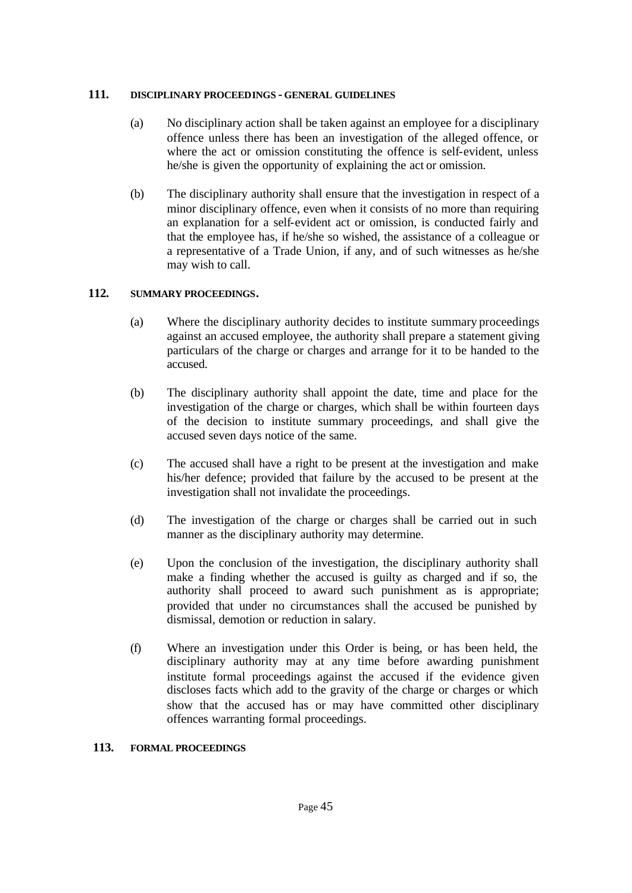## 111. DISCIPLINARY PROCEEDINGS - GENERAL GUIDELINES

(a) No disciplinary action shall be taken against an employee for a disciplinary offence unless there has been an investigation of the alleged offence, or where the act or omission constituting the offence is self-evident, unless he/she is given the opportunity of explaining the act or omission.

(b) The disciplinary authority shall ensure that the investigation in respect of a minor disciplinary offence, even when it consists of no more than requiring an explanation for a self-evident act or omission, is conducted fairly and that the employee has, if he/she so wished, the assistance of a colleague or a representative of a Trade Union, if any, and of such witnesses as he/she may wish to call.

## 112. SUMMARY PROCEEDINGS.

(a) Where the disciplinary authority decides to institute summary proceedings against an accused employee, the authority shall prepare a statement giving particulars of the charge or charges and arrange for it to be handed to the accused.

(b) The disciplinary authority shall appoint the date, time and place for the investigation of the charge or charges, which shall be within fourteen days of the decision to institute summary proceedings, and shall give the accused seven days notice of the same.

(c) The accused shall have a right to be present at the investigation and make his/her defence; provided that failure by the accused to be present at the investigation shall not invalidate the proceedings.

(d) The investigation of the charge or charges shall be carried out in such manner as the disciplinary authority may determine.

(e) Upon the conclusion of the investigation, the disciplinary authority shall make a finding whether the accused is guilty as charged and if so, the authority shall proceed to award such punishment as is appropriate; provided that under no circumstances shall the accused be punished by dismissal, demotion or reduction in salary.

(f) Where an investigation under this Order is being, or has been held, the disciplinary authority may at any time before awarding punishment institute formal proceedings against the accused if the evidence given discloses facts which add to the gravity of the charge or charges or which show that the accused has or may have committed other disciplinary offences warranting formal proceedings.

## 113. FORMAL PROCEEDINGS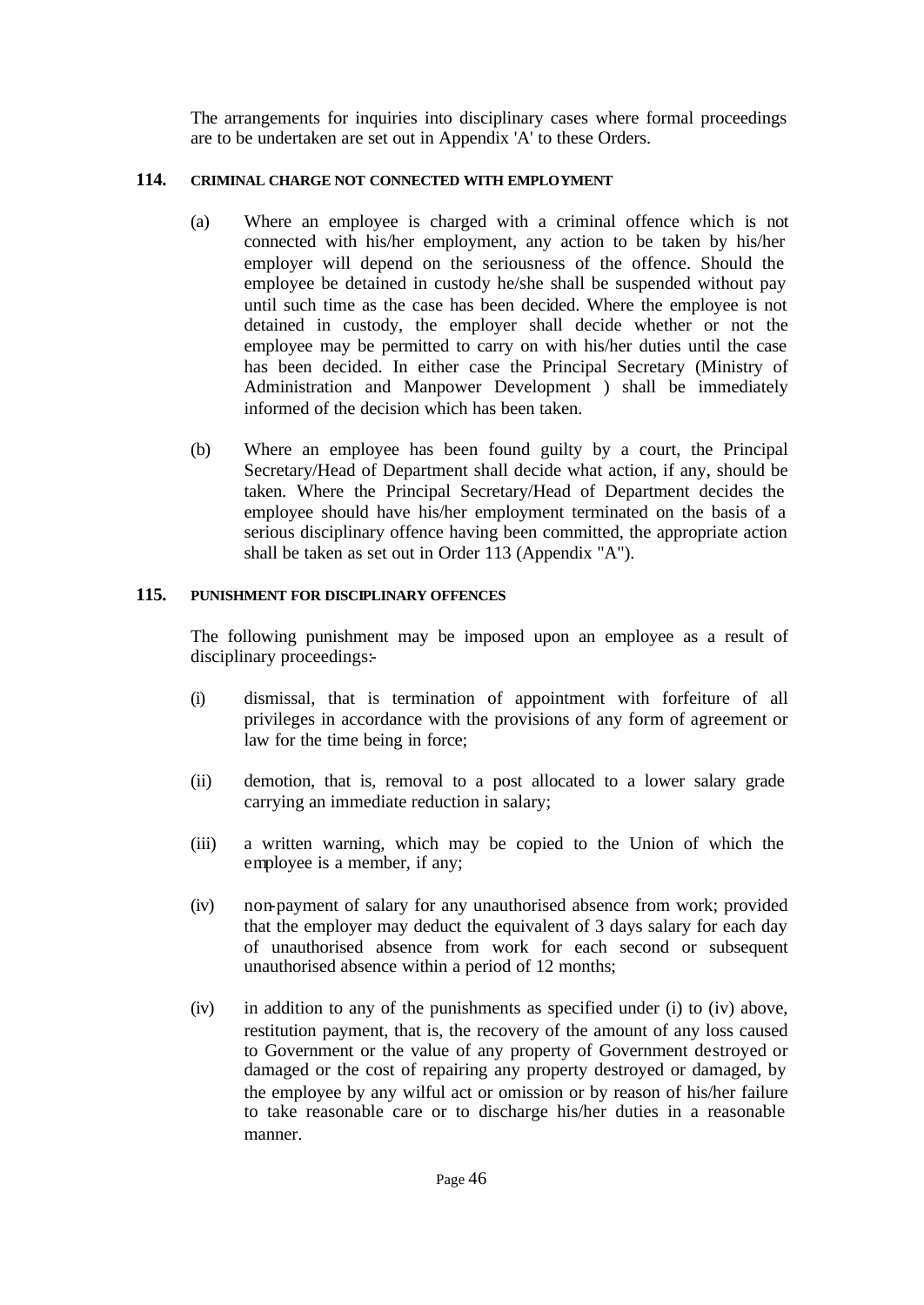The arrangements for inquiries into disciplinary cases where formal proceedings are to be undertaken are set out in Appendix 'A' to these Orders.

## 114. CRIMINAL CHARGE NOT CONNECTED WITH EMPLOYMENT

(a) Where an employee is charged with a criminal offence which is not connected with his/her employment, any action to be taken by his/her employer will depend on the seriousness of the offence. Should the employee be detained in custody he/she shall be suspended without pay until such time as the case has been decided. Where the employee is not detained in custody, the employer shall decide whether or not the employee may be permitted to carry on with his/her duties until the case has been decided. In either case the Principal Secretary (Ministry of Administration and Manpower Development ) shall be immediately informed of the decision which has been taken.

(b) Where an employee has been found guilty by a court, the Principal Secretary/Head of Department shall decide what action, if any, should be taken. Where the Principal Secretary/Head of Department decides the employee should have his/her employment terminated on the basis of a serious disciplinary offence having been committed, the appropriate action shall be taken as set out in Order 113 (Appendix "A").

## 115. PUNISHMENT FOR DISCIPLINARY OFFENCES

The following punishment may be imposed upon an employee as a result of disciplinary proceedings:-

(i) dismissal, that is termination of appointment with forfeiture of all privileges in accordance with the provisions of any form of agreement or law for the time being in force;

(ii) demotion, that is, removal to a post allocated to a lower salary grade carrying an immediate reduction in salary;

(iii) a written warning, which may be copied to the Union of which the employee is a member, if any;

(iv) non-payment of salary for any unauthorised absence from work; provided that the employer may deduct the equivalent of 3 days salary for each day of unauthorised absence from work for each second or subsequent unauthorised absence within a period of 12 months;

(iv) in addition to any of the punishments as specified under (i) to (iv) above, restitution payment, that is, the recovery of the amount of any loss caused to Government or the value of any property of Government destroyed or damaged or the cost of repairing any property destroyed or damaged, by the employee by any wilful act or omission or by reason of his/her failure to take reasonable care or to discharge his/her duties in a reasonable manner.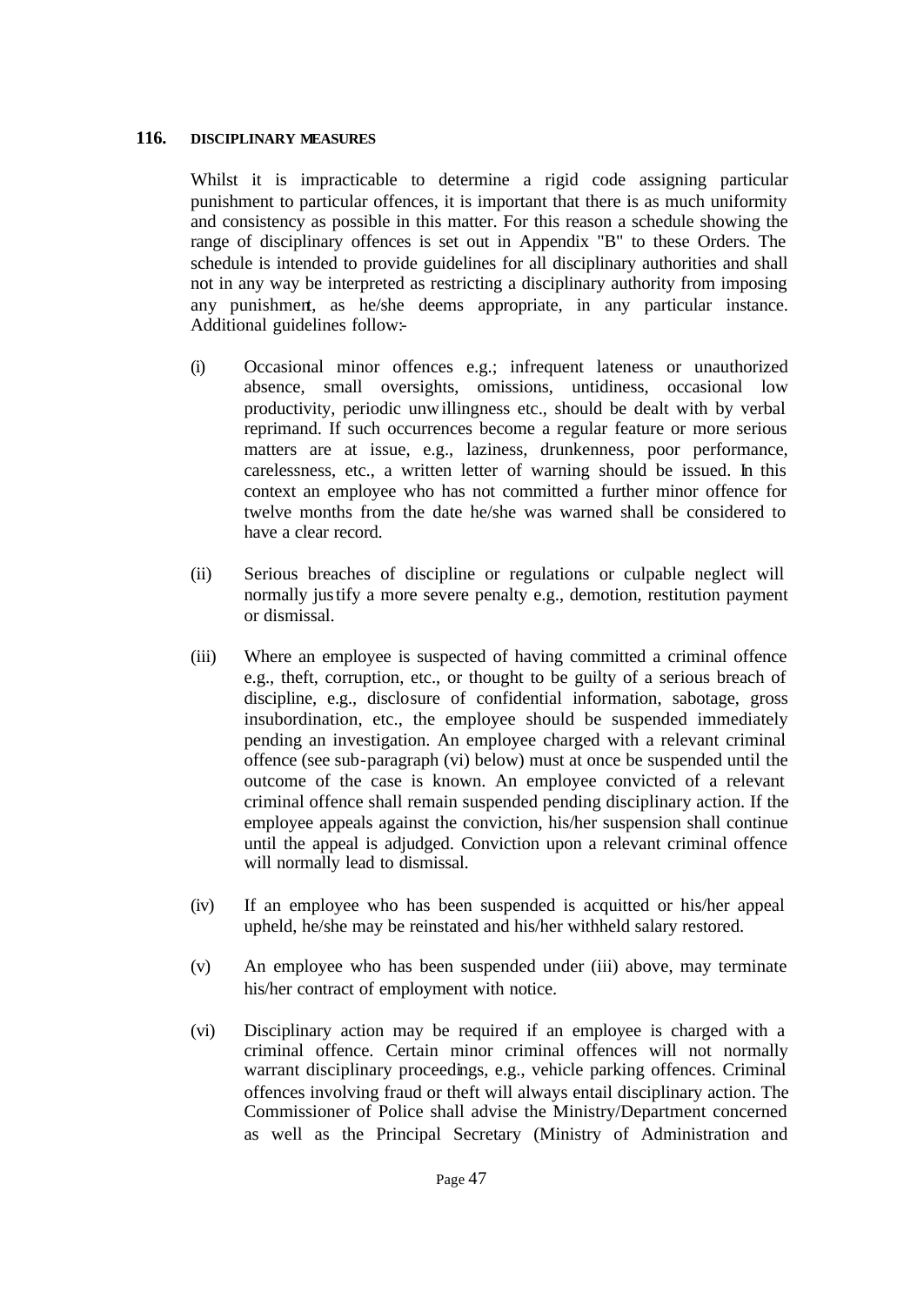## 116. DISCIPLINARY MEASURES

Whilst it is impracticable to determine a rigid code assigning particular punishment to particular offences, it is important that there is as much uniformity and consistency as possible in this matter. For this reason a schedule showing the range of disciplinary offences is set out in Appendix "B" to these Orders. The schedule is intended to provide guidelines for all disciplinary authorities and shall not in any way be interpreted as restricting a disciplinary authority from imposing any punishment, as he/she deems appropriate, in any particular instance. Additional guidelines follow:-

(i) Occasional minor offences e.g.; infrequent lateness or unauthorized absence, small oversights, omissions, untidiness, occasional low productivity, periodic unwillingness etc., should be dealt with by verbal reprimand. If such occurrences become a regular feature or more serious matters are at issue, e.g., laziness, drunkenness, poor performance, carelessness, etc., a written letter of warning should be issued. In this context an employee who has not committed a further minor offence for twelve months from the date he/she was warned shall be considered to have a clear record.

(ii) Serious breaches of discipline or regulations or culpable neglect will normally justify a more severe penalty e.g., demotion, restitution payment or dismissal.

(iii) Where an employee is suspected of having committed a criminal offence e.g., theft, corruption, etc., or thought to be guilty of a serious breach of discipline, e.g., disclosure of confidential information, sabotage, gross insubordination, etc., the employee should be suspended immediately pending an investigation. An employee charged with a relevant criminal offence (see sub-paragraph (vi) below) must at once be suspended until the outcome of the case is known. An employee convicted of a relevant criminal offence shall remain suspended pending disciplinary action. If the employee appeals against the conviction, his/her suspension shall continue until the appeal is adjudged. Conviction upon a relevant criminal offence will normally lead to dismissal.

(iv) If an employee who has been suspended is acquitted or his/her appeal upheld, he/she may be reinstated and his/her withheld salary restored.

(v) An employee who has been suspended under (iii) above, may terminate his/her contract of employment with notice.

(vi) Disciplinary action may be required if an employee is charged with a criminal offence. Certain minor criminal offences will not normally warrant disciplinary proceedings, e.g., vehicle parking offences. Criminal offences involving fraud or theft will always entail disciplinary action. The Commissioner of Police shall advise the Ministry/Department concerned as well as the Principal Secretary (Ministry of Administration and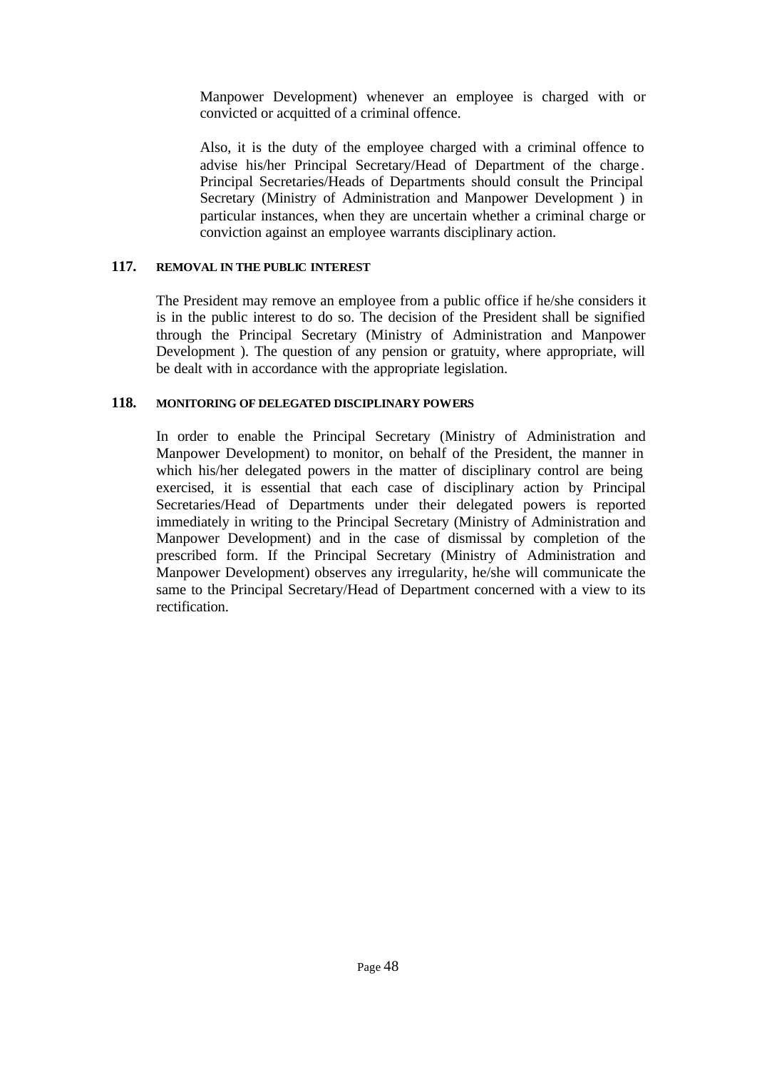Manpower Development) whenever an employee is charged with or convicted or acquitted of a criminal offence.

Also, it is the duty of the employee charged with a criminal offence to advise his/her Principal Secretary/Head of Department of the charge. Principal Secretaries/Heads of Departments should consult the Principal Secretary (Ministry of Administration and Manpower Development ) in particular instances, when they are uncertain whether a criminal charge or conviction against an employee warrants disciplinary action.

### 117. REMOVAL IN THE PUBLIC INTEREST

The President may remove an employee from a public office if he/she considers it is in the public interest to do so. The decision of the President shall be signified through the Principal Secretary (Ministry of Administration and Manpower Development ). The question of any pension or gratuity, where appropriate, will be dealt with in accordance with the appropriate legislation.

### 118. MONITORING OF DELEGATED DISCIPLINARY POWERS

In order to enable the Principal Secretary (Ministry of Administration and Manpower Development) to monitor, on behalf of the President, the manner in which his/her delegated powers in the matter of disciplinary control are being exercised, it is essential that each case of disciplinary action by Principal Secretaries/Head of Departments under their delegated powers is reported immediately in writing to the Principal Secretary (Ministry of Administration and Manpower Development) and in the case of dismissal by completion of the prescribed form. If the Principal Secretary (Ministry of Administration and Manpower Development) observes any irregularity, he/she will communicate the same to the Principal Secretary/Head of Department concerned with a view to its rectification.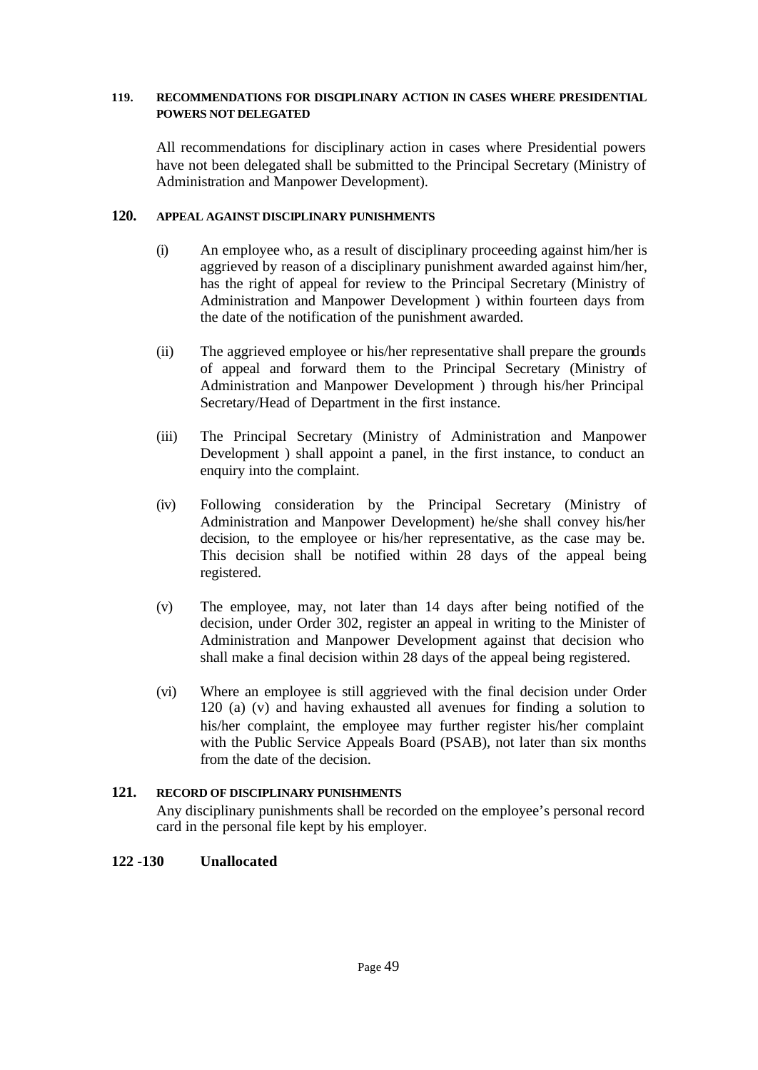### 119. RECOMMENDATIONS FOR DISCIPLINARY ACTION IN CASES WHERE PRESIDENTIAL POWERS NOT DELEGATED

All recommendations for disciplinary action in cases where Presidential powers have not been delegated shall be submitted to the Principal Secretary (Ministry of Administration and Manpower Development).

### 120. APPEAL AGAINST DISCIPLINARY PUNISHMENTS

(i) An employee who, as a result of disciplinary proceeding against him/her is aggrieved by reason of a disciplinary punishment awarded against him/her, has the right of appeal for review to the Principal Secretary (Ministry of Administration and Manpower Development ) within fourteen days from the date of the notification of the punishment awarded.

(ii) The aggrieved employee or his/her representative shall prepare the grounds of appeal and forward them to the Principal Secretary (Ministry of Administration and Manpower Development ) through his/her Principal Secretary/Head of Department in the first instance.

(iii) The Principal Secretary (Ministry of Administration and Manpower Development ) shall appoint a panel, in the first instance, to conduct an enquiry into the complaint.

(iv) Following consideration by the Principal Secretary (Ministry of Administration and Manpower Development) he/she shall convey his/her decision, to the employee or his/her representative, as the case may be. This decision shall be notified within 28 days of the appeal being registered.

(v) The employee, may, not later than 14 days after being notified of the decision, under Order 302, register an appeal in writing to the Minister of Administration and Manpower Development against that decision who shall make a final decision within 28 days of the appeal being registered.

(vi) Where an employee is still aggrieved with the final decision under Order 120 (a) (v) and having exhausted all avenues for finding a solution to his/her complaint, the employee may further register his/her complaint with the Public Service Appeals Board (PSAB), not later than six months from the date of the decision.

### 121. RECORD OF DISCIPLINARY PUNISHMENTS

Any disciplinary punishments shall be recorded on the employee's personal record card in the personal file kept by his employer.

### 122 -130 Unallocated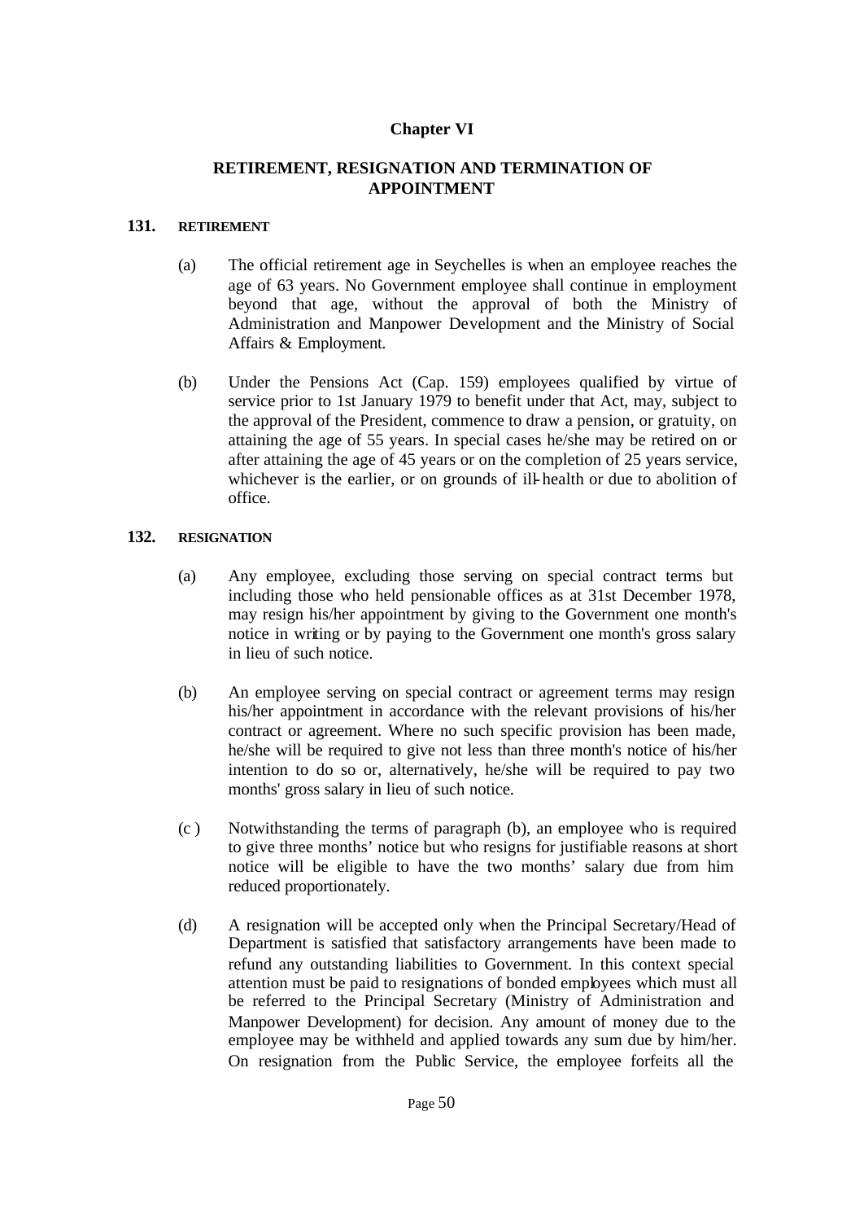## Chapter VI

## RETIREMENT, RESIGNATION AND TERMINATION OF APPOINTMENT

### 131. RETIREMENT

(a) The official retirement age in Seychelles is when an employee reaches the age of 63 years. No Government employee shall continue in employment beyond that age, without the approval of both the Ministry of Administration and Manpower Development and the Ministry of Social Affairs & Employment.

(b) Under the Pensions Act (Cap. 159) employees qualified by virtue of service prior to 1st January 1979 to benefit under that Act, may, subject to the approval of the President, commence to draw a pension, or gratuity, on attaining the age of 55 years. In special cases he/she may be retired on or after attaining the age of 45 years or on the completion of 25 years service, whichever is the earlier, or on grounds of ill-health or due to abolition of office.

### 132. RESIGNATION

(a) Any employee, excluding those serving on special contract terms but including those who held pensionable offices as at 31st December 1978, may resign his/her appointment by giving to the Government one month's notice in writing or by paying to the Government one month's gross salary in lieu of such notice.

(b) An employee serving on special contract or agreement terms may resign his/her appointment in accordance with the relevant provisions of his/her contract or agreement. Where no such specific provision has been made, he/she will be required to give not less than three month's notice of his/her intention to do so or, alternatively, he/she will be required to pay two months' gross salary in lieu of such notice.

(c ) Notwithstanding the terms of paragraph (b), an employee who is required to give three months' notice but who resigns for justifiable reasons at short notice will be eligible to have the two months' salary due from him reduced proportionately.

(d) A resignation will be accepted only when the Principal Secretary/Head of Department is satisfied that satisfactory arrangements have been made to refund any outstanding liabilities to Government. In this context special attention must be paid to resignations of bonded employees which must all be referred to the Principal Secretary (Ministry of Administration and Manpower Development) for decision. Any amount of money due to the employee may be withheld and applied towards any sum due by him/her. On resignation from the Public Service, the employee forfeits all the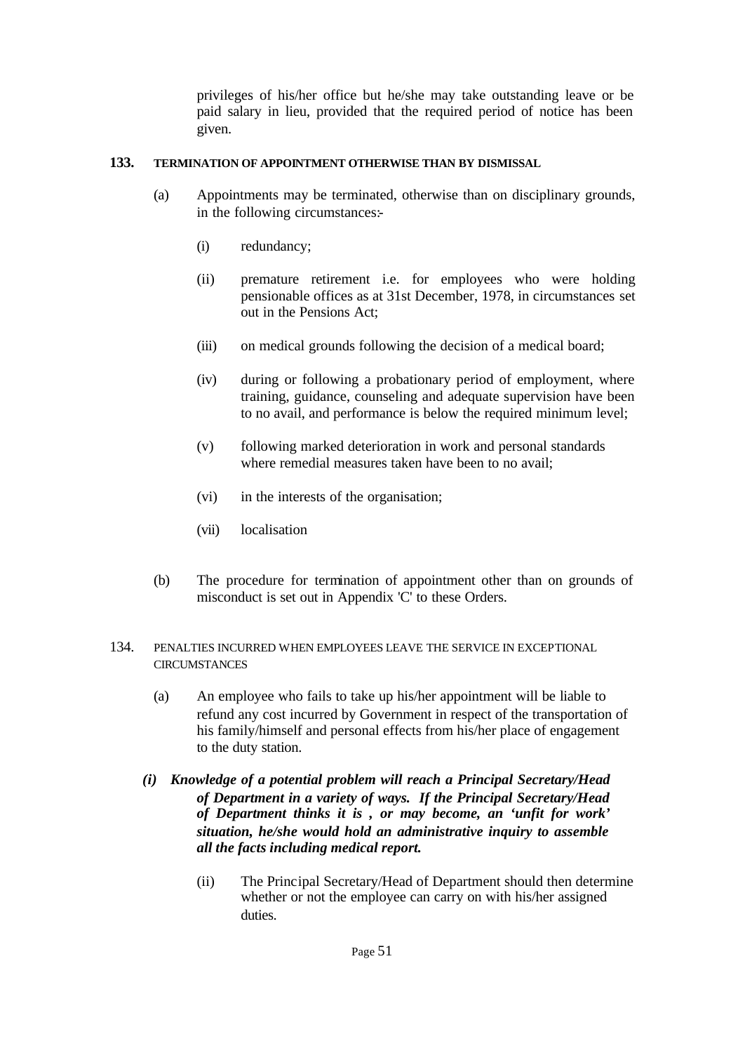privileges of his/her office but he/she may take outstanding leave or be paid salary in lieu, provided that the required period of notice has been given.

**133. TERMINATION OF APPOINTMENT OTHERWISE THAN BY DISMISSAL**

(a) Appointments may be terminated, otherwise than on disciplinary grounds, in the following circumstances:-

(i) redundancy;

(ii) premature retirement i.e. for employees who were holding pensionable offices as at 31st December, 1978, in circumstances set out in the Pensions Act;

(iii) on medical grounds following the decision of a medical board;

(iv) during or following a probationary period of employment, where training, guidance, counseling and adequate supervision have been to no avail, and performance is below the required minimum level;

(v) following marked deterioration in work and personal standards where remedial measures taken have been to no avail;

(vi) in the interests of the organisation;

(vii) localisation

(b) The procedure for termination of appointment other than on grounds of misconduct is set out in Appendix 'C' to these Orders.

134. PENALTIES INCURRED WHEN EMPLOYEES LEAVE THE SERVICE IN EXCEPTIONAL CIRCUMSTANCES

(a) An employee who fails to take up his/her appointment will be liable to refund any cost incurred by Government in respect of the transportation of his family/himself and personal effects from his/her place of engagement to the duty station.

***(i) Knowledge of a potential problem will reach a Principal Secretary/Head of Department in a variety of ways. If the Principal Secretary/Head of Department thinks it is , or may become, an 'unfit for work' situation, he/she would hold an administrative inquiry to assemble all the facts including medical report.***

(ii) The Principal Secretary/Head of Department should then determine whether or not the employee can carry on with his/her assigned duties.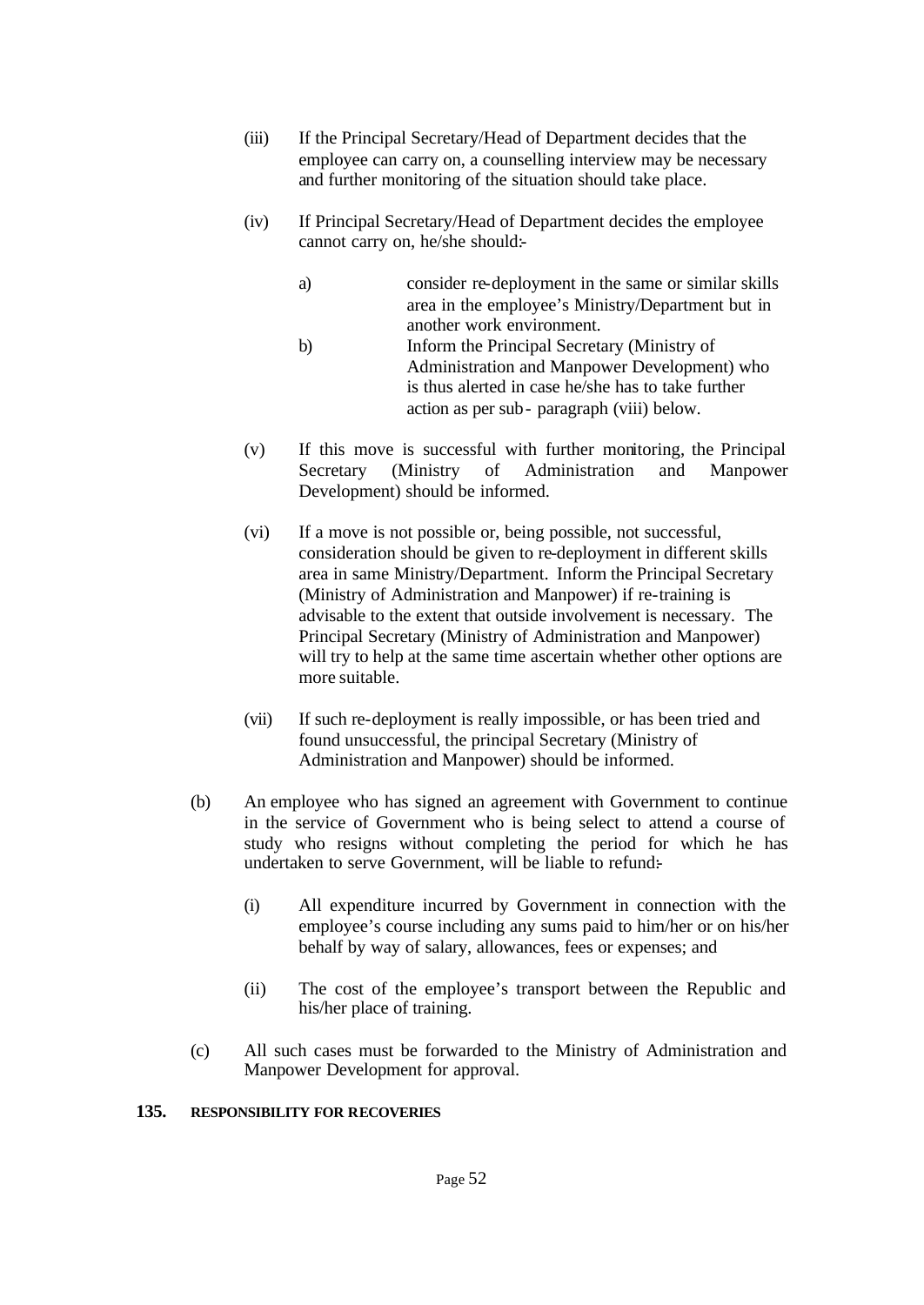(iii) If the Principal Secretary/Head of Department decides that the employee can carry on, a counselling interview may be necessary and further monitoring of the situation should take place.

(iv) If Principal Secretary/Head of Department decides the employee cannot carry on, he/she should:-

a) consider re-deployment in the same or similar skills area in the employee's Ministry/Department but in another work environment.

b) Inform the Principal Secretary (Ministry of Administration and Manpower Development) who is thus alerted in case he/she has to take further action as per sub- paragraph (viii) below.

(v) If this move is successful with further monitoring, the Principal Secretary (Ministry of Administration and Manpower Development) should be informed.

(vi) If a move is not possible or, being possible, not successful, consideration should be given to re-deployment in different skills area in same Ministry/Department. Inform the Principal Secretary (Ministry of Administration and Manpower) if re-training is advisable to the extent that outside involvement is necessary. The Principal Secretary (Ministry of Administration and Manpower) will try to help at the same time ascertain whether other options are more suitable.

(vii) If such re-deployment is really impossible, or has been tried and found unsuccessful, the principal Secretary (Ministry of Administration and Manpower) should be informed.

(b) An employee who has signed an agreement with Government to continue in the service of Government who is being select to attend a course of study who resigns without completing the period for which he has undertaken to serve Government, will be liable to refund:-

(i) All expenditure incurred by Government in connection with the employee's course including any sums paid to him/her or on his/her behalf by way of salary, allowances, fees or expenses; and

(ii) The cost of the employee's transport between the Republic and his/her place of training.

(c) All such cases must be forwarded to the Ministry of Administration and Manpower Development for approval.

## 135. RESPONSIBILITY FOR RECOVERIES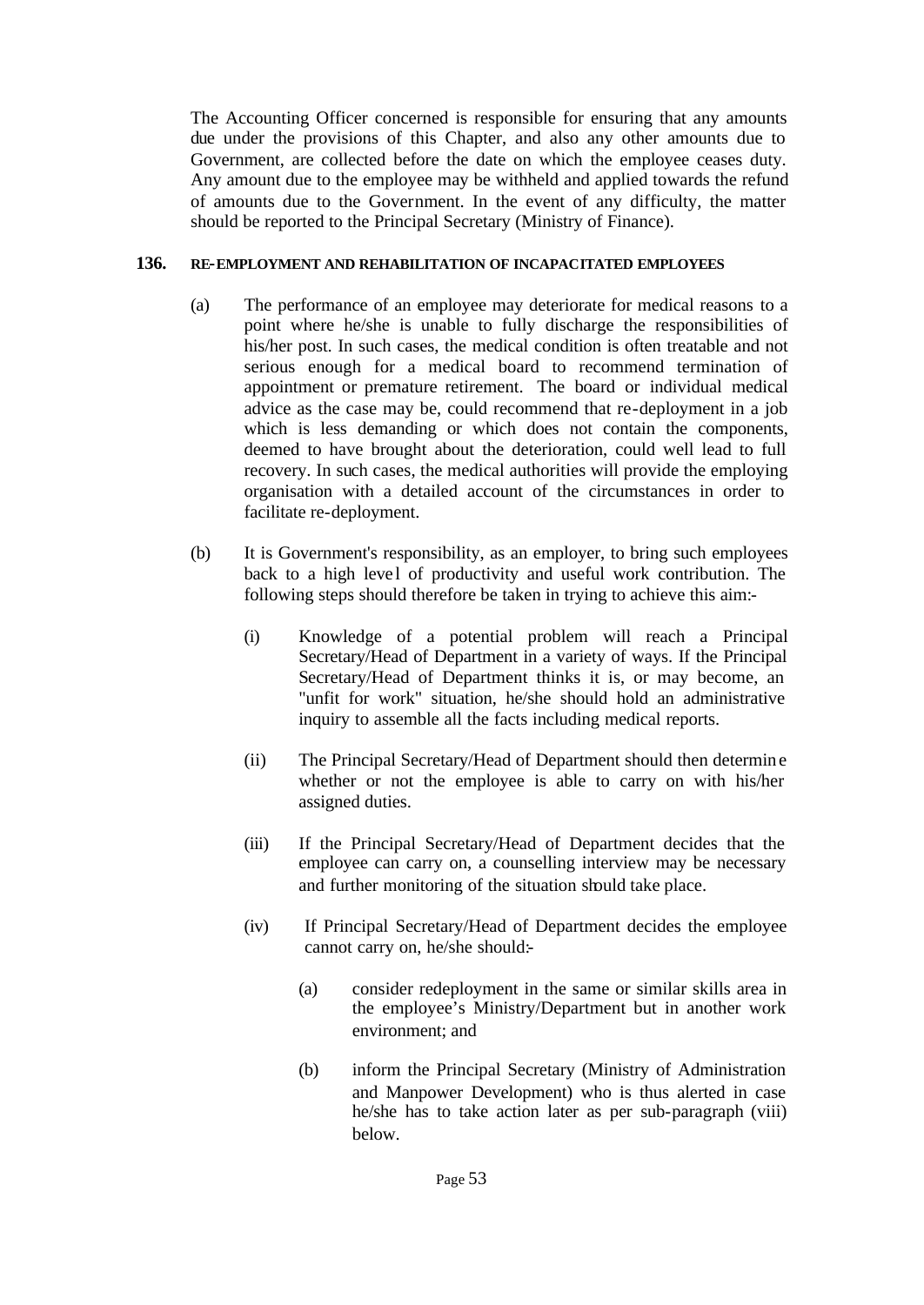The Accounting Officer concerned is responsible for ensuring that any amounts due under the provisions of this Chapter, and also any other amounts due to Government, are collected before the date on which the employee ceases duty. Any amount due to the employee may be withheld and applied towards the refund of amounts due to the Government. In the event of any difficulty, the matter should be reported to the Principal Secretary (Ministry of Finance).

**136. RE-EMPLOYMENT AND REHABILITATION OF INCAPACITATED EMPLOYEES**

(a) The performance of an employee may deteriorate for medical reasons to a point where he/she is unable to fully discharge the responsibilities of his/her post. In such cases, the medical condition is often treatable and not serious enough for a medical board to recommend termination of appointment or premature retirement. The board or individual medical advice as the case may be, could recommend that re-deployment in a job which is less demanding or which does not contain the components, deemed to have brought about the deterioration, could well lead to full recovery. In such cases, the medical authorities will provide the employing organisation with a detailed account of the circumstances in order to facilitate re-deployment.

(b) It is Government's responsibility, as an employer, to bring such employees back to a high level of productivity and useful work contribution. The following steps should therefore be taken in trying to achieve this aim:-

(i) Knowledge of a potential problem will reach a Principal Secretary/Head of Department in a variety of ways. If the Principal Secretary/Head of Department thinks it is, or may become, an "unfit for work" situation, he/she should hold an administrative inquiry to assemble all the facts including medical reports.

(ii) The Principal Secretary/Head of Department should then determine whether or not the employee is able to carry on with his/her assigned duties.

(iii) If the Principal Secretary/Head of Department decides that the employee can carry on, a counselling interview may be necessary and further monitoring of the situation should take place.

(iv) If Principal Secretary/Head of Department decides the employee cannot carry on, he/she should:-

(a) consider redeployment in the same or similar skills area in the employee's Ministry/Department but in another work environment; and

(b) inform the Principal Secretary (Ministry of Administration and Manpower Development) who is thus alerted in case he/she has to take action later as per sub-paragraph (viii) below.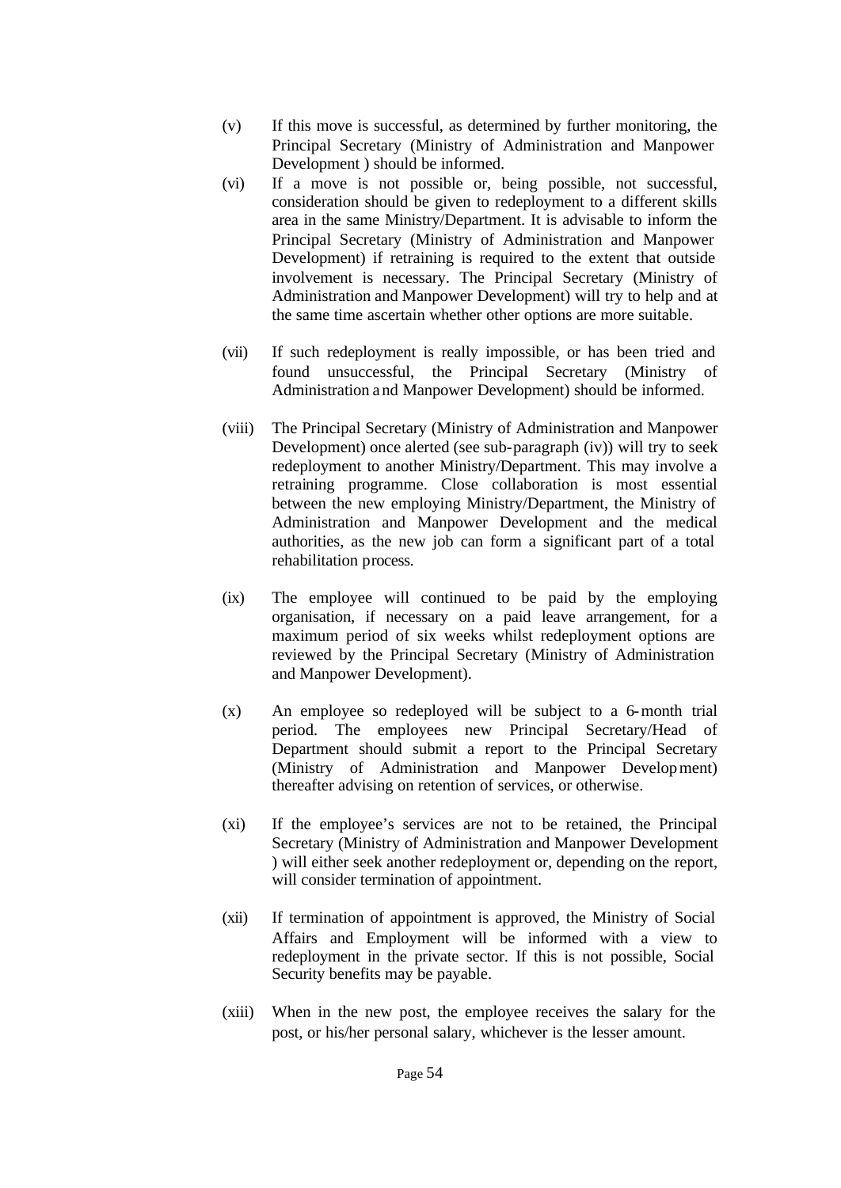(v) If this move is successful, as determined by further monitoring, the Principal Secretary (Ministry of Administration and Manpower Development ) should be informed.

(vi) If a move is not possible or, being possible, not successful, consideration should be given to redeployment to a different skills area in the same Ministry/Department. It is advisable to inform the Principal Secretary (Ministry of Administration and Manpower Development) if retraining is required to the extent that outside involvement is necessary. The Principal Secretary (Ministry of Administration and Manpower Development) will try to help and at the same time ascertain whether other options are more suitable.

(vii) If such redeployment is really impossible, or has been tried and found unsuccessful, the Principal Secretary (Ministry of Administration and Manpower Development) should be informed.

(viii) The Principal Secretary (Ministry of Administration and Manpower Development) once alerted (see sub-paragraph (iv)) will try to seek redeployment to another Ministry/Department. This may involve a retraining programme. Close collaboration is most essential between the new employing Ministry/Department, the Ministry of Administration and Manpower Development and the medical authorities, as the new job can form a significant part of a total rehabilitation process.

(ix) The employee will continued to be paid by the employing organisation, if necessary on a paid leave arrangement, for a maximum period of six weeks whilst redeployment options are reviewed by the Principal Secretary (Ministry of Administration and Manpower Development).

(x) An employee so redeployed will be subject to a 6-month trial period. The employees new Principal Secretary/Head of Department should submit a report to the Principal Secretary (Ministry of Administration and Manpower Development) thereafter advising on retention of services, or otherwise.

(xi) If the employee's services are not to be retained, the Principal Secretary (Ministry of Administration and Manpower Development ) will either seek another redeployment or, depending on the report, will consider termination of appointment.

(xii) If termination of appointment is approved, the Ministry of Social Affairs and Employment will be informed with a view to redeployment in the private sector. If this is not possible, Social Security benefits may be payable.

(xiii) When in the new post, the employee receives the salary for the post, or his/her personal salary, whichever is the lesser amount.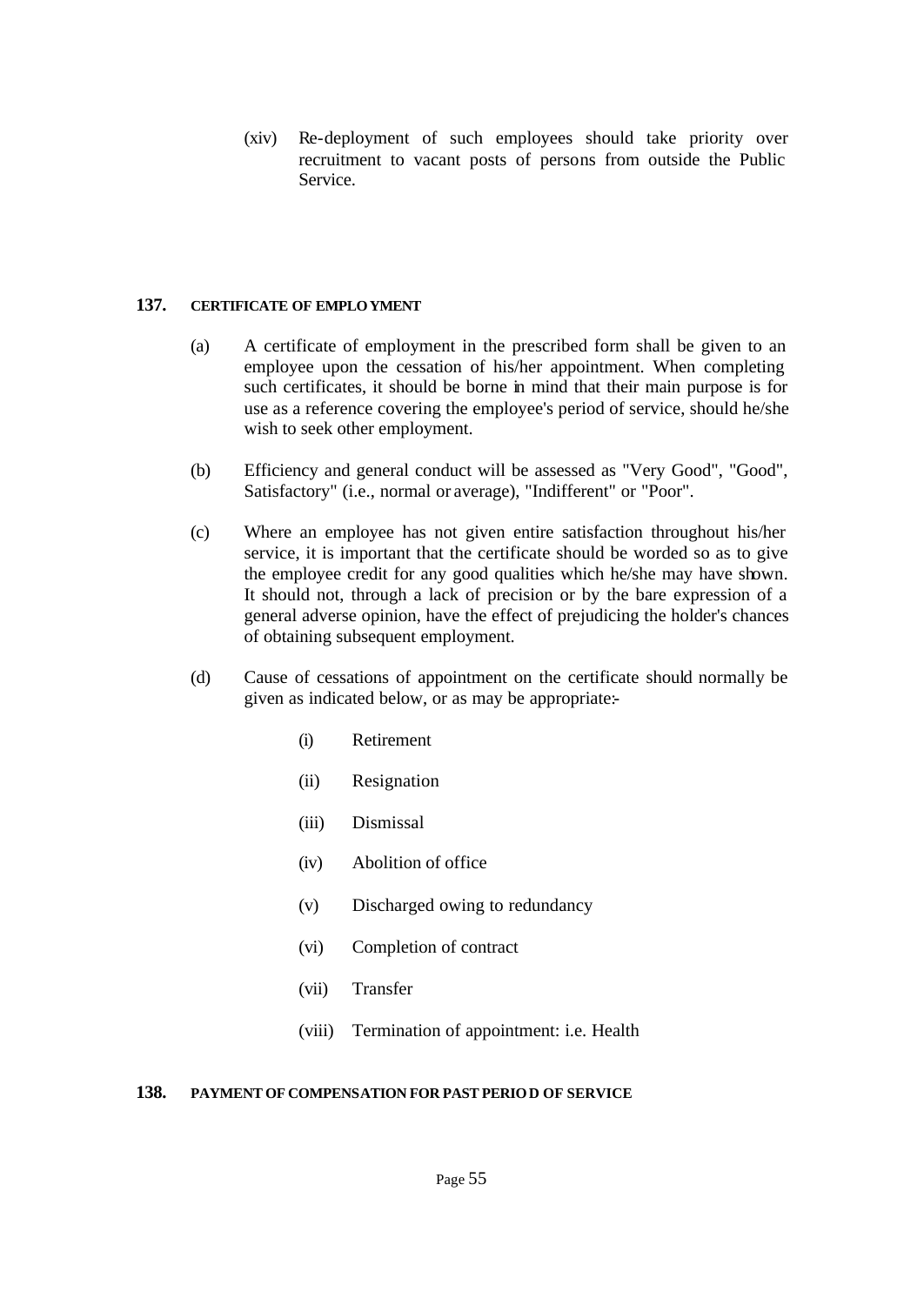(xiv) Re-deployment of such employees should take priority over recruitment to vacant posts of persons from outside the Public Service.

## 137. CERTIFICATE OF EMPLOYMENT

(a) A certificate of employment in the prescribed form shall be given to an employee upon the cessation of his/her appointment. When completing such certificates, it should be borne in mind that their main purpose is for use as a reference covering the employee's period of service, should he/she wish to seek other employment.

(b) Efficiency and general conduct will be assessed as "Very Good", "Good", Satisfactory" (i.e., normal or average), "Indifferent" or "Poor".

(c) Where an employee has not given entire satisfaction throughout his/her service, it is important that the certificate should be worded so as to give the employee credit for any good qualities which he/she may have shown. It should not, through a lack of precision or by the bare expression of a general adverse opinion, have the effect of prejudicing the holder's chances of obtaining subsequent employment.

(d) Cause of cessations of appointment on the certificate should normally be given as indicated below, or as may be appropriate:-

- (i) Retirement
- (ii) Resignation
- (iii) Dismissal
- (iv) Abolition of office
- (v) Discharged owing to redundancy
- (vi) Completion of contract
- (vii) Transfer
- (viii) Termination of appointment: i.e. Health

## 138. PAYMENT OF COMPENSATION FOR PAST PERIOD OF SERVICE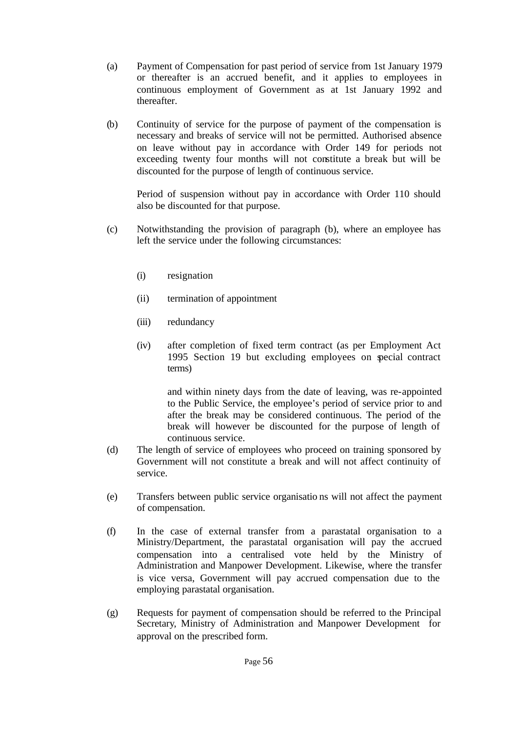(a) Payment of Compensation for past period of service from 1st January 1979 or thereafter is an accrued benefit, and it applies to employees in continuous employment of Government as at 1st January 1992 and thereafter.

(b) Continuity of service for the purpose of payment of the compensation is necessary and breaks of service will not be permitted. Authorised absence on leave without pay in accordance with Order 149 for periods not exceeding twenty four months will not constitute a break but will be discounted for the purpose of length of continuous service.

Period of suspension without pay in accordance with Order 110 should also be discounted for that purpose.

(c) Notwithstanding the provision of paragraph (b), where an employee has left the service under the following circumstances:

(i) resignation

(ii) termination of appointment

(iii) redundancy

(iv) after completion of fixed term contract (as per Employment Act 1995 Section 19 but excluding employees on special contract terms)

and within ninety days from the date of leaving, was re-appointed to the Public Service, the employee's period of service prior to and after the break may be considered continuous. The period of the break will however be discounted for the purpose of length of continuous service.

(d) The length of service of employees who proceed on training sponsored by Government will not constitute a break and will not affect continuity of service.

(e) Transfers between public service organisations will not affect the payment of compensation.

(f) In the case of external transfer from a parastatal organisation to a Ministry/Department, the parastatal organisation will pay the accrued compensation into a centralised vote held by the Ministry of Administration and Manpower Development. Likewise, where the transfer is vice versa, Government will pay accrued compensation due to the employing parastatal organisation.

(g) Requests for payment of compensation should be referred to the Principal Secretary, Ministry of Administration and Manpower Development for approval on the prescribed form.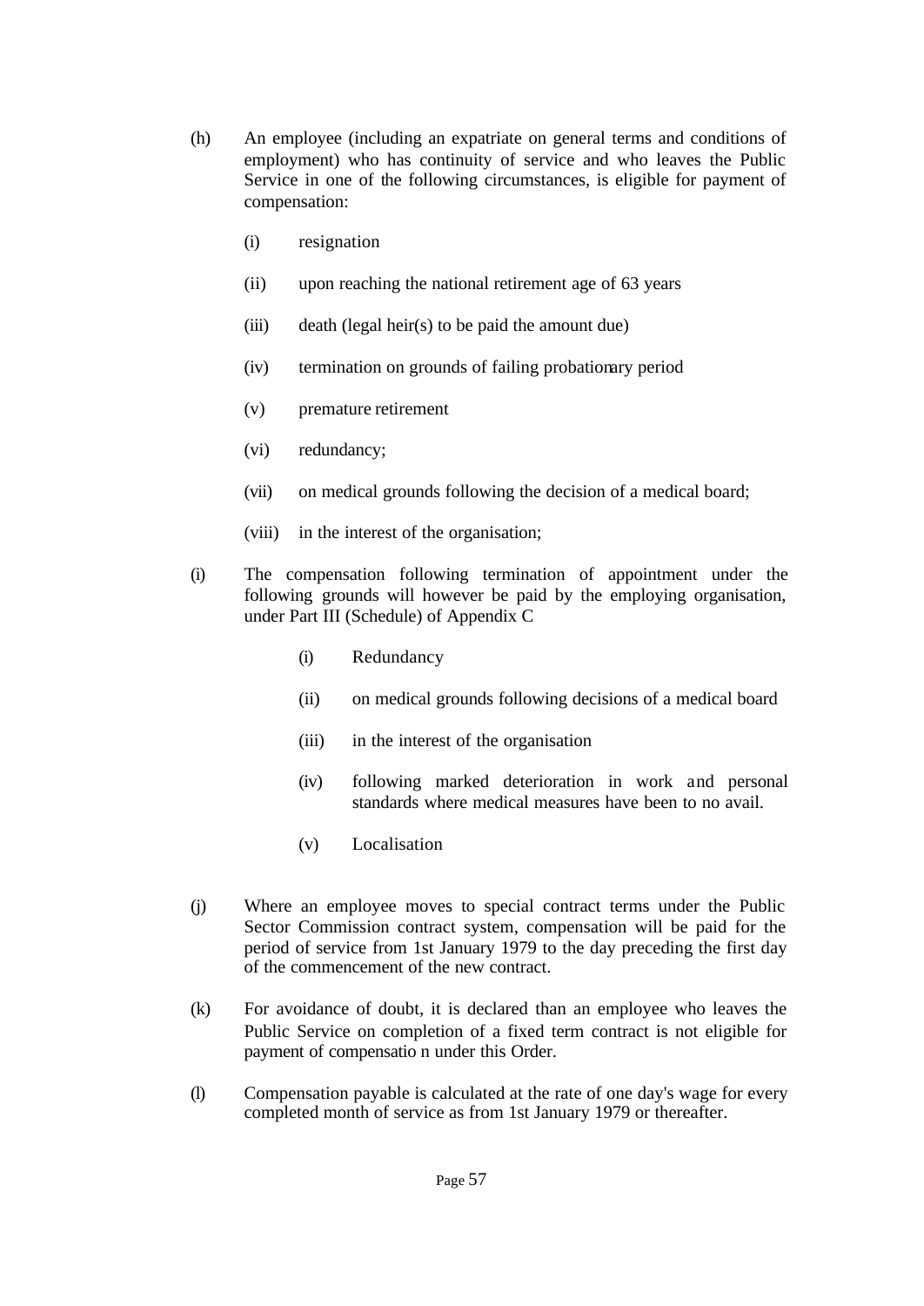(h) An employee (including an expatriate on general terms and conditions of employment) who has continuity of service and who leaves the Public Service in one of the following circumstances, is eligible for payment of compensation:

  (i) resignation

  (ii) upon reaching the national retirement age of 63 years

  (iii) death (legal heir(s) to be paid the amount due)

  (iv) termination on grounds of failing probationary period

  (v) premature retirement

  (vi) redundancy;

  (vii) on medical grounds following the decision of a medical board;

  (viii) in the interest of the organisation;

(i) The compensation following termination of appointment under the following grounds will however be paid by the employing organisation, under Part III (Schedule) of Appendix C

  (i) Redundancy

  (ii) on medical grounds following decisions of a medical board

  (iii) in the interest of the organisation

  (iv) following marked deterioration in work and personal standards where medical measures have been to no avail.

  (v) Localisation

(j) Where an employee moves to special contract terms under the Public Sector Commission contract system, compensation will be paid for the period of service from 1st January 1979 to the day preceding the first day of the commencement of the new contract.

(k) For avoidance of doubt, it is declared than an employee who leaves the Public Service on completion of a fixed term contract is not eligible for payment of compensatio n under this Order.

(l) Compensation payable is calculated at the rate of one day's wage for every completed month of service as from 1st January 1979 or thereafter.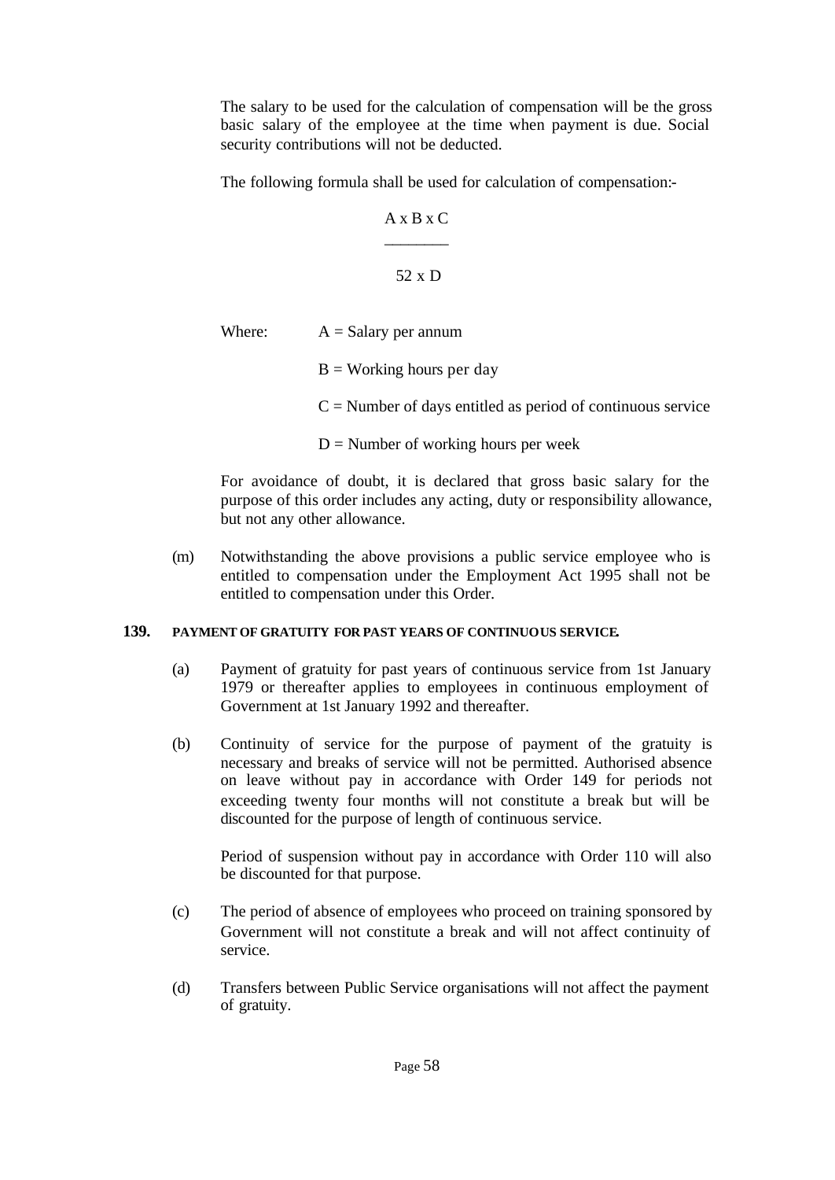The salary to be used for the calculation of compensation will be the gross basic salary of the employee at the time when payment is due. Social security contributions will not be deducted.

The following formula shall be used for calculation of compensation:-

$$\frac{A \times B \times C}{52 \times D}$$

Where: A = Salary per annum

B = Working hours per day

C = Number of days entitled as period of continuous service

D = Number of working hours per week

For avoidance of doubt, it is declared that gross basic salary for the purpose of this order includes any acting, duty or responsibility allowance, but not any other allowance.

(m) Notwithstanding the above provisions a public service employee who is entitled to compensation under the Employment Act 1995 shall not be entitled to compensation under this Order.

**139. PAYMENT OF GRATUITY FOR PAST YEARS OF CONTINUOUS SERVICE.**

(a) Payment of gratuity for past years of continuous service from 1st January 1979 or thereafter applies to employees in continuous employment of Government at 1st January 1992 and thereafter.

(b) Continuity of service for the purpose of payment of the gratuity is necessary and breaks of service will not be permitted. Authorised absence on leave without pay in accordance with Order 149 for periods not exceeding twenty four months will not constitute a break but will be discounted for the purpose of length of continuous service.

Period of suspension without pay in accordance with Order 110 will also be discounted for that purpose.

(c) The period of absence of employees who proceed on training sponsored by Government will not constitute a break and will not affect continuity of service.

(d) Transfers between Public Service organisations will not affect the payment of gratuity.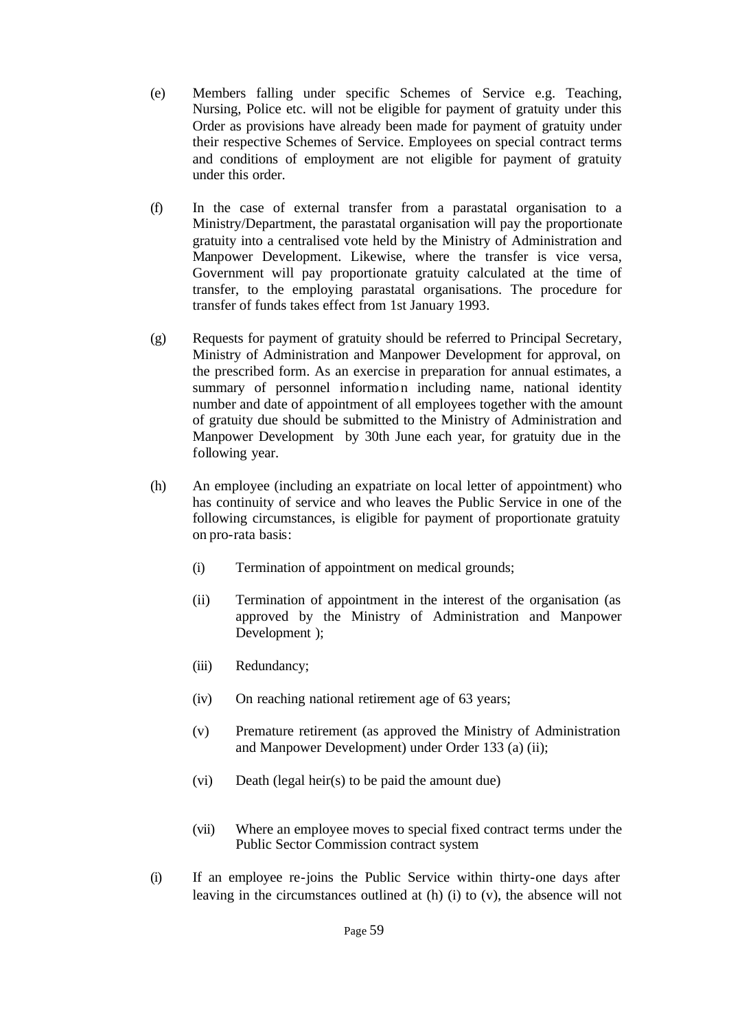(e) Members falling under specific Schemes of Service e.g. Teaching, Nursing, Police etc. will not be eligible for payment of gratuity under this Order as provisions have already been made for payment of gratuity under their respective Schemes of Service. Employees on special contract terms and conditions of employment are not eligible for payment of gratuity under this order.

(f) In the case of external transfer from a parastatal organisation to a Ministry/Department, the parastatal organisation will pay the proportionate gratuity into a centralised vote held by the Ministry of Administration and Manpower Development. Likewise, where the transfer is vice versa, Government will pay proportionate gratuity calculated at the time of transfer, to the employing parastatal organisations. The procedure for transfer of funds takes effect from 1st January 1993.

(g) Requests for payment of gratuity should be referred to Principal Secretary, Ministry of Administration and Manpower Development for approval, on the prescribed form. As an exercise in preparation for annual estimates, a summary of personnel information including name, national identity number and date of appointment of all employees together with the amount of gratuity due should be submitted to the Ministry of Administration and Manpower Development by 30th June each year, for gratuity due in the following year.

(h) An employee (including an expatriate on local letter of appointment) who has continuity of service and who leaves the Public Service in one of the following circumstances, is eligible for payment of proportionate gratuity on pro-rata basis:

   (i) Termination of appointment on medical grounds;

   (ii) Termination of appointment in the interest of the organisation (as approved by the Ministry of Administration and Manpower Development );

   (iii) Redundancy;

   (iv) On reaching national retirement age of 63 years;

   (v) Premature retirement (as approved the Ministry of Administration and Manpower Development) under Order 133 (a) (ii);

   (vi) Death (legal heir(s) to be paid the amount due)

   (vii) Where an employee moves to special fixed contract terms under the Public Sector Commission contract system

(i) If an employee re-joins the Public Service within thirty-one days after leaving in the circumstances outlined at (h) (i) to (v), the absence will not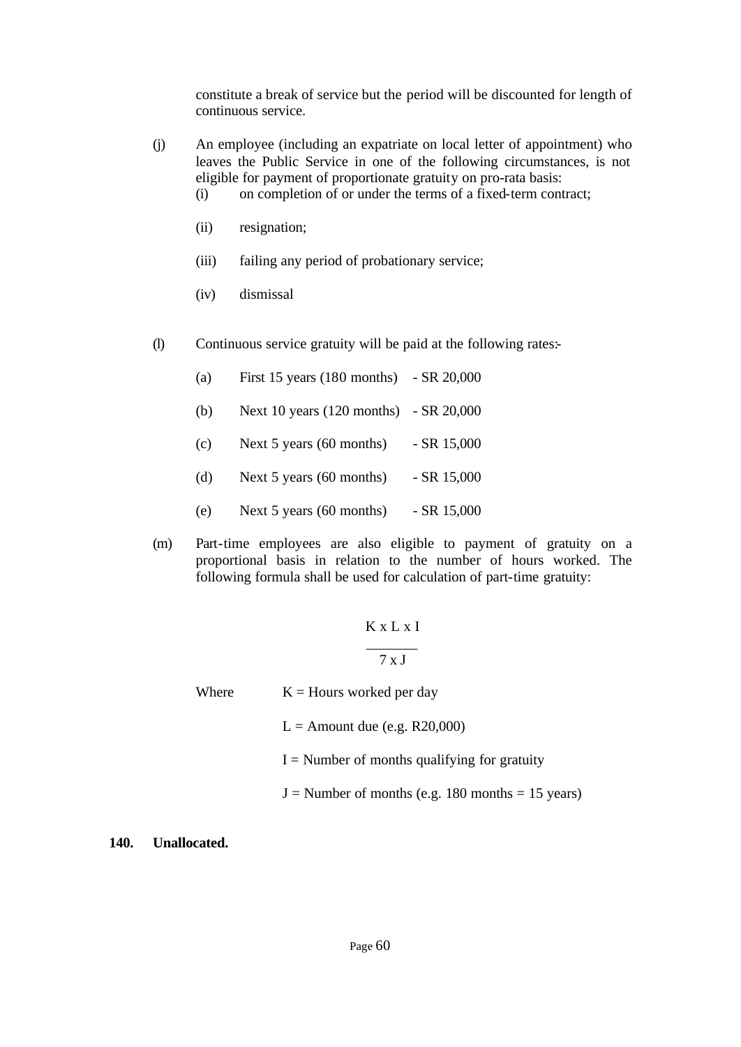constitute a break of service but the period will be discounted for length of continuous service.

(j) An employee (including an expatriate on local letter of appointment) who leaves the Public Service in one of the following circumstances, is not eligible for payment of proportionate gratuity on pro-rata basis:

(i) on completion of or under the terms of a fixed-term contract;

(ii) resignation;

(iii) failing any period of probationary service;

(iv) dismissal

(l) Continuous service gratuity will be paid at the following rates:-

(a) First 15 years (180 months) - SR 20,000

(b) Next 10 years (120 months) - SR 20,000

(c) Next 5 years (60 months) - SR 15,000

(d) Next 5 years (60 months) - SR 15,000

(e) Next 5 years (60 months) - SR 15,000

(m) Part-time employees are also eligible to payment of gratuity on a proportional basis in relation to the number of hours worked. The following formula shall be used for calculation of part-time gratuity:

$$\frac{K \times L \times I}{7 \times J}$$

Where K = Hours worked per day

L = Amount due (e.g. R20,000)

I = Number of months qualifying for gratuity

J = Number of months (e.g. 180 months = 15 years)

**140. Unallocated.**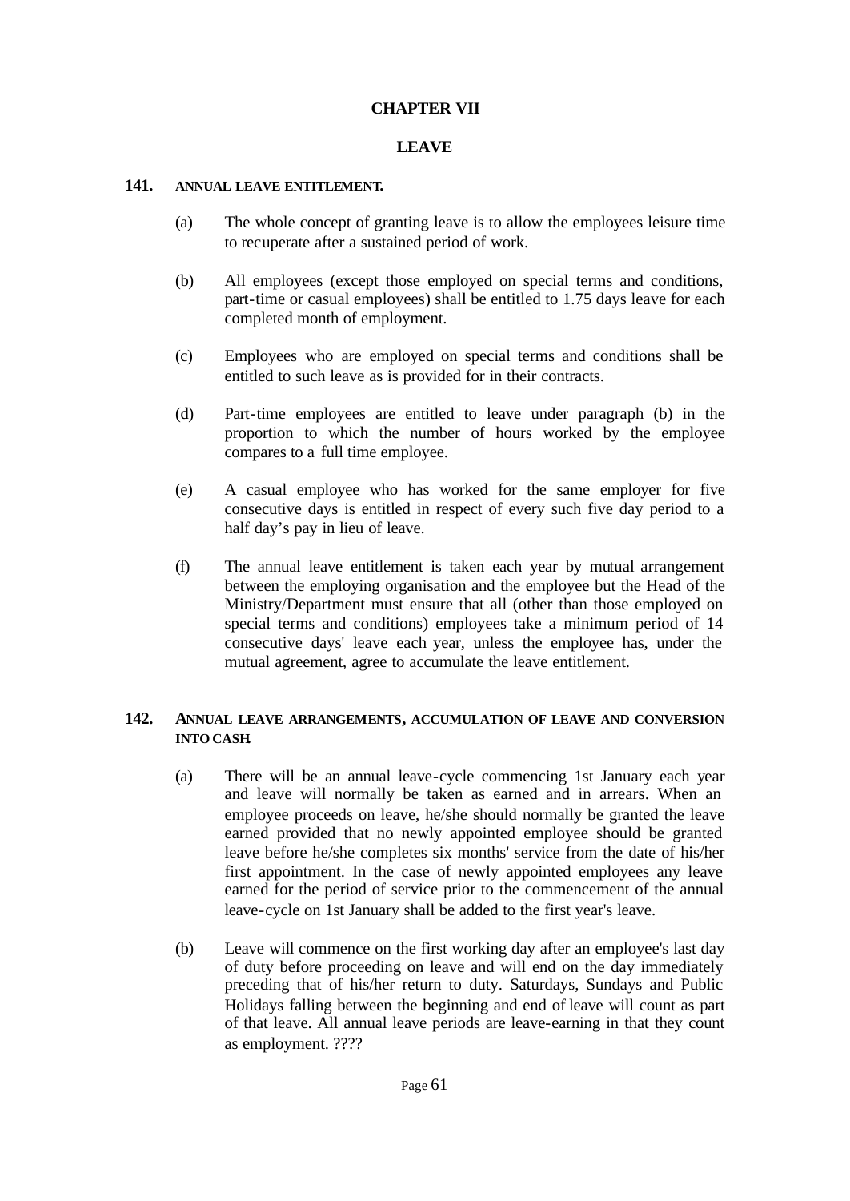# CHAPTER VII

## LEAVE

**141. ANNUAL LEAVE ENTITLEMENT.**

(a) The whole concept of granting leave is to allow the employees leisure time to recuperate after a sustained period of work.

(b) All employees (except those employed on special terms and conditions, part-time or casual employees) shall be entitled to 1.75 days leave for each completed month of employment.

(c) Employees who are employed on special terms and conditions shall be entitled to such leave as is provided for in their contracts.

(d) Part-time employees are entitled to leave under paragraph (b) in the proportion to which the number of hours worked by the employee compares to a full time employee.

(e) A casual employee who has worked for the same employer for five consecutive days is entitled in respect of every such five day period to a half day's pay in lieu of leave.

(f) The annual leave entitlement is taken each year by mutual arrangement between the employing organisation and the employee but the Head of the Ministry/Department must ensure that all (other than those employed on special terms and conditions) employees take a minimum period of 14 consecutive days' leave each year, unless the employee has, under the mutual agreement, agree to accumulate the leave entitlement.

**142. ANNUAL LEAVE ARRANGEMENTS, ACCUMULATION OF LEAVE AND CONVERSION INTO CASH.**

(a) There will be an annual leave-cycle commencing 1st January each year and leave will normally be taken as earned and in arrears. When an employee proceeds on leave, he/she should normally be granted the leave earned provided that no newly appointed employee should be granted leave before he/she completes six months' service from the date of his/her first appointment. In the case of newly appointed employees any leave earned for the period of service prior to the commencement of the annual leave-cycle on 1st January shall be added to the first year's leave.

(b) Leave will commence on the first working day after an employee's last day of duty before proceeding on leave and will end on the day immediately preceding that of his/her return to duty. Saturdays, Sundays and Public Holidays falling between the beginning and end of leave will count as part of that leave. All annual leave periods are leave-earning in that they count as employment. ????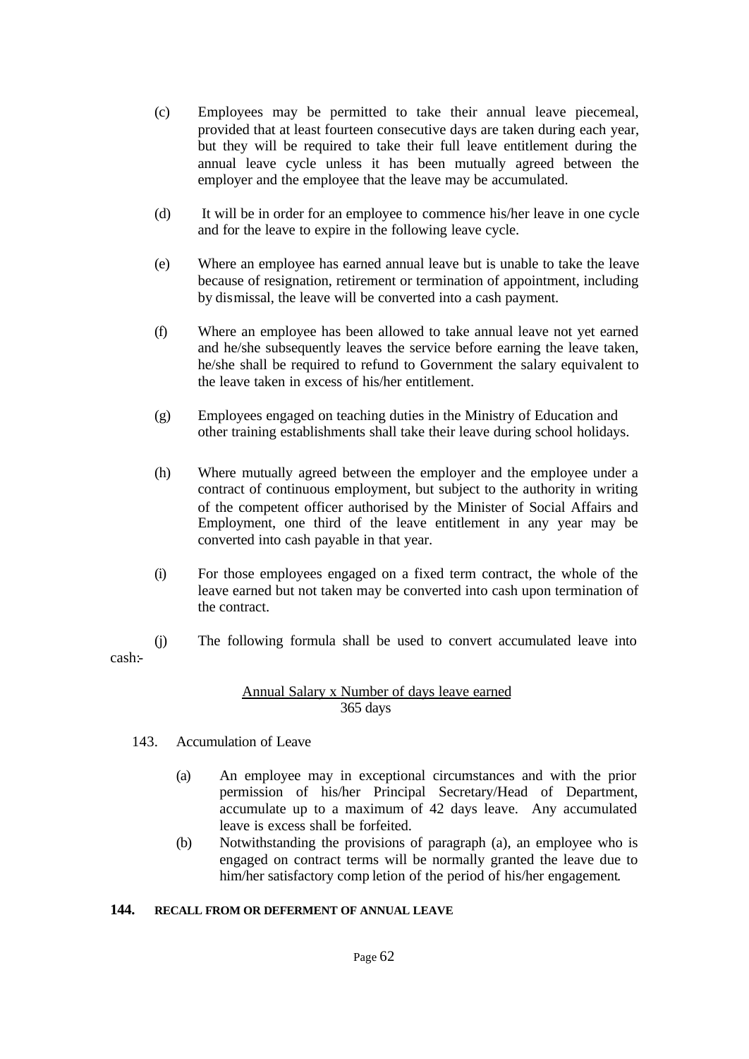(c) Employees may be permitted to take their annual leave piecemeal, provided that at least fourteen consecutive days are taken during each year, but they will be required to take their full leave entitlement during the annual leave cycle unless it has been mutually agreed between the employer and the employee that the leave may be accumulated.

(d) It will be in order for an employee to commence his/her leave in one cycle and for the leave to expire in the following leave cycle.

(e) Where an employee has earned annual leave but is unable to take the leave because of resignation, retirement or termination of appointment, including by dismissal, the leave will be converted into a cash payment.

(f) Where an employee has been allowed to take annual leave not yet earned and he/she subsequently leaves the service before earning the leave taken, he/she shall be required to refund to Government the salary equivalent to the leave taken in excess of his/her entitlement.

(g) Employees engaged on teaching duties in the Ministry of Education and other training establishments shall take their leave during school holidays.

(h) Where mutually agreed between the employer and the employee under a contract of continuous employment, but subject to the authority in writing of the competent officer authorised by the Minister of Social Affairs and Employment, one third of the leave entitlement in any year may be converted into cash payable in that year.

(i) For those employees engaged on a fixed term contract, the whole of the leave earned but not taken may be converted into cash upon termination of the contract.

(j) The following formula shall be used to convert accumulated leave into cash:-

$$\frac{\text{Annual Salary x Number of days leave earned}}{\text{365 days}}$$

143. Accumulation of Leave

(a) An employee may in exceptional circumstances and with the prior permission of his/her Principal Secretary/Head of Department, accumulate up to a maximum of 42 days leave. Any accumulated leave is excess shall be forfeited.

(b) Notwithstanding the provisions of paragraph (a), an employee who is engaged on contract terms will be normally granted the leave due to him/her satisfactory completion of the period of his/her engagement.

**144. RECALL FROM OR DEFERMENT OF ANNUAL LEAVE**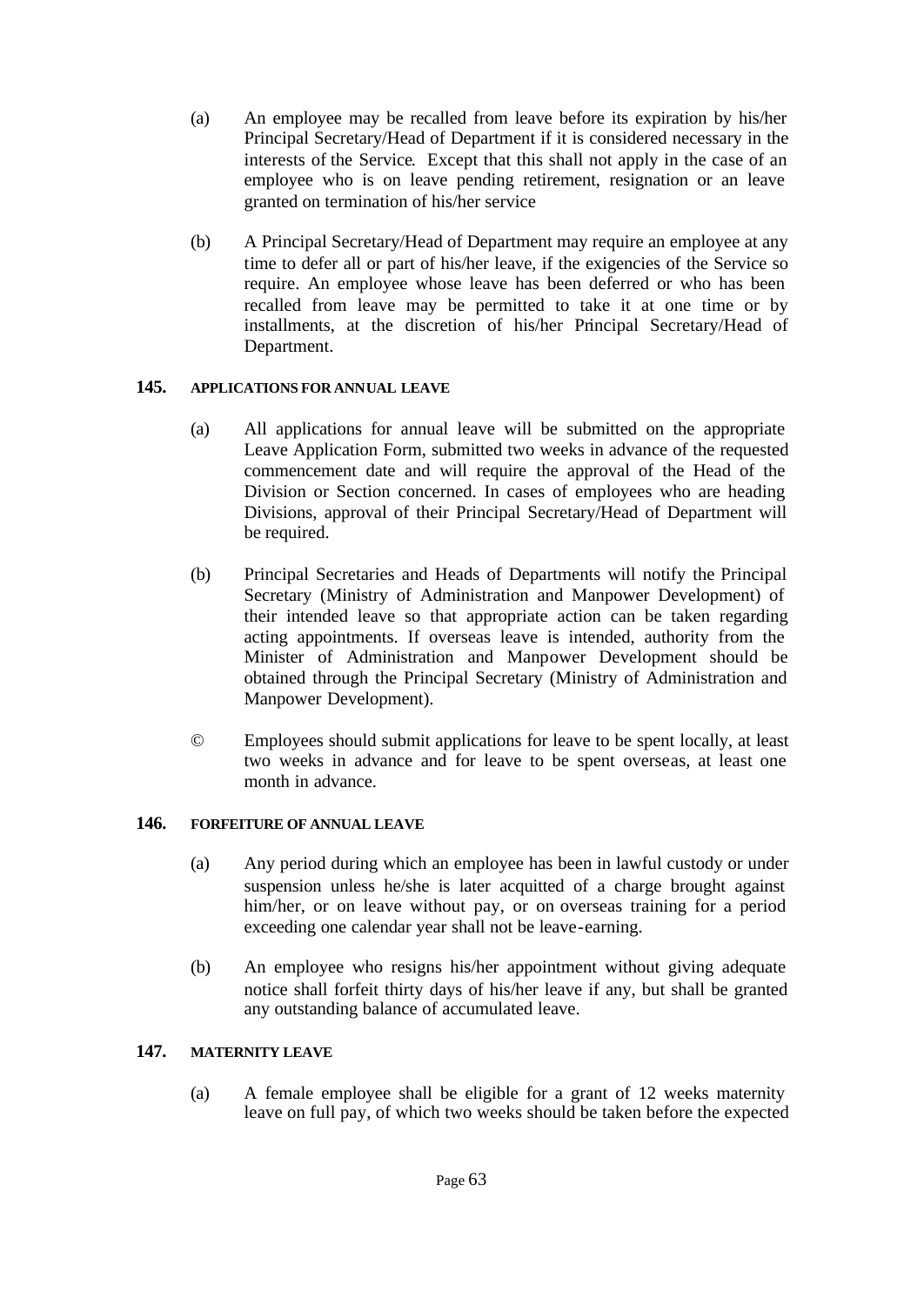(a) An employee may be recalled from leave before its expiration by his/her Principal Secretary/Head of Department if it is considered necessary in the interests of the Service. Except that this shall not apply in the case of an employee who is on leave pending retirement, resignation or an leave granted on termination of his/her service

(b) A Principal Secretary/Head of Department may require an employee at any time to defer all or part of his/her leave, if the exigencies of the Service so require. An employee whose leave has been deferred or who has been recalled from leave may be permitted to take it at one time or by installments, at the discretion of his/her Principal Secretary/Head of Department.

### 145. APPLICATIONS FOR ANNUAL LEAVE

(a) All applications for annual leave will be submitted on the appropriate Leave Application Form, submitted two weeks in advance of the requested commencement date and will require the approval of the Head of the Division or Section concerned. In cases of employees who are heading Divisions, approval of their Principal Secretary/Head of Department will be required.

(b) Principal Secretaries and Heads of Departments will notify the Principal Secretary (Ministry of Administration and Manpower Development) of their intended leave so that appropriate action can be taken regarding acting appointments. If overseas leave is intended, authority from the Minister of Administration and Manpower Development should be obtained through the Principal Secretary (Ministry of Administration and Manpower Development).

© Employees should submit applications for leave to be spent locally, at least two weeks in advance and for leave to be spent overseas, at least one month in advance.

### 146. FORFEITURE OF ANNUAL LEAVE

(a) Any period during which an employee has been in lawful custody or under suspension unless he/she is later acquitted of a charge brought against him/her, or on leave without pay, or on overseas training for a period exceeding one calendar year shall not be leave-earning.

(b) An employee who resigns his/her appointment without giving adequate notice shall forfeit thirty days of his/her leave if any, but shall be granted any outstanding balance of accumulated leave.

### 147. MATERNITY LEAVE

(a) A female employee shall be eligible for a grant of 12 weeks maternity leave on full pay, of which two weeks should be taken before the expected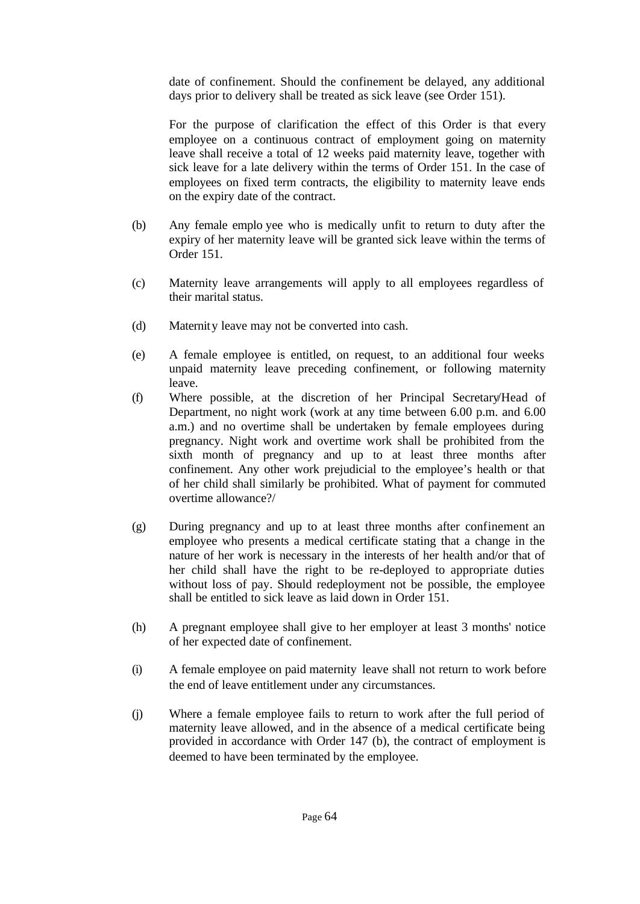date of confinement. Should the confinement be delayed, any additional days prior to delivery shall be treated as sick leave (see Order 151).

For the purpose of clarification the effect of this Order is that every employee on a continuous contract of employment going on maternity leave shall receive a total of 12 weeks paid maternity leave, together with sick leave for a late delivery within the terms of Order 151. In the case of employees on fixed term contracts, the eligibility to maternity leave ends on the expiry date of the contract.

(b) Any female employee who is medically unfit to return to duty after the expiry of her maternity leave will be granted sick leave within the terms of Order 151.

(c) Maternity leave arrangements will apply to all employees regardless of their marital status.

(d) Maternity leave may not be converted into cash.

(e) A female employee is entitled, on request, to an additional four weeks unpaid maternity leave preceding confinement, or following maternity leave.

(f) Where possible, at the discretion of her Principal Secretary/Head of Department, no night work (work at any time between 6.00 p.m. and 6.00 a.m.) and no overtime shall be undertaken by female employees during pregnancy. Night work and overtime work shall be prohibited from the sixth month of pregnancy and up to at least three months after confinement. Any other work prejudicial to the employee's health or that of her child shall similarly be prohibited. What of payment for commuted overtime allowance?/

(g) During pregnancy and up to at least three months after confinement an employee who presents a medical certificate stating that a change in the nature of her work is necessary in the interests of her health and/or that of her child shall have the right to be re-deployed to appropriate duties without loss of pay. Should redeployment not be possible, the employee shall be entitled to sick leave as laid down in Order 151.

(h) A pregnant employee shall give to her employer at least 3 months' notice of her expected date of confinement.

(i) A female employee on paid maternity leave shall not return to work before the end of leave entitlement under any circumstances.

(j) Where a female employee fails to return to work after the full period of maternity leave allowed, and in the absence of a medical certificate being provided in accordance with Order 147 (b), the contract of employment is deemed to have been terminated by the employee.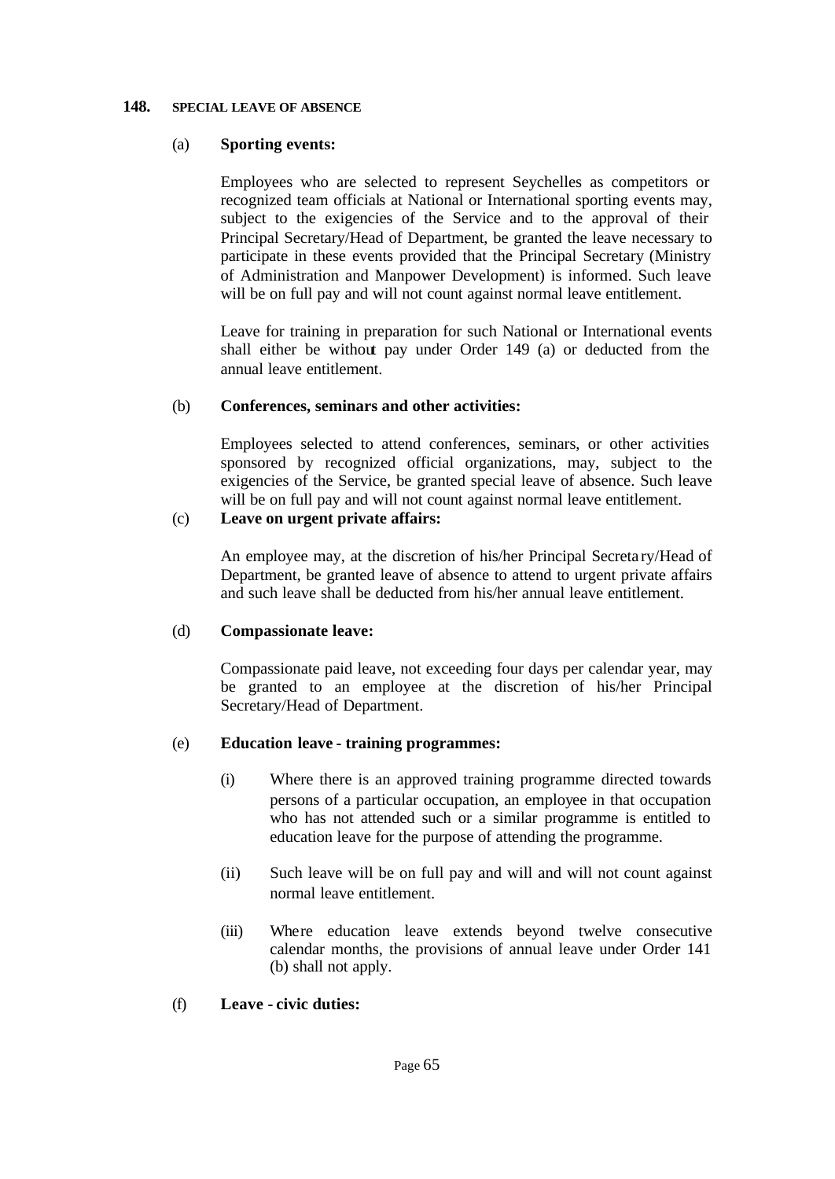## 148. SPECIAL LEAVE OF ABSENCE

(a) **Sporting events:**

Employees who are selected to represent Seychelles as competitors or recognized team officials at National or International sporting events may, subject to the exigencies of the Service and to the approval of their Principal Secretary/Head of Department, be granted the leave necessary to participate in these events provided that the Principal Secretary (Ministry of Administration and Manpower Development) is informed. Such leave will be on full pay and will not count against normal leave entitlement.

Leave for training in preparation for such National or International events shall either be without pay under Order 149 (a) or deducted from the annual leave entitlement.

(b) **Conferences, seminars and other activities:**

Employees selected to attend conferences, seminars, or other activities sponsored by recognized official organizations, may, subject to the exigencies of the Service, be granted special leave of absence. Such leave will be on full pay and will not count against normal leave entitlement.

(c) **Leave on urgent private affairs:**

An employee may, at the discretion of his/her Principal Secretary/Head of Department, be granted leave of absence to attend to urgent private affairs and such leave shall be deducted from his/her annual leave entitlement.

(d) **Compassionate leave:**

Compassionate paid leave, not exceeding four days per calendar year, may be granted to an employee at the discretion of his/her Principal Secretary/Head of Department.

(e) **Education leave - training programmes:**

(i) Where there is an approved training programme directed towards persons of a particular occupation, an employee in that occupation who has not attended such or a similar programme is entitled to education leave for the purpose of attending the programme.

(ii) Such leave will be on full pay and will and will not count against normal leave entitlement.

(iii) Where education leave extends beyond twelve consecutive calendar months, the provisions of annual leave under Order 141 (b) shall not apply.

(f) **Leave - civic duties:**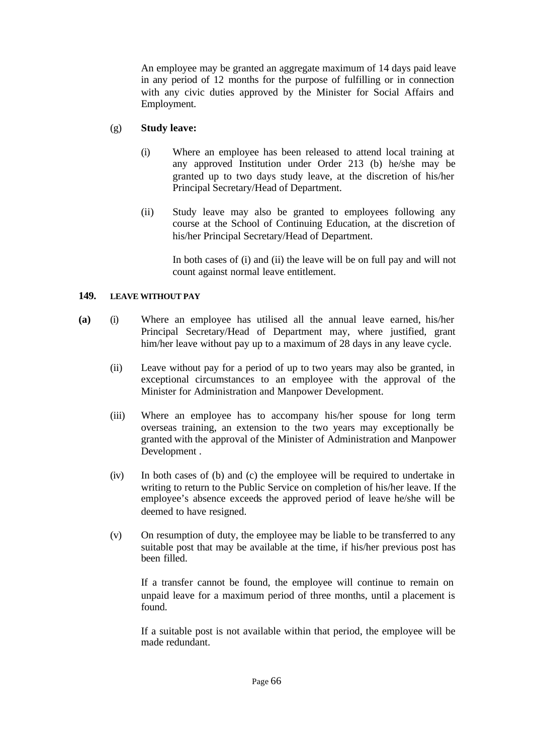An employee may be granted an aggregate maximum of 14 days paid leave in any period of 12 months for the purpose of fulfilling or in connection with any civic duties approved by the Minister for Social Affairs and Employment.

(g) **Study leave:**

(i) Where an employee has been released to attend local training at any approved Institution under Order 213 (b) he/she may be granted up to two days study leave, at the discretion of his/her Principal Secretary/Head of Department.

(ii) Study leave may also be granted to employees following any course at the School of Continuing Education, at the discretion of his/her Principal Secretary/Head of Department.

In both cases of (i) and (ii) the leave will be on full pay and will not count against normal leave entitlement.

### 149. LEAVE WITHOUT PAY

**(a)** (i) Where an employee has utilised all the annual leave earned, his/her Principal Secretary/Head of Department may, where justified, grant him/her leave without pay up to a maximum of 28 days in any leave cycle.

(ii) Leave without pay for a period of up to two years may also be granted, in exceptional circumstances to an employee with the approval of the Minister for Administration and Manpower Development.

(iii) Where an employee has to accompany his/her spouse for long term overseas training, an extension to the two years may exceptionally be granted with the approval of the Minister of Administration and Manpower Development .

(iv) In both cases of (b) and (c) the employee will be required to undertake in writing to return to the Public Service on completion of his/her leave. If the employee's absence exceeds the approved period of leave he/she will be deemed to have resigned.

(v) On resumption of duty, the employee may be liable to be transferred to any suitable post that may be available at the time, if his/her previous post has been filled.

If a transfer cannot be found, the employee will continue to remain on unpaid leave for a maximum period of three months, until a placement is found.

If a suitable post is not available within that period, the employee will be made redundant.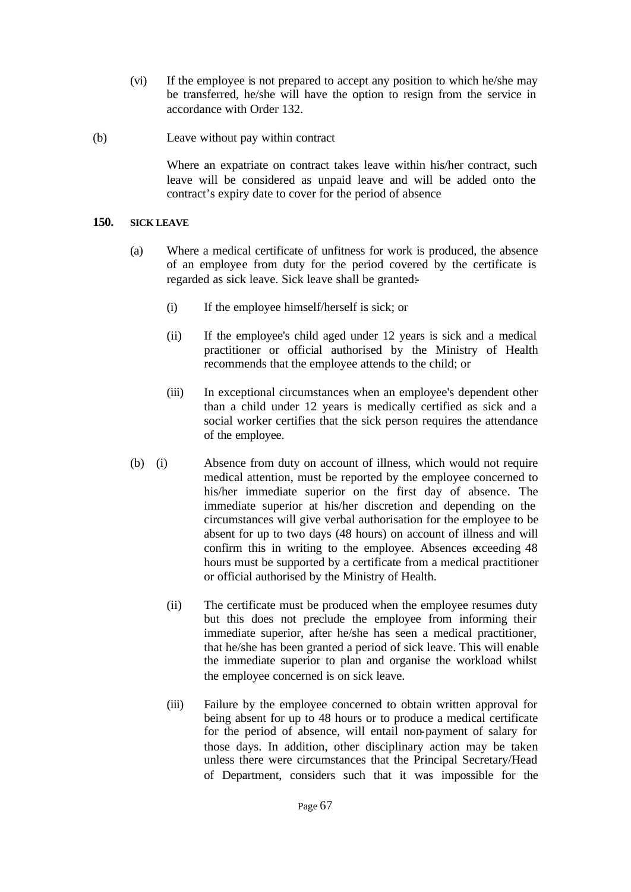(vi) If the employee is not prepared to accept any position to which he/she may be transferred, he/she will have the option to resign from the service in accordance with Order 132.

(b) Leave without pay within contract

Where an expatriate on contract takes leave within his/her contract, such leave will be considered as unpaid leave and will be added onto the contract's expiry date to cover for the period of absence

## 150. SICK LEAVE

(a) Where a medical certificate of unfitness for work is produced, the absence of an employee from duty for the period covered by the certificate is regarded as sick leave. Sick leave shall be granted:-

(i) If the employee himself/herself is sick; or

(ii) If the employee's child aged under 12 years is sick and a medical practitioner or official authorised by the Ministry of Health recommends that the employee attends to the child; or

(iii) In exceptional circumstances when an employee's dependent other than a child under 12 years is medically certified as sick and a social worker certifies that the sick person requires the attendance of the employee.

(b) (i) Absence from duty on account of illness, which would not require medical attention, must be reported by the employee concerned to his/her immediate superior on the first day of absence. The immediate superior at his/her discretion and depending on the circumstances will give verbal authorisation for the employee to be absent for up to two days (48 hours) on account of illness and will confirm this in writing to the employee. Absences exceeding 48 hours must be supported by a certificate from a medical practitioner or official authorised by the Ministry of Health.

(ii) The certificate must be produced when the employee resumes duty but this does not preclude the employee from informing their immediate superior, after he/she has seen a medical practitioner, that he/she has been granted a period of sick leave. This will enable the immediate superior to plan and organise the workload whilst the employee concerned is on sick leave.

(iii) Failure by the employee concerned to obtain written approval for being absent for up to 48 hours or to produce a medical certificate for the period of absence, will entail non-payment of salary for those days. In addition, other disciplinary action may be taken unless there were circumstances that the Principal Secretary/Head of Department, considers such that it was impossible for the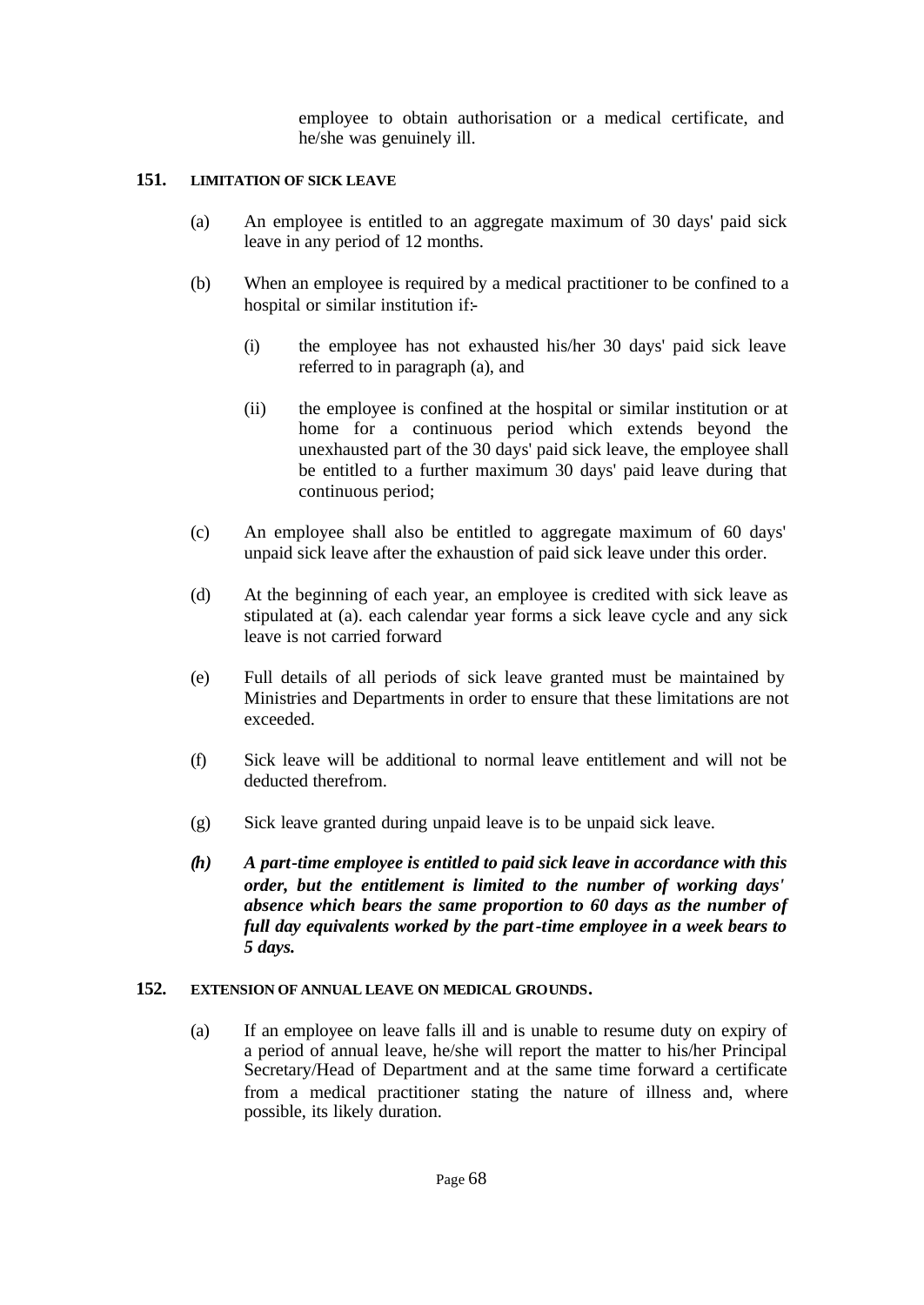employee to obtain authorisation or a medical certificate, and he/she was genuinely ill.

## 151. LIMITATION OF SICK LEAVE

(a) An employee is entitled to an aggregate maximum of 30 days' paid sick leave in any period of 12 months.

(b) When an employee is required by a medical practitioner to be confined to a hospital or similar institution if:-

(i) the employee has not exhausted his/her 30 days' paid sick leave referred to in paragraph (a), and

(ii) the employee is confined at the hospital or similar institution or at home for a continuous period which extends beyond the unexhausted part of the 30 days' paid sick leave, the employee shall be entitled to a further maximum 30 days' paid leave during that continuous period;

(c) An employee shall also be entitled to aggregate maximum of 60 days' unpaid sick leave after the exhaustion of paid sick leave under this order.

(d) At the beginning of each year, an employee is credited with sick leave as stipulated at (a). each calendar year forms a sick leave cycle and any sick leave is not carried forward

(e) Full details of all periods of sick leave granted must be maintained by Ministries and Departments in order to ensure that these limitations are not exceeded.

(f) Sick leave will be additional to normal leave entitlement and will not be deducted therefrom.

(g) Sick leave granted during unpaid leave is to be unpaid sick leave.

***(h) A part-time employee is entitled to paid sick leave in accordance with this order, but the entitlement is limited to the number of working days' absence which bears the same proportion to 60 days as the number of full day equivalents worked by the part-time employee in a week bears to 5 days.***

## 152. EXTENSION OF ANNUAL LEAVE ON MEDICAL GROUNDS.

(a) If an employee on leave falls ill and is unable to resume duty on expiry of a period of annual leave, he/she will report the matter to his/her Principal Secretary/Head of Department and at the same time forward a certificate from a medical practitioner stating the nature of illness and, where possible, its likely duration.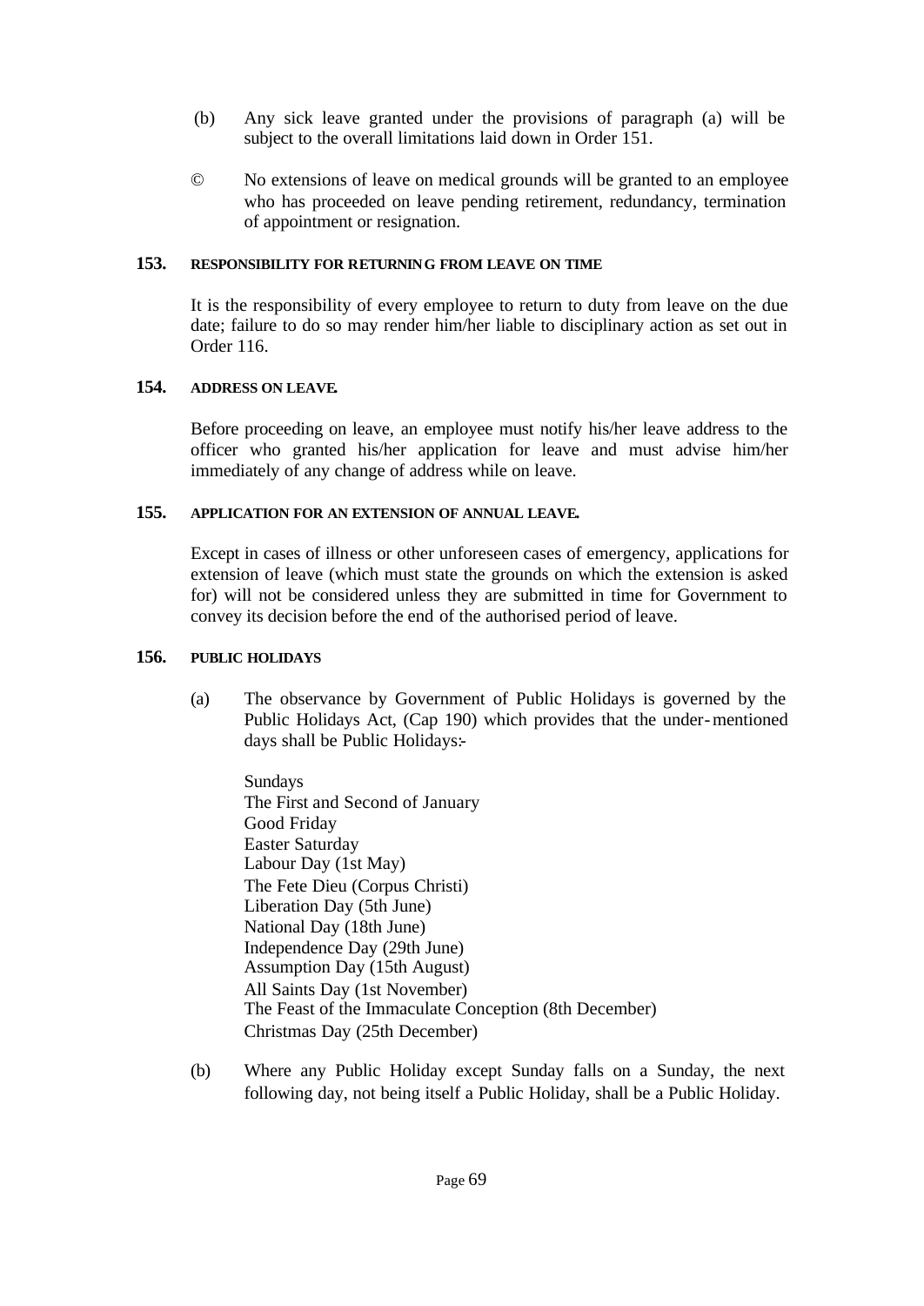(b) Any sick leave granted under the provisions of paragraph (a) will be subject to the overall limitations laid down in Order 151.

© No extensions of leave on medical grounds will be granted to an employee who has proceeded on leave pending retirement, redundancy, termination of appointment or resignation.

## 153. RESPONSIBILITY FOR RETURNING FROM LEAVE ON TIME

It is the responsibility of every employee to return to duty from leave on the due date; failure to do so may render him/her liable to disciplinary action as set out in Order 116.

## 154. ADDRESS ON LEAVE.

Before proceeding on leave, an employee must notify his/her leave address to the officer who granted his/her application for leave and must advise him/her immediately of any change of address while on leave.

## 155. APPLICATION FOR AN EXTENSION OF ANNUAL LEAVE.

Except in cases of illness or other unforeseen cases of emergency, applications for extension of leave (which must state the grounds on which the extension is asked for) will not be considered unless they are submitted in time for Government to convey its decision before the end of the authorised period of leave.

## 156. PUBLIC HOLIDAYS

(a) The observance by Government of Public Holidays is governed by the Public Holidays Act, (Cap 190) which provides that the under-mentioned days shall be Public Holidays:-

Sundays
The First and Second of January
Good Friday
Easter Saturday
Labour Day (1st May)
The Fete Dieu (Corpus Christi)
Liberation Day (5th June)
National Day (18th June)
Independence Day (29th June)
Assumption Day (15th August)
All Saints Day (1st November)
The Feast of the Immaculate Conception (8th December)
Christmas Day (25th December)

(b) Where any Public Holiday except Sunday falls on a Sunday, the next following day, not being itself a Public Holiday, shall be a Public Holiday.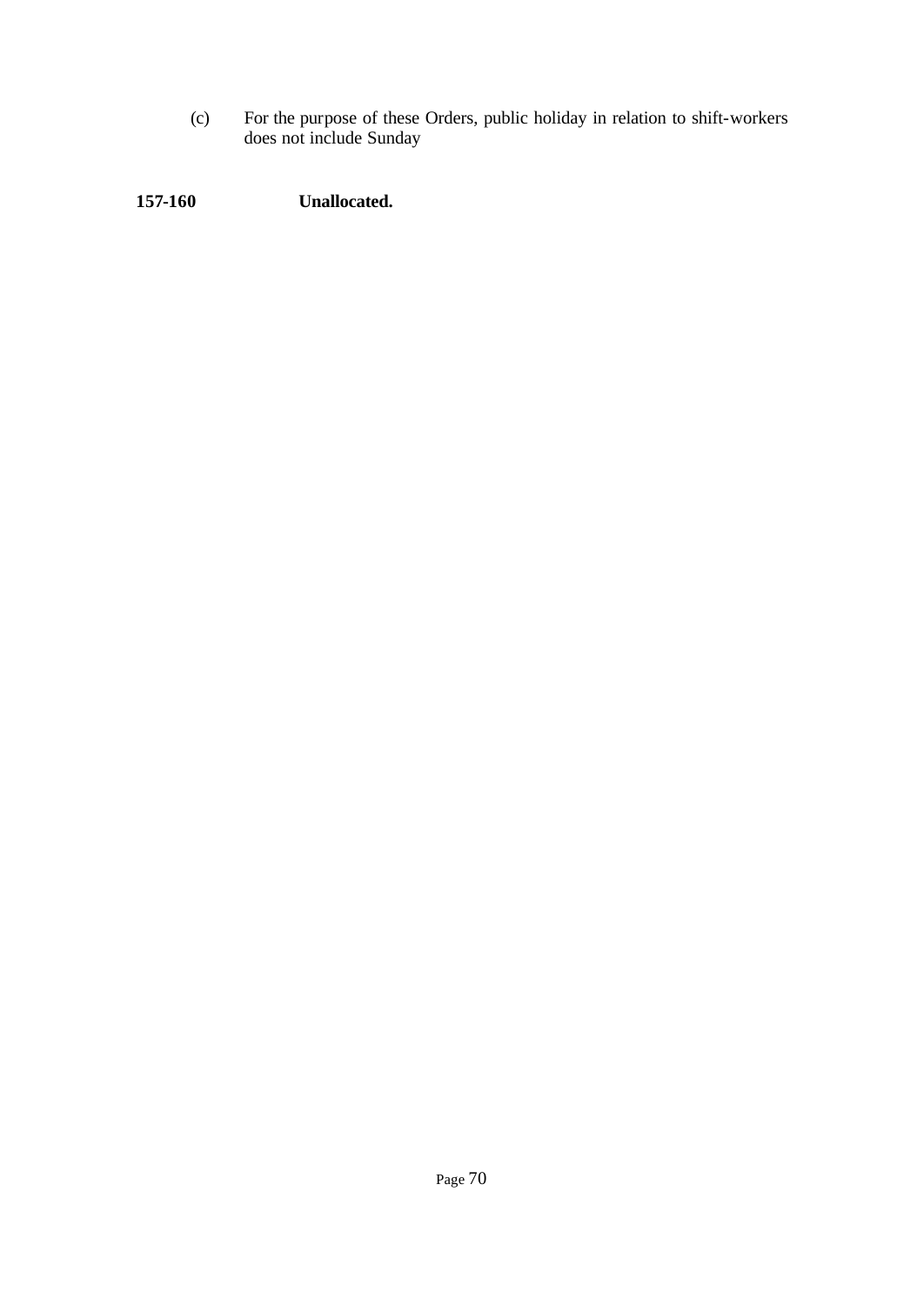(c) For the purpose of these Orders, public holiday in relation to shift-workers does not include Sunday

**157-160 Unallocated.**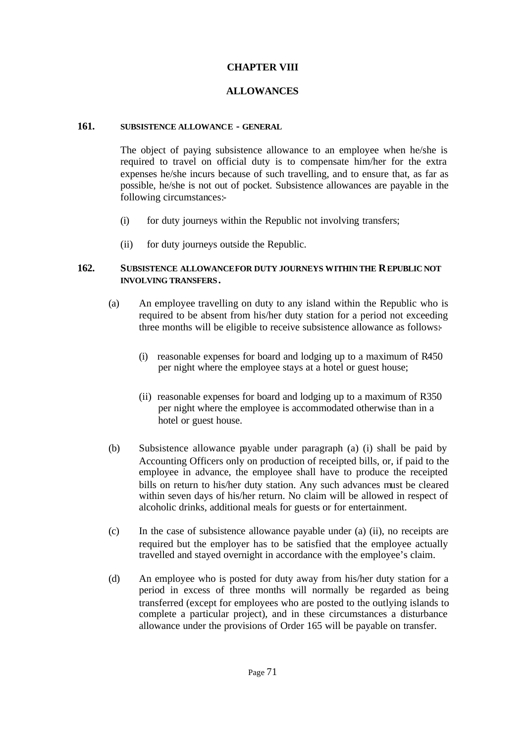# CHAPTER VIII

# ALLOWANCES

### 161. SUBSISTENCE ALLOWANCE - GENERAL

The object of paying subsistence allowance to an employee when he/she is required to travel on official duty is to compensate him/her for the extra expenses he/she incurs because of such travelling, and to ensure that, as far as possible, he/she is not out of pocket. Subsistence allowances are payable in the following circumstances:-

(i) for duty journeys within the Republic not involving transfers;

(ii) for duty journeys outside the Republic.

### 162. SUBSISTENCE ALLOWANCE FOR DUTY JOURNEYS WITHIN THE REPUBLIC NOT INVOLVING TRANSFERS.

(a) An employee travelling on duty to any island within the Republic who is required to be absent from his/her duty station for a period not exceeding three months will be eligible to receive subsistence allowance as follows:-

(i) reasonable expenses for board and lodging up to a maximum of R450 per night where the employee stays at a hotel or guest house;

(ii) reasonable expenses for board and lodging up to a maximum of R350 per night where the employee is accommodated otherwise than in a hotel or guest house.

(b) Subsistence allowance payable under paragraph (a) (i) shall be paid by Accounting Officers only on production of receipted bills, or, if paid to the employee in advance, the employee shall have to produce the receipted bills on return to his/her duty station. Any such advances must be cleared within seven days of his/her return. No claim will be allowed in respect of alcoholic drinks, additional meals for guests or for entertainment.

(c) In the case of subsistence allowance payable under (a) (ii), no receipts are required but the employer has to be satisfied that the employee actually travelled and stayed overnight in accordance with the employee's claim.

(d) An employee who is posted for duty away from his/her duty station for a period in excess of three months will normally be regarded as being transferred (except for employees who are posted to the outlying islands to complete a particular project), and in these circumstances a disturbance allowance under the provisions of Order 165 will be payable on transfer.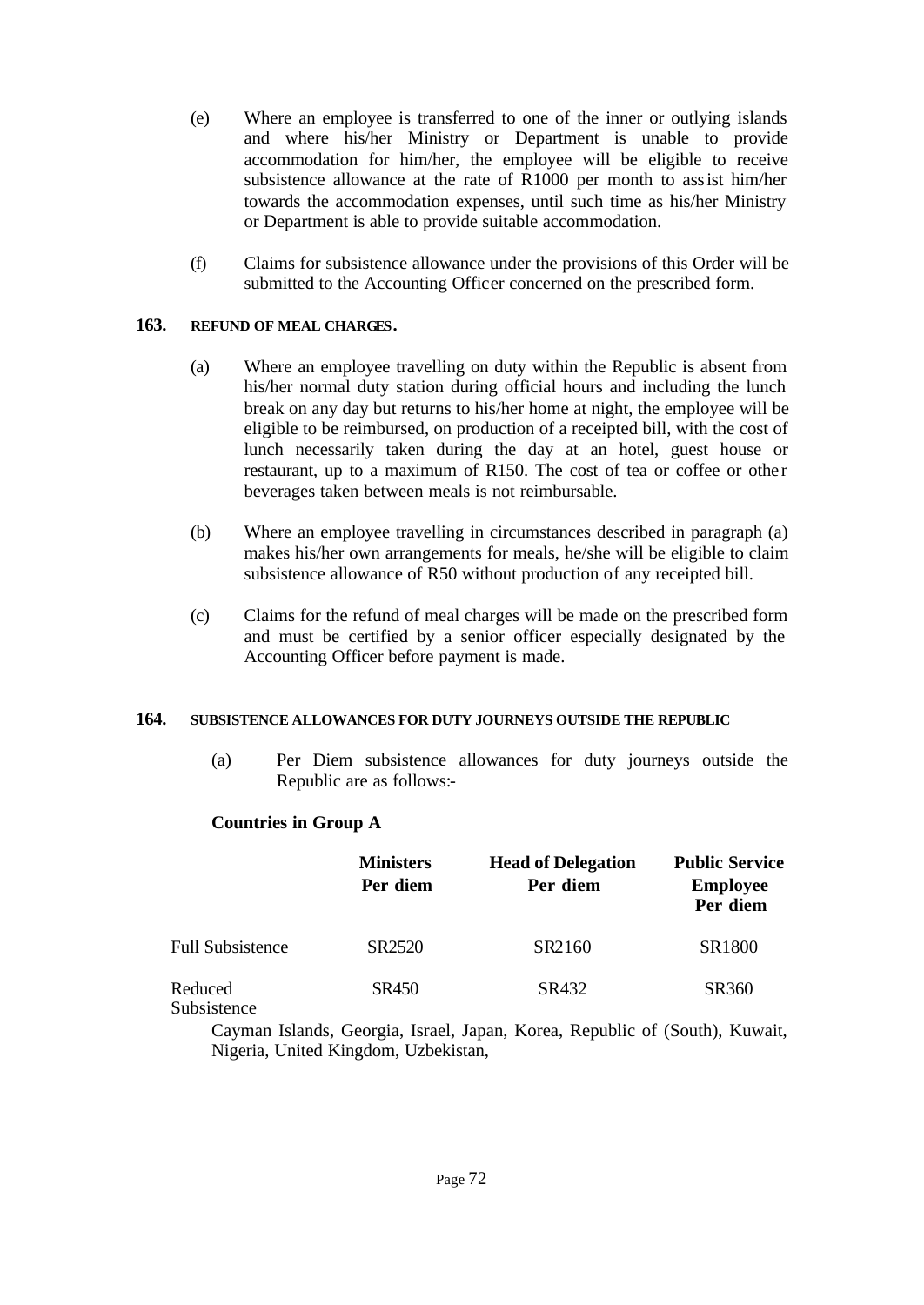(e) Where an employee is transferred to one of the inner or outlying islands and where his/her Ministry or Department is unable to provide accommodation for him/her, the employee will be eligible to receive subsistence allowance at the rate of R1000 per month to assist him/her towards the accommodation expenses, until such time as his/her Ministry or Department is able to provide suitable accommodation.

(f) Claims for subsistence allowance under the provisions of this Order will be submitted to the Accounting Officer concerned on the prescribed form.

### 163. REFUND OF MEAL CHARGES.

(a) Where an employee travelling on duty within the Republic is absent from his/her normal duty station during official hours and including the lunch break on any day but returns to his/her home at night, the employee will be eligible to be reimbursed, on production of a receipted bill, with the cost of lunch necessarily taken during the day at an hotel, guest house or restaurant, up to a maximum of R150. The cost of tea or coffee or other beverages taken between meals is not reimbursable.

(b) Where an employee travelling in circumstances described in paragraph (a) makes his/her own arrangements for meals, he/she will be eligible to claim subsistence allowance of R50 without production of any receipted bill.

(c) Claims for the refund of meal charges will be made on the prescribed form and must be certified by a senior officer especially designated by the Accounting Officer before payment is made.

### 164. SUBSISTENCE ALLOWANCES FOR DUTY JOURNEYS OUTSIDE THE REPUBLIC

(a) Per Diem subsistence allowances for duty journeys outside the Republic are as follows:-

**Countries in Group A**

| | **Ministers Per diem** | **Head of Delegation Per diem** | **Public Service Employee Per diem** |
|---|---|---|---|
| Full Subsistence | SR2520 | SR2160 | SR1800 |
| Reduced Subsistence | SR450 | SR432 | SR360 |

Cayman Islands, Georgia, Israel, Japan, Korea, Republic of (South), Kuwait, Nigeria, United Kingdom, Uzbekistan,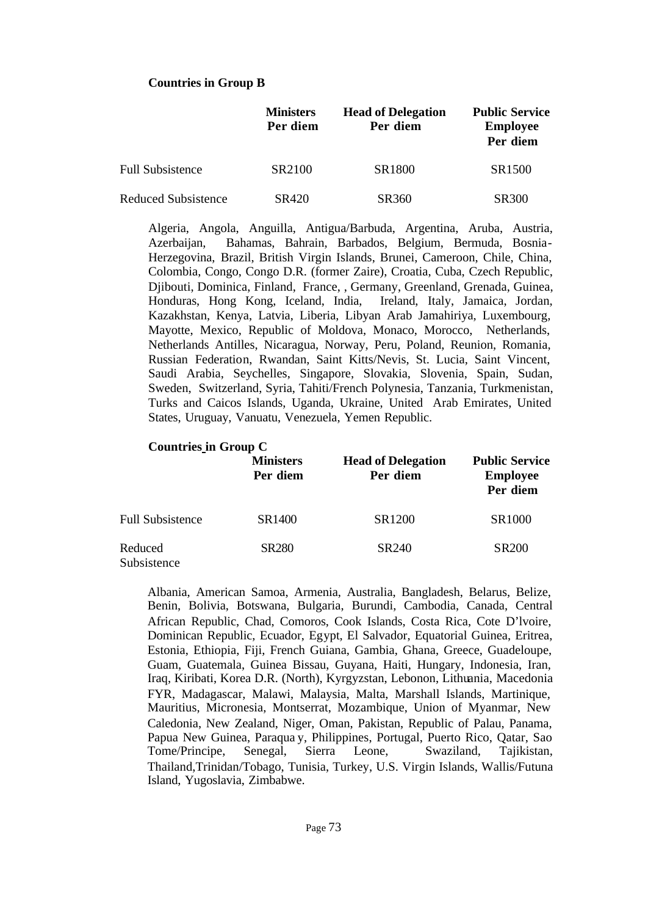**Countries in Group B**

| | Ministers Per diem | Head of Delegation Per diem | Public Service Employee Per diem |
|---|---|---|---|
| Full Subsistence | SR2100 | SR1800 | SR1500 |
| Reduced Subsistence | SR420 | SR360 | SR300 |

Algeria, Angola, Anguilla, Antigua/Barbuda, Argentina, Aruba, Austria, Azerbaijan, Bahamas, Bahrain, Barbados, Belgium, Bermuda, Bosnia-Herzegovina, Brazil, British Virgin Islands, Brunei, Cameroon, Chile, China, Colombia, Congo, Congo D.R. (former Zaire), Croatia, Cuba, Czech Republic, Djibouti, Dominica, Finland, France, , Germany, Greenland, Grenada, Guinea, Honduras, Hong Kong, Iceland, India, Ireland, Italy, Jamaica, Jordan, Kazakhstan, Kenya, Latvia, Liberia, Libyan Arab Jamahiriya, Luxembourg, Mayotte, Mexico, Republic of Moldova, Monaco, Morocco, Netherlands, Netherlands Antilles, Nicaragua, Norway, Peru, Poland, Reunion, Romania, Russian Federation, Rwandan, Saint Kitts/Nevis, St. Lucia, Saint Vincent, Saudi Arabia, Seychelles, Singapore, Slovakia, Slovenia, Spain, Sudan, Sweden, Switzerland, Syria, Tahiti/French Polynesia, Tanzania, Turkmenistan, Turks and Caicos Islands, Uganda, Ukraine, United Arab Emirates, United States, Uruguay, Vanuatu, Venezuela, Yemen Republic.

**Countries in Group C**

| | Ministers Per diem | Head of Delegation Per diem | Public Service Employee Per diem |
|---|---|---|---|
| Full Subsistence | SR1400 | SR1200 | SR1000 |
| Reduced Subsistence | SR280 | SR240 | SR200 |

Albania, American Samoa, Armenia, Australia, Bangladesh, Belarus, Belize, Benin, Bolivia, Botswana, Bulgaria, Burundi, Cambodia, Canada, Central African Republic, Chad, Comoros, Cook Islands, Costa Rica, Cote D'lvoire, Dominican Republic, Ecuador, Egypt, El Salvador, Equatorial Guinea, Eritrea, Estonia, Ethiopia, Fiji, French Guiana, Gambia, Ghana, Greece, Guadeloupe, Guam, Guatemala, Guinea Bissau, Guyana, Haiti, Hungary, Indonesia, Iran, Iraq, Kiribati, Korea D.R. (North), Kyrgyzstan, Lebonon, Lithuania, Macedonia FYR, Madagascar, Malawi, Malaysia, Malta, Marshall Islands, Martinique, Mauritius, Micronesia, Montserrat, Mozambique, Union of Myanmar, New Caledonia, New Zealand, Niger, Oman, Pakistan, Republic of Palau, Panama, Papua New Guinea, Paraqua y, Philippines, Portugal, Puerto Rico, Qatar, Sao Tome/Principe, Senegal, Sierra Leone, Swaziland, Tajikistan, Thailand,Trinidan/Tobago, Tunisia, Turkey, U.S. Virgin Islands, Wallis/Futuna Island, Yugoslavia, Zimbabwe.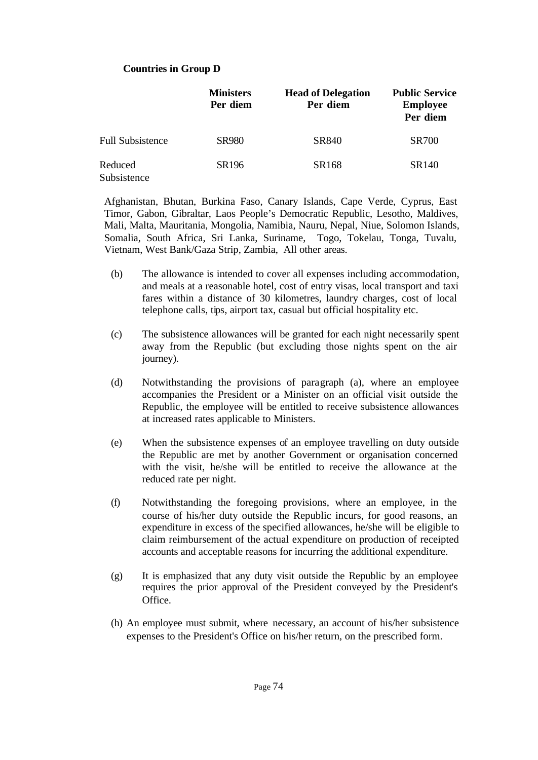**Countries in Group D**

| | Ministers Per diem | Head of Delegation Per diem | Public Service Employee Per diem |
|---|---|---|---|
| Full Subsistence | SR980 | SR840 | SR700 |
| Reduced Subsistence | SR196 | SR168 | SR140 |

Afghanistan, Bhutan, Burkina Faso, Canary Islands, Cape Verde, Cyprus, East Timor, Gabon, Gibraltar, Laos People's Democratic Republic, Lesotho, Maldives, Mali, Malta, Mauritania, Mongolia, Namibia, Nauru, Nepal, Niue, Solomon Islands, Somalia, South Africa, Sri Lanka, Suriname, Togo, Tokelau, Tonga, Tuvalu, Vietnam, West Bank/Gaza Strip, Zambia, All other areas.

(b) The allowance is intended to cover all expenses including accommodation, and meals at a reasonable hotel, cost of entry visas, local transport and taxi fares within a distance of 30 kilometres, laundry charges, cost of local telephone calls, tips, airport tax, casual but official hospitality etc.

(c) The subsistence allowances will be granted for each night necessarily spent away from the Republic (but excluding those nights spent on the air journey).

(d) Notwithstanding the provisions of paragraph (a), where an employee accompanies the President or a Minister on an official visit outside the Republic, the employee will be entitled to receive subsistence allowances at increased rates applicable to Ministers.

(e) When the subsistence expenses of an employee travelling on duty outside the Republic are met by another Government or organisation concerned with the visit, he/she will be entitled to receive the allowance at the reduced rate per night.

(f) Notwithstanding the foregoing provisions, where an employee, in the course of his/her duty outside the Republic incurs, for good reasons, an expenditure in excess of the specified allowances, he/she will be eligible to claim reimbursement of the actual expenditure on production of receipted accounts and acceptable reasons for incurring the additional expenditure.

(g) It is emphasized that any duty visit outside the Republic by an employee requires the prior approval of the President conveyed by the President's Office.

(h) An employee must submit, where necessary, an account of his/her subsistence expenses to the President's Office on his/her return, on the prescribed form.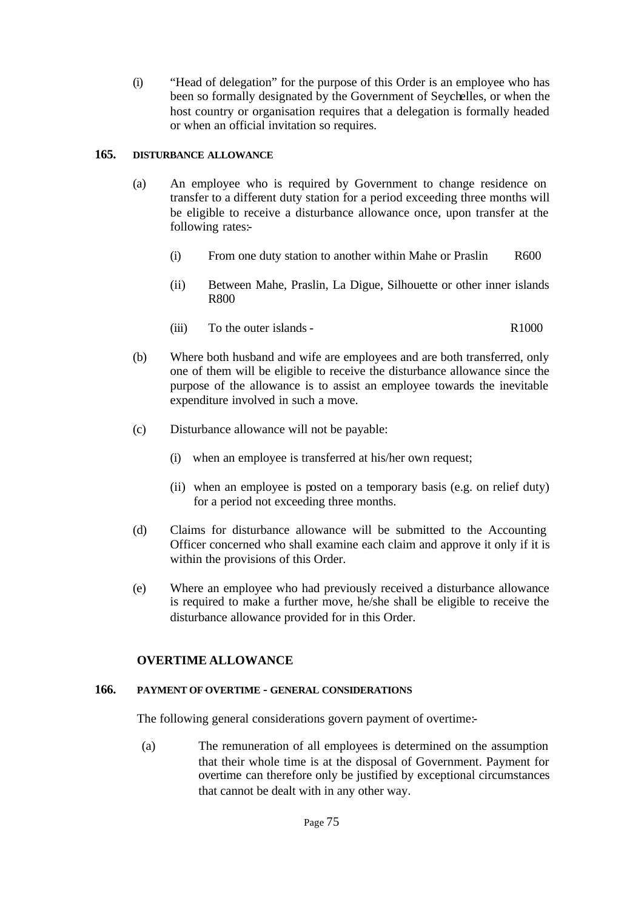(i) "Head of delegation" for the purpose of this Order is an employee who has been so formally designated by the Government of Seychelles, or when the host country or organisation requires that a delegation is formally headed or when an official invitation so requires.

**165. DISTURBANCE ALLOWANCE**

(a) An employee who is required by Government to change residence on transfer to a different duty station for a period exceeding three months will be eligible to receive a disturbance allowance once, upon transfer at the following rates:-

(i) From one duty station to another within Mahe or Praslin R600

(ii) Between Mahe, Praslin, La Digue, Silhouette or other inner islands R800

(iii) To the outer islands - R1000

(b) Where both husband and wife are employees and are both transferred, only one of them will be eligible to receive the disturbance allowance since the purpose of the allowance is to assist an employee towards the inevitable expenditure involved in such a move.

(c) Disturbance allowance will not be payable:

(i) when an employee is transferred at his/her own request;

(ii) when an employee is posted on a temporary basis (e.g. on relief duty) for a period not exceeding three months.

(d) Claims for disturbance allowance will be submitted to the Accounting Officer concerned who shall examine each claim and approve it only if it is within the provisions of this Order.

(e) Where an employee who had previously received a disturbance allowance is required to make a further move, he/she shall be eligible to receive the disturbance allowance provided for in this Order.

## OVERTIME ALLOWANCE

**166. PAYMENT OF OVERTIME - GENERAL CONSIDERATIONS**

The following general considerations govern payment of overtime:-

(a) The remuneration of all employees is determined on the assumption that their whole time is at the disposal of Government. Payment for overtime can therefore only be justified by exceptional circumstances that cannot be dealt with in any other way.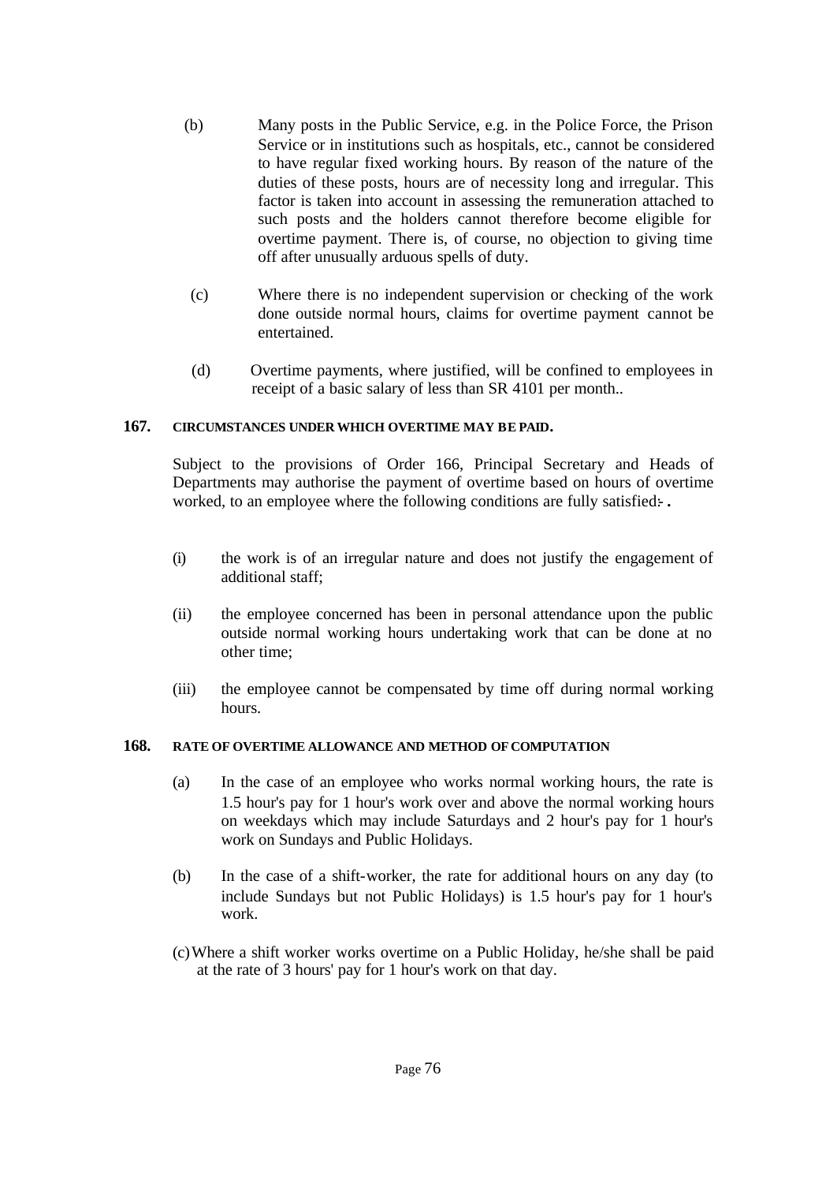(b) Many posts in the Public Service, e.g. in the Police Force, the Prison Service or in institutions such as hospitals, etc., cannot be considered to have regular fixed working hours. By reason of the nature of the duties of these posts, hours are of necessity long and irregular. This factor is taken into account in assessing the remuneration attached to such posts and the holders cannot therefore become eligible for overtime payment. There is, of course, no objection to giving time off after unusually arduous spells of duty.

(c) Where there is no independent supervision or checking of the work done outside normal hours, claims for overtime payment cannot be entertained.

(d) Overtime payments, where justified, will be confined to employees in receipt of a basic salary of less than SR 4101 per month..

### 167. CIRCUMSTANCES UNDER WHICH OVERTIME MAY BE PAID.

Subject to the provisions of Order 166, Principal Secretary and Heads of Departments may authorise the payment of overtime based on hours of overtime worked, to an employee where the following conditions are fully satisfied:-.

(i) the work is of an irregular nature and does not justify the engagement of additional staff;

(ii) the employee concerned has been in personal attendance upon the public outside normal working hours undertaking work that can be done at no other time;

(iii) the employee cannot be compensated by time off during normal working hours.

### 168. RATE OF OVERTIME ALLOWANCE AND METHOD OF COMPUTATION

(a) In the case of an employee who works normal working hours, the rate is 1.5 hour's pay for 1 hour's work over and above the normal working hours on weekdays which may include Saturdays and 2 hour's pay for 1 hour's work on Sundays and Public Holidays.

(b) In the case of a shift-worker, the rate for additional hours on any day (to include Sundays but not Public Holidays) is 1.5 hour's pay for 1 hour's work.

(c) Where a shift worker works overtime on a Public Holiday, he/she shall be paid at the rate of 3 hours' pay for 1 hour's work on that day.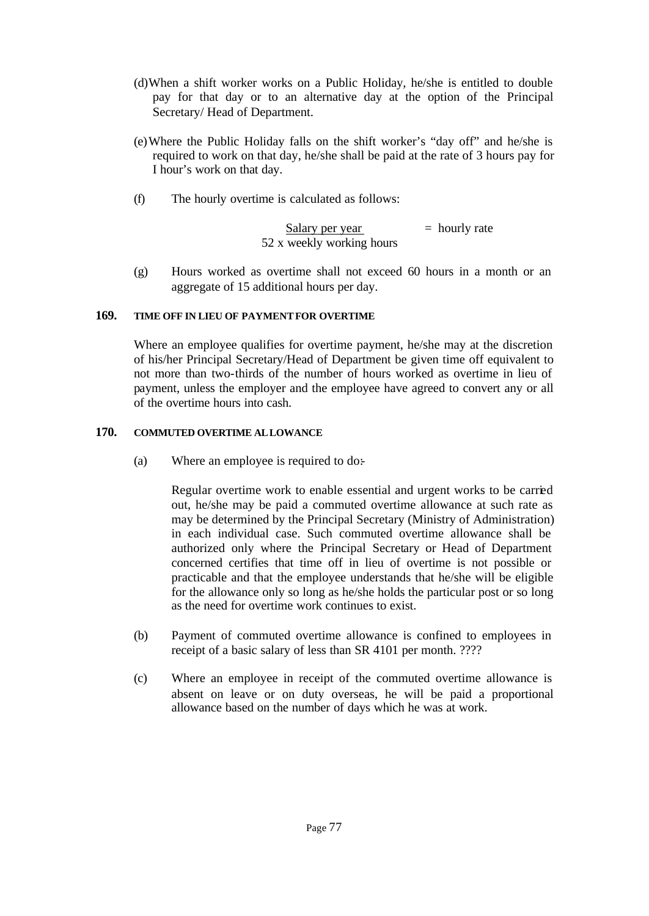(d) When a shift worker works on a Public Holiday, he/she is entitled to double pay for that day or to an alternative day at the option of the Principal Secretary/ Head of Department.

(e) Where the Public Holiday falls on the shift worker's "day off" and he/she is required to work on that day, he/she shall be paid at the rate of 3 hours pay for I hour's work on that day.

(f) The hourly overtime is calculated as follows:

$$\frac{\text{Salary per year}}{52 \times \text{weekly working hours}} = \text{hourly rate}$$

(g) Hours worked as overtime shall not exceed 60 hours in a month or an aggregate of 15 additional hours per day.

## 169. TIME OFF IN LIEU OF PAYMENT FOR OVERTIME

Where an employee qualifies for overtime payment, he/she may at the discretion of his/her Principal Secretary/Head of Department be given time off equivalent to not more than two-thirds of the number of hours worked as overtime in lieu of payment, unless the employer and the employee have agreed to convert any or all of the overtime hours into cash.

## 170. COMMUTED OVERTIME ALLOWANCE

(a) Where an employee is required to do:-

Regular overtime work to enable essential and urgent works to be carried out, he/she may be paid a commuted overtime allowance at such rate as may be determined by the Principal Secretary (Ministry of Administration) in each individual case. Such commuted overtime allowance shall be authorized only where the Principal Secretary or Head of Department concerned certifies that time off in lieu of overtime is not possible or practicable and that the employee understands that he/she will be eligible for the allowance only so long as he/she holds the particular post or so long as the need for overtime work continues to exist.

(b) Payment of commuted overtime allowance is confined to employees in receipt of a basic salary of less than SR 4101 per month. ????

(c) Where an employee in receipt of the commuted overtime allowance is absent on leave or on duty overseas, he will be paid a proportional allowance based on the number of days which he was at work.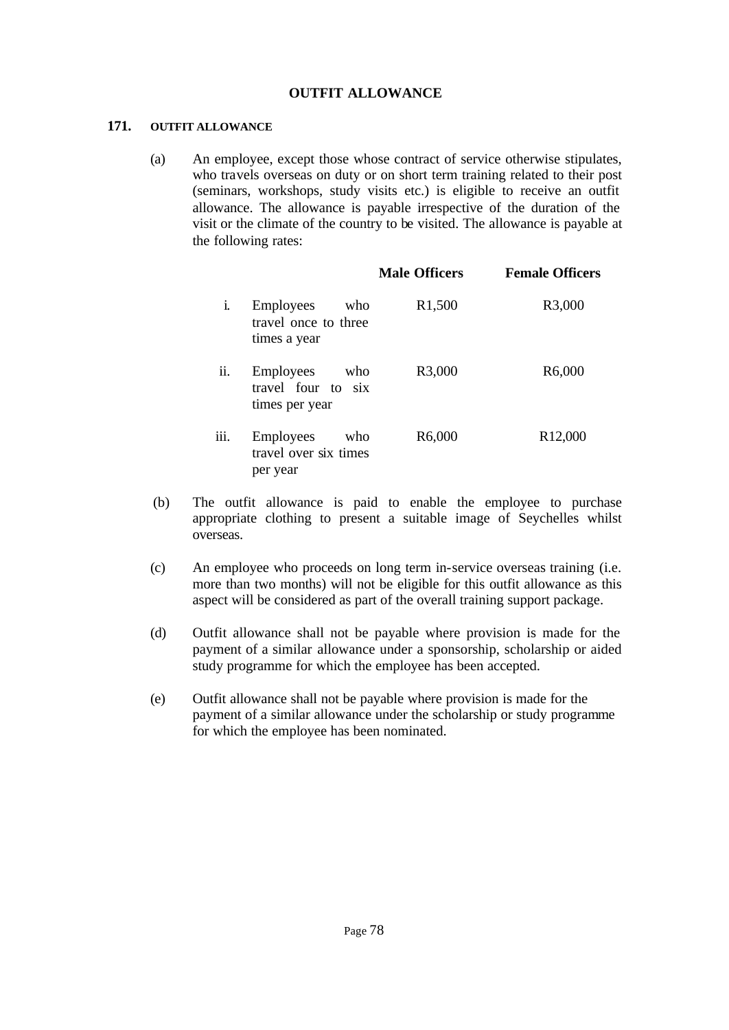# OUTFIT ALLOWANCE

## 171. OUTFIT ALLOWANCE

(a) An employee, except those whose contract of service otherwise stipulates, who travels overseas on duty or on short term training related to their post (seminars, workshops, study visits etc.) is eligible to receive an outfit allowance. The allowance is payable irrespective of the duration of the visit or the climate of the country to be visited. The allowance is payable at the following rates:

| | | Male Officers | Female Officers |
|---|---|---|---|
| i. | Employees who travel once to three times a year | R1,500 | R3,000 |
| ii. | Employees who travel four to six times per year | R3,000 | R6,000 |
| iii. | Employees who travel over six times per year | R6,000 | R12,000 |

(b) The outfit allowance is paid to enable the employee to purchase appropriate clothing to present a suitable image of Seychelles whilst overseas.

(c) An employee who proceeds on long term in-service overseas training (i.e. more than two months) will not be eligible for this outfit allowance as this aspect will be considered as part of the overall training support package.

(d) Outfit allowance shall not be payable where provision is made for the payment of a similar allowance under a sponsorship, scholarship or aided study programme for which the employee has been accepted.

(e) Outfit allowance shall not be payable where provision is made for the payment of a similar allowance under the scholarship or study programme for which the employee has been nominated.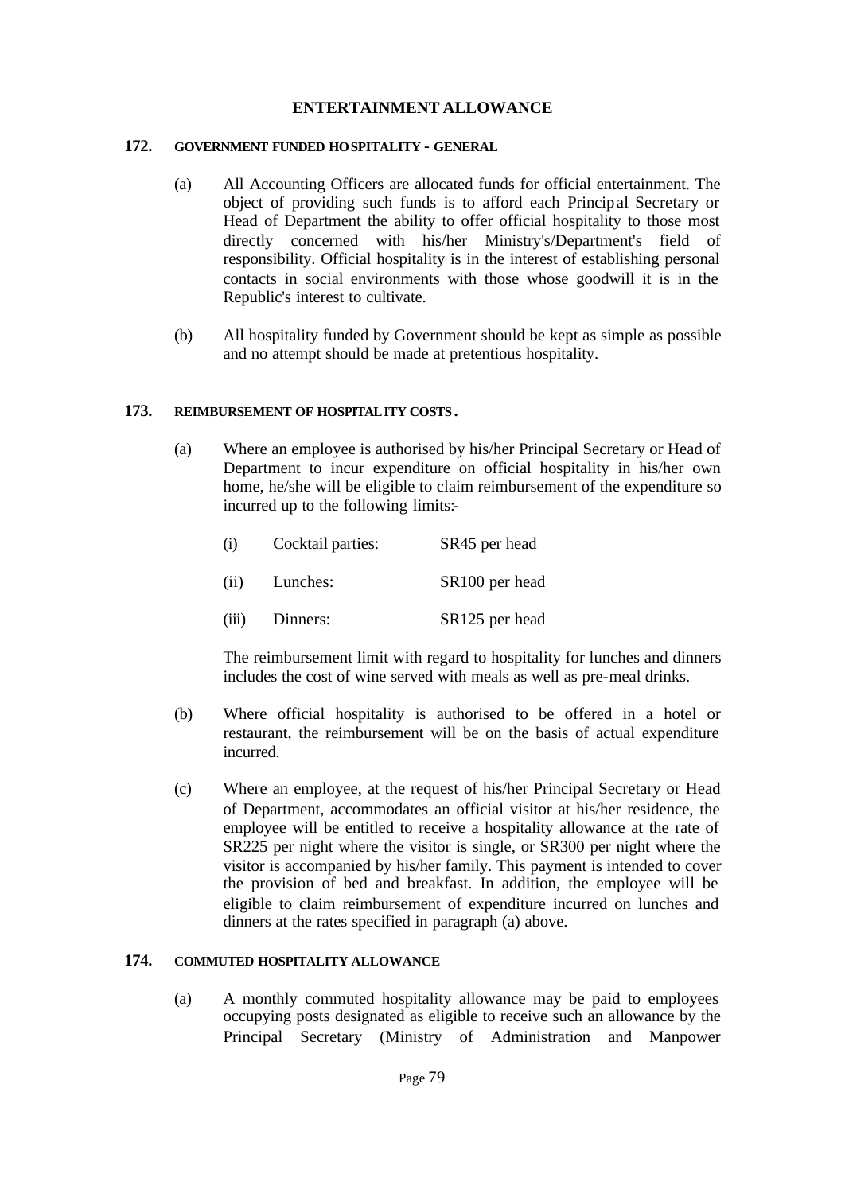# ENTERTAINMENT ALLOWANCE

## 172. GOVERNMENT FUNDED HOSPITALITY - GENERAL

(a) All Accounting Officers are allocated funds for official entertainment. The object of providing such funds is to afford each Principal Secretary or Head of Department the ability to offer official hospitality to those most directly concerned with his/her Ministry's/Department's field of responsibility. Official hospitality is in the interest of establishing personal contacts in social environments with those whose goodwill it is in the Republic's interest to cultivate.

(b) All hospitality funded by Government should be kept as simple as possible and no attempt should be made at pretentious hospitality.

## 173. REIMBURSEMENT OF HOSPITALITY COSTS.

(a) Where an employee is authorised by his/her Principal Secretary or Head of Department to incur expenditure on official hospitality in his/her own home, he/she will be eligible to claim reimbursement of the expenditure so incurred up to the following limits:-

| | | |
|---|---|---|
| (i) | Cocktail parties: | SR45 per head |
| (ii) | Lunches: | SR100 per head |
| (iii) | Dinners: | SR125 per head |

The reimbursement limit with regard to hospitality for lunches and dinners includes the cost of wine served with meals as well as pre-meal drinks.

(b) Where official hospitality is authorised to be offered in a hotel or restaurant, the reimbursement will be on the basis of actual expenditure incurred.

(c) Where an employee, at the request of his/her Principal Secretary or Head of Department, accommodates an official visitor at his/her residence, the employee will be entitled to receive a hospitality allowance at the rate of SR225 per night where the visitor is single, or SR300 per night where the visitor is accompanied by his/her family. This payment is intended to cover the provision of bed and breakfast. In addition, the employee will be eligible to claim reimbursement of expenditure incurred on lunches and dinners at the rates specified in paragraph (a) above.

## 174. COMMUTED HOSPITALITY ALLOWANCE

(a) A monthly commuted hospitality allowance may be paid to employees occupying posts designated as eligible to receive such an allowance by the Principal Secretary (Ministry of Administration and Manpower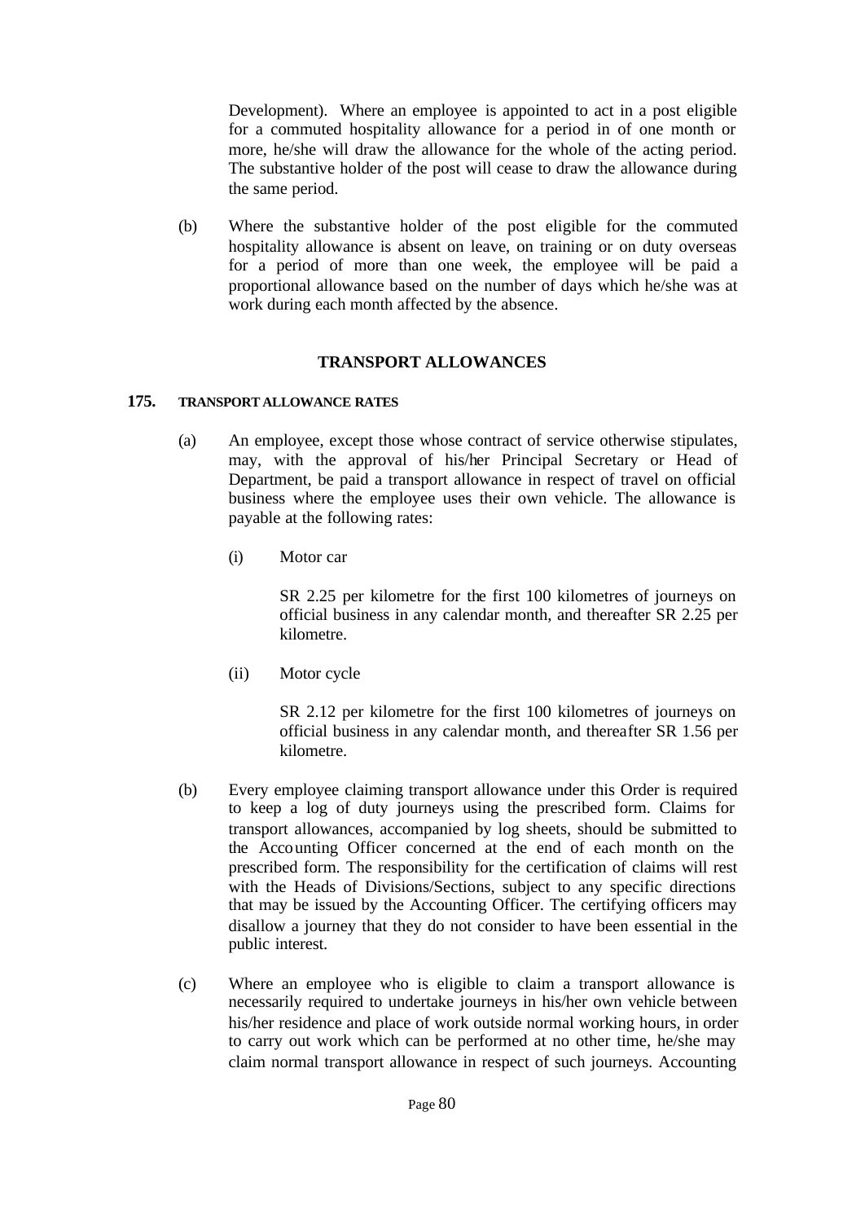Development). Where an employee is appointed to act in a post eligible for a commuted hospitality allowance for a period in of one month or more, he/she will draw the allowance for the whole of the acting period. The substantive holder of the post will cease to draw the allowance during the same period.

(b) Where the substantive holder of the post eligible for the commuted hospitality allowance is absent on leave, on training or on duty overseas for a period of more than one week, the employee will be paid a proportional allowance based on the number of days which he/she was at work during each month affected by the absence.

## TRANSPORT ALLOWANCES

### 175. TRANSPORT ALLOWANCE RATES

(a) An employee, except those whose contract of service otherwise stipulates, may, with the approval of his/her Principal Secretary or Head of Department, be paid a transport allowance in respect of travel on official business where the employee uses their own vehicle. The allowance is payable at the following rates:

(i) Motor car

SR 2.25 per kilometre for the first 100 kilometres of journeys on official business in any calendar month, and thereafter SR 2.25 per kilometre.

(ii) Motor cycle

SR 2.12 per kilometre for the first 100 kilometres of journeys on official business in any calendar month, and thereafter SR 1.56 per kilometre.

(b) Every employee claiming transport allowance under this Order is required to keep a log of duty journeys using the prescribed form. Claims for transport allowances, accompanied by log sheets, should be submitted to the Accounting Officer concerned at the end of each month on the prescribed form. The responsibility for the certification of claims will rest with the Heads of Divisions/Sections, subject to any specific directions that may be issued by the Accounting Officer. The certifying officers may disallow a journey that they do not consider to have been essential in the public interest.

(c) Where an employee who is eligible to claim a transport allowance is necessarily required to undertake journeys in his/her own vehicle between his/her residence and place of work outside normal working hours, in order to carry out work which can be performed at no other time, he/she may claim normal transport allowance in respect of such journeys. Accounting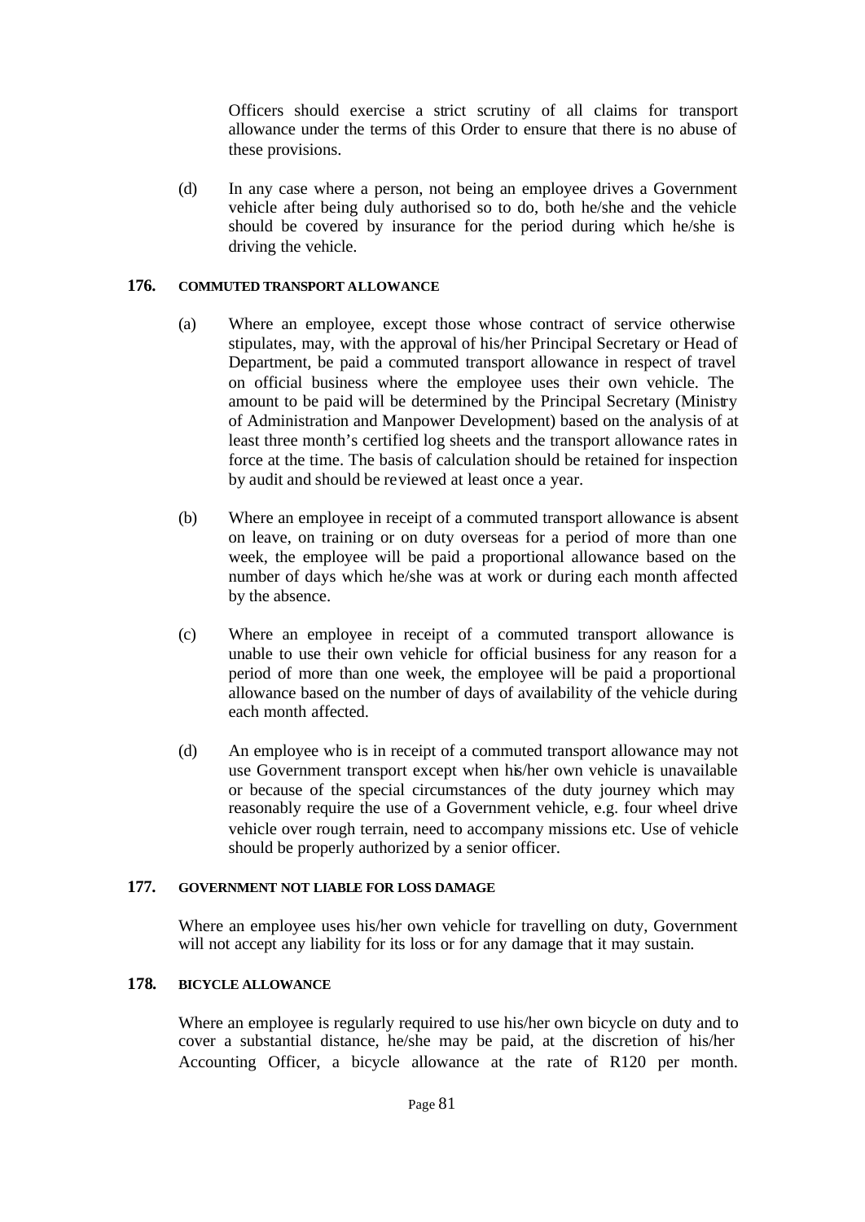Officers should exercise a strict scrutiny of all claims for transport allowance under the terms of this Order to ensure that there is no abuse of these provisions.

(d) In any case where a person, not being an employee drives a Government vehicle after being duly authorised so to do, both he/she and the vehicle should be covered by insurance for the period during which he/she is driving the vehicle.

### 176. COMMUTED TRANSPORT ALLOWANCE

(a) Where an employee, except those whose contract of service otherwise stipulates, may, with the approval of his/her Principal Secretary or Head of Department, be paid a commuted transport allowance in respect of travel on official business where the employee uses their own vehicle. The amount to be paid will be determined by the Principal Secretary (Ministry of Administration and Manpower Development) based on the analysis of at least three month's certified log sheets and the transport allowance rates in force at the time. The basis of calculation should be retained for inspection by audit and should be reviewed at least once a year.

(b) Where an employee in receipt of a commuted transport allowance is absent on leave, on training or on duty overseas for a period of more than one week, the employee will be paid a proportional allowance based on the number of days which he/she was at work or during each month affected by the absence.

(c) Where an employee in receipt of a commuted transport allowance is unable to use their own vehicle for official business for any reason for a period of more than one week, the employee will be paid a proportional allowance based on the number of days of availability of the vehicle during each month affected.

(d) An employee who is in receipt of a commuted transport allowance may not use Government transport except when his/her own vehicle is unavailable or because of the special circumstances of the duty journey which may reasonably require the use of a Government vehicle, e.g. four wheel drive vehicle over rough terrain, need to accompany missions etc. Use of vehicle should be properly authorized by a senior officer.

### 177. GOVERNMENT NOT LIABLE FOR LOSS DAMAGE

Where an employee uses his/her own vehicle for travelling on duty, Government will not accept any liability for its loss or for any damage that it may sustain.

### 178. BICYCLE ALLOWANCE

Where an employee is regularly required to use his/her own bicycle on duty and to cover a substantial distance, he/she may be paid, at the discretion of his/her Accounting Officer, a bicycle allowance at the rate of R120 per month.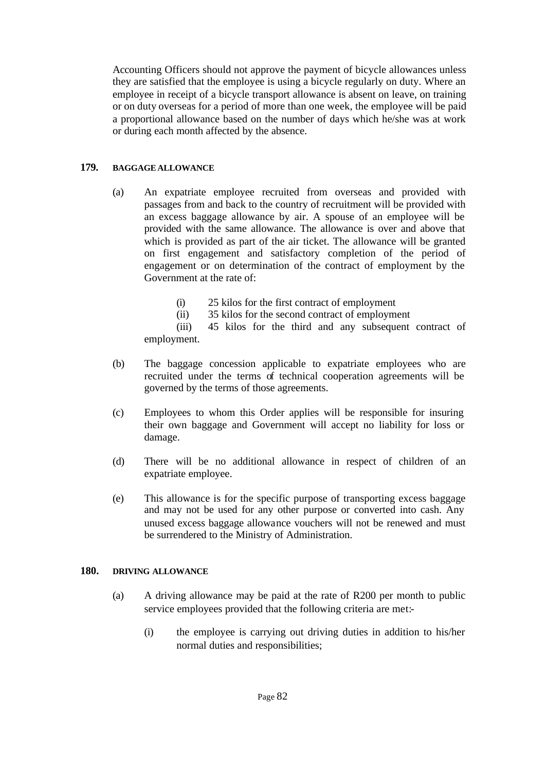Accounting Officers should not approve the payment of bicycle allowances unless they are satisfied that the employee is using a bicycle regularly on duty. Where an employee in receipt of a bicycle transport allowance is absent on leave, on training or on duty overseas for a period of more than one week, the employee will be paid a proportional allowance based on the number of days which he/she was at work or during each month affected by the absence.

## 179. BAGGAGE ALLOWANCE

(a) An expatriate employee recruited from overseas and provided with passages from and back to the country of recruitment will be provided with an excess baggage allowance by air. A spouse of an employee will be provided with the same allowance. The allowance is over and above that which is provided as part of the air ticket. The allowance will be granted on first engagement and satisfactory completion of the period of engagement or on determination of the contract of employment by the Government at the rate of:

(i) 25 kilos for the first contract of employment
(ii) 35 kilos for the second contract of employment
(iii) 45 kilos for the third and any subsequent contract of employment.

(b) The baggage concession applicable to expatriate employees who are recruited under the terms of technical cooperation agreements will be governed by the terms of those agreements.

(c) Employees to whom this Order applies will be responsible for insuring their own baggage and Government will accept no liability for loss or damage.

(d) There will be no additional allowance in respect of children of an expatriate employee.

(e) This allowance is for the specific purpose of transporting excess baggage and may not be used for any other purpose or converted into cash. Any unused excess baggage allowance vouchers will not be renewed and must be surrendered to the Ministry of Administration.

## 180. DRIVING ALLOWANCE

(a) A driving allowance may be paid at the rate of R200 per month to public service employees provided that the following criteria are met:-

(i) the employee is carrying out driving duties in addition to his/her normal duties and responsibilities;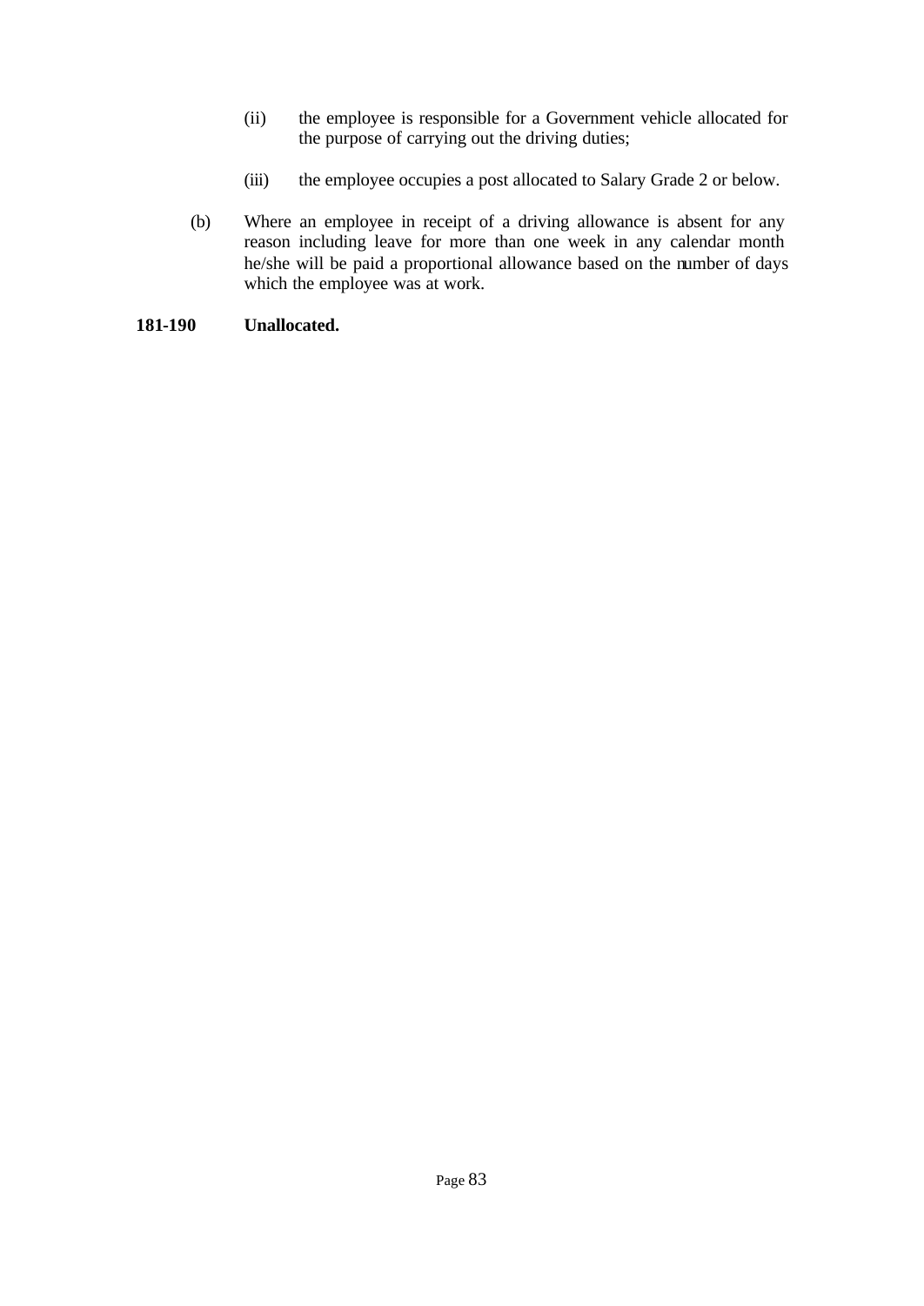(ii) the employee is responsible for a Government vehicle allocated for the purpose of carrying out the driving duties;

(iii) the employee occupies a post allocated to Salary Grade 2 or below.

(b) Where an employee in receipt of a driving allowance is absent for any reason including leave for more than one week in any calendar month he/she will be paid a proportional allowance based on the number of days which the employee was at work.

**181-190 Unallocated.**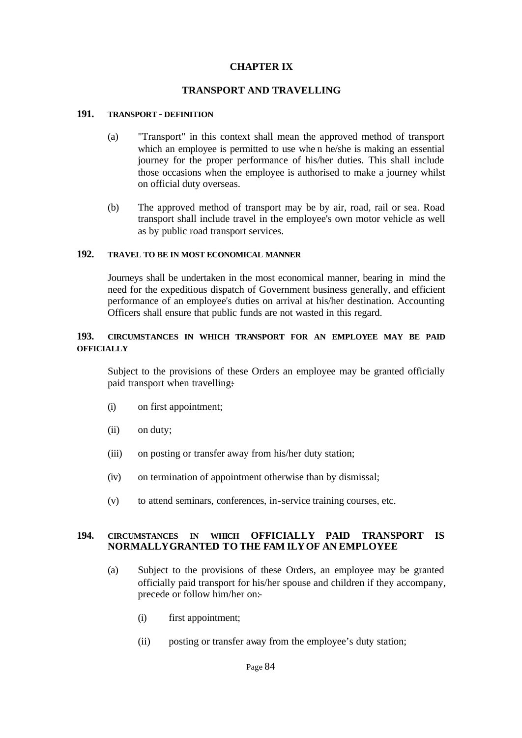# CHAPTER IX

## TRANSPORT AND TRAVELLING

### 191. TRANSPORT - DEFINITION

(a) "Transport" in this context shall mean the approved method of transport which an employee is permitted to use when he/she is making an essential journey for the proper performance of his/her duties. This shall include those occasions when the employee is authorised to make a journey whilst on official duty overseas.

(b) The approved method of transport may be by air, road, rail or sea. Road transport shall include travel in the employee's own motor vehicle as well as by public road transport services.

### 192. TRAVEL TO BE IN MOST ECONOMICAL MANNER

Journeys shall be undertaken in the most economical manner, bearing in mind the need for the expeditious dispatch of Government business generally, and efficient performance of an employee's duties on arrival at his/her destination. Accounting Officers shall ensure that public funds are not wasted in this regard.

### 193. CIRCUMSTANCES IN WHICH TRANSPORT FOR AN EMPLOYEE MAY BE PAID OFFICIALLY

Subject to the provisions of these Orders an employee may be granted officially paid transport when travelling:-

(i) on first appointment;

(ii) on duty;

(iii) on posting or transfer away from his/her duty station;

(iv) on termination of appointment otherwise than by dismissal;

(v) to attend seminars, conferences, in-service training courses, etc.

### 194. CIRCUMSTANCES IN WHICH OFFICIALLY PAID TRANSPORT IS NORMALLY GRANTED TO THE FAMILY OF AN EMPLOYEE

(a) Subject to the provisions of these Orders, an employee may be granted officially paid transport for his/her spouse and children if they accompany, precede or follow him/her on:-

(i) first appointment;

(ii) posting or transfer away from the employee's duty station;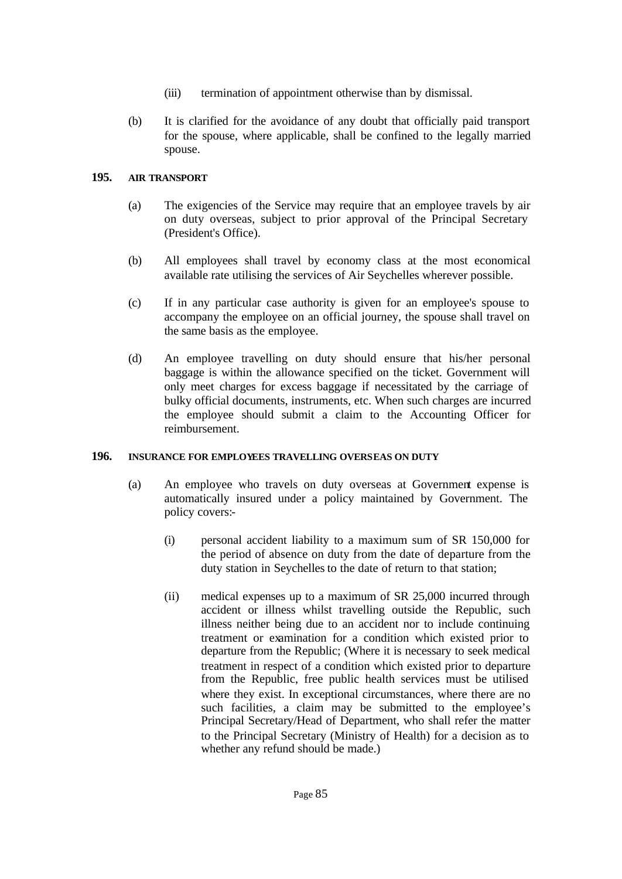(iii) termination of appointment otherwise than by dismissal.

(b) It is clarified for the avoidance of any doubt that officially paid transport for the spouse, where applicable, shall be confined to the legally married spouse.

**195. AIR TRANSPORT**

(a) The exigencies of the Service may require that an employee travels by air on duty overseas, subject to prior approval of the Principal Secretary (President's Office).

(b) All employees shall travel by economy class at the most economical available rate utilising the services of Air Seychelles wherever possible.

(c) If in any particular case authority is given for an employee's spouse to accompany the employee on an official journey, the spouse shall travel on the same basis as the employee.

(d) An employee travelling on duty should ensure that his/her personal baggage is within the allowance specified on the ticket. Government will only meet charges for excess baggage if necessitated by the carriage of bulky official documents, instruments, etc. When such charges are incurred the employee should submit a claim to the Accounting Officer for reimbursement.

**196. INSURANCE FOR EMPLOYEES TRAVELLING OVERSEAS ON DUTY**

(a) An employee who travels on duty overseas at Government expense is automatically insured under a policy maintained by Government. The policy covers:-

(i) personal accident liability to a maximum sum of SR 150,000 for the period of absence on duty from the date of departure from the duty station in Seychelles to the date of return to that station;

(ii) medical expenses up to a maximum of SR 25,000 incurred through accident or illness whilst travelling outside the Republic, such illness neither being due to an accident nor to include continuing treatment or examination for a condition which existed prior to departure from the Republic; (Where it is necessary to seek medical treatment in respect of a condition which existed prior to departure from the Republic, free public health services must be utilised where they exist. In exceptional circumstances, where there are no such facilities, a claim may be submitted to the employee's Principal Secretary/Head of Department, who shall refer the matter to the Principal Secretary (Ministry of Health) for a decision as to whether any refund should be made.)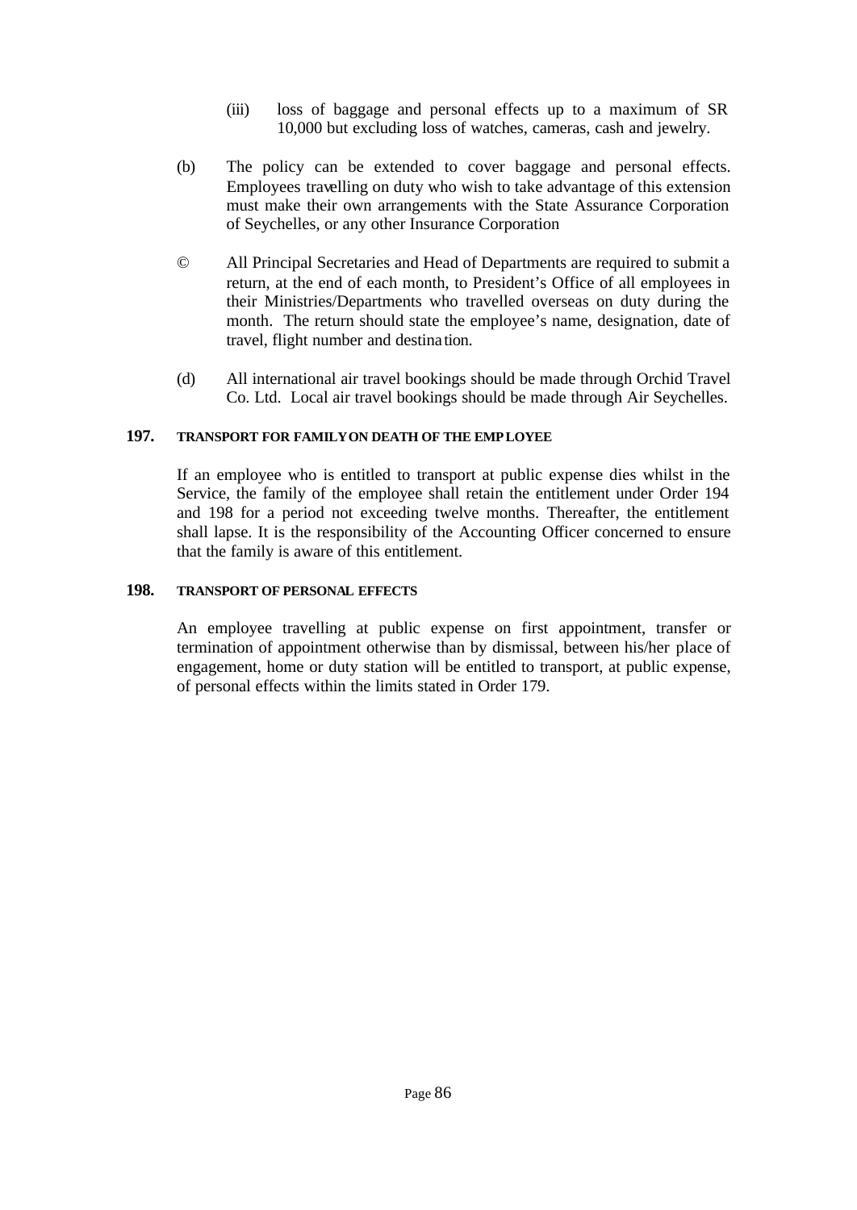(iii) loss of baggage and personal effects up to a maximum of SR 10,000 but excluding loss of watches, cameras, cash and jewelry.

(b) The policy can be extended to cover baggage and personal effects. Employees travelling on duty who wish to take advantage of this extension must make their own arrangements with the State Assurance Corporation of Seychelles, or any other Insurance Corporation

© All Principal Secretaries and Head of Departments are required to submit a return, at the end of each month, to President's Office of all employees in their Ministries/Departments who travelled overseas on duty during the month. The return should state the employee's name, designation, date of travel, flight number and destination.

(d) All international air travel bookings should be made through Orchid Travel Co. Ltd. Local air travel bookings should be made through Air Seychelles.

### 197. TRANSPORT FOR FAMILY ON DEATH OF THE EMPLOYEE

If an employee who is entitled to transport at public expense dies whilst in the Service, the family of the employee shall retain the entitlement under Order 194 and 198 for a period not exceeding twelve months. Thereafter, the entitlement shall lapse. It is the responsibility of the Accounting Officer concerned to ensure that the family is aware of this entitlement.

### 198. TRANSPORT OF PERSONAL EFFECTS

An employee travelling at public expense on first appointment, transfer or termination of appointment otherwise than by dismissal, between his/her place of engagement, home or duty station will be entitled to transport, at public expense, of personal effects within the limits stated in Order 179.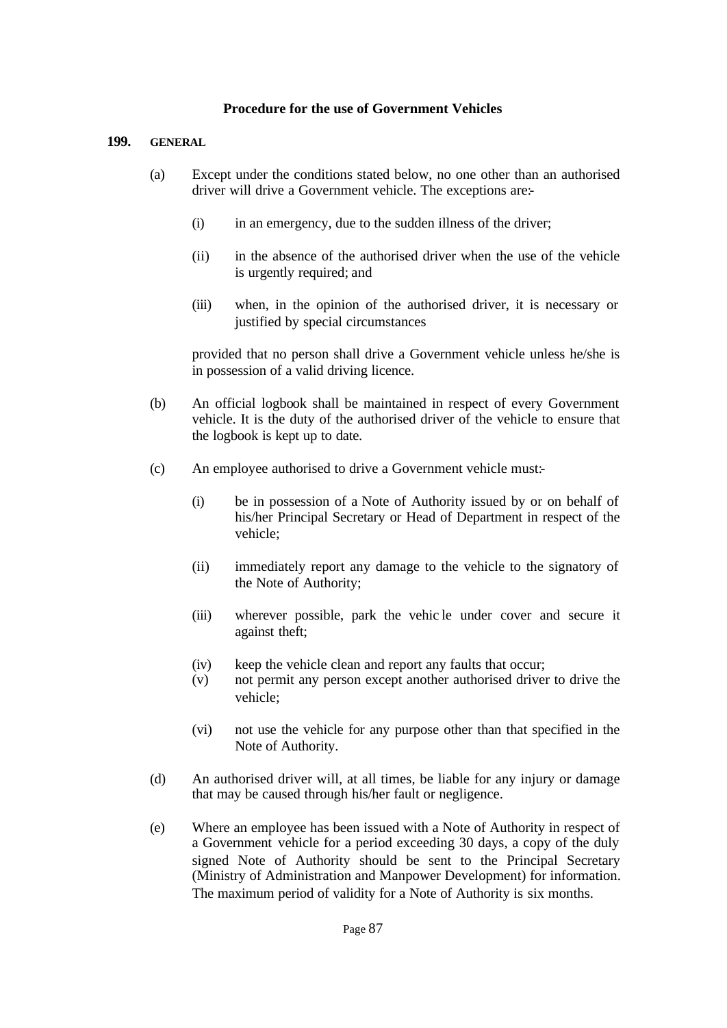## Procedure for the use of Government Vehicles

**199. GENERAL**

(a) Except under the conditions stated below, no one other than an authorised driver will drive a Government vehicle. The exceptions are:-

   (i) in an emergency, due to the sudden illness of the driver;

   (ii) in the absence of the authorised driver when the use of the vehicle is urgently required; and

   (iii) when, in the opinion of the authorised driver, it is necessary or justified by special circumstances

   provided that no person shall drive a Government vehicle unless he/she is in possession of a valid driving licence.

(b) An official logbook shall be maintained in respect of every Government vehicle. It is the duty of the authorised driver of the vehicle to ensure that the logbook is kept up to date.

(c) An employee authorised to drive a Government vehicle must:-

   (i) be in possession of a Note of Authority issued by or on behalf of his/her Principal Secretary or Head of Department in respect of the vehicle;

   (ii) immediately report any damage to the vehicle to the signatory of the Note of Authority;

   (iii) wherever possible, park the vehicle under cover and secure it against theft;

   (iv) keep the vehicle clean and report any faults that occur;

   (v) not permit any person except another authorised driver to drive the vehicle;

   (vi) not use the vehicle for any purpose other than that specified in the Note of Authority.

(d) An authorised driver will, at all times, be liable for any injury or damage that may be caused through his/her fault or negligence.

(e) Where an employee has been issued with a Note of Authority in respect of a Government vehicle for a period exceeding 30 days, a copy of the duly signed Note of Authority should be sent to the Principal Secretary (Ministry of Administration and Manpower Development) for information. The maximum period of validity for a Note of Authority is six months.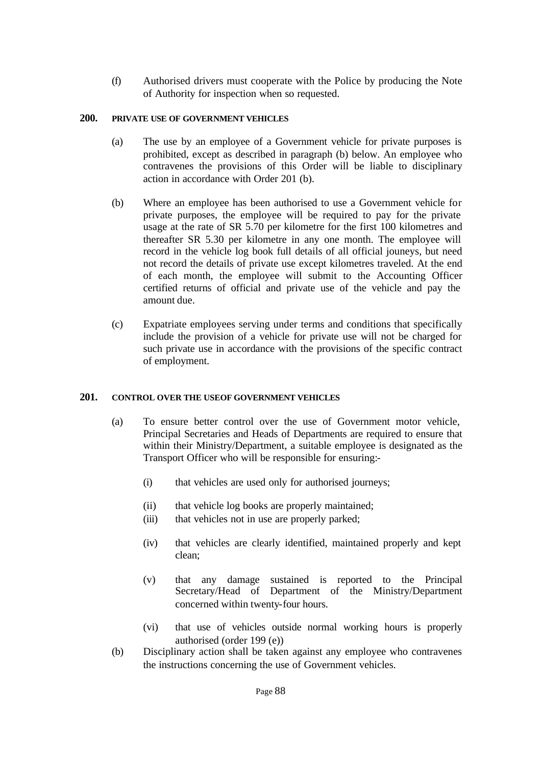(f) Authorised drivers must cooperate with the Police by producing the Note of Authority for inspection when so requested.

## 200. PRIVATE USE OF GOVERNMENT VEHICLES

(a) The use by an employee of a Government vehicle for private purposes is prohibited, except as described in paragraph (b) below. An employee who contravenes the provisions of this Order will be liable to disciplinary action in accordance with Order 201 (b).

(b) Where an employee has been authorised to use a Government vehicle for private purposes, the employee will be required to pay for the private usage at the rate of SR 5.70 per kilometre for the first 100 kilometres and thereafter SR 5.30 per kilometre in any one month. The employee will record in the vehicle log book full details of all official jouneys, but need not record the details of private use except kilometres traveled. At the end of each month, the employee will submit to the Accounting Officer certified returns of official and private use of the vehicle and pay the amount due.

(c) Expatriate employees serving under terms and conditions that specifically include the provision of a vehicle for private use will not be charged for such private use in accordance with the provisions of the specific contract of employment.

## 201. CONTROL OVER THE USEOF GOVERNMENT VEHICLES

(a) To ensure better control over the use of Government motor vehicle, Principal Secretaries and Heads of Departments are required to ensure that within their Ministry/Department, a suitable employee is designated as the Transport Officer who will be responsible for ensuring:-

- (i) that vehicles are used only for authorised journeys;
- (ii) that vehicle log books are properly maintained;
- (iii) that vehicles not in use are properly parked;
- (iv) that vehicles are clearly identified, maintained properly and kept clean;
- (v) that any damage sustained is reported to the Principal Secretary/Head of Department of the Ministry/Department concerned within twenty-four hours.
- (vi) that use of vehicles outside normal working hours is properly authorised (order 199 (e))

(b) Disciplinary action shall be taken against any employee who contravenes the instructions concerning the use of Government vehicles.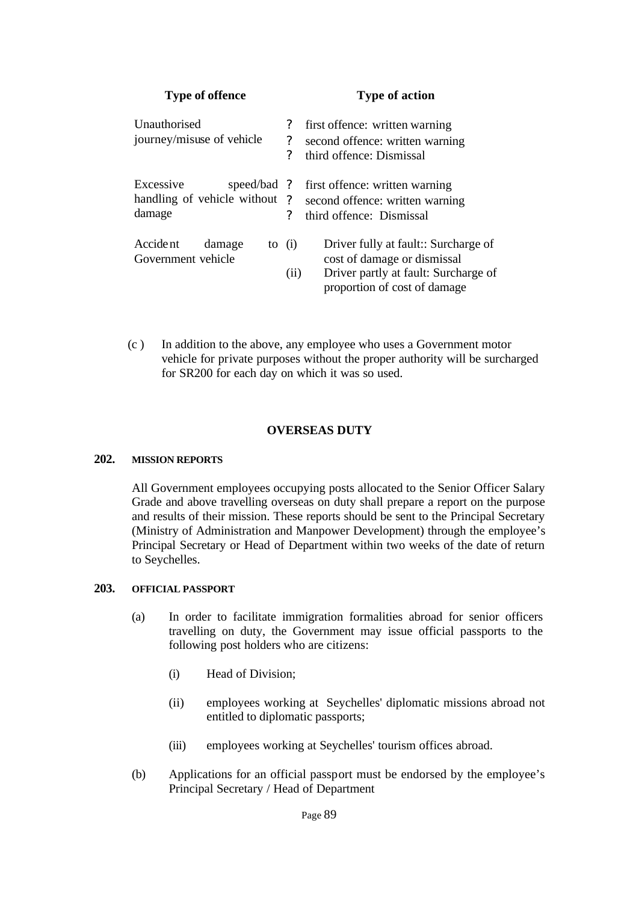| Type of offence | Type of action |
| --- | --- |
| Unauthorised journey/misuse of vehicle | ? first offence: written warning<br>? second offence: written warning<br>? third offence: Dismissal |
| Excessive speed/bad handling of vehicle without damage | ? first offence: written warning<br>? second offence: written warning<br>? third offence: Dismissal |
| Accident damage to Government vehicle | (i) Driver fully at fault:: Surcharge of cost of damage or dismissal<br>(ii) Driver partly at fault: Surcharge of proportion of cost of damage |

(c ) In addition to the above, any employee who uses a Government motor vehicle for private purposes without the proper authority will be surcharged for SR200 for each day on which it was so used.

## OVERSEAS DUTY

### 202. MISSION REPORTS

All Government employees occupying posts allocated to the Senior Officer Salary Grade and above travelling overseas on duty shall prepare a report on the purpose and results of their mission. These reports should be sent to the Principal Secretary (Ministry of Administration and Manpower Development) through the employee's Principal Secretary or Head of Department within two weeks of the date of return to Seychelles.

### 203. OFFICIAL PASSPORT

(a) In order to facilitate immigration formalities abroad for senior officers travelling on duty, the Government may issue official passports to the following post holders who are citizens:

(i) Head of Division;

(ii) employees working at Seychelles' diplomatic missions abroad not entitled to diplomatic passports;

(iii) employees working at Seychelles' tourism offices abroad.

(b) Applications for an official passport must be endorsed by the employee's Principal Secretary / Head of Department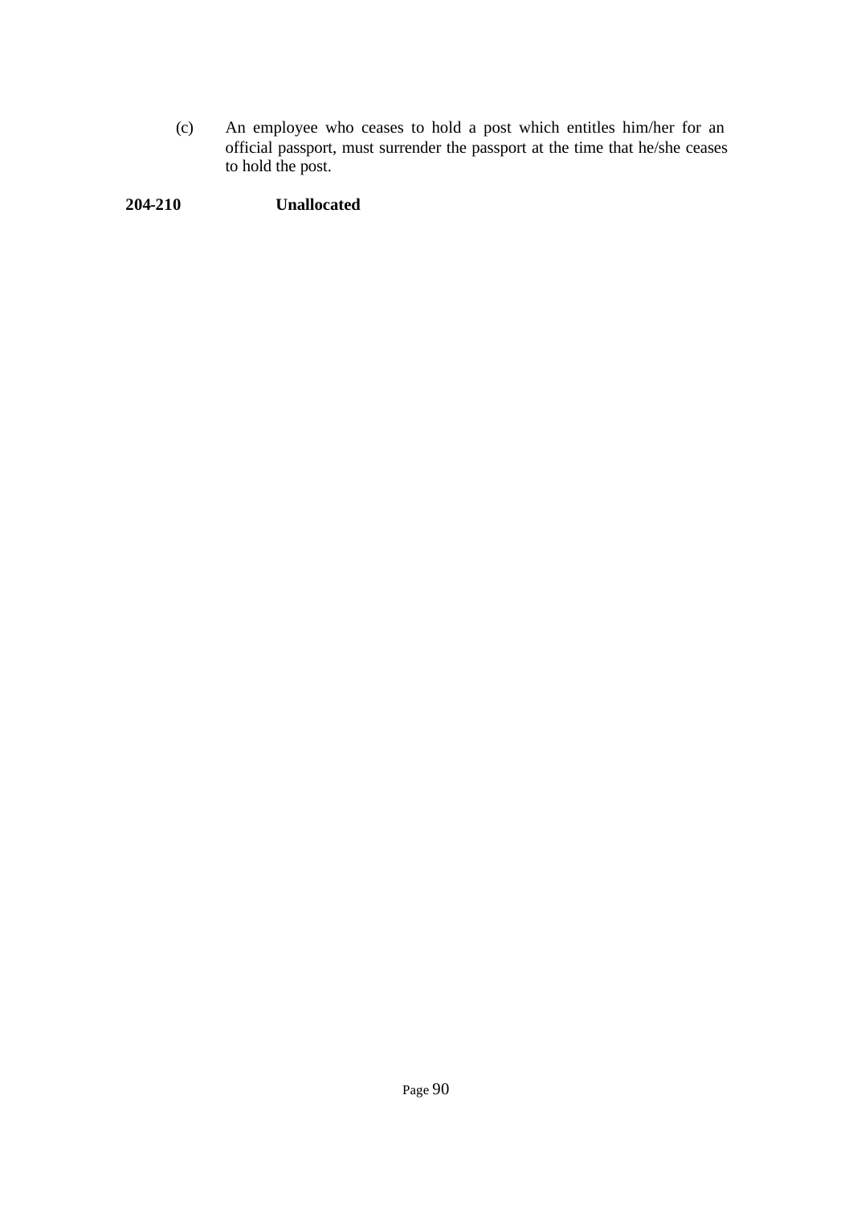(c) An employee who ceases to hold a post which entitles him/her for an official passport, must surrender the passport at the time that he/she ceases to hold the post.

**204-210 Unallocated**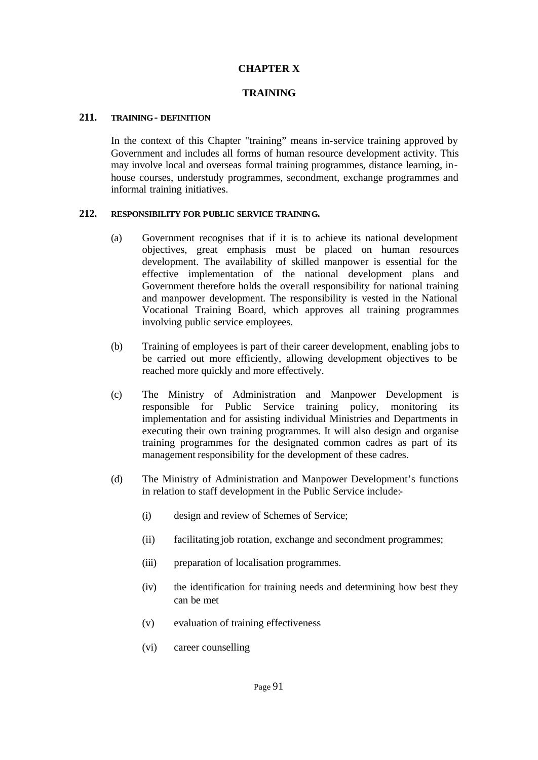# CHAPTER X

# TRAINING

## 211. TRAINING - DEFINITION

In the context of this Chapter "training" means in-service training approved by Government and includes all forms of human resource development activity. This may involve local and overseas formal training programmes, distance learning, in-house courses, understudy programmes, secondment, exchange programmes and informal training initiatives.

## 212. RESPONSIBILITY FOR PUBLIC SERVICE TRAINING.

(a) Government recognises that if it is to achieve its national development objectives, great emphasis must be placed on human resources development. The availability of skilled manpower is essential for the effective implementation of the national development plans and Government therefore holds the overall responsibility for national training and manpower development. The responsibility is vested in the National Vocational Training Board, which approves all training programmes involving public service employees.

(b) Training of employees is part of their career development, enabling jobs to be carried out more efficiently, allowing development objectives to be reached more quickly and more effectively.

(c) The Ministry of Administration and Manpower Development is responsible for Public Service training policy, monitoring its implementation and for assisting individual Ministries and Departments in executing their own training programmes. It will also design and organise training programmes for the designated common cadres as part of its management responsibility for the development of these cadres.

(d) The Ministry of Administration and Manpower Development's functions in relation to staff development in the Public Service include:-

- (i) design and review of Schemes of Service;
- (ii) facilitating job rotation, exchange and secondment programmes;
- (iii) preparation of localisation programmes.
- (iv) the identification for training needs and determining how best they can be met
- (v) evaluation of training effectiveness
- (vi) career counselling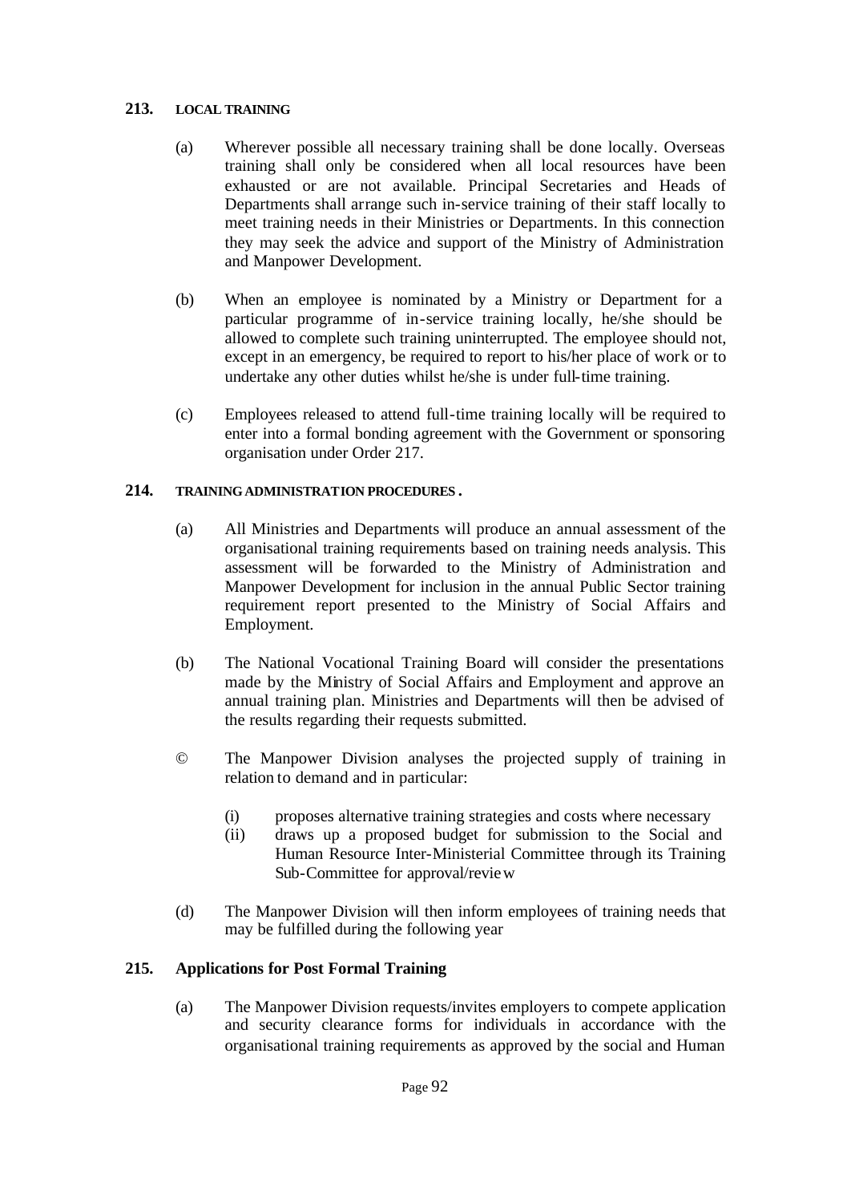## 213. LOCAL TRAINING

(a) Wherever possible all necessary training shall be done locally. Overseas training shall only be considered when all local resources have been exhausted or are not available. Principal Secretaries and Heads of Departments shall arrange such in-service training of their staff locally to meet training needs in their Ministries or Departments. In this connection they may seek the advice and support of the Ministry of Administration and Manpower Development.

(b) When an employee is nominated by a Ministry or Department for a particular programme of in-service training locally, he/she should be allowed to complete such training uninterrupted. The employee should not, except in an emergency, be required to report to his/her place of work or to undertake any other duties whilst he/she is under full-time training.

(c) Employees released to attend full-time training locally will be required to enter into a formal bonding agreement with the Government or sponsoring organisation under Order 217.

## 214. TRAINING ADMINISTRATION PROCEDURES .

(a) All Ministries and Departments will produce an annual assessment of the organisational training requirements based on training needs analysis. This assessment will be forwarded to the Ministry of Administration and Manpower Development for inclusion in the annual Public Sector training requirement report presented to the Ministry of Social Affairs and Employment.

(b) The National Vocational Training Board will consider the presentations made by the Ministry of Social Affairs and Employment and approve an annual training plan. Ministries and Departments will then be advised of the results regarding their requests submitted.

© The Manpower Division analyses the projected supply of training in relation to demand and in particular:

(i) proposes alternative training strategies and costs where necessary
(ii) draws up a proposed budget for submission to the Social and Human Resource Inter-Ministerial Committee through its Training Sub-Committee for approval/review

(d) The Manpower Division will then inform employees of training needs that may be fulfilled during the following year

## 215. Applications for Post Formal Training

(a) The Manpower Division requests/invites employers to compete application and security clearance forms for individuals in accordance with the organisational training requirements as approved by the social and Human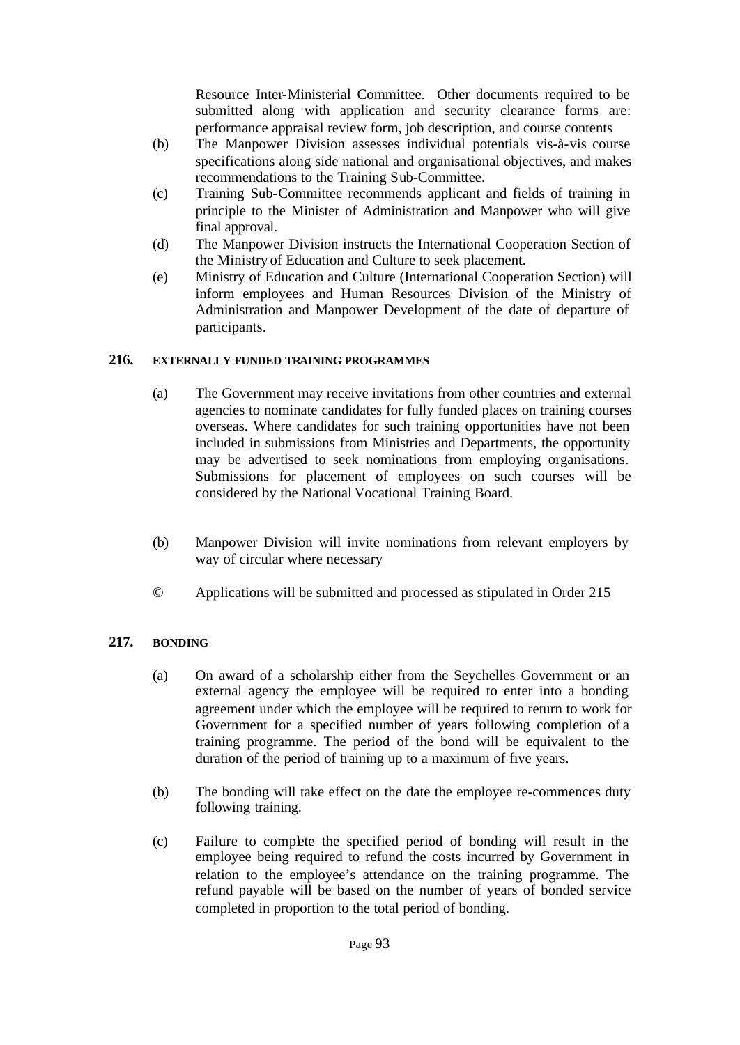Resource Inter-Ministerial Committee. Other documents required to be submitted along with application and security clearance forms are: performance appraisal review form, job description, and course contents

(b) The Manpower Division assesses individual potentials vis-à-vis course specifications along side national and organisational objectives, and makes recommendations to the Training Sub-Committee.

(c) Training Sub-Committee recommends applicant and fields of training in principle to the Minister of Administration and Manpower who will give final approval.

(d) The Manpower Division instructs the International Cooperation Section of the Ministry of Education and Culture to seek placement.

(e) Ministry of Education and Culture (International Cooperation Section) will inform employees and Human Resources Division of the Ministry of Administration and Manpower Development of the date of departure of participants.

**216. EXTERNALLY FUNDED TRAINING PROGRAMMES**

(a) The Government may receive invitations from other countries and external agencies to nominate candidates for fully funded places on training courses overseas. Where candidates for such training opportunities have not been included in submissions from Ministries and Departments, the opportunity may be advertised to seek nominations from employing organisations. Submissions for placement of employees on such courses will be considered by the National Vocational Training Board.

(b) Manpower Division will invite nominations from relevant employers by way of circular where necessary

© Applications will be submitted and processed as stipulated in Order 215

**217. BONDING**

(a) On award of a scholarship either from the Seychelles Government or an external agency the employee will be required to enter into a bonding agreement under which the employee will be required to return to work for Government for a specified number of years following completion of a training programme. The period of the bond will be equivalent to the duration of the period of training up to a maximum of five years.

(b) The bonding will take effect on the date the employee re-commences duty following training.

(c) Failure to complete the specified period of bonding will result in the employee being required to refund the costs incurred by Government in relation to the employee's attendance on the training programme. The refund payable will be based on the number of years of bonded service completed in proportion to the total period of bonding.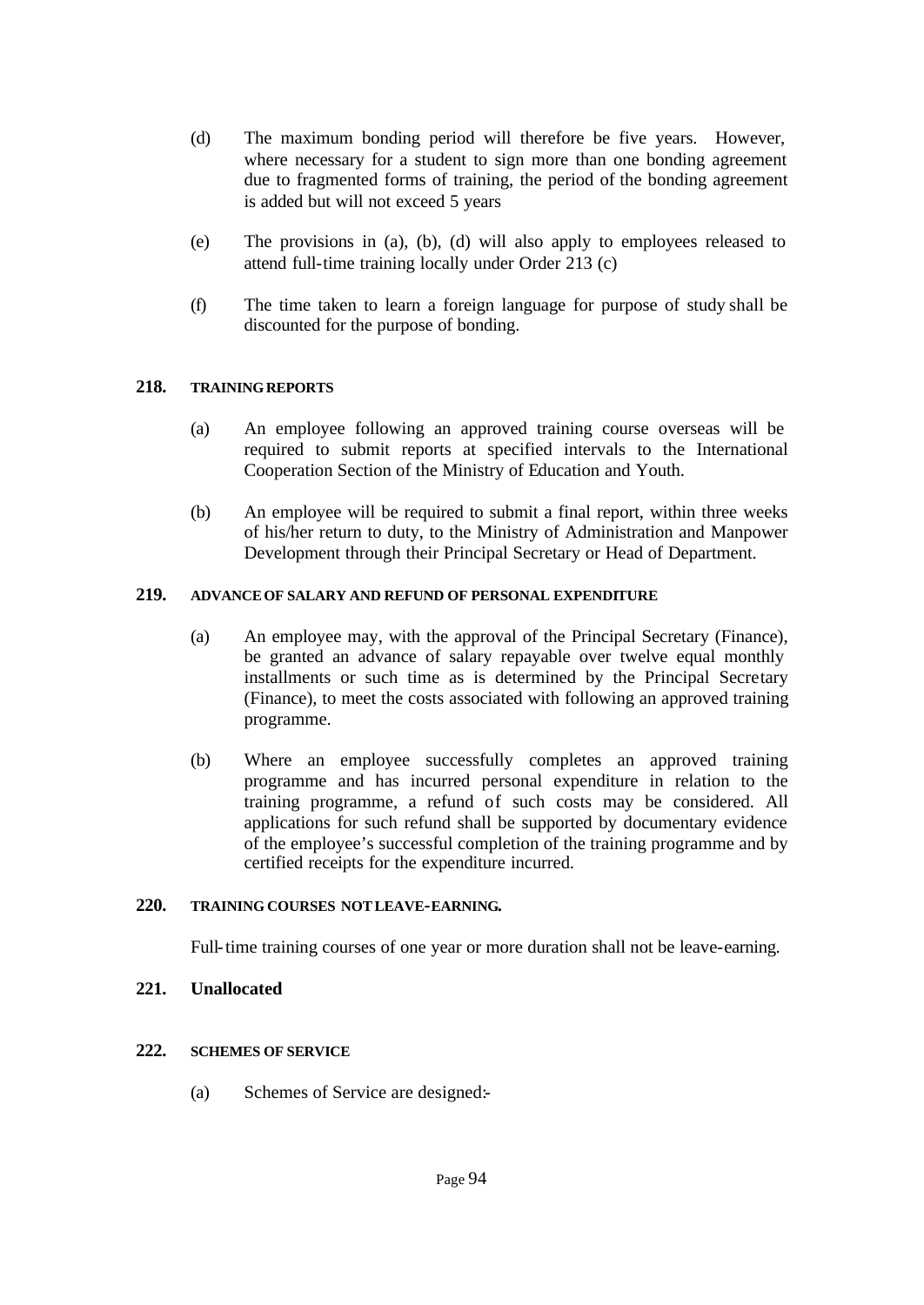(d) The maximum bonding period will therefore be five years. However, where necessary for a student to sign more than one bonding agreement due to fragmented forms of training, the period of the bonding agreement is added but will not exceed 5 years

(e) The provisions in (a), (b), (d) will also apply to employees released to attend full-time training locally under Order 213 (c)

(f) The time taken to learn a foreign language for purpose of study shall be discounted for the purpose of bonding.

## 218. TRAINING REPORTS

(a) An employee following an approved training course overseas will be required to submit reports at specified intervals to the International Cooperation Section of the Ministry of Education and Youth.

(b) An employee will be required to submit a final report, within three weeks of his/her return to duty, to the Ministry of Administration and Manpower Development through their Principal Secretary or Head of Department.

## 219. ADVANCE OF SALARY AND REFUND OF PERSONAL EXPENDITURE

(a) An employee may, with the approval of the Principal Secretary (Finance), be granted an advance of salary repayable over twelve equal monthly installments or such time as is determined by the Principal Secretary (Finance), to meet the costs associated with following an approved training programme.

(b) Where an employee successfully completes an approved training programme and has incurred personal expenditure in relation to the training programme, a refund of such costs may be considered. All applications for such refund shall be supported by documentary evidence of the employee's successful completion of the training programme and by certified receipts for the expenditure incurred.

## 220. TRAINING COURSES NOT LEAVE-EARNING.

Full-time training courses of one year or more duration shall not be leave-earning.

## 221. Unallocated

## 222. SCHEMES OF SERVICE

(a) Schemes of Service are designed:-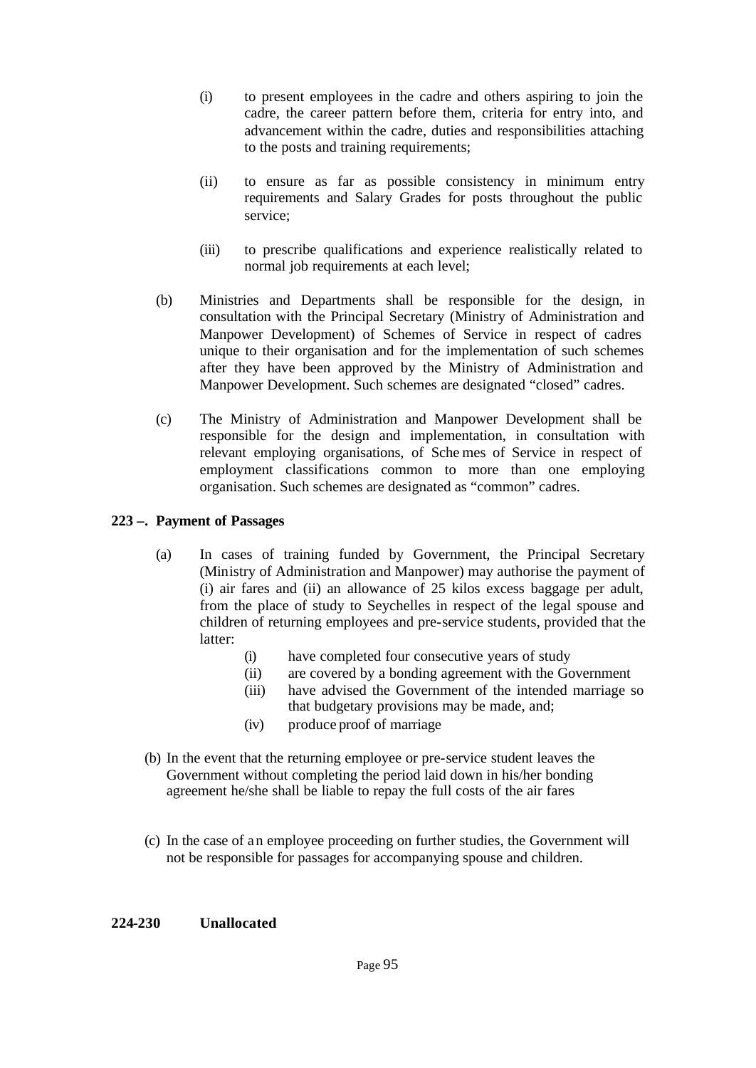(i) to present employees in the cadre and others aspiring to join the cadre, the career pattern before them, criteria for entry into, and advancement within the cadre, duties and responsibilities attaching to the posts and training requirements;

(ii) to ensure as far as possible consistency in minimum entry requirements and Salary Grades for posts throughout the public service;

(iii) to prescribe qualifications and experience realistically related to normal job requirements at each level;

(b) Ministries and Departments shall be responsible for the design, in consultation with the Principal Secretary (Ministry of Administration and Manpower Development) of Schemes of Service in respect of cadres unique to their organisation and for the implementation of such schemes after they have been approved by the Ministry of Administration and Manpower Development. Such schemes are designated "closed" cadres.

(c) The Ministry of Administration and Manpower Development shall be responsible for the design and implementation, in consultation with relevant employing organisations, of Sche mes of Service in respect of employment classifications common to more than one employing organisation. Such schemes are designated as "common" cadres.

**223 –. Payment of Passages**

(a) In cases of training funded by Government, the Principal Secretary (Ministry of Administration and Manpower) may authorise the payment of (i) air fares and (ii) an allowance of 25 kilos excess baggage per adult, from the place of study to Seychelles in respect of the legal spouse and children of returning employees and pre-service students, provided that the latter:

(i) have completed four consecutive years of study
(ii) are covered by a bonding agreement with the Government
(iii) have advised the Government of the intended marriage so that budgetary provisions may be made, and;
(iv) produce proof of marriage

(b) In the event that the returning employee or pre-service student leaves the Government without completing the period laid down in his/her bonding agreement he/she shall be liable to repay the full costs of the air fares

(c) In the case of a n employee proceeding on further studies, the Government will not be responsible for passages for accompanying spouse and children.

**224-230 Unallocated**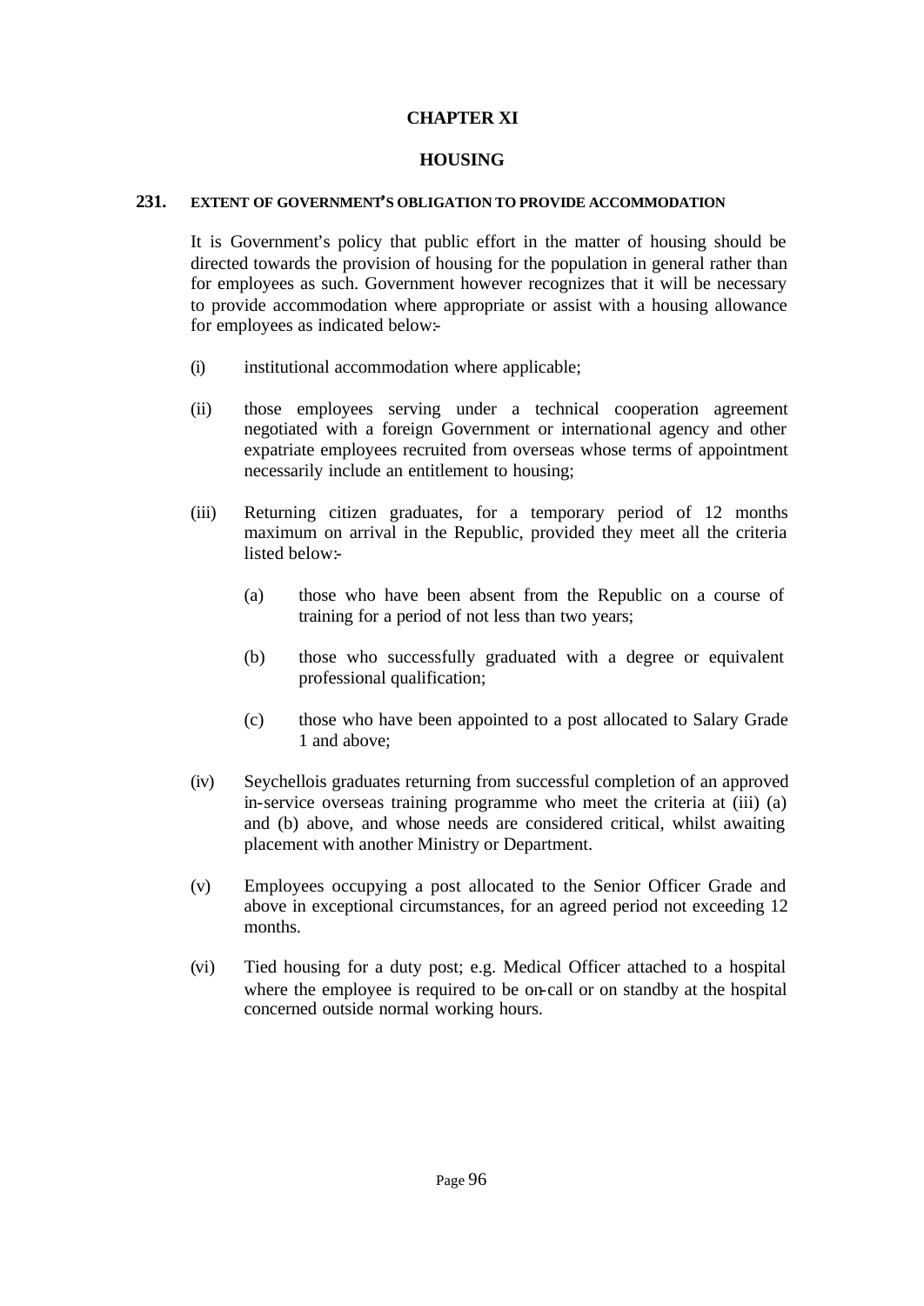# CHAPTER XI

# HOUSING

### 231. EXTENT OF GOVERNMENT'S OBLIGATION TO PROVIDE ACCOMMODATION

It is Government's policy that public effort in the matter of housing should be directed towards the provision of housing for the population in general rather than for employees as such. Government however recognizes that it will be necessary to provide accommodation where appropriate or assist with a housing allowance for employees as indicated below:-

(i) institutional accommodation where applicable;

(ii) those employees serving under a technical cooperation agreement negotiated with a foreign Government or international agency and other expatriate employees recruited from overseas whose terms of appointment necessarily include an entitlement to housing;

(iii) Returning citizen graduates, for a temporary period of 12 months maximum on arrival in the Republic, provided they meet all the criteria listed below:-

  (a) those who have been absent from the Republic on a course of training for a period of not less than two years;

  (b) those who successfully graduated with a degree or equivalent professional qualification;

  (c) those who have been appointed to a post allocated to Salary Grade 1 and above;

(iv) Seychellois graduates returning from successful completion of an approved in-service overseas training programme who meet the criteria at (iii) (a) and (b) above, and whose needs are considered critical, whilst awaiting placement with another Ministry or Department.

(v) Employees occupying a post allocated to the Senior Officer Grade and above in exceptional circumstances, for an agreed period not exceeding 12 months.

(vi) Tied housing for a duty post; e.g. Medical Officer attached to a hospital where the employee is required to be on-call or on standby at the hospital concerned outside normal working hours.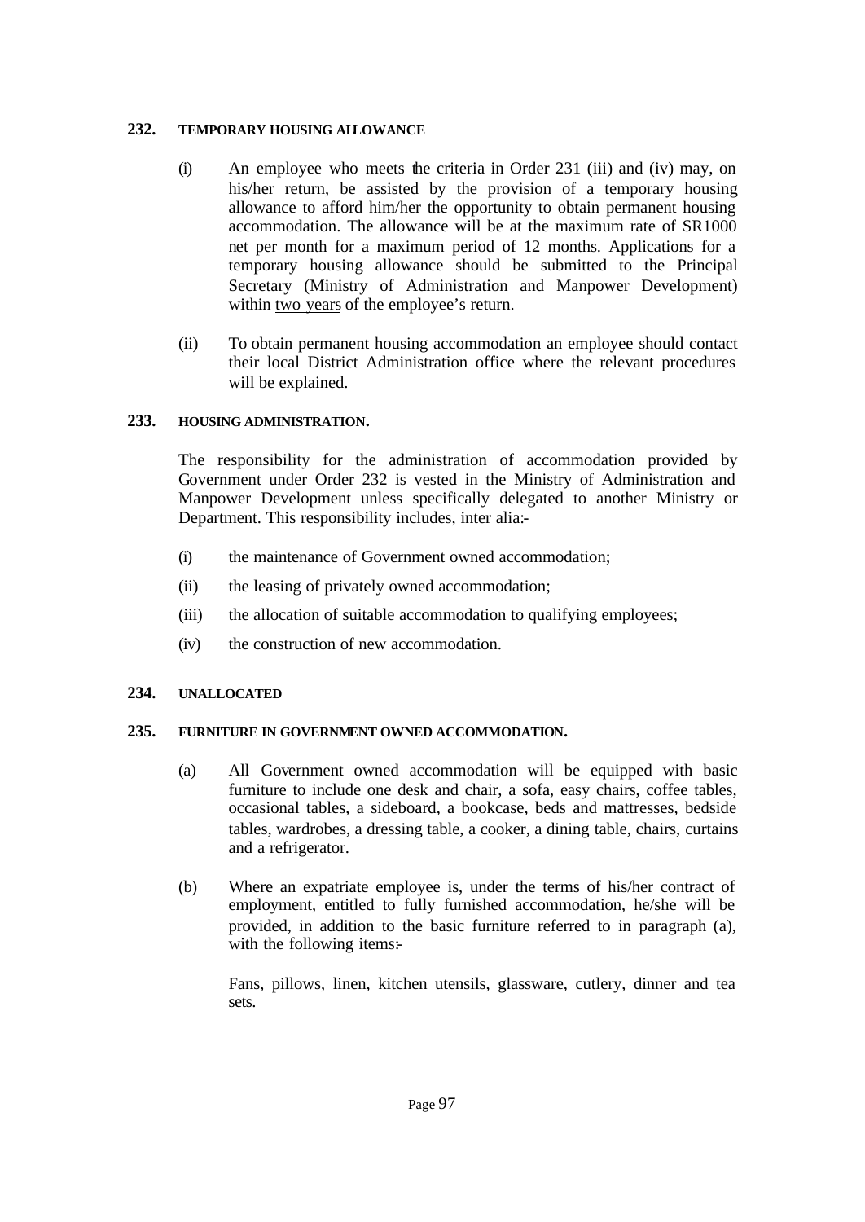### 232. TEMPORARY HOUSING ALLOWANCE

(i) An employee who meets the criteria in Order 231 (iii) and (iv) may, on his/her return, be assisted by the provision of a temporary housing allowance to afford him/her the opportunity to obtain permanent housing accommodation. The allowance will be at the maximum rate of SR1000 net per month for a maximum period of 12 months. Applications for a temporary housing allowance should be submitted to the Principal Secretary (Ministry of Administration and Manpower Development) within <u>two years</u> of the employee's return.

(ii) To obtain permanent housing accommodation an employee should contact their local District Administration office where the relevant procedures will be explained.

### 233. HOUSING ADMINISTRATION.

The responsibility for the administration of accommodation provided by Government under Order 232 is vested in the Ministry of Administration and Manpower Development unless specifically delegated to another Ministry or Department. This responsibility includes, inter alia:-

(i) the maintenance of Government owned accommodation;

(ii) the leasing of privately owned accommodation;

(iii) the allocation of suitable accommodation to qualifying employees;

(iv) the construction of new accommodation.

### 234. UNALLOCATED

### 235. FURNITURE IN GOVERNMENT OWNED ACCOMMODATION.

(a) All Government owned accommodation will be equipped with basic furniture to include one desk and chair, a sofa, easy chairs, coffee tables, occasional tables, a sideboard, a bookcase, beds and mattresses, bedside tables, wardrobes, a dressing table, a cooker, a dining table, chairs, curtains and a refrigerator.

(b) Where an expatriate employee is, under the terms of his/her contract of employment, entitled to fully furnished accommodation, he/she will be provided, in addition to the basic furniture referred to in paragraph (a), with the following items:-

Fans, pillows, linen, kitchen utensils, glassware, cutlery, dinner and tea sets.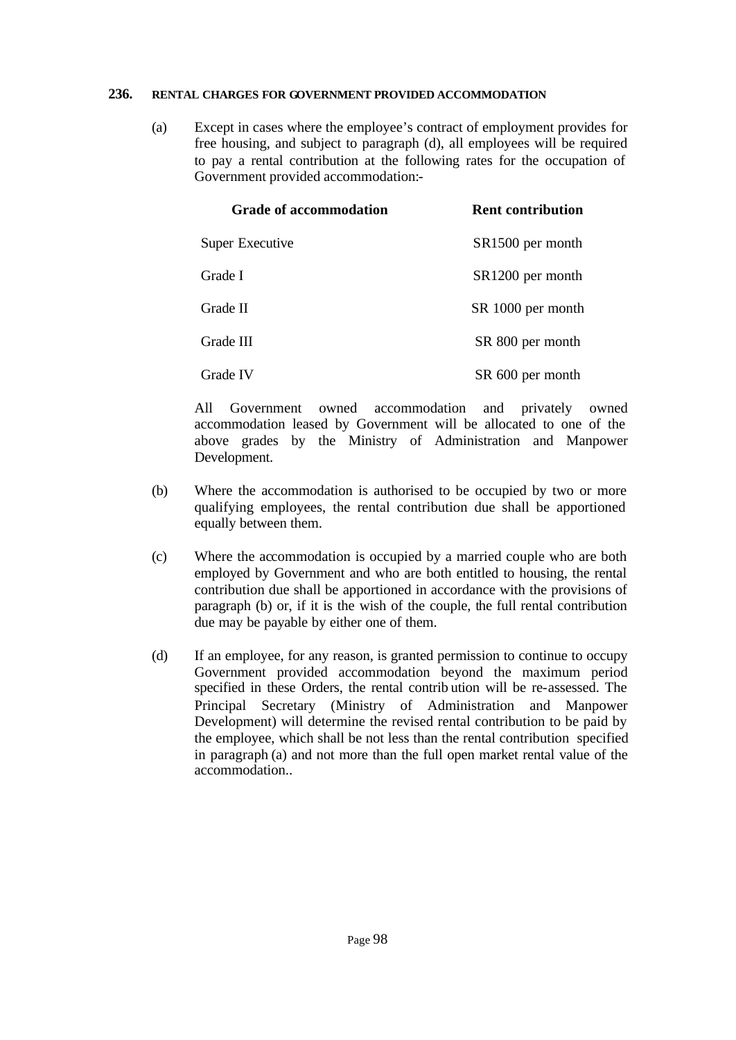## 236. RENTAL CHARGES FOR GOVERNMENT PROVIDED ACCOMMODATION

(a) Except in cases where the employee's contract of employment provides for free housing, and subject to paragraph (d), all employees will be required to pay a rental contribution at the following rates for the occupation of Government provided accommodation:-

| Grade of accommodation | Rent contribution |
|---|---|
| Super Executive | SR1500 per month |
| Grade I | SR1200 per month |
| Grade II | SR 1000 per month |
| Grade III | SR 800 per month |
| Grade IV | SR 600 per month |

All Government owned accommodation and privately owned accommodation leased by Government will be allocated to one of the above grades by the Ministry of Administration and Manpower Development.

(b) Where the accommodation is authorised to be occupied by two or more qualifying employees, the rental contribution due shall be apportioned equally between them.

(c) Where the accommodation is occupied by a married couple who are both employed by Government and who are both entitled to housing, the rental contribution due shall be apportioned in accordance with the provisions of paragraph (b) or, if it is the wish of the couple, the full rental contribution due may be payable by either one of them.

(d) If an employee, for any reason, is granted permission to continue to occupy Government provided accommodation beyond the maximum period specified in these Orders, the rental contribution will be re-assessed. The Principal Secretary (Ministry of Administration and Manpower Development) will determine the revised rental contribution to be paid by the employee, which shall be not less than the rental contribution specified in paragraph (a) and not more than the full open market rental value of the accommodation..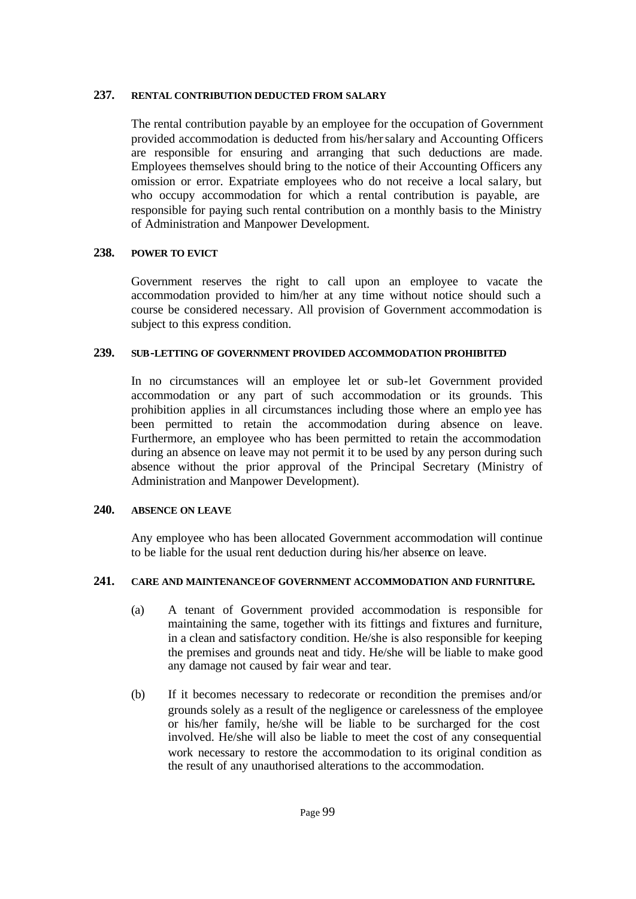### 237. RENTAL CONTRIBUTION DEDUCTED FROM SALARY

The rental contribution payable by an employee for the occupation of Government provided accommodation is deducted from his/her salary and Accounting Officers are responsible for ensuring and arranging that such deductions are made. Employees themselves should bring to the notice of their Accounting Officers any omission or error. Expatriate employees who do not receive a local salary, but who occupy accommodation for which a rental contribution is payable, are responsible for paying such rental contribution on a monthly basis to the Ministry of Administration and Manpower Development.

### 238. POWER TO EVICT

Government reserves the right to call upon an employee to vacate the accommodation provided to him/her at any time without notice should such a course be considered necessary. All provision of Government accommodation is subject to this express condition.

### 239. SUB-LETTING OF GOVERNMENT PROVIDED ACCOMMODATION PROHIBITED

In no circumstances will an employee let or sub-let Government provided accommodation or any part of such accommodation or its grounds. This prohibition applies in all circumstances including those where an employee has been permitted to retain the accommodation during absence on leave. Furthermore, an employee who has been permitted to retain the accommodation during an absence on leave may not permit it to be used by any person during such absence without the prior approval of the Principal Secretary (Ministry of Administration and Manpower Development).

### 240. ABSENCE ON LEAVE

Any employee who has been allocated Government accommodation will continue to be liable for the usual rent deduction during his/her absence on leave.

### 241. CARE AND MAINTENANCE OF GOVERNMENT ACCOMMODATION AND FURNITURE.

(a) A tenant of Government provided accommodation is responsible for maintaining the same, together with its fittings and fixtures and furniture, in a clean and satisfactory condition. He/she is also responsible for keeping the premises and grounds neat and tidy. He/she will be liable to make good any damage not caused by fair wear and tear.

(b) If it becomes necessary to redecorate or recondition the premises and/or grounds solely as a result of the negligence or carelessness of the employee or his/her family, he/she will be liable to be surcharged for the cost involved. He/she will also be liable to meet the cost of any consequential work necessary to restore the accommodation to its original condition as the result of any unauthorised alterations to the accommodation.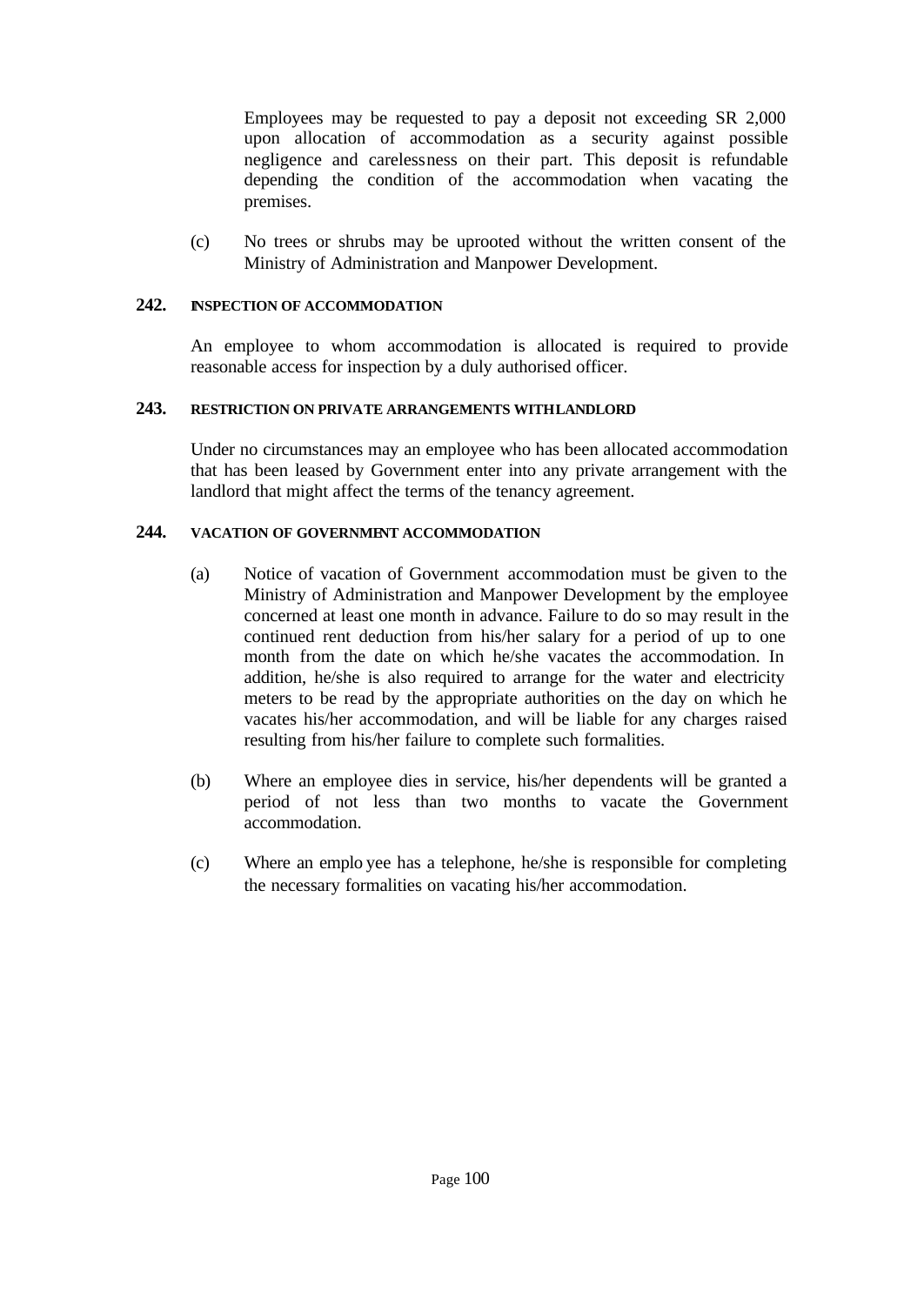Employees may be requested to pay a deposit not exceeding SR 2,000 upon allocation of accommodation as a security against possible negligence and carelessness on their part. This deposit is refundable depending the condition of the accommodation when vacating the premises.

(c) No trees or shrubs may be uprooted without the written consent of the Ministry of Administration and Manpower Development.

### 242. INSPECTION OF ACCOMMODATION

An employee to whom accommodation is allocated is required to provide reasonable access for inspection by a duly authorised officer.

### 243. RESTRICTION ON PRIVATE ARRANGEMENTS WITH LANDLORD

Under no circumstances may an employee who has been allocated accommodation that has been leased by Government enter into any private arrangement with the landlord that might affect the terms of the tenancy agreement.

### 244. VACATION OF GOVERNMENT ACCOMMODATION

(a) Notice of vacation of Government accommodation must be given to the Ministry of Administration and Manpower Development by the employee concerned at least one month in advance. Failure to do so may result in the continued rent deduction from his/her salary for a period of up to one month from the date on which he/she vacates the accommodation. In addition, he/she is also required to arrange for the water and electricity meters to be read by the appropriate authorities on the day on which he vacates his/her accommodation, and will be liable for any charges raised resulting from his/her failure to complete such formalities.

(b) Where an employee dies in service, his/her dependents will be granted a period of not less than two months to vacate the Government accommodation.

(c) Where an employee has a telephone, he/she is responsible for completing the necessary formalities on vacating his/her accommodation.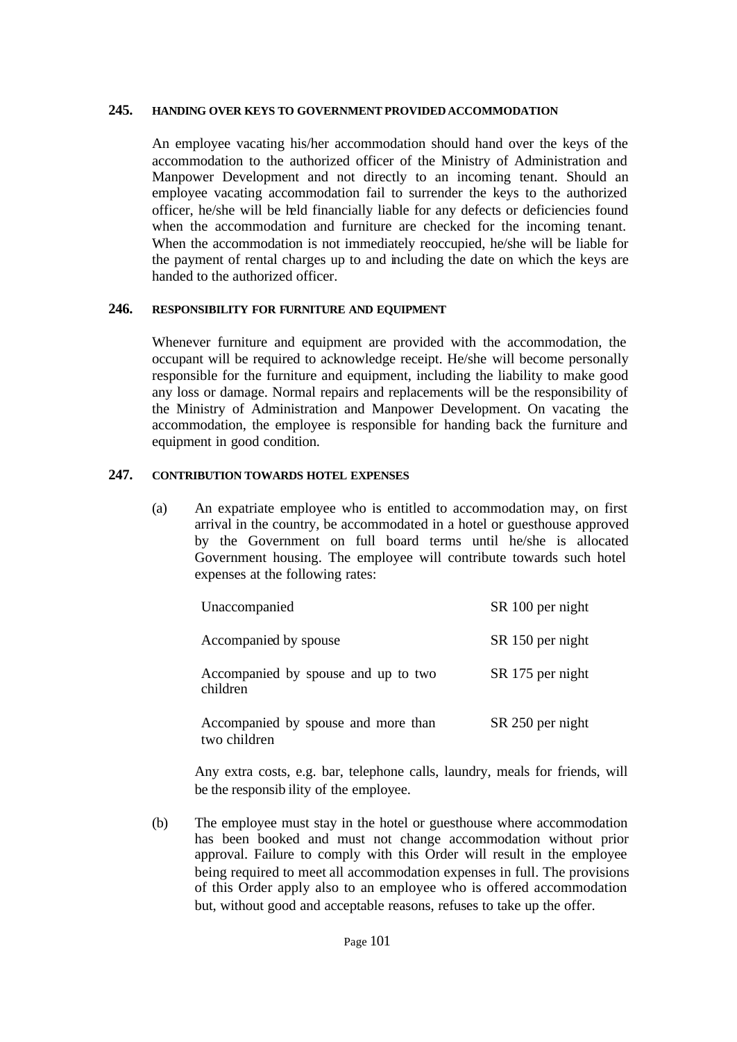### 245. HANDING OVER KEYS TO GOVERNMENT PROVIDED ACCOMMODATION

An employee vacating his/her accommodation should hand over the keys of the accommodation to the authorized officer of the Ministry of Administration and Manpower Development and not directly to an incoming tenant. Should an employee vacating accommodation fail to surrender the keys to the authorized officer, he/she will be held financially liable for any defects or deficiencies found when the accommodation and furniture are checked for the incoming tenant. When the accommodation is not immediately reoccupied, he/she will be liable for the payment of rental charges up to and including the date on which the keys are handed to the authorized officer.

### 246. RESPONSIBILITY FOR FURNITURE AND EQUIPMENT

Whenever furniture and equipment are provided with the accommodation, the occupant will be required to acknowledge receipt. He/she will become personally responsible for the furniture and equipment, including the liability to make good any loss or damage. Normal repairs and replacements will be the responsibility of the Ministry of Administration and Manpower Development. On vacating the accommodation, the employee is responsible for handing back the furniture and equipment in good condition.

### 247. CONTRIBUTION TOWARDS HOTEL EXPENSES

(a) An expatriate employee who is entitled to accommodation may, on first arrival in the country, be accommodated in a hotel or guesthouse approved by the Government on full board terms until he/she is allocated Government housing. The employee will contribute towards such hotel expenses at the following rates:

| | |
|---|---|
| Unaccompanied | SR 100 per night |
| Accompanied by spouse | SR 150 per night |
| Accompanied by spouse and up to two children | SR 175 per night |
| Accompanied by spouse and more than two children | SR 250 per night |

Any extra costs, e.g. bar, telephone calls, laundry, meals for friends, will be the responsibility of the employee.

(b) The employee must stay in the hotel or guesthouse where accommodation has been booked and must not change accommodation without prior approval. Failure to comply with this Order will result in the employee being required to meet all accommodation expenses in full. The provisions of this Order apply also to an employee who is offered accommodation but, without good and acceptable reasons, refuses to take up the offer.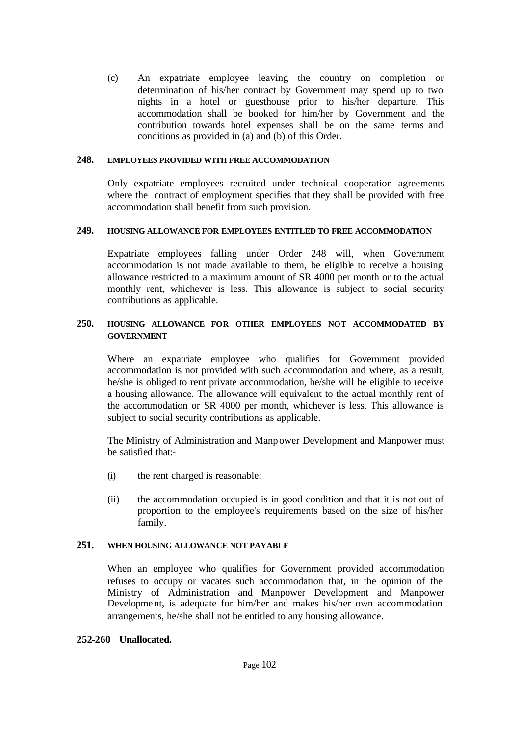(c) An expatriate employee leaving the country on completion or determination of his/her contract by Government may spend up to two nights in a hotel or guesthouse prior to his/her departure. This accommodation shall be booked for him/her by Government and the contribution towards hotel expenses shall be on the same terms and conditions as provided in (a) and (b) of this Order.

### 248. EMPLOYEES PROVIDED WITH FREE ACCOMMODATION

Only expatriate employees recruited under technical cooperation agreements where the contract of employment specifies that they shall be provided with free accommodation shall benefit from such provision.

### 249. HOUSING ALLOWANCE FOR EMPLOYEES ENTITLED TO FREE ACCOMMODATION

Expatriate employees falling under Order 248 will, when Government accommodation is not made available to them, be eligible to receive a housing allowance restricted to a maximum amount of SR 4000 per month or to the actual monthly rent, whichever is less. This allowance is subject to social security contributions as applicable.

### 250. HOUSING ALLOWANCE FOR OTHER EMPLOYEES NOT ACCOMMODATED BY GOVERNMENT

Where an expatriate employee who qualifies for Government provided accommodation is not provided with such accommodation and where, as a result, he/she is obliged to rent private accommodation, he/she will be eligible to receive a housing allowance. The allowance will equivalent to the actual monthly rent of the accommodation or SR 4000 per month, whichever is less. This allowance is subject to social security contributions as applicable.

The Ministry of Administration and Manpower Development and Manpower must be satisfied that:-

(i) the rent charged is reasonable;

(ii) the accommodation occupied is in good condition and that it is not out of proportion to the employee's requirements based on the size of his/her family.

### 251. WHEN HOUSING ALLOWANCE NOT PAYABLE

When an employee who qualifies for Government provided accommodation refuses to occupy or vacates such accommodation that, in the opinion of the Ministry of Administration and Manpower Development and Manpower Development, is adequate for him/her and makes his/her own accommodation arrangements, he/she shall not be entitled to any housing allowance.

**252-260 Unallocated.**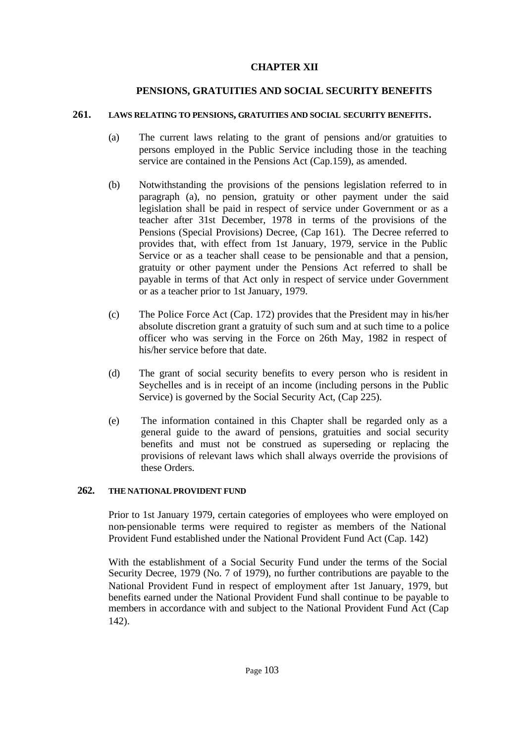# CHAPTER XII

## PENSIONS, GRATUITIES AND SOCIAL SECURITY BENEFITS

### 261. LAWS RELATING TO PENSIONS, GRATUITIES AND SOCIAL SECURITY BENEFITS.

(a) The current laws relating to the grant of pensions and/or gratuities to persons employed in the Public Service including those in the teaching service are contained in the Pensions Act (Cap.159), as amended.

(b) Notwithstanding the provisions of the pensions legislation referred to in paragraph (a), no pension, gratuity or other payment under the said legislation shall be paid in respect of service under Government or as a teacher after 31st December, 1978 in terms of the provisions of the Pensions (Special Provisions) Decree, (Cap 161). The Decree referred to provides that, with effect from 1st January, 1979, service in the Public Service or as a teacher shall cease to be pensionable and that a pension, gratuity or other payment under the Pensions Act referred to shall be payable in terms of that Act only in respect of service under Government or as a teacher prior to 1st January, 1979.

(c) The Police Force Act (Cap. 172) provides that the President may in his/her absolute discretion grant a gratuity of such sum and at such time to a police officer who was serving in the Force on 26th May, 1982 in respect of his/her service before that date.

(d) The grant of social security benefits to every person who is resident in Seychelles and is in receipt of an income (including persons in the Public Service) is governed by the Social Security Act, (Cap 225).

(e) The information contained in this Chapter shall be regarded only as a general guide to the award of pensions, gratuities and social security benefits and must not be construed as superseding or replacing the provisions of relevant laws which shall always override the provisions of these Orders.

### 262. THE NATIONAL PROVIDENT FUND

Prior to 1st January 1979, certain categories of employees who were employed on non-pensionable terms were required to register as members of the National Provident Fund established under the National Provident Fund Act (Cap. 142)

With the establishment of a Social Security Fund under the terms of the Social Security Decree, 1979 (No. 7 of 1979), no further contributions are payable to the National Provident Fund in respect of employment after 1st January, 1979, but benefits earned under the National Provident Fund shall continue to be payable to members in accordance with and subject to the National Provident Fund Act (Cap 142).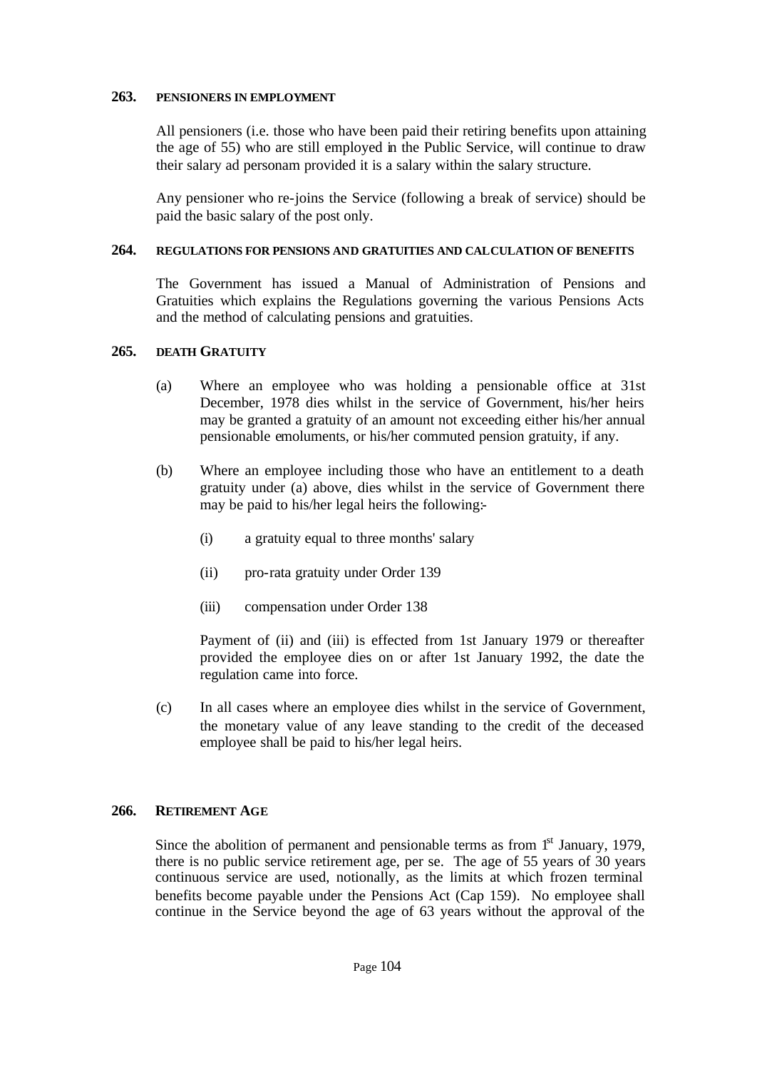## 263. PENSIONERS IN EMPLOYMENT

All pensioners (i.e. those who have been paid their retiring benefits upon attaining the age of 55) who are still employed in the Public Service, will continue to draw their salary ad personam provided it is a salary within the salary structure.

Any pensioner who re-joins the Service (following a break of service) should be paid the basic salary of the post only.

## 264. REGULATIONS FOR PENSIONS AND GRATUITIES AND CALCULATION OF BENEFITS

The Government has issued a Manual of Administration of Pensions and Gratuities which explains the Regulations governing the various Pensions Acts and the method of calculating pensions and gratuities.

## 265. DEATH GRATUITY

(a) Where an employee who was holding a pensionable office at 31st December, 1978 dies whilst in the service of Government, his/her heirs may be granted a gratuity of an amount not exceeding either his/her annual pensionable emoluments, or his/her commuted pension gratuity, if any.

(b) Where an employee including those who have an entitlement to a death gratuity under (a) above, dies whilst in the service of Government there may be paid to his/her legal heirs the following:-

(i) a gratuity equal to three months' salary

(ii) pro-rata gratuity under Order 139

(iii) compensation under Order 138

Payment of (ii) and (iii) is effected from 1st January 1979 or thereafter provided the employee dies on or after 1st January 1992, the date the regulation came into force.

(c) In all cases where an employee dies whilst in the service of Government, the monetary value of any leave standing to the credit of the deceased employee shall be paid to his/her legal heirs.

## 266. RETIREMENT AGE

Since the abolition of permanent and pensionable terms as from 1st January, 1979, there is no public service retirement age, per se. The age of 55 years of 30 years continuous service are used, notionally, as the limits at which frozen terminal benefits become payable under the Pensions Act (Cap 159). No employee shall continue in the Service beyond the age of 63 years without the approval of the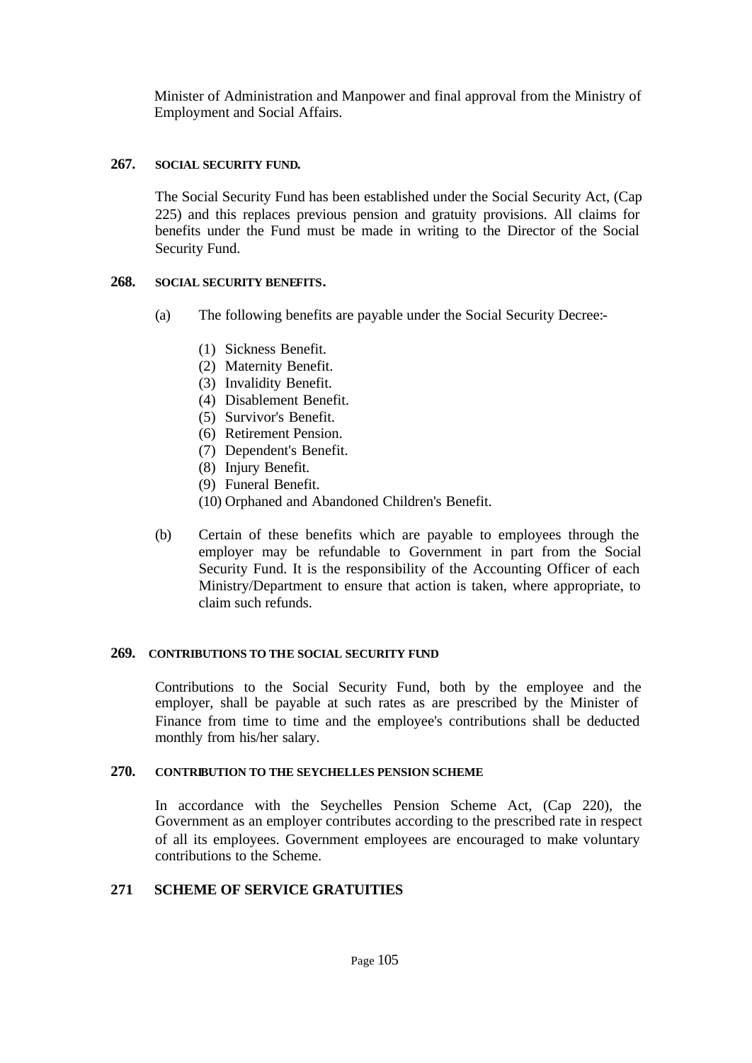Minister of Administration and Manpower and final approval from the Ministry of Employment and Social Affairs.

### 267. SOCIAL SECURITY FUND.

The Social Security Fund has been established under the Social Security Act, (Cap 225) and this replaces previous pension and gratuity provisions. All claims for benefits under the Fund must be made in writing to the Director of the Social Security Fund.

### 268. SOCIAL SECURITY BENEFITS.

(a) The following benefits are payable under the Social Security Decree:-

(1) Sickness Benefit.
(2) Maternity Benefit.
(3) Invalidity Benefit.
(4) Disablement Benefit.
(5) Survivor's Benefit.
(6) Retirement Pension.
(7) Dependent's Benefit.
(8) Injury Benefit.
(9) Funeral Benefit.
(10) Orphaned and Abandoned Children's Benefit.

(b) Certain of these benefits which are payable to employees through the employer may be refundable to Government in part from the Social Security Fund. It is the responsibility of the Accounting Officer of each Ministry/Department to ensure that action is taken, where appropriate, to claim such refunds.

### 269. CONTRIBUTIONS TO THE SOCIAL SECURITY FUND

Contributions to the Social Security Fund, both by the employee and the employer, shall be payable at such rates as are prescribed by the Minister of Finance from time to time and the employee's contributions shall be deducted monthly from his/her salary.

### 270. CONTRIBUTION TO THE SEYCHELLES PENSION SCHEME

In accordance with the Seychelles Pension Scheme Act, (Cap 220), the Government as an employer contributes according to the prescribed rate in respect of all its employees. Government employees are encouraged to make voluntary contributions to the Scheme.

### 271 SCHEME OF SERVICE GRATUITIES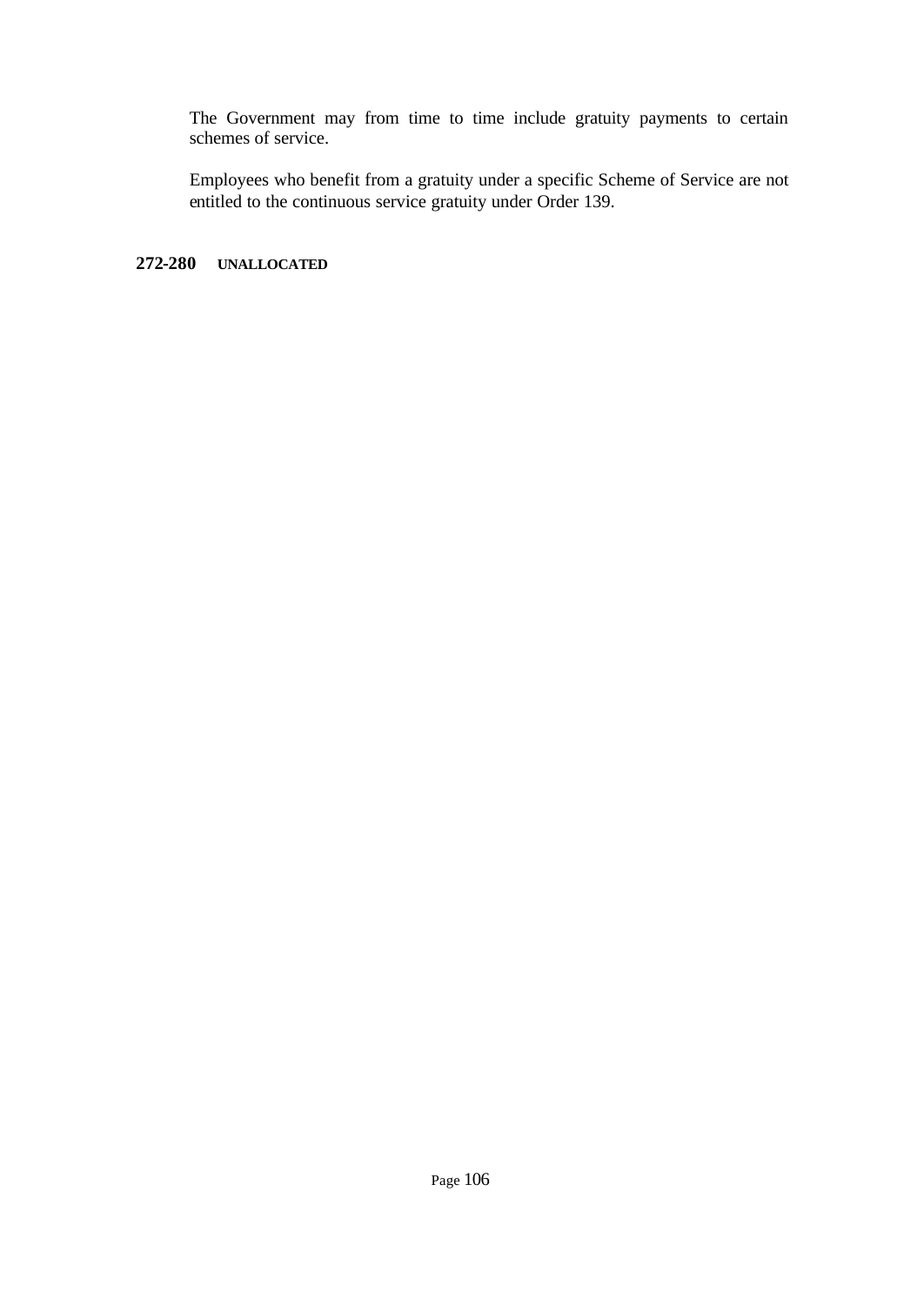The Government may from time to time include gratuity payments to certain schemes of service.

Employees who benefit from a gratuity under a specific Scheme of Service are not entitled to the continuous service gratuity under Order 139.

**272-280 UNALLOCATED**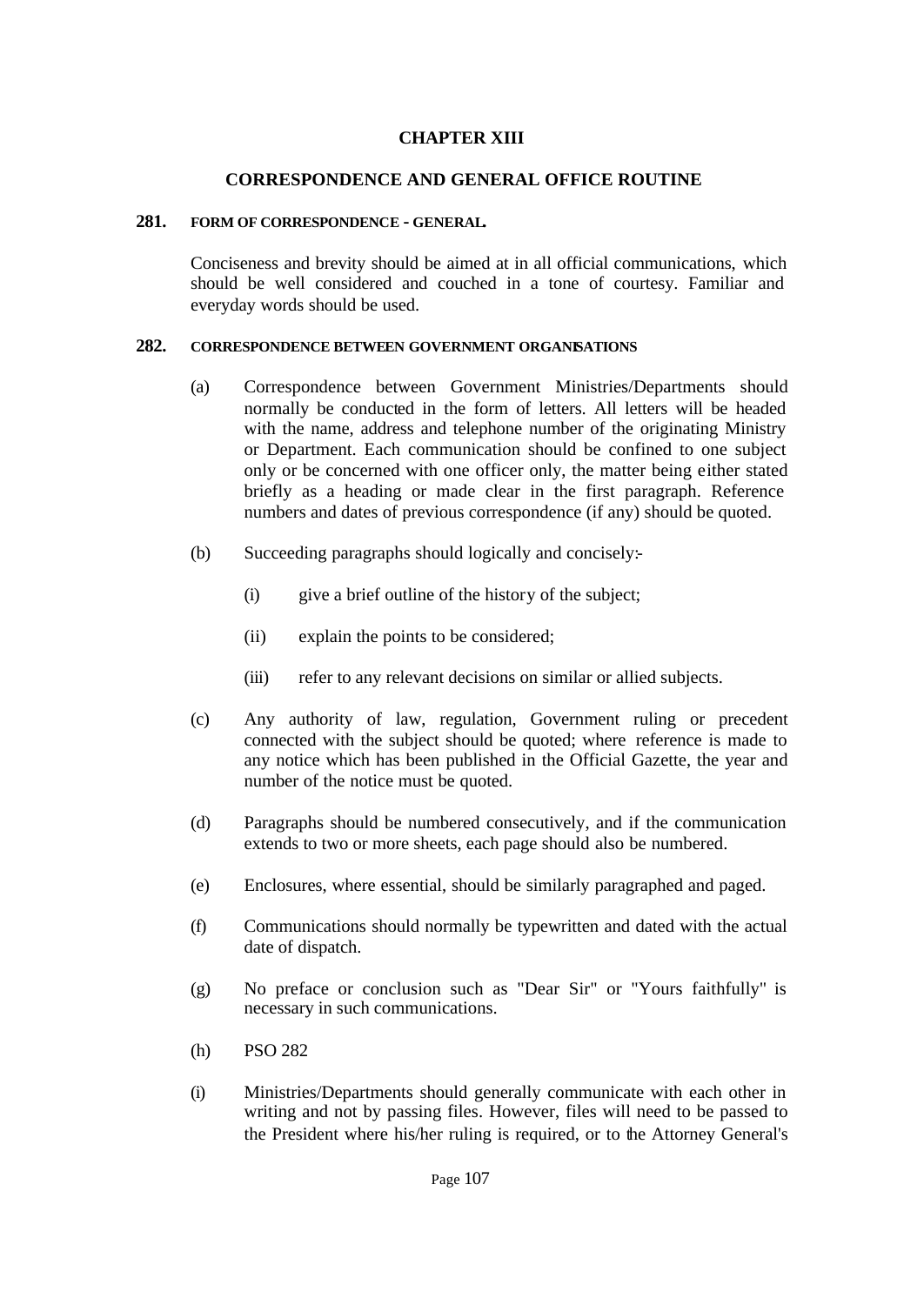# CHAPTER XIII

## CORRESPONDENCE AND GENERAL OFFICE ROUTINE

### 281. FORM OF CORRESPONDENCE - GENERAL.

Conciseness and brevity should be aimed at in all official communications, which should be well considered and couched in a tone of courtesy. Familiar and everyday words should be used.

### 282. CORRESPONDENCE BETWEEN GOVERNMENT ORGANISATIONS

(a) Correspondence between Government Ministries/Departments should normally be conducted in the form of letters. All letters will be headed with the name, address and telephone number of the originating Ministry or Department. Each communication should be confined to one subject only or be concerned with one officer only, the matter being either stated briefly as a heading or made clear in the first paragraph. Reference numbers and dates of previous correspondence (if any) should be quoted.

(b) Succeeding paragraphs should logically and concisely:-

(i) give a brief outline of the history of the subject;

(ii) explain the points to be considered;

(iii) refer to any relevant decisions on similar or allied subjects.

(c) Any authority of law, regulation, Government ruling or precedent connected with the subject should be quoted; where reference is made to any notice which has been published in the Official Gazette, the year and number of the notice must be quoted.

(d) Paragraphs should be numbered consecutively, and if the communication extends to two or more sheets, each page should also be numbered.

(e) Enclosures, where essential, should be similarly paragraphed and paged.

(f) Communications should normally be typewritten and dated with the actual date of dispatch.

(g) No preface or conclusion such as "Dear Sir" or "Yours faithfully" is necessary in such communications.

(h) PSO 282

(i) Ministries/Departments should generally communicate with each other in writing and not by passing files. However, files will need to be passed to the President where his/her ruling is required, or to the Attorney General's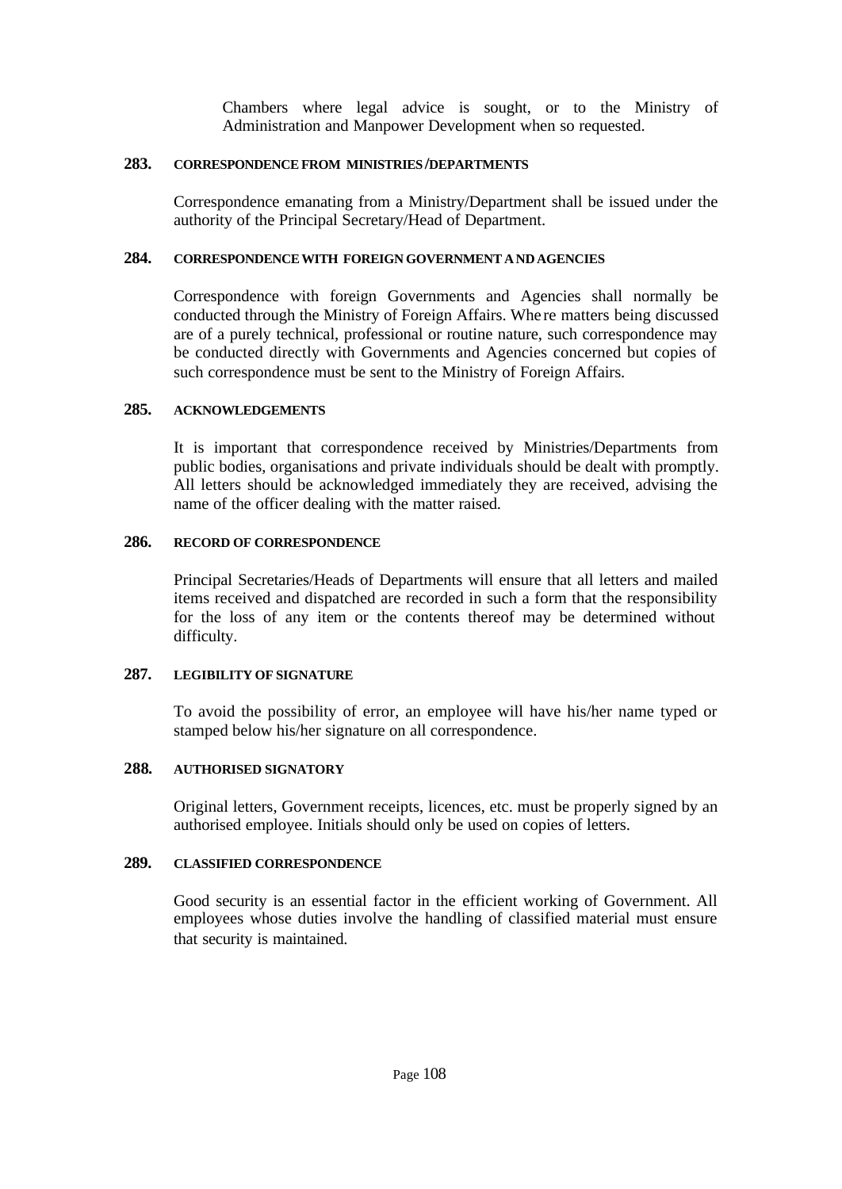Chambers where legal advice is sought, or to the Ministry of Administration and Manpower Development when so requested.

**283. CORRESPONDENCE FROM MINISTRIES/DEPARTMENTS**

Correspondence emanating from a Ministry/Department shall be issued under the authority of the Principal Secretary/Head of Department.

**284. CORRESPONDENCE WITH FOREIGN GOVERNMENT AND AGENCIES**

Correspondence with foreign Governments and Agencies shall normally be conducted through the Ministry of Foreign Affairs. Where matters being discussed are of a purely technical, professional or routine nature, such correspondence may be conducted directly with Governments and Agencies concerned but copies of such correspondence must be sent to the Ministry of Foreign Affairs.

**285. ACKNOWLEDGEMENTS**

It is important that correspondence received by Ministries/Departments from public bodies, organisations and private individuals should be dealt with promptly. All letters should be acknowledged immediately they are received, advising the name of the officer dealing with the matter raised.

**286. RECORD OF CORRESPONDENCE**

Principal Secretaries/Heads of Departments will ensure that all letters and mailed items received and dispatched are recorded in such a form that the responsibility for the loss of any item or the contents thereof may be determined without difficulty.

**287. LEGIBILITY OF SIGNATURE**

To avoid the possibility of error, an employee will have his/her name typed or stamped below his/her signature on all correspondence.

**288. AUTHORISED SIGNATORY**

Original letters, Government receipts, licences, etc. must be properly signed by an authorised employee. Initials should only be used on copies of letters.

**289. CLASSIFIED CORRESPONDENCE**

Good security is an essential factor in the efficient working of Government. All employees whose duties involve the handling of classified material must ensure that security is maintained.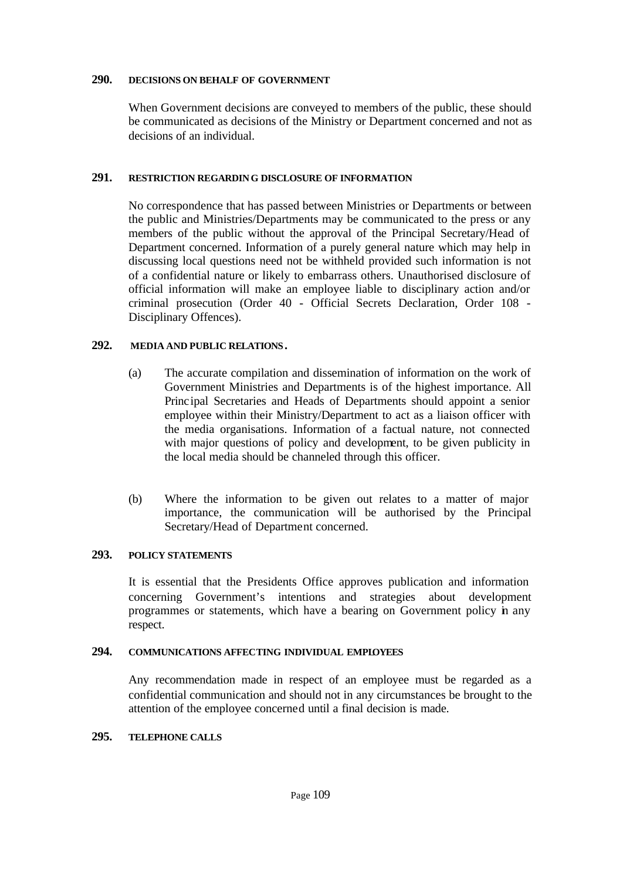**290. DECISIONS ON BEHALF OF GOVERNMENT**

When Government decisions are conveyed to members of the public, these should be communicated as decisions of the Ministry or Department concerned and not as decisions of an individual.

**291. RESTRICTION REGARDING DISCLOSURE OF INFORMATION**

No correspondence that has passed between Ministries or Departments or between the public and Ministries/Departments may be communicated to the press or any members of the public without the approval of the Principal Secretary/Head of Department concerned. Information of a purely general nature which may help in discussing local questions need not be withheld provided such information is not of a confidential nature or likely to embarrass others. Unauthorised disclosure of official information will make an employee liable to disciplinary action and/or criminal prosecution (Order 40 - Official Secrets Declaration, Order 108 - Disciplinary Offences).

**292. MEDIA AND PUBLIC RELATIONS.**

(a) The accurate compilation and dissemination of information on the work of Government Ministries and Departments is of the highest importance. All Principal Secretaries and Heads of Departments should appoint a senior employee within their Ministry/Department to act as a liaison officer with the media organisations. Information of a factual nature, not connected with major questions of policy and development, to be given publicity in the local media should be channeled through this officer.

(b) Where the information to be given out relates to a matter of major importance, the communication will be authorised by the Principal Secretary/Head of Department concerned.

**293. POLICY STATEMENTS**

It is essential that the Presidents Office approves publication and information concerning Government's intentions and strategies about development programmes or statements, which have a bearing on Government policy in any respect.

**294. COMMUNICATIONS AFFECTING INDIVIDUAL EMPLOYEES**

Any recommendation made in respect of an employee must be regarded as a confidential communication and should not in any circumstances be brought to the attention of the employee concerned until a final decision is made.

**295. TELEPHONE CALLS**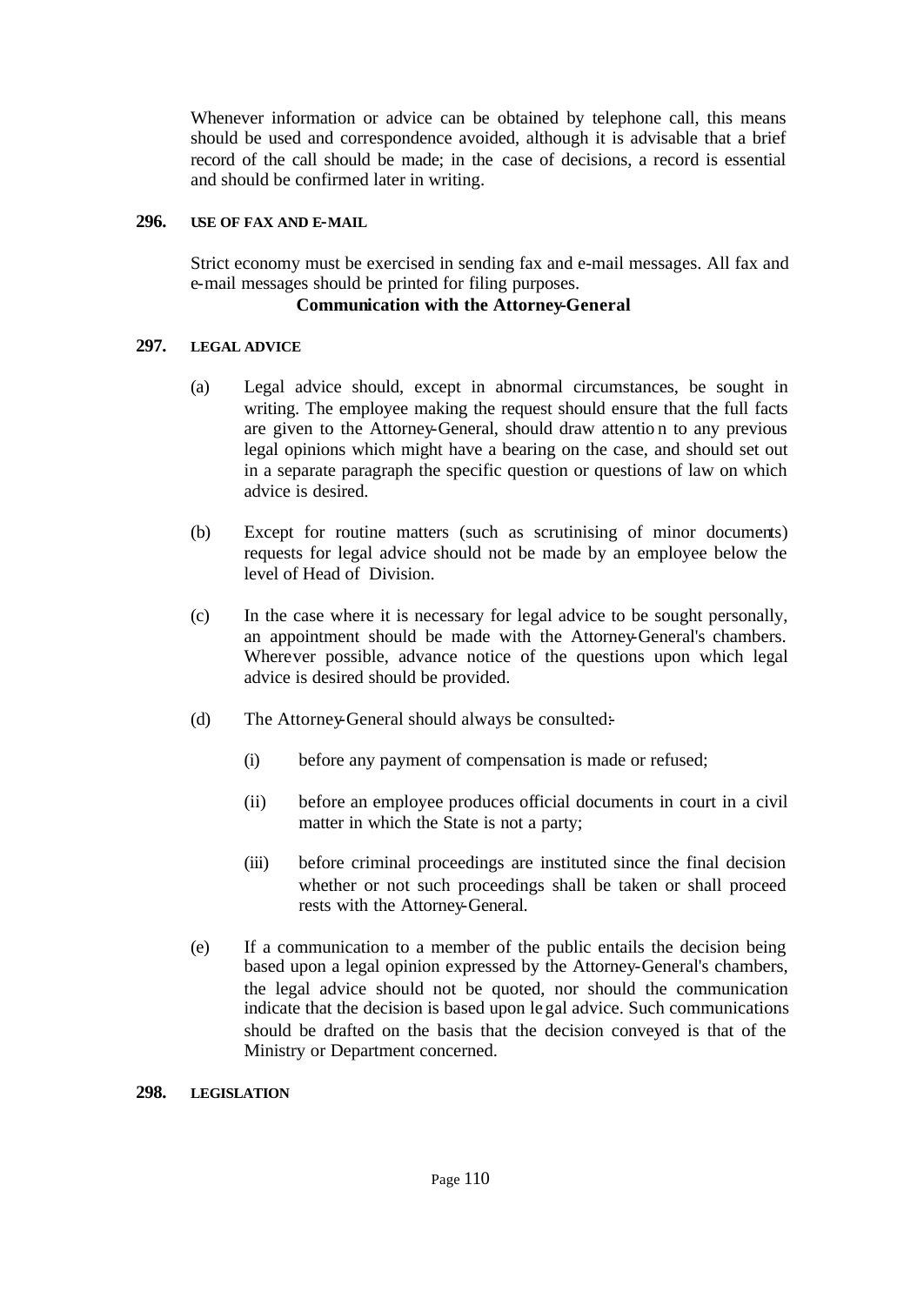Whenever information or advice can be obtained by telephone call, this means should be used and correspondence avoided, although it is advisable that a brief record of the call should be made; in the case of decisions, a record is essential and should be confirmed later in writing.

**296. USE OF FAX AND E-MAIL**

Strict economy must be exercised in sending fax and e-mail messages. All fax and e-mail messages should be printed for filing purposes.

### Communication with the Attorney-General

**297. LEGAL ADVICE**

(a) Legal advice should, except in abnormal circumstances, be sought in writing. The employee making the request should ensure that the full facts are given to the Attorney-General, should draw attention to any previous legal opinions which might have a bearing on the case, and should set out in a separate paragraph the specific question or questions of law on which advice is desired.

(b) Except for routine matters (such as scrutinising of minor documents) requests for legal advice should not be made by an employee below the level of Head of Division.

(c) In the case where it is necessary for legal advice to be sought personally, an appointment should be made with the Attorney-General's chambers. Wherever possible, advance notice of the questions upon which legal advice is desired should be provided.

(d) The Attorney-General should always be consulted:-

(i) before any payment of compensation is made or refused;

(ii) before an employee produces official documents in court in a civil matter in which the State is not a party;

(iii) before criminal proceedings are instituted since the final decision whether or not such proceedings shall be taken or shall proceed rests with the Attorney-General.

(e) If a communication to a member of the public entails the decision being based upon a legal opinion expressed by the Attorney-General's chambers, the legal advice should not be quoted, nor should the communication indicate that the decision is based upon legal advice. Such communications should be drafted on the basis that the decision conveyed is that of the Ministry or Department concerned.

**298. LEGISLATION**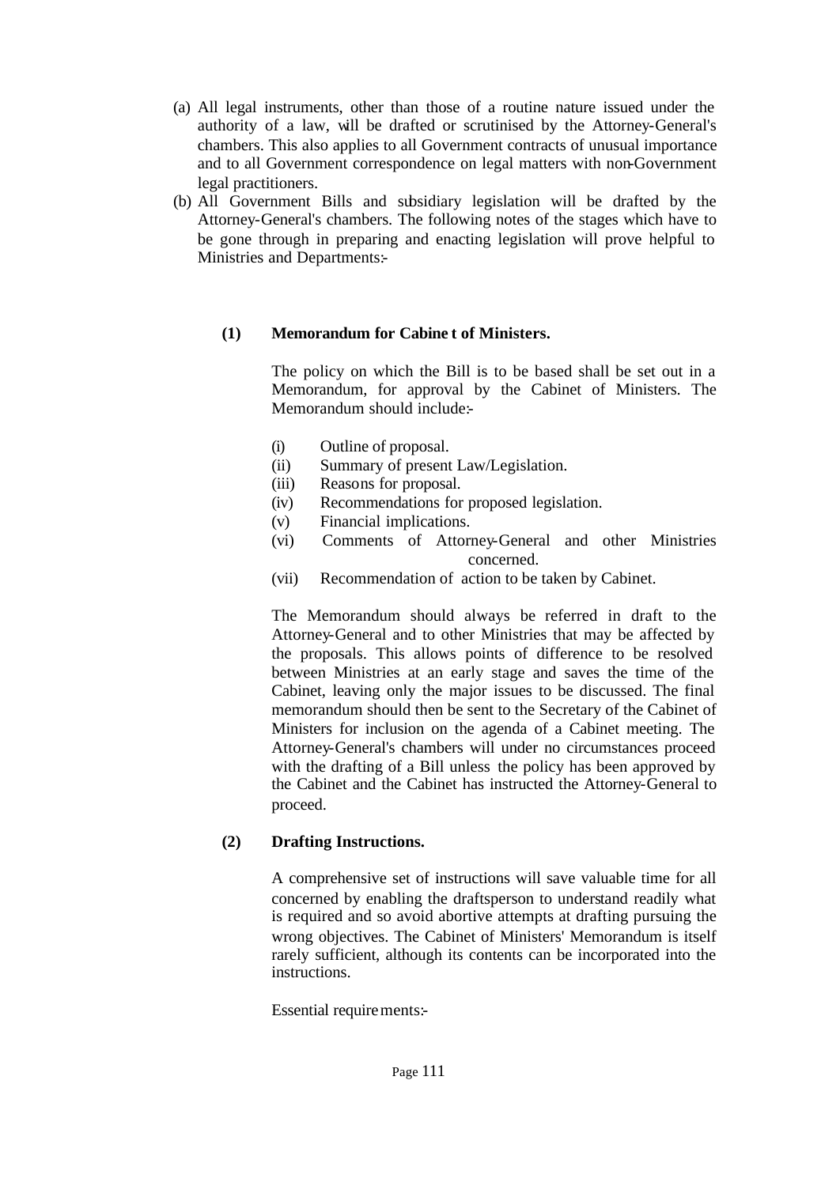(a) All legal instruments, other than those of a routine nature issued under the authority of a law, will be drafted or scrutinised by the Attorney-General's chambers. This also applies to all Government contracts of unusual importance and to all Government correspondence on legal matters with non-Government legal practitioners.

(b) All Government Bills and subsidiary legislation will be drafted by the Attorney-General's chambers. The following notes of the stages which have to be gone through in preparing and enacting legislation will prove helpful to Ministries and Departments:-

**(1) Memorandum for Cabinet of Ministers.**

The policy on which the Bill is to be based shall be set out in a Memorandum, for approval by the Cabinet of Ministers. The Memorandum should include:-

(i) Outline of proposal.
(ii) Summary of present Law/Legislation.
(iii) Reasons for proposal.
(iv) Recommendations for proposed legislation.
(v) Financial implications.
(vi) Comments of Attorney-General and other Ministries concerned.
(vii) Recommendation of action to be taken by Cabinet.

The Memorandum should always be referred in draft to the Attorney-General and to other Ministries that may be affected by the proposals. This allows points of difference to be resolved between Ministries at an early stage and saves the time of the Cabinet, leaving only the major issues to be discussed. The final memorandum should then be sent to the Secretary of the Cabinet of Ministers for inclusion on the agenda of a Cabinet meeting. The Attorney-General's chambers will under no circumstances proceed with the drafting of a Bill unless the policy has been approved by the Cabinet and the Cabinet has instructed the Attorney-General to proceed.

**(2) Drafting Instructions.**

A comprehensive set of instructions will save valuable time for all concerned by enabling the draftsperson to understand readily what is required and so avoid abortive attempts at drafting pursuing the wrong objectives. The Cabinet of Ministers' Memorandum is itself rarely sufficient, although its contents can be incorporated into the instructions.

Essential requirements:-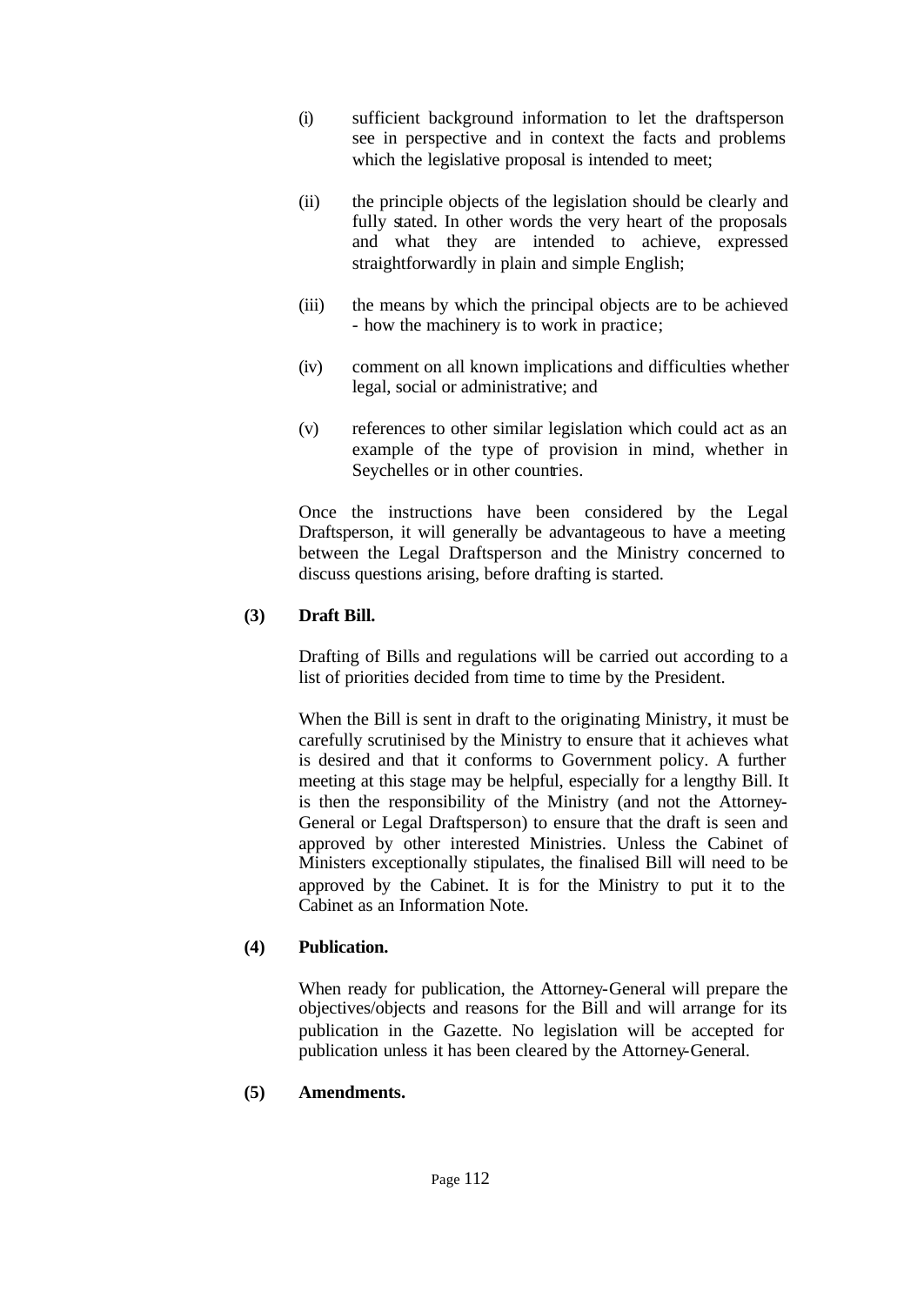(i) sufficient background information to let the draftsperson see in perspective and in context the facts and problems which the legislative proposal is intended to meet;

(ii) the principle objects of the legislation should be clearly and fully stated. In other words the very heart of the proposals and what they are intended to achieve, expressed straightforwardly in plain and simple English;

(iii) the means by which the principal objects are to be achieved - how the machinery is to work in practice;

(iv) comment on all known implications and difficulties whether legal, social or administrative; and

(v) references to other similar legislation which could act as an example of the type of provision in mind, whether in Seychelles or in other countries.

Once the instructions have been considered by the Legal Draftsperson, it will generally be advantageous to have a meeting between the Legal Draftsperson and the Ministry concerned to discuss questions arising, before drafting is started.

**(3) Draft Bill.**

Drafting of Bills and regulations will be carried out according to a list of priorities decided from time to time by the President.

When the Bill is sent in draft to the originating Ministry, it must be carefully scrutinised by the Ministry to ensure that it achieves what is desired and that it conforms to Government policy. A further meeting at this stage may be helpful, especially for a lengthy Bill. It is then the responsibility of the Ministry (and not the Attorney-General or Legal Draftsperson) to ensure that the draft is seen and approved by other interested Ministries. Unless the Cabinet of Ministers exceptionally stipulates, the finalised Bill will need to be approved by the Cabinet. It is for the Ministry to put it to the Cabinet as an Information Note.

**(4) Publication.**

When ready for publication, the Attorney-General will prepare the objectives/objects and reasons for the Bill and will arrange for its publication in the Gazette. No legislation will be accepted for publication unless it has been cleared by the Attorney-General.

**(5) Amendments.**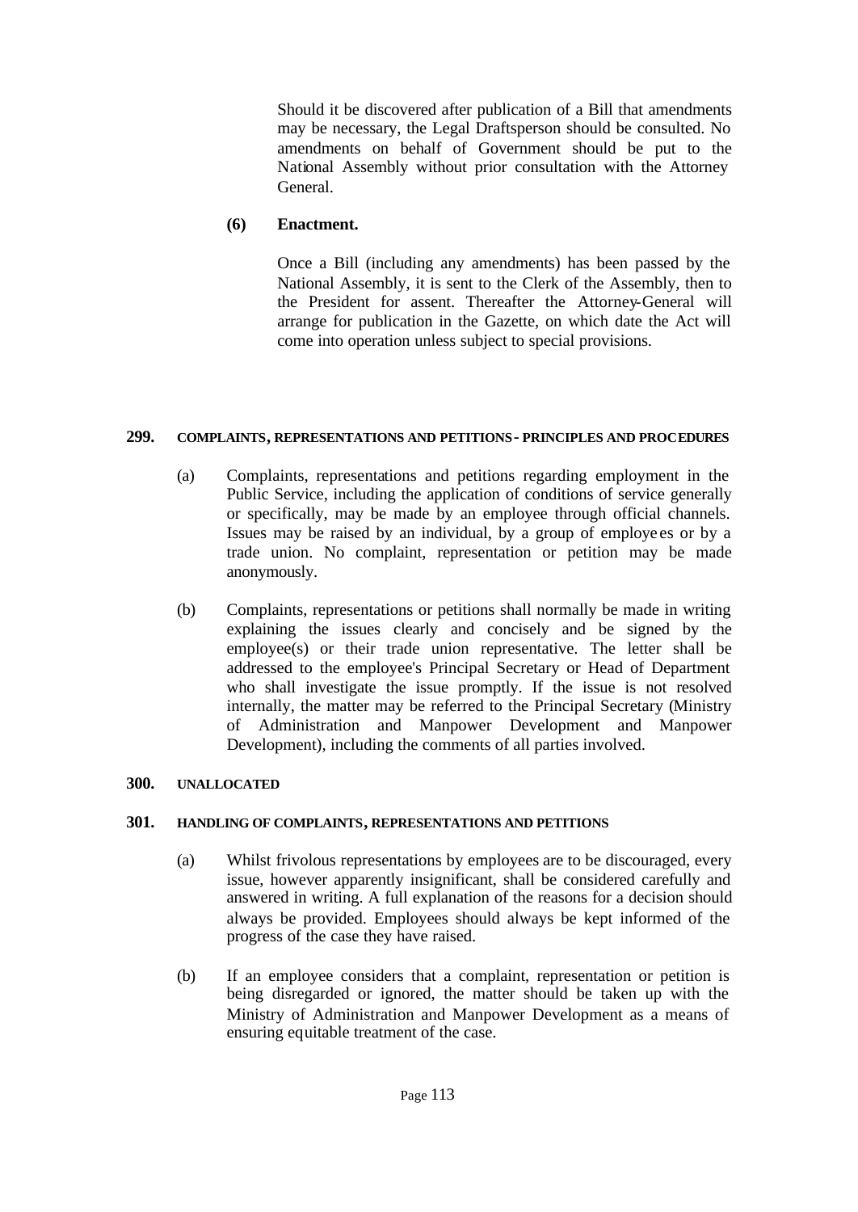Should it be discovered after publication of a Bill that amendments may be necessary, the Legal Draftsperson should be consulted. No amendments on behalf of Government should be put to the National Assembly without prior consultation with the Attorney General.

**(6) Enactment.**

Once a Bill (including any amendments) has been passed by the National Assembly, it is sent to the Clerk of the Assembly, then to the President for assent. Thereafter the Attorney-General will arrange for publication in the Gazette, on which date the Act will come into operation unless subject to special provisions.

## 299. COMPLAINTS, REPRESENTATIONS AND PETITIONS - PRINCIPLES AND PROCEDURES

(a) Complaints, representations and petitions regarding employment in the Public Service, including the application of conditions of service generally or specifically, may be made by an employee through official channels. Issues may be raised by an individual, by a group of employees or by a trade union. No complaint, representation or petition may be made anonymously.

(b) Complaints, representations or petitions shall normally be made in writing explaining the issues clearly and concisely and be signed by the employee(s) or their trade union representative. The letter shall be addressed to the employee's Principal Secretary or Head of Department who shall investigate the issue promptly. If the issue is not resolved internally, the matter may be referred to the Principal Secretary (Ministry of Administration and Manpower Development and Manpower Development), including the comments of all parties involved.

## 300. UNALLOCATED

## 301. HANDLING OF COMPLAINTS, REPRESENTATIONS AND PETITIONS

(a) Whilst frivolous representations by employees are to be discouraged, every issue, however apparently insignificant, shall be considered carefully and answered in writing. A full explanation of the reasons for a decision should always be provided. Employees should always be kept informed of the progress of the case they have raised.

(b) If an employee considers that a complaint, representation or petition is being disregarded or ignored, the matter should be taken up with the Ministry of Administration and Manpower Development as a means of ensuring equitable treatment of the case.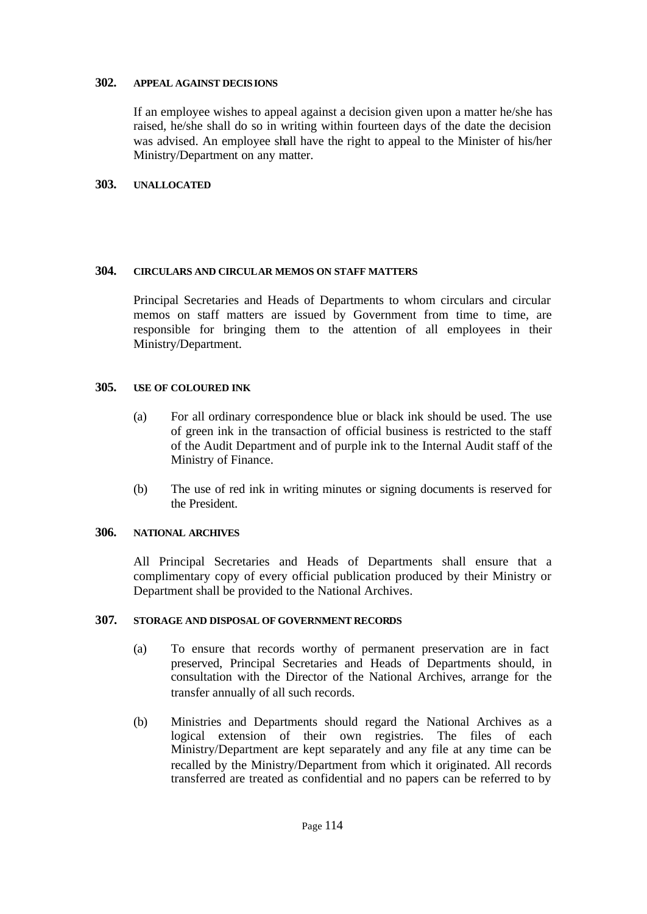### 302. APPEAL AGAINST DECISIONS

If an employee wishes to appeal against a decision given upon a matter he/she has raised, he/she shall do so in writing within fourteen days of the date the decision was advised. An employee shall have the right to appeal to the Minister of his/her Ministry/Department on any matter.

### 303. UNALLOCATED

### 304. CIRCULARS AND CIRCULAR MEMOS ON STAFF MATTERS

Principal Secretaries and Heads of Departments to whom circulars and circular memos on staff matters are issued by Government from time to time, are responsible for bringing them to the attention of all employees in their Ministry/Department.

### 305. USE OF COLOURED INK

(a) For all ordinary correspondence blue or black ink should be used. The use of green ink in the transaction of official business is restricted to the staff of the Audit Department and of purple ink to the Internal Audit staff of the Ministry of Finance.

(b) The use of red ink in writing minutes or signing documents is reserved for the President.

### 306. NATIONAL ARCHIVES

All Principal Secretaries and Heads of Departments shall ensure that a complimentary copy of every official publication produced by their Ministry or Department shall be provided to the National Archives.

### 307. STORAGE AND DISPOSAL OF GOVERNMENT RECORDS

(a) To ensure that records worthy of permanent preservation are in fact preserved, Principal Secretaries and Heads of Departments should, in consultation with the Director of the National Archives, arrange for the transfer annually of all such records.

(b) Ministries and Departments should regard the National Archives as a logical extension of their own registries. The files of each Ministry/Department are kept separately and any file at any time can be recalled by the Ministry/Department from which it originated. All records transferred are treated as confidential and no papers can be referred to by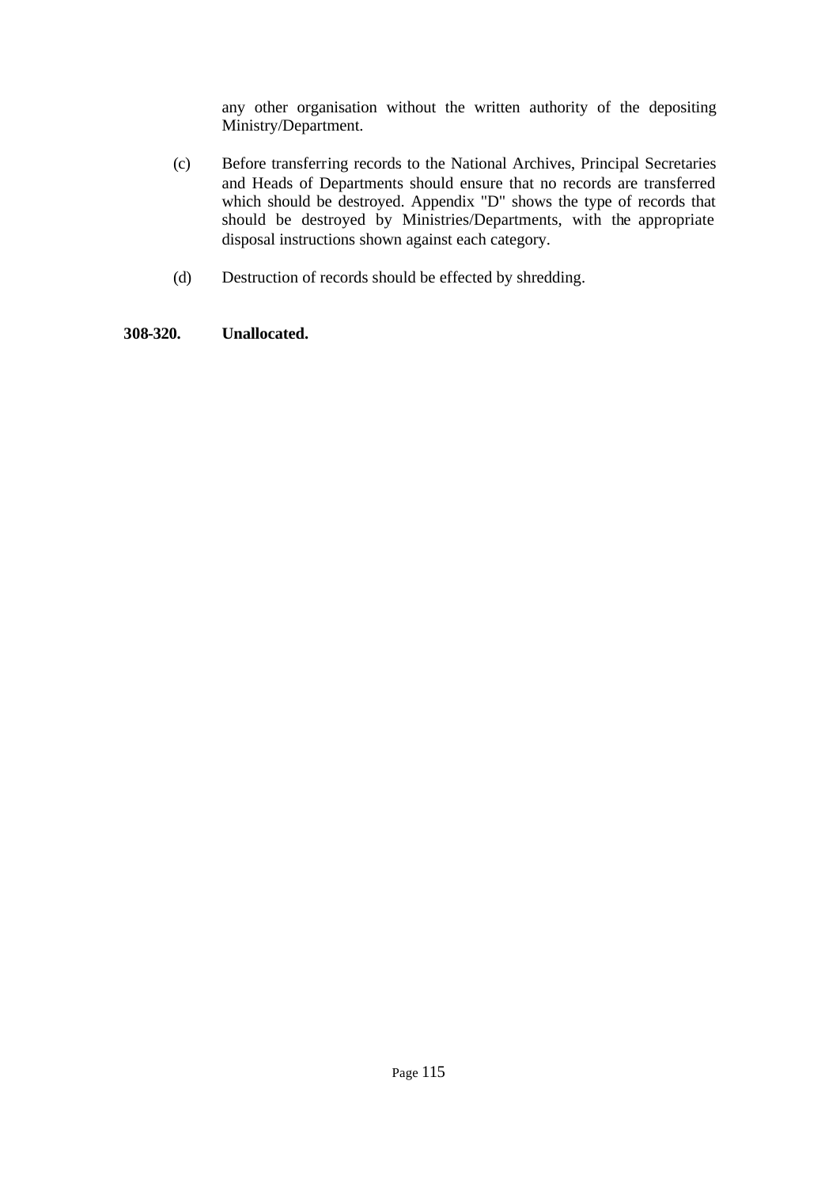any other organisation without the written authority of the depositing Ministry/Department.

(c) Before transferring records to the National Archives, Principal Secretaries and Heads of Departments should ensure that no records are transferred which should be destroyed. Appendix "D" shows the type of records that should be destroyed by Ministries/Departments, with the appropriate disposal instructions shown against each category.

(d) Destruction of records should be effected by shredding.

**308-320. Unallocated.**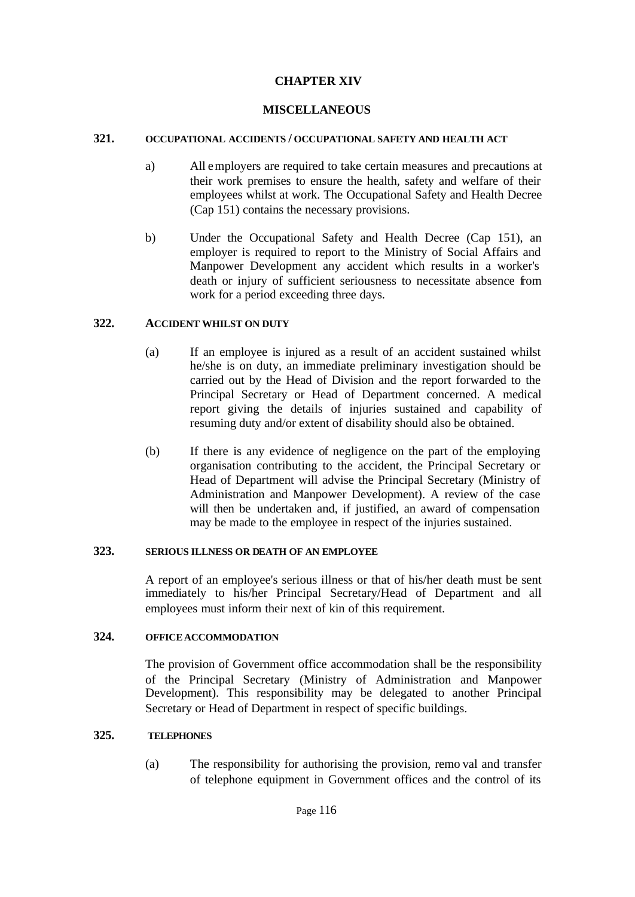# CHAPTER XIV

## MISCELLANEOUS

### 321. OCCUPATIONAL ACCIDENTS / OCCUPATIONAL SAFETY AND HEALTH ACT

a) All employers are required to take certain measures and precautions at their work premises to ensure the health, safety and welfare of their employees whilst at work. The Occupational Safety and Health Decree (Cap 151) contains the necessary provisions.

b) Under the Occupational Safety and Health Decree (Cap 151), an employer is required to report to the Ministry of Social Affairs and Manpower Development any accident which results in a worker's death or injury of sufficient seriousness to necessitate absence from work for a period exceeding three days.

### 322. ACCIDENT WHILST ON DUTY

(a) If an employee is injured as a result of an accident sustained whilst he/she is on duty, an immediate preliminary investigation should be carried out by the Head of Division and the report forwarded to the Principal Secretary or Head of Department concerned. A medical report giving the details of injuries sustained and capability of resuming duty and/or extent of disability should also be obtained.

(b) If there is any evidence of negligence on the part of the employing organisation contributing to the accident, the Principal Secretary or Head of Department will advise the Principal Secretary (Ministry of Administration and Manpower Development). A review of the case will then be undertaken and, if justified, an award of compensation may be made to the employee in respect of the injuries sustained.

### 323. SERIOUS ILLNESS OR DEATH OF AN EMPLOYEE

A report of an employee's serious illness or that of his/her death must be sent immediately to his/her Principal Secretary/Head of Department and all employees must inform their next of kin of this requirement.

### 324. OFFICE ACCOMMODATION

The provision of Government office accommodation shall be the responsibility of the Principal Secretary (Ministry of Administration and Manpower Development). This responsibility may be delegated to another Principal Secretary or Head of Department in respect of specific buildings.

### 325. TELEPHONES

(a) The responsibility for authorising the provision, removal and transfer of telephone equipment in Government offices and the control of its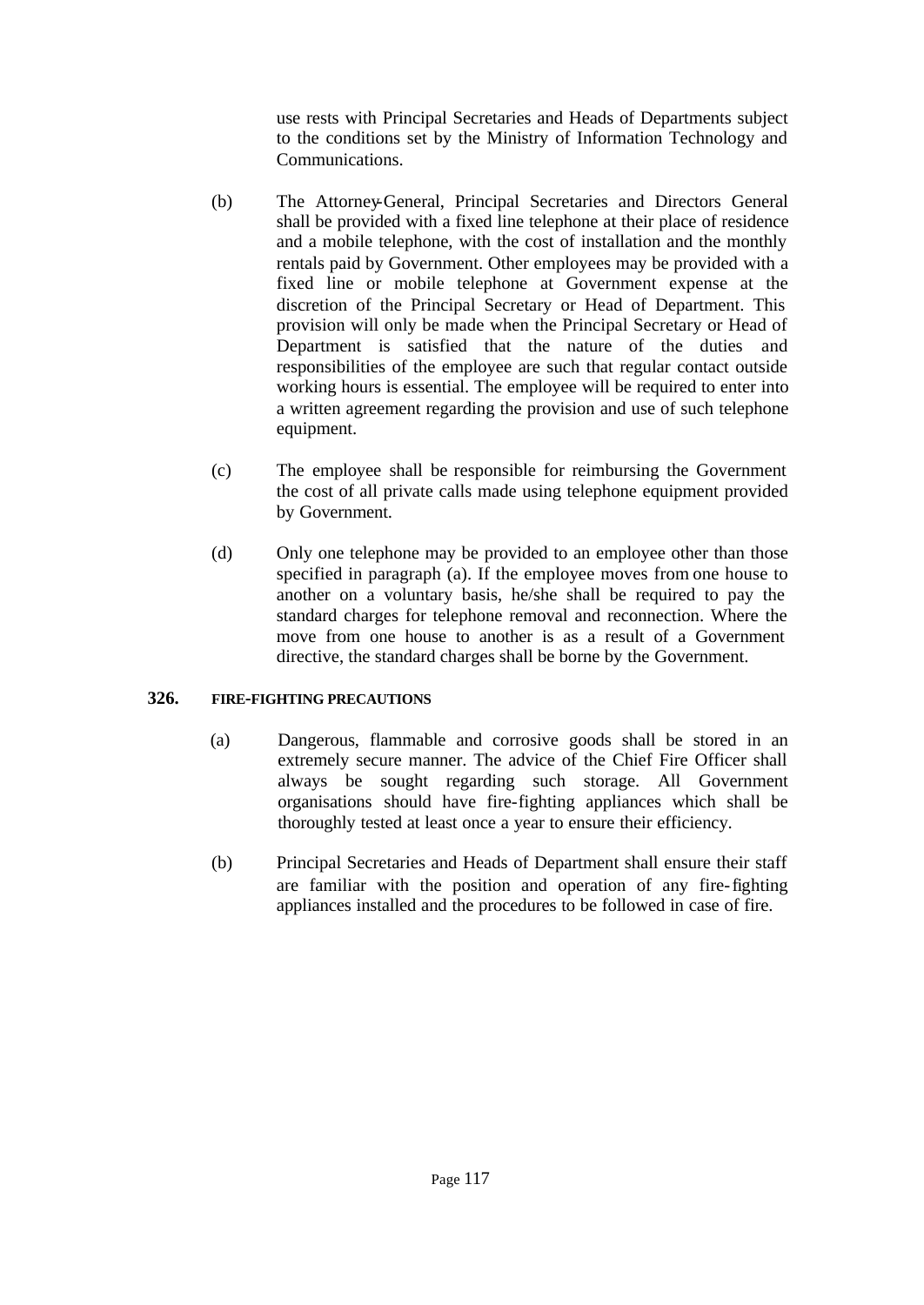use rests with Principal Secretaries and Heads of Departments subject to the conditions set by the Ministry of Information Technology and Communications.

(b) The Attorney-General, Principal Secretaries and Directors General shall be provided with a fixed line telephone at their place of residence and a mobile telephone, with the cost of installation and the monthly rentals paid by Government. Other employees may be provided with a fixed line or mobile telephone at Government expense at the discretion of the Principal Secretary or Head of Department. This provision will only be made when the Principal Secretary or Head of Department is satisfied that the nature of the duties and responsibilities of the employee are such that regular contact outside working hours is essential. The employee will be required to enter into a written agreement regarding the provision and use of such telephone equipment.

(c) The employee shall be responsible for reimbursing the Government the cost of all private calls made using telephone equipment provided by Government.

(d) Only one telephone may be provided to an employee other than those specified in paragraph (a). If the employee moves from one house to another on a voluntary basis, he/she shall be required to pay the standard charges for telephone removal and reconnection. Where the move from one house to another is as a result of a Government directive, the standard charges shall be borne by the Government.

## 326. FIRE-FIGHTING PRECAUTIONS

(a) Dangerous, flammable and corrosive goods shall be stored in an extremely secure manner. The advice of the Chief Fire Officer shall always be sought regarding such storage. All Government organisations should have fire-fighting appliances which shall be thoroughly tested at least once a year to ensure their efficiency.

(b) Principal Secretaries and Heads of Department shall ensure their staff are familiar with the position and operation of any fire-fighting appliances installed and the procedures to be followed in case of fire.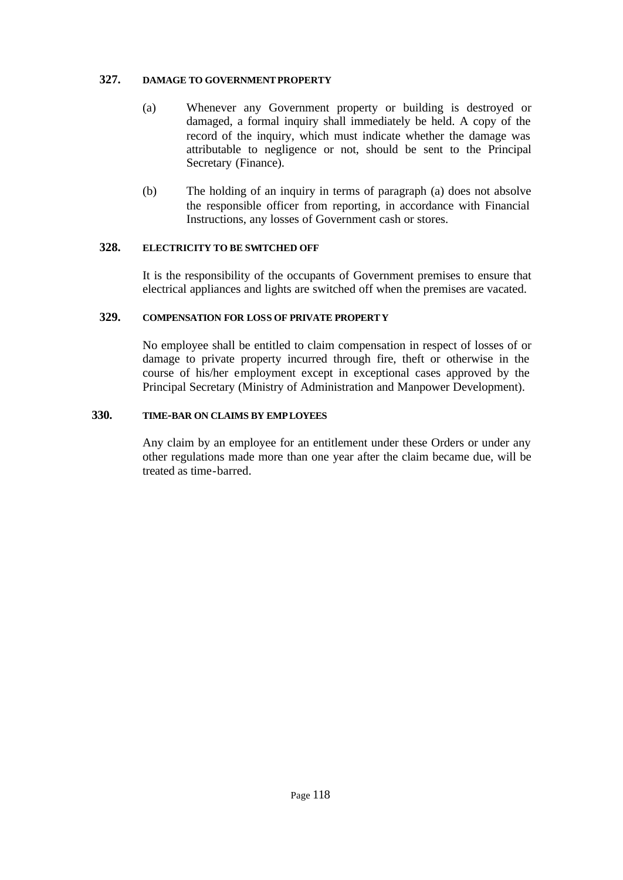### 327. DAMAGE TO GOVERNMENT PROPERTY

(a) Whenever any Government property or building is destroyed or damaged, a formal inquiry shall immediately be held. A copy of the record of the inquiry, which must indicate whether the damage was attributable to negligence or not, should be sent to the Principal Secretary (Finance).

(b) The holding of an inquiry in terms of paragraph (a) does not absolve the responsible officer from reporting, in accordance with Financial Instructions, any losses of Government cash or stores.

### 328. ELECTRICITY TO BE SWITCHED OFF

It is the responsibility of the occupants of Government premises to ensure that electrical appliances and lights are switched off when the premises are vacated.

### 329. COMPENSATION FOR LOSS OF PRIVATE PROPERTY

No employee shall be entitled to claim compensation in respect of losses of or damage to private property incurred through fire, theft or otherwise in the course of his/her employment except in exceptional cases approved by the Principal Secretary (Ministry of Administration and Manpower Development).

### 330. TIME-BAR ON CLAIMS BY EMPLOYEES

Any claim by an employee for an entitlement under these Orders or under any other regulations made more than one year after the claim became due, will be treated as time-barred.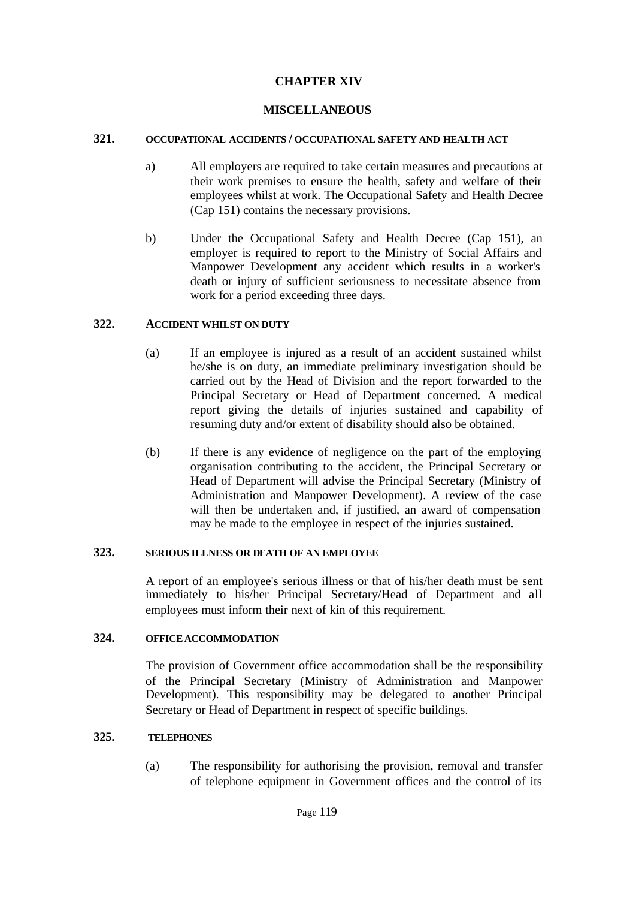# CHAPTER XIV

## MISCELLANEOUS

### 321. OCCUPATIONAL ACCIDENTS / OCCUPATIONAL SAFETY AND HEALTH ACT

a) All employers are required to take certain measures and precautions at their work premises to ensure the health, safety and welfare of their employees whilst at work. The Occupational Safety and Health Decree (Cap 151) contains the necessary provisions.

b) Under the Occupational Safety and Health Decree (Cap 151), an employer is required to report to the Ministry of Social Affairs and Manpower Development any accident which results in a worker's death or injury of sufficient seriousness to necessitate absence from work for a period exceeding three days.

### 322. ACCIDENT WHILST ON DUTY

(a) If an employee is injured as a result of an accident sustained whilst he/she is on duty, an immediate preliminary investigation should be carried out by the Head of Division and the report forwarded to the Principal Secretary or Head of Department concerned. A medical report giving the details of injuries sustained and capability of resuming duty and/or extent of disability should also be obtained.

(b) If there is any evidence of negligence on the part of the employing organisation contributing to the accident, the Principal Secretary or Head of Department will advise the Principal Secretary (Ministry of Administration and Manpower Development). A review of the case will then be undertaken and, if justified, an award of compensation may be made to the employee in respect of the injuries sustained.

### 323. SERIOUS ILLNESS OR DEATH OF AN EMPLOYEE

A report of an employee's serious illness or that of his/her death must be sent immediately to his/her Principal Secretary/Head of Department and all employees must inform their next of kin of this requirement.

### 324. OFFICE ACCOMMODATION

The provision of Government office accommodation shall be the responsibility of the Principal Secretary (Ministry of Administration and Manpower Development). This responsibility may be delegated to another Principal Secretary or Head of Department in respect of specific buildings.

### 325. TELEPHONES

(a) The responsibility for authorising the provision, removal and transfer of telephone equipment in Government offices and the control of its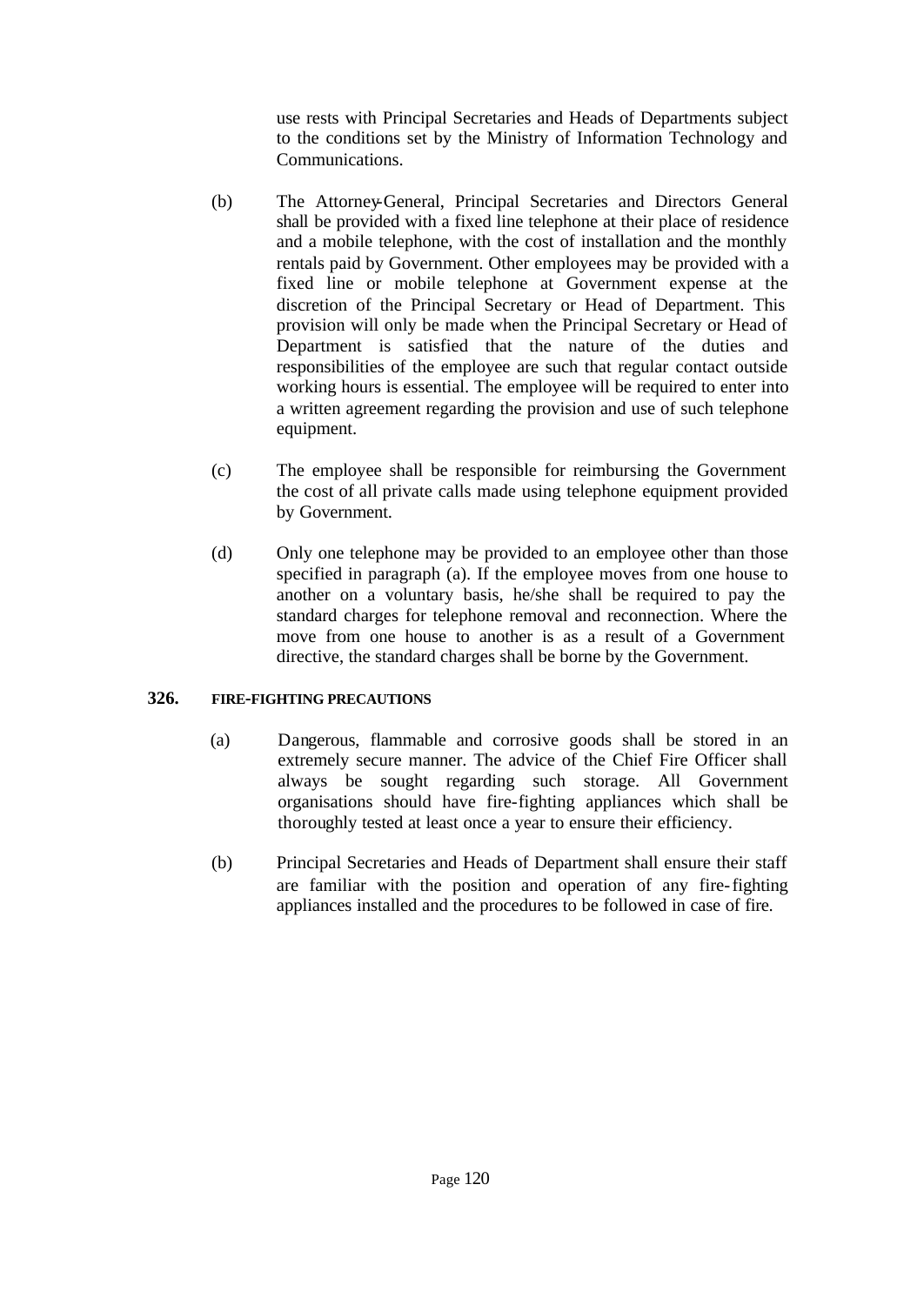use rests with Principal Secretaries and Heads of Departments subject to the conditions set by the Ministry of Information Technology and Communications.

(b) The Attorney-General, Principal Secretaries and Directors General shall be provided with a fixed line telephone at their place of residence and a mobile telephone, with the cost of installation and the monthly rentals paid by Government. Other employees may be provided with a fixed line or mobile telephone at Government expense at the discretion of the Principal Secretary or Head of Department. This provision will only be made when the Principal Secretary or Head of Department is satisfied that the nature of the duties and responsibilities of the employee are such that regular contact outside working hours is essential. The employee will be required to enter into a written agreement regarding the provision and use of such telephone equipment.

(c) The employee shall be responsible for reimbursing the Government the cost of all private calls made using telephone equipment provided by Government.

(d) Only one telephone may be provided to an employee other than those specified in paragraph (a). If the employee moves from one house to another on a voluntary basis, he/she shall be required to pay the standard charges for telephone removal and reconnection. Where the move from one house to another is as a result of a Government directive, the standard charges shall be borne by the Government.

### 326. FIRE-FIGHTING PRECAUTIONS

(a) Dangerous, flammable and corrosive goods shall be stored in an extremely secure manner. The advice of the Chief Fire Officer shall always be sought regarding such storage. All Government organisations should have fire-fighting appliances which shall be thoroughly tested at least once a year to ensure their efficiency.

(b) Principal Secretaries and Heads of Department shall ensure their staff are familiar with the position and operation of any fire-fighting appliances installed and the procedures to be followed in case of fire.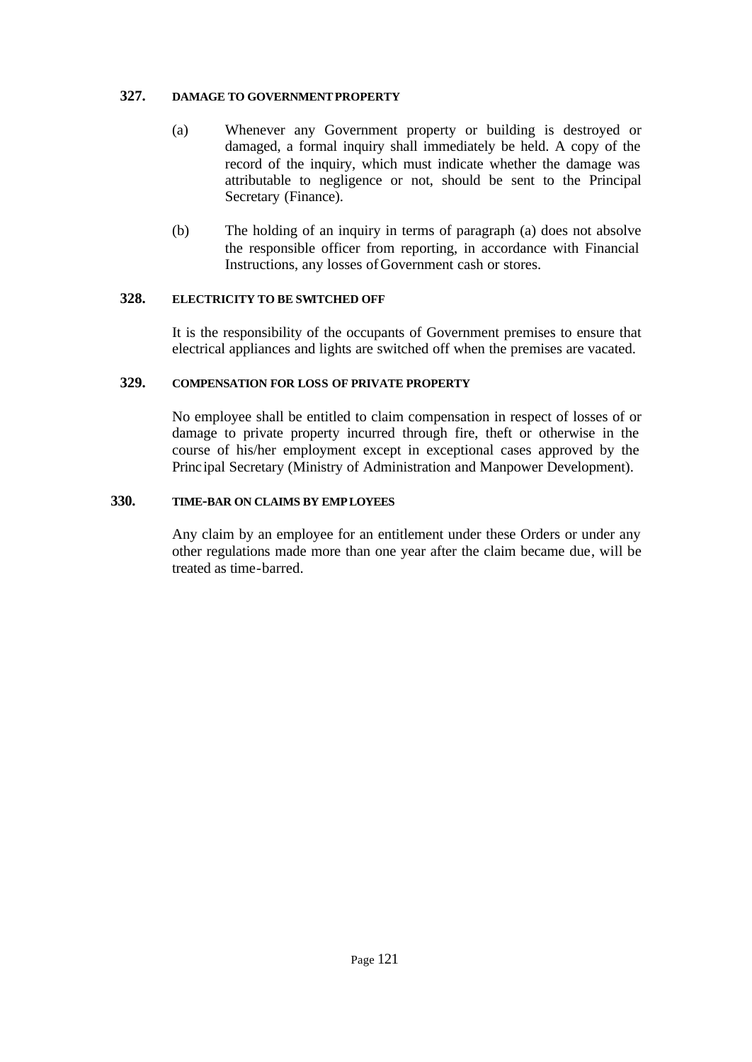### 327. DAMAGE TO GOVERNMENT PROPERTY

(a) Whenever any Government property or building is destroyed or damaged, a formal inquiry shall immediately be held. A copy of the record of the inquiry, which must indicate whether the damage was attributable to negligence or not, should be sent to the Principal Secretary (Finance).

(b) The holding of an inquiry in terms of paragraph (a) does not absolve the responsible officer from reporting, in accordance with Financial Instructions, any losses of Government cash or stores.

### 328. ELECTRICITY TO BE SWITCHED OFF

It is the responsibility of the occupants of Government premises to ensure that electrical appliances and lights are switched off when the premises are vacated.

### 329. COMPENSATION FOR LOSS OF PRIVATE PROPERTY

No employee shall be entitled to claim compensation in respect of losses of or damage to private property incurred through fire, theft or otherwise in the course of his/her employment except in exceptional cases approved by the Principal Secretary (Ministry of Administration and Manpower Development).

### 330. TIME-BAR ON CLAIMS BY EMPLOYEES

Any claim by an employee for an entitlement under these Orders or under any other regulations made more than one year after the claim became due, will be treated as time-barred.